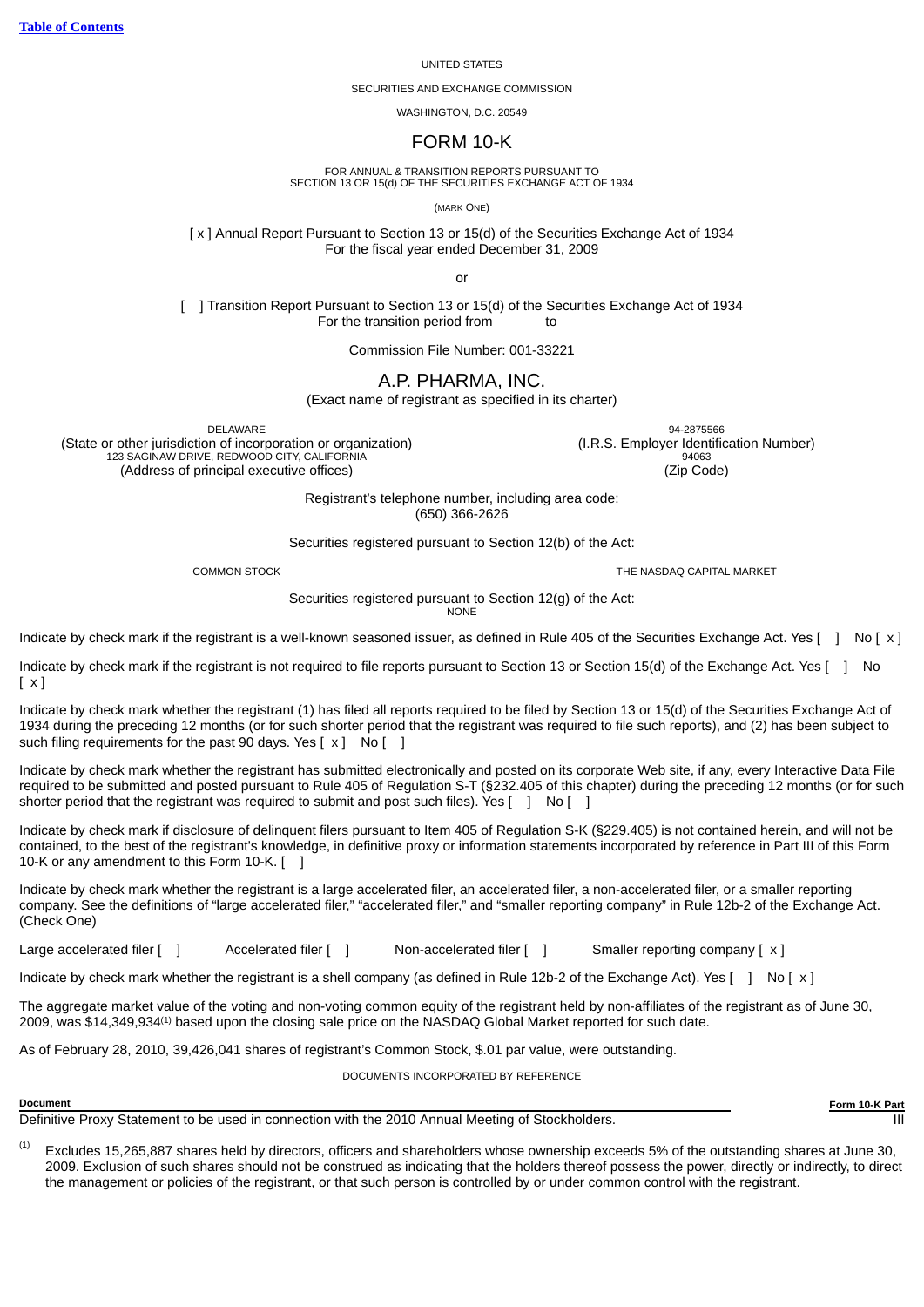[Table of Contents](#)

UNITED STATES

SECURITIES AND EXCHANGE COMMISSION

WASHINGTON, D.C. 20549

# FORM 10-K

FOR ANNUAL & TRANSITION REPORTS PURSUANT TO
SECTION 13 OR 15(d) OF THE SECURITIES EXCHANGE ACT OF 1934

(MARK ONE)

[ x ] Annual Report Pursuant to Section 13 or 15(d) of the Securities Exchange Act of 1934
For the fiscal year ended December 31, 2009

or

[ ] Transition Report Pursuant to Section 13 or 15(d) of the Securities Exchange Act of 1934
For the transition period from to

Commission File Number: 001-33221

# A.P. PHARMA, INC.

(Exact name of registrant as specified in its charter)

| | |
|---|---|
| DELAWARE | 94-2875566 |
| (State or other jurisdiction of incorporation or organization) | (I.R.S. Employer Identification Number) |
| 123 SAGINAW DRIVE, REDWOOD CITY, CALIFORNIA | 94063 |
| (Address of principal executive offices) | (Zip Code) |

Registrant's telephone number, including area code:
(650) 366-2626

Securities registered pursuant to Section 12(b) of the Act:

| | |
|---|---|
| COMMON STOCK | THE NASDAQ CAPITAL MARKET |

Securities registered pursuant to Section 12(g) of the Act:
NONE

Indicate by check mark if the registrant is a well-known seasoned issuer, as defined in Rule 405 of the Securities Exchange Act. Yes [ ] No [ x ]

Indicate by check mark if the registrant is not required to file reports pursuant to Section 13 or Section 15(d) of the Exchange Act. Yes [ ] No [ x ]

Indicate by check mark whether the registrant (1) has filed all reports required to be filed by Section 13 or 15(d) of the Securities Exchange Act of 1934 during the preceding 12 months (or for such shorter period that the registrant was required to file such reports), and (2) has been subject to such filing requirements for the past 90 days. Yes [ x ] No [ ]

Indicate by check mark whether the registrant has submitted electronically and posted on its corporate Web site, if any, every Interactive Data File required to be submitted and posted pursuant to Rule 405 of Regulation S-T (§232.405 of this chapter) during the preceding 12 months (or for such shorter period that the registrant was required to submit and post such files). Yes [ ] No [ ]

Indicate by check mark if disclosure of delinquent filers pursuant to Item 405 of Regulation S-K (§229.405) is not contained herein, and will not be contained, to the best of the registrant's knowledge, in definitive proxy or information statements incorporated by reference in Part III of this Form 10-K or any amendment to this Form 10-K. [ ]

Indicate by check mark whether the registrant is a large accelerated filer, an accelerated filer, a non-accelerated filer, or a smaller reporting company. See the definitions of "large accelerated filer," "accelerated filer," and "smaller reporting company" in Rule 12b-2 of the Exchange Act. (Check One)

Large accelerated filer [ ] Accelerated filer [ ] Non-accelerated filer [ ] Smaller reporting company [ x ]

Indicate by check mark whether the registrant is a shell company (as defined in Rule 12b-2 of the Exchange Act). Yes [ ] No [ x ]

The aggregate market value of the voting and non-voting common equity of the registrant held by non-affiliates of the registrant as of June 30, 2009, was $14,349,934[(1)] based upon the closing sale price on the NASDAQ Global Market reported for such date.

As of February 28, 2010, 39,426,041 shares of registrant's Common Stock, $.01 par value, were outstanding.

DOCUMENTS INCORPORATED BY REFERENCE

| Document | Form 10-K Part |
|---|---|
| Definitive Proxy Statement to be used in connection with the 2010 Annual Meeting of Stockholders. | III |

(1) Excludes 15,265,887 shares held by directors, officers and shareholders whose ownership exceeds 5% of the outstanding shares at June 30, 2009. Exclusion of such shares should not be construed as indicating that the holders thereof possess the power, directly or indirectly, to direct the management or policies of the registrant, or that such person is controlled by or under common control with the registrant.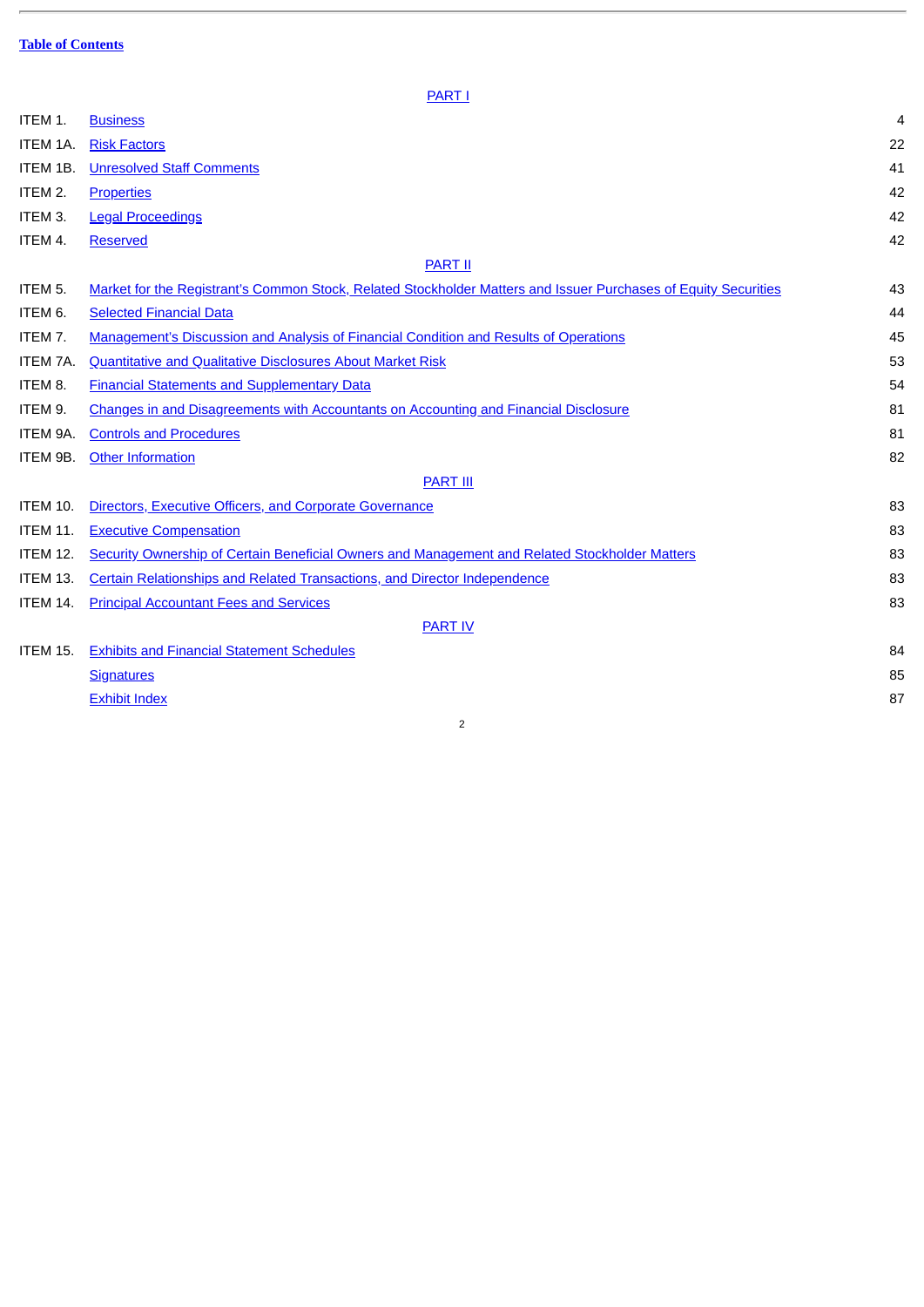**Table of Contents**

| | PART I | |
|---|---|---|
| ITEM 1. | Business | 4 |
| ITEM 1A. | Risk Factors | 22 |
| ITEM 1B. | Unresolved Staff Comments | 41 |
| ITEM 2. | Properties | 42 |
| ITEM 3. | Legal Proceedings | 42 |
| ITEM 4. | Reserved | 42 |
| | PART II | |
| ITEM 5. | Market for the Registrant's Common Stock, Related Stockholder Matters and Issuer Purchases of Equity Securities | 43 |
| ITEM 6. | Selected Financial Data | 44 |
| ITEM 7. | Management's Discussion and Analysis of Financial Condition and Results of Operations | 45 |
| ITEM 7A. | Quantitative and Qualitative Disclosures About Market Risk | 53 |
| ITEM 8. | Financial Statements and Supplementary Data | 54 |
| ITEM 9. | Changes in and Disagreements with Accountants on Accounting and Financial Disclosure | 81 |
| ITEM 9A. | Controls and Procedures | 81 |
| ITEM 9B. | Other Information | 82 |
| | PART III | |
| ITEM 10. | Directors, Executive Officers, and Corporate Governance | 83 |
| ITEM 11. | Executive Compensation | 83 |
| ITEM 12. | Security Ownership of Certain Beneficial Owners and Management and Related Stockholder Matters | 83 |
| ITEM 13. | Certain Relationships and Related Transactions, and Director Independence | 83 |
| ITEM 14. | Principal Accountant Fees and Services | 83 |
| | PART IV | |
| ITEM 15. | Exhibits and Financial Statement Schedules | 84 |
| | Signatures | 85 |
| | Exhibit Index | 87 |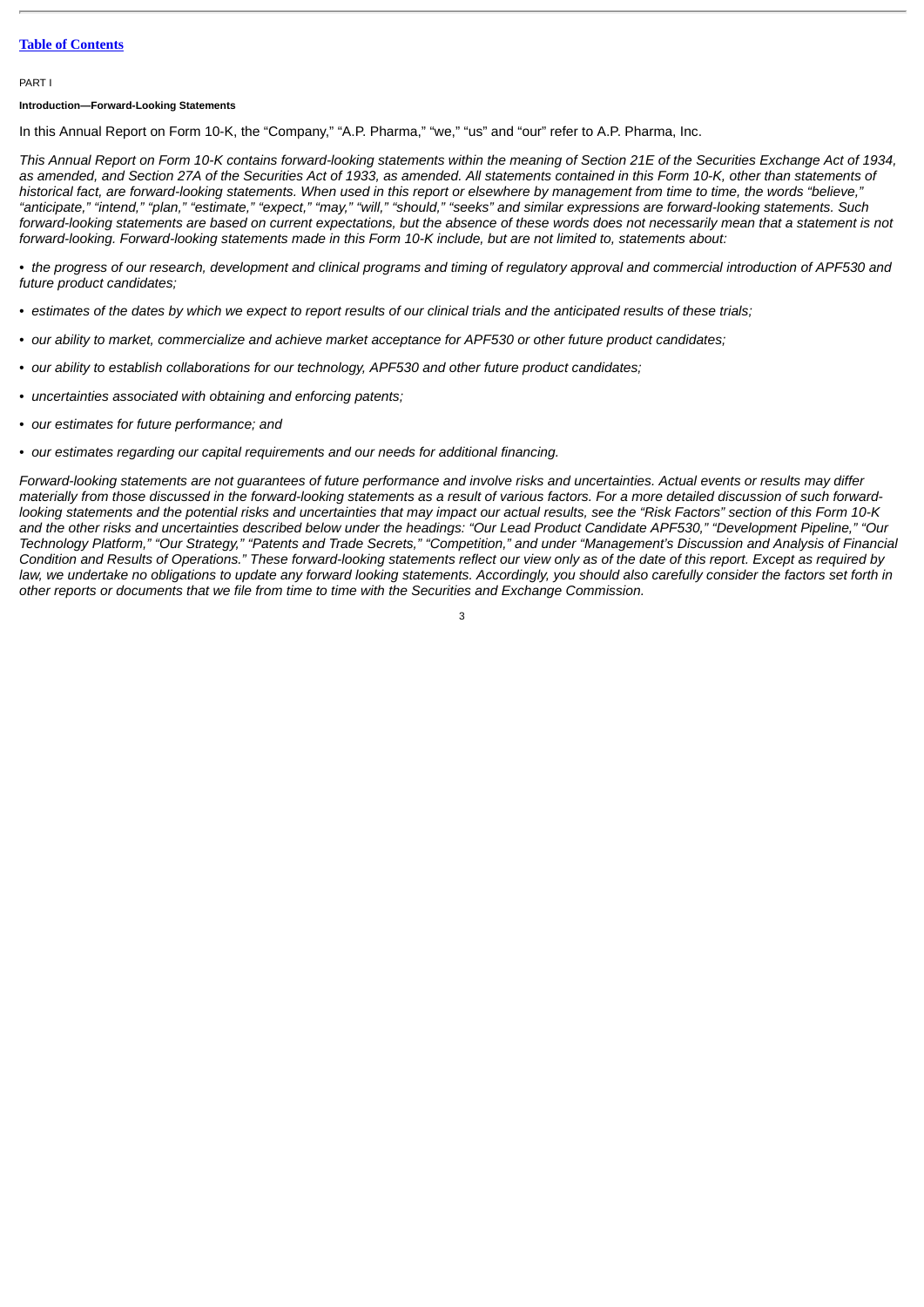[Table of Contents](#)

PART I

**Introduction—Forward-Looking Statements**

In this Annual Report on Form 10-K, the "Company," "A.P. Pharma," "we," "us" and "our" refer to A.P. Pharma, Inc.

*This Annual Report on Form 10-K contains forward-looking statements within the meaning of Section 21E of the Securities Exchange Act of 1934, as amended, and Section 27A of the Securities Act of 1933, as amended. All statements contained in this Form 10-K, other than statements of historical fact, are forward-looking statements. When used in this report or elsewhere by management from time to time, the words "believe," "anticipate," "intend," "plan," "estimate," "expect," "may," "will," "should," "seeks" and similar expressions are forward-looking statements. Such forward-looking statements are based on current expectations, but the absence of these words does not necessarily mean that a statement is not forward-looking. Forward-looking statements made in this Form 10-K include, but are not limited to, statements about:*

- *the progress of our research, development and clinical programs and timing of regulatory approval and commercial introduction of APF530 and future product candidates;*
- *estimates of the dates by which we expect to report results of our clinical trials and the anticipated results of these trials;*
- *our ability to market, commercialize and achieve market acceptance for APF530 or other future product candidates;*
- *our ability to establish collaborations for our technology, APF530 and other future product candidates;*
- *uncertainties associated with obtaining and enforcing patents;*
- *our estimates for future performance; and*
- *our estimates regarding our capital requirements and our needs for additional financing.*

*Forward-looking statements are not guarantees of future performance and involve risks and uncertainties. Actual events or results may differ materially from those discussed in the forward-looking statements as a result of various factors. For a more detailed discussion of such forward-looking statements and the potential risks and uncertainties that may impact our actual results, see the "Risk Factors" section of this Form 10-K and the other risks and uncertainties described below under the headings: "Our Lead Product Candidate APF530," "Development Pipeline," "Our Technology Platform," "Our Strategy," "Patents and Trade Secrets," "Competition," and under "Management's Discussion and Analysis of Financial Condition and Results of Operations." These forward-looking statements reflect our view only as of the date of this report. Except as required by law, we undertake no obligations to update any forward looking statements. Accordingly, you should also carefully consider the factors set forth in other reports or documents that we file from time to time with the Securities and Exchange Commission.*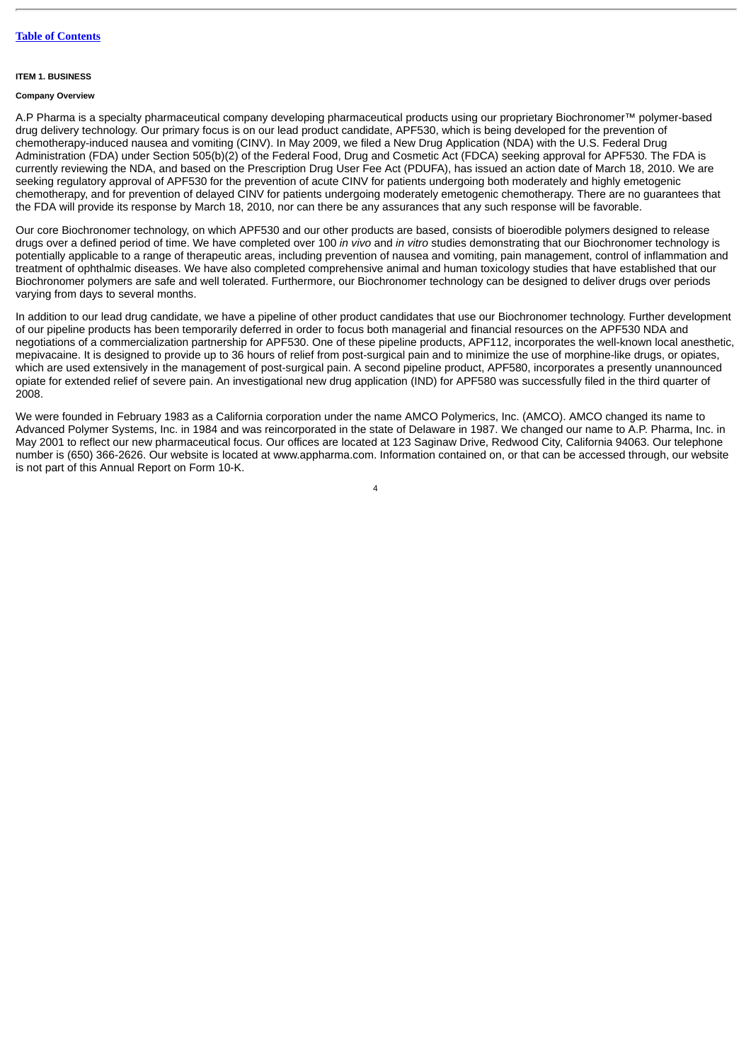**ITEM 1. BUSINESS**

**Company Overview**

A.P Pharma is a specialty pharmaceutical company developing pharmaceutical products using our proprietary Biochronomer™ polymer-based drug delivery technology. Our primary focus is on our lead product candidate, APF530, which is being developed for the prevention of chemotherapy-induced nausea and vomiting (CINV). In May 2009, we filed a New Drug Application (NDA) with the U.S. Federal Drug Administration (FDA) under Section 505(b)(2) of the Federal Food, Drug and Cosmetic Act (FDCA) seeking approval for APF530. The FDA is currently reviewing the NDA, and based on the Prescription Drug User Fee Act (PDUFA), has issued an action date of March 18, 2010. We are seeking regulatory approval of APF530 for the prevention of acute CINV for patients undergoing both moderately and highly emetogenic chemotherapy, and for prevention of delayed CINV for patients undergoing moderately emetogenic chemotherapy. There are no guarantees that the FDA will provide its response by March 18, 2010, nor can there be any assurances that any such response will be favorable.

Our core Biochronomer technology, on which APF530 and our other products are based, consists of bioerodible polymers designed to release drugs over a defined period of time. We have completed over 100 *in vivo* and *in vitro* studies demonstrating that our Biochronomer technology is potentially applicable to a range of therapeutic areas, including prevention of nausea and vomiting, pain management, control of inflammation and treatment of ophthalmic diseases. We have also completed comprehensive animal and human toxicology studies that have established that our Biochronomer polymers are safe and well tolerated. Furthermore, our Biochronomer technology can be designed to deliver drugs over periods varying from days to several months.

In addition to our lead drug candidate, we have a pipeline of other product candidates that use our Biochronomer technology. Further development of our pipeline products has been temporarily deferred in order to focus both managerial and financial resources on the APF530 NDA and negotiations of a commercialization partnership for APF530. One of these pipeline products, APF112, incorporates the well-known local anesthetic, mepivacaine. It is designed to provide up to 36 hours of relief from post-surgical pain and to minimize the use of morphine-like drugs, or opiates, which are used extensively in the management of post-surgical pain. A second pipeline product, APF580, incorporates a presently unannounced opiate for extended relief of severe pain. An investigational new drug application (IND) for APF580 was successfully filed in the third quarter of 2008.

We were founded in February 1983 as a California corporation under the name AMCO Polymerics, Inc. (AMCO). AMCO changed its name to Advanced Polymer Systems, Inc. in 1984 and was reincorporated in the state of Delaware in 1987. We changed our name to A.P. Pharma, Inc. in May 2001 to reflect our new pharmaceutical focus. Our offices are located at 123 Saginaw Drive, Redwood City, California 94063. Our telephone number is (650) 366-2626. Our website is located at www.appharma.com. Information contained on, or that can be accessed through, our website is not part of this Annual Report on Form 10-K.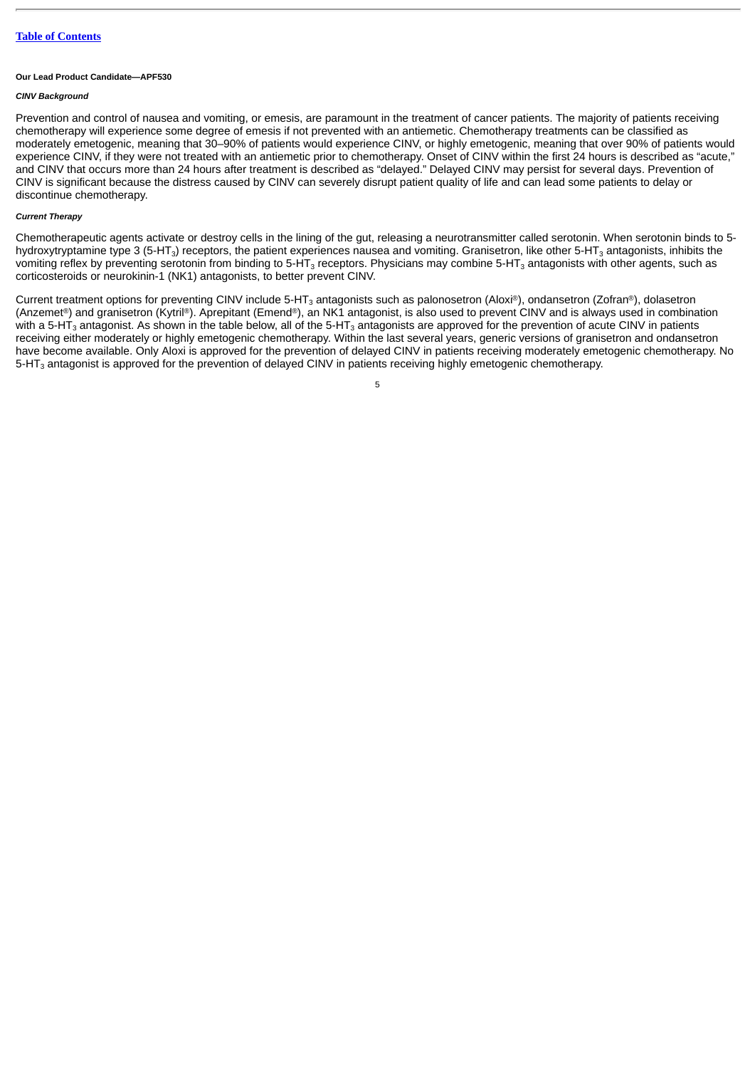**Our Lead Product Candidate—APF530**

***CINV Background***

Prevention and control of nausea and vomiting, or emesis, are paramount in the treatment of cancer patients. The majority of patients receiving chemotherapy will experience some degree of emesis if not prevented with an antiemetic. Chemotherapy treatments can be classified as moderately emetogenic, meaning that 30–90% of patients would experience CINV, or highly emetogenic, meaning that over 90% of patients would experience CINV, if they were not treated with an antiemetic prior to chemotherapy. Onset of CINV within the first 24 hours is described as "acute," and CINV that occurs more than 24 hours after treatment is described as "delayed." Delayed CINV may persist for several days. Prevention of CINV is significant because the distress caused by CINV can severely disrupt patient quality of life and can lead some patients to delay or discontinue chemotherapy.

***Current Therapy***

Chemotherapeutic agents activate or destroy cells in the lining of the gut, releasing a neurotransmitter called serotonin. When serotonin binds to 5-hydroxytryptamine type 3 (5-$HT_3$) receptors, the patient experiences nausea and vomiting. Granisetron, like other 5-$HT_3$ antagonists, inhibits the vomiting reflex by preventing serotonin from binding to 5-$HT_3$ receptors. Physicians may combine 5-$HT_3$ antagonists with other agents, such as corticosteroids or neurokinin-1 (NK1) antagonists, to better prevent CINV.

Current treatment options for preventing CINV include 5-$HT_3$ antagonists such as palonosetron (Aloxi®), ondansetron (Zofran®), dolasetron (Anzemet®) and granisetron (Kytril®). Aprepitant (Emend®), an NK1 antagonist, is also used to prevent CINV and is always used in combination with a 5-$HT_3$ antagonist. As shown in the table below, all of the 5-$HT_3$ antagonists are approved for the prevention of acute CINV in patients receiving either moderately or highly emetogenic chemotherapy. Within the last several years, generic versions of granisetron and ondansetron have become available. Only Aloxi is approved for the prevention of delayed CINV in patients receiving moderately emetogenic chemotherapy. No 5-$HT_3$ antagonist is approved for the prevention of delayed CINV in patients receiving highly emetogenic chemotherapy.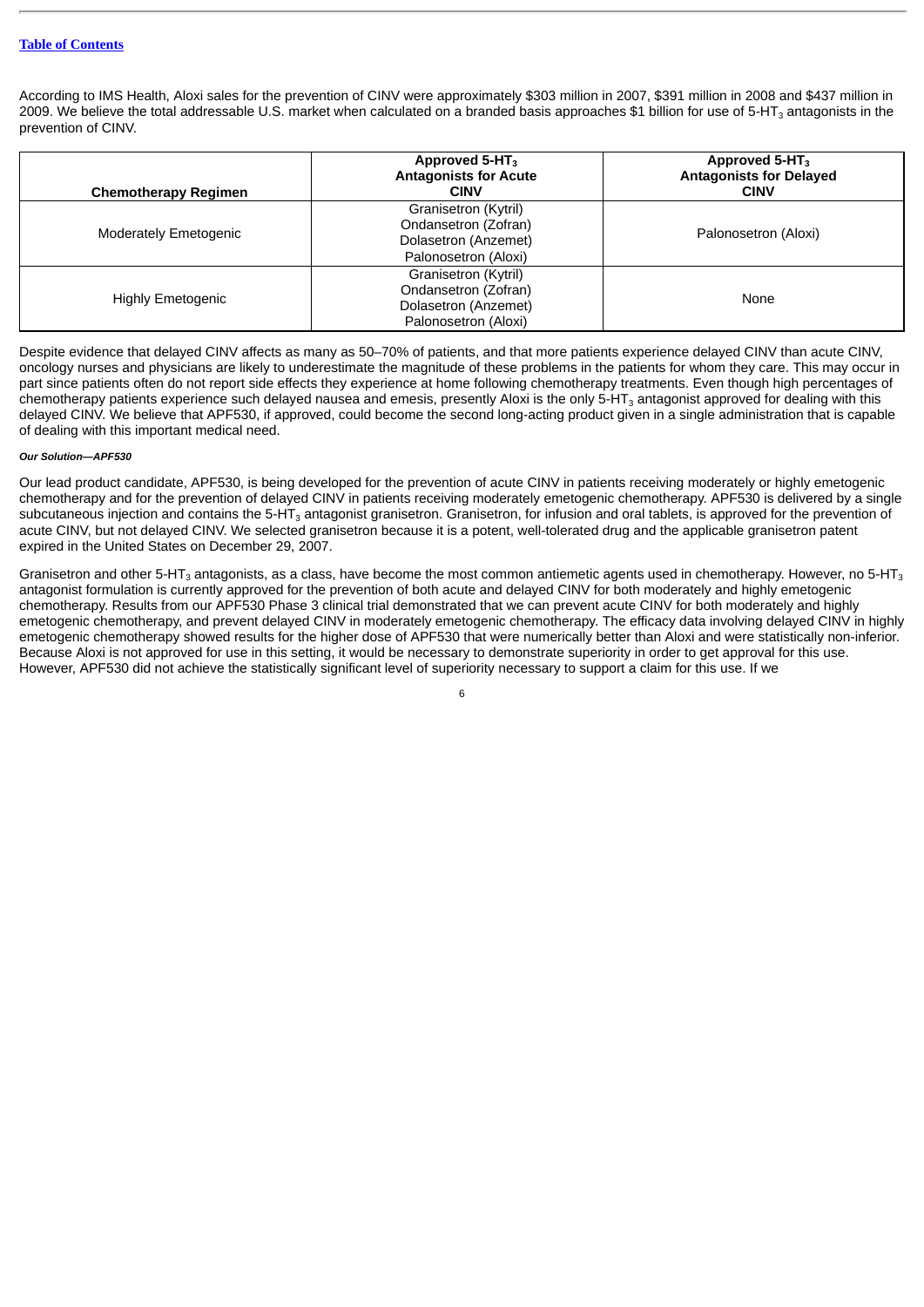[Table of Contents](#)

According to IMS Health, Aloxi sales for the prevention of CINV were approximately $303 million in 2007, $391 million in 2008 and $437 million in 2009. We believe the total addressable U.S. market when calculated on a branded basis approaches $1 billion for use of 5-HT$_3$ antagonists in the prevention of CINV.

| Chemotherapy Regimen | Approved 5-HT$_3$ Antagonists for Acute CINV | Approved 5-HT$_3$ Antagonists for Delayed CINV |
|---|---|---|
| Moderately Emetogenic | Granisetron (Kytril)<br>Ondansetron (Zofran)<br>Dolasetron (Anzemet)<br>Palonosetron (Aloxi) | Palonosetron (Aloxi) |
| Highly Emetogenic | Granisetron (Kytril)<br>Ondansetron (Zofran)<br>Dolasetron (Anzemet)<br>Palonosetron (Aloxi) | None |

Despite evidence that delayed CINV affects as many as 50–70% of patients, and that more patients experience delayed CINV than acute CINV, oncology nurses and physicians are likely to underestimate the magnitude of these problems in the patients for whom they care. This may occur in part since patients often do not report side effects they experience at home following chemotherapy treatments. Even though high percentages of chemotherapy patients experience such delayed nausea and emesis, presently Aloxi is the only 5-HT$_3$ antagonist approved for dealing with this delayed CINV. We believe that APF530, if approved, could become the second long-acting product given in a single administration that is capable of dealing with this important medical need.

***Our Solution—APF530***

Our lead product candidate, APF530, is being developed for the prevention of acute CINV in patients receiving moderately or highly emetogenic chemotherapy and for the prevention of delayed CINV in patients receiving moderately emetogenic chemotherapy. APF530 is delivered by a single subcutaneous injection and contains the 5-HT$_3$ antagonist granisetron. Granisetron, for infusion and oral tablets, is approved for the prevention of acute CINV, but not delayed CINV. We selected granisetron because it is a potent, well-tolerated drug and the applicable granisetron patent expired in the United States on December 29, 2007.

Granisetron and other 5-HT$_3$ antagonists, as a class, have become the most common antiemetic agents used in chemotherapy. However, no 5-HT$_3$ antagonist formulation is currently approved for the prevention of both acute and delayed CINV for both moderately and highly emetogenic chemotherapy. Results from our APF530 Phase 3 clinical trial demonstrated that we can prevent acute CINV for both moderately and highly emetogenic chemotherapy, and prevent delayed CINV in moderately emetogenic chemotherapy. The efficacy data involving delayed CINV in highly emetogenic chemotherapy showed results for the higher dose of APF530 that were numerically better than Aloxi and were statistically non-inferior. Because Aloxi is not approved for use in this setting, it would be necessary to demonstrate superiority in order to get approval for this use. However, APF530 did not achieve the statistically significant level of superiority necessary to support a claim for this use. If we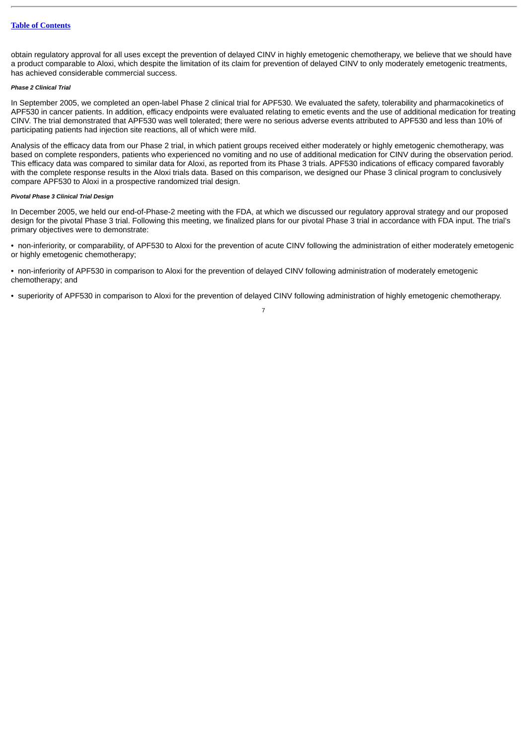obtain regulatory approval for all uses except the prevention of delayed CINV in highly emetogenic chemotherapy, we believe that we should have a product comparable to Aloxi, which despite the limitation of its claim for prevention of delayed CINV to only moderately emetogenic treatments, has achieved considerable commercial success.

***Phase 2 Clinical Trial***

In September 2005, we completed an open-label Phase 2 clinical trial for APF530. We evaluated the safety, tolerability and pharmacokinetics of APF530 in cancer patients. In addition, efficacy endpoints were evaluated relating to emetic events and the use of additional medication for treating CINV. The trial demonstrated that APF530 was well tolerated; there were no serious adverse events attributed to APF530 and less than 10% of participating patients had injection site reactions, all of which were mild.

Analysis of the efficacy data from our Phase 2 trial, in which patient groups received either moderately or highly emetogenic chemotherapy, was based on complete responders, patients who experienced no vomiting and no use of additional medication for CINV during the observation period. This efficacy data was compared to similar data for Aloxi, as reported from its Phase 3 trials. APF530 indications of efficacy compared favorably with the complete response results in the Aloxi trials data. Based on this comparison, we designed our Phase 3 clinical program to conclusively compare APF530 to Aloxi in a prospective randomized trial design.

***Pivotal Phase 3 Clinical Trial Design***

In December 2005, we held our end-of-Phase-2 meeting with the FDA, at which we discussed our regulatory approval strategy and our proposed design for the pivotal Phase 3 trial. Following this meeting, we finalized plans for our pivotal Phase 3 trial in accordance with FDA input. The trial's primary objectives were to demonstrate:

- non-inferiority, or comparability, of APF530 to Aloxi for the prevention of acute CINV following the administration of either moderately emetogenic or highly emetogenic chemotherapy;
- non-inferiority of APF530 in comparison to Aloxi for the prevention of delayed CINV following administration of moderately emetogenic chemotherapy; and
- superiority of APF530 in comparison to Aloxi for the prevention of delayed CINV following administration of highly emetogenic chemotherapy.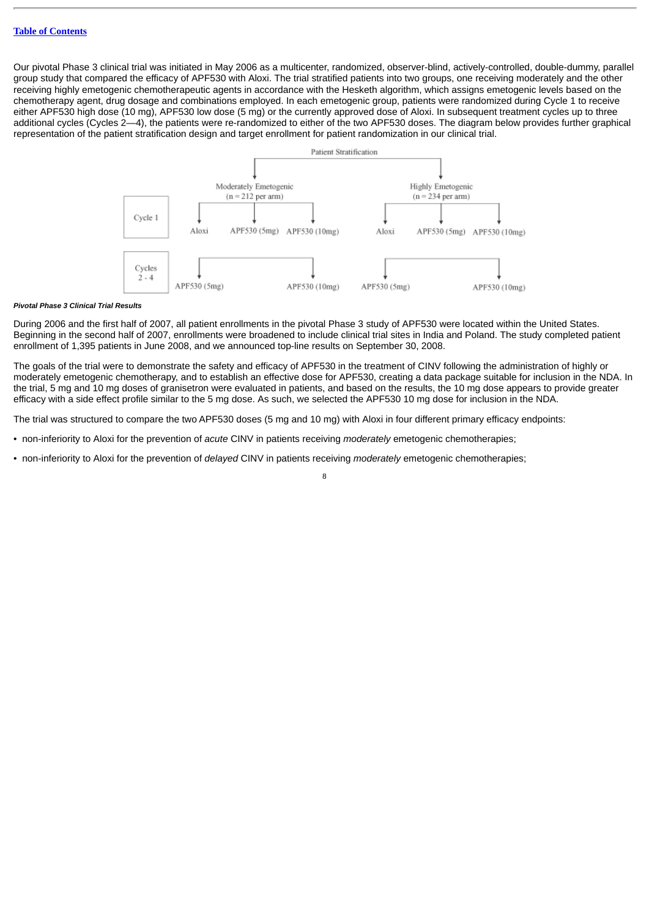Our pivotal Phase 3 clinical trial was initiated in May 2006 as a multicenter, randomized, observer-blind, actively-controlled, double-dummy, parallel group study that compared the efficacy of APF530 with Aloxi. The trial stratified patients into two groups, one receiving moderately and the other receiving highly emetogenic chemotherapeutic agents in accordance with the Hesketh algorithm, which assigns emetogenic levels based on the chemotherapy agent, drug dosage and combinations employed. In each emetogenic group, patients were randomized during Cycle 1 to receive either APF530 high dose (10 mg), APF530 low dose (5 mg) or the currently approved dose of Aloxi. In subsequent treatment cycles up to three additional cycles (Cycles 2—4), the patients were re-randomized to either of the two APF530 doses. The diagram below provides further graphical representation of the patient stratification design and target enrollment for patient randomization in our clinical trial.

Patient Stratification

| | Moderately Emetogenic (n = 212 per arm) | | | Highly Emetogenic (n = 234 per arm) | | |
|---|---|---|---|---|---|---|
| Cycle 1 | Aloxi | APF530 (5mg) | APF530 (10mg) | Aloxi | APF530 (5mg) | APF530 (10mg) |
| Cycles 2 - 4 | APF530 (5mg) | | APF530 (10mg) | APF530 (5mg) | | APF530 (10mg) |

***Pivotal Phase 3 Clinical Trial Results***

During 2006 and the first half of 2007, all patient enrollments in the pivotal Phase 3 study of APF530 were located within the United States. Beginning in the second half of 2007, enrollments were broadened to include clinical trial sites in India and Poland. The study completed patient enrollment of 1,395 patients in June 2008, and we announced top-line results on September 30, 2008.

The goals of the trial were to demonstrate the safety and efficacy of APF530 in the treatment of CINV following the administration of highly or moderately emetogenic chemotherapy, and to establish an effective dose for APF530, creating a data package suitable for inclusion in the NDA. In the trial, 5 mg and 10 mg doses of granisetron were evaluated in patients, and based on the results, the 10 mg dose appears to provide greater efficacy with a side effect profile similar to the 5 mg dose. As such, we selected the APF530 10 mg dose for inclusion in the NDA.

The trial was structured to compare the two APF530 doses (5 mg and 10 mg) with Aloxi in four different primary efficacy endpoints:

- non-inferiority to Aloxi for the prevention of *acute* CINV in patients receiving *moderately* emetogenic chemotherapies;
- non-inferiority to Aloxi for the prevention of *delayed* CINV in patients receiving *moderately* emetogenic chemotherapies;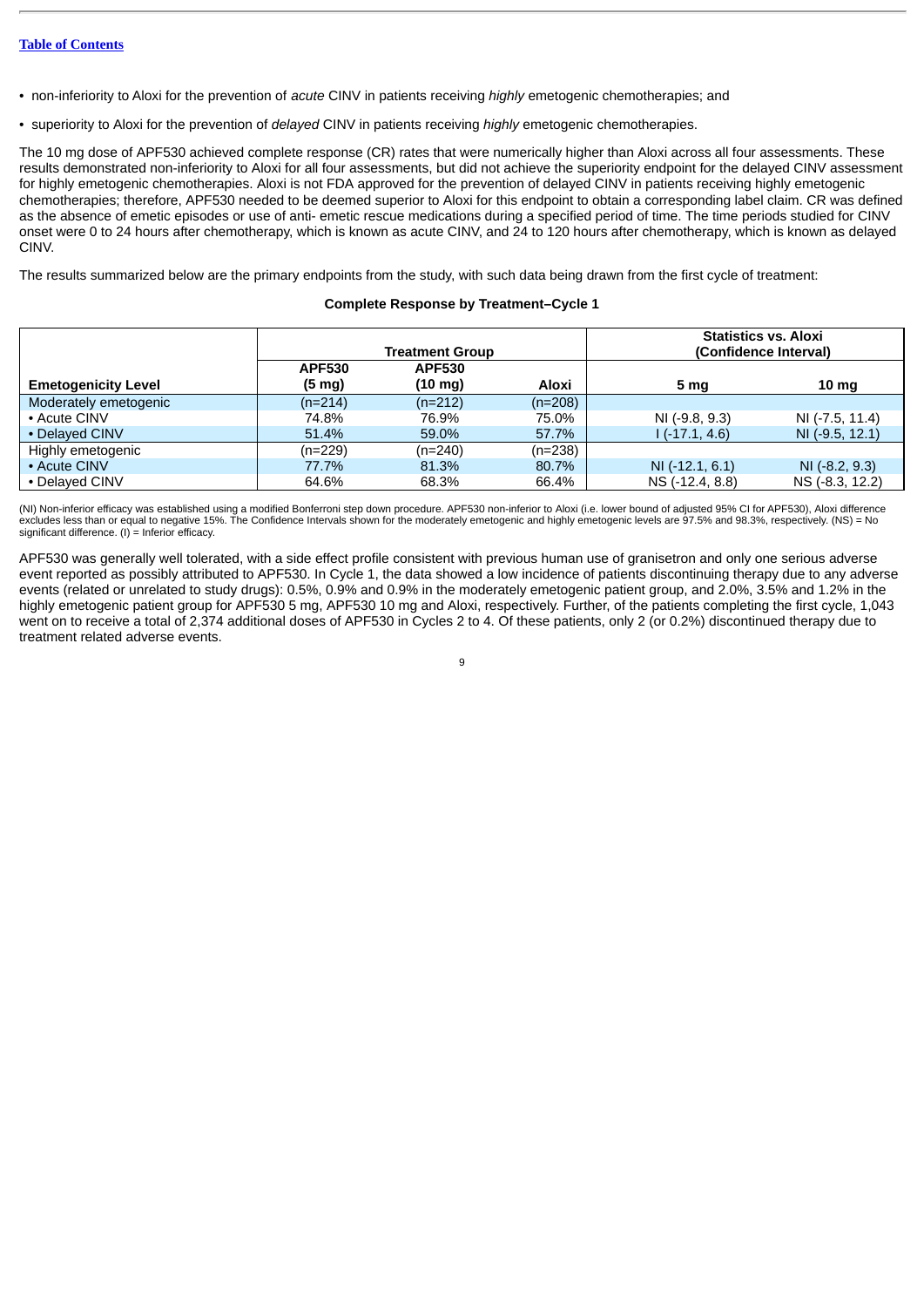[Table of Contents](#)

- non-inferiority to Aloxi for the prevention of *acute* CINV in patients receiving *highly* emetogenic chemotherapies; and
- superiority to Aloxi for the prevention of *delayed* CINV in patients receiving *highly* emetogenic chemotherapies.

The 10 mg dose of APF530 achieved complete response (CR) rates that were numerically higher than Aloxi across all four assessments. These results demonstrated non-inferiority to Aloxi for all four assessments, but did not achieve the superiority endpoint for the delayed CINV assessment for highly emetogenic chemotherapies. Aloxi is not FDA approved for the prevention of delayed CINV in patients receiving highly emetogenic chemotherapies; therefore, APF530 needed to be deemed superior to Aloxi for this endpoint to obtain a corresponding label claim. CR was defined as the absence of emetic episodes or use of anti- emetic rescue medications during a specified period of time. The time periods studied for CINV onset were 0 to 24 hours after chemotherapy, which is known as acute CINV, and 24 to 120 hours after chemotherapy, which is known as delayed CINV.

The results summarized below are the primary endpoints from the study, with such data being drawn from the first cycle of treatment:

**Complete Response by Treatment–Cycle 1**

| | Treatment Group | | | Statistics vs. Aloxi (Confidence Interval) | |
|---|---|---|---|---|---|
| **Emetogenicity Level** | **APF530 (5 mg)** | **APF530 (10 mg)** | **Aloxi** | **5 mg** | **10 mg** |
| Moderately emetogenic | (n=214) | (n=212) | (n=208) | | |
| • Acute CINV | 74.8% | 76.9% | 75.0% | NI (-9.8, 9.3) | NI (-7.5, 11.4) |
| • Delayed CINV | 51.4% | 59.0% | 57.7% | I (-17.1, 4.6) | NI (-9.5, 12.1) |
| Highly emetogenic | (n=229) | (n=240) | (n=238) | | |
| • Acute CINV | 77.7% | 81.3% | 80.7% | NI (-12.1, 6.1) | NI (-8.2, 9.3) |
| • Delayed CINV | 64.6% | 68.3% | 66.4% | NS (-12.4, 8.8) | NS (-8.3, 12.2) |

(NI) Non-inferior efficacy was established using a modified Bonferroni step down procedure. APF530 non-inferior to Aloxi (i.e. lower bound of adjusted 95% CI for APF530), Aloxi difference excludes less than or equal to negative 15%. The Confidence Intervals shown for the moderately emetogenic and highly emetogenic levels are 97.5% and 98.3%, respectively. (NS) = No significant difference. (I) = Inferior efficacy.

APF530 was generally well tolerated, with a side effect profile consistent with previous human use of granisetron and only one serious adverse event reported as possibly attributed to APF530. In Cycle 1, the data showed a low incidence of patients discontinuing therapy due to any adverse events (related or unrelated to study drugs): 0.5%, 0.9% and 0.9% in the moderately emetogenic patient group, and 2.0%, 3.5% and 1.2% in the highly emetogenic patient group for APF530 5 mg, APF530 10 mg and Aloxi, respectively. Further, of the patients completing the first cycle, 1,043 went on to receive a total of 2,374 additional doses of APF530 in Cycles 2 to 4. Of these patients, only 2 (or 0.2%) discontinued therapy due to treatment related adverse events.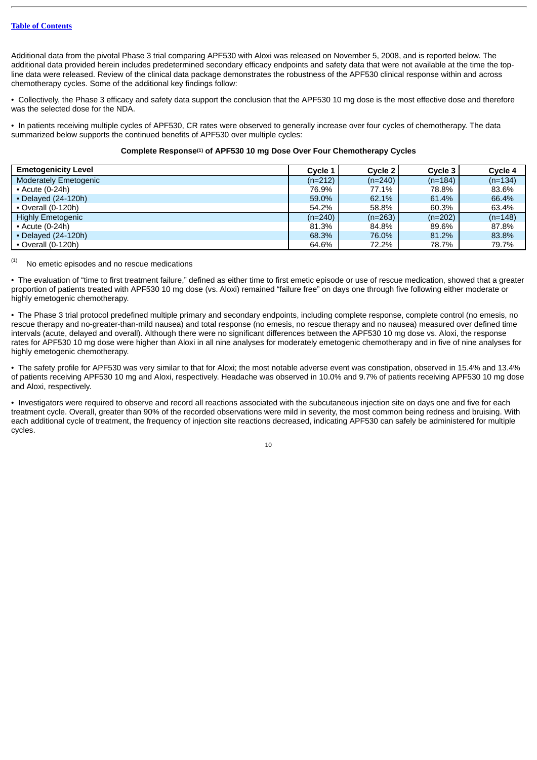[Table of Contents](#)

Additional data from the pivotal Phase 3 trial comparing APF530 with Aloxi was released on November 5, 2008, and is reported below. The additional data provided herein includes predetermined secondary efficacy endpoints and safety data that were not available at the time the top-line data were released. Review of the clinical data package demonstrates the robustness of the APF530 clinical response within and across chemotherapy cycles. Some of the additional key findings follow:

- Collectively, the Phase 3 efficacy and safety data support the conclusion that the APF530 10 mg dose is the most effective dose and therefore was the selected dose for the NDA.

- In patients receiving multiple cycles of APF530, CR rates were observed to generally increase over four cycles of chemotherapy. The data summarized below supports the continued benefits of APF530 over multiple cycles:

**Complete Response[1] of APF530 10 mg Dose Over Four Chemotherapy Cycles**

| Emetogenicity Level | Cycle 1 | Cycle 2 | Cycle 3 | Cycle 4 |
|---|---|---|---|---|
| Moderately Emetogenic | (n=212) | (n=240) | (n=184) | (n=134) |
| • Acute (0-24h) | 76.9% | 77.1% | 78.8% | 83.6% |
| • Delayed (24-120h) | 59.0% | 62.1% | 61.4% | 66.4% |
| • Overall (0-120h) | 54.2% | 58.8% | 60.3% | 63.4% |
| Highly Emetogenic | (n=240) | (n=263) | (n=202) | (n=148) |
| • Acute (0-24h) | 81.3% | 84.8% | 89.6% | 87.8% |
| • Delayed (24-120h) | 68.3% | 76.0% | 81.2% | 83.8% |
| • Overall (0-120h) | 64.6% | 72.2% | 78.7% | 79.7% |

[1] No emetic episodes and no rescue medications

- The evaluation of "time to first treatment failure," defined as either time to first emetic episode or use of rescue medication, showed that a greater proportion of patients treated with APF530 10 mg dose (vs. Aloxi) remained "failure free" on days one through five following either moderate or highly emetogenic chemotherapy.

- The Phase 3 trial protocol predefined multiple primary and secondary endpoints, including complete response, complete control (no emesis, no rescue therapy and no-greater-than-mild nausea) and total response (no emesis, no rescue therapy and no nausea) measured over defined time intervals (acute, delayed and overall). Although there were no significant differences between the APF530 10 mg dose vs. Aloxi, the response rates for APF530 10 mg dose were higher than Aloxi in all nine analyses for moderately emetogenic chemotherapy and in five of nine analyses for highly emetogenic chemotherapy.

- The safety profile for APF530 was very similar to that for Aloxi; the most notable adverse event was constipation, observed in 15.4% and 13.4% of patients receiving APF530 10 mg and Aloxi, respectively. Headache was observed in 10.0% and 9.7% of patients receiving APF530 10 mg dose and Aloxi, respectively.

- Investigators were required to observe and record all reactions associated with the subcutaneous injection site on days one and five for each treatment cycle. Overall, greater than 90% of the recorded observations were mild in severity, the most common being redness and bruising. With each additional cycle of treatment, the frequency of injection site reactions decreased, indicating APF530 can safely be administered for multiple cycles.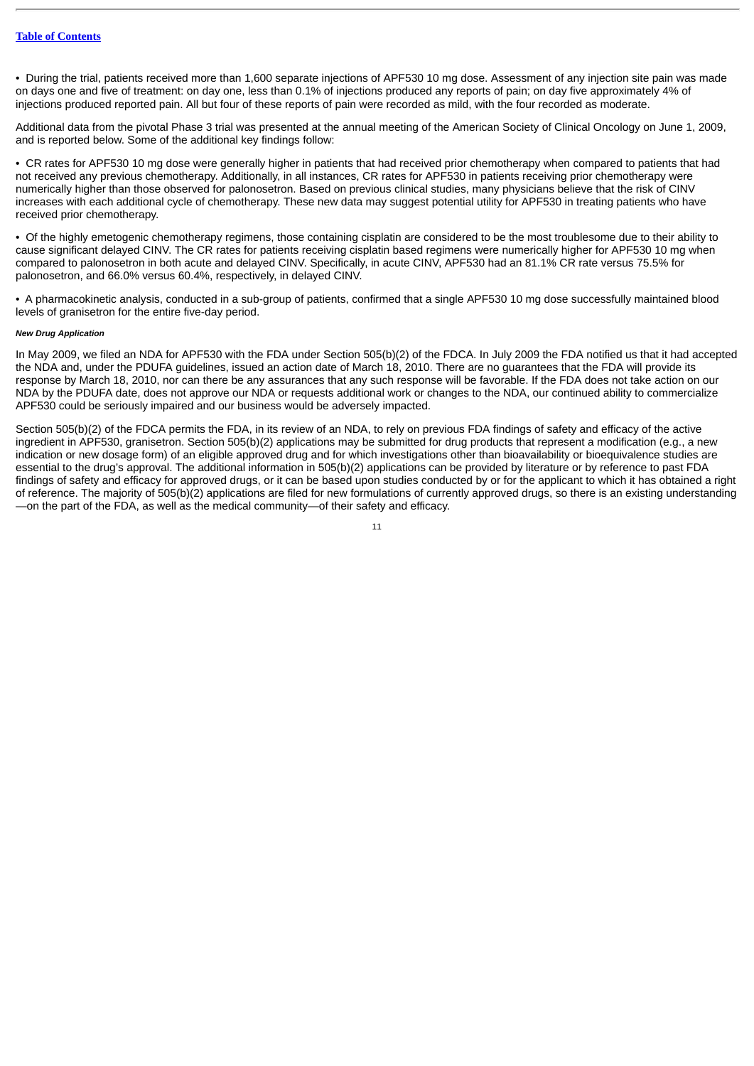- During the trial, patients received more than 1,600 separate injections of APF530 10 mg dose. Assessment of any injection site pain was made on days one and five of treatment: on day one, less than 0.1% of injections produced any reports of pain; on day five approximately 4% of injections produced reported pain. All but four of these reports of pain were recorded as mild, with the four recorded as moderate.

Additional data from the pivotal Phase 3 trial was presented at the annual meeting of the American Society of Clinical Oncology on June 1, 2009, and is reported below. Some of the additional key findings follow:

- CR rates for APF530 10 mg dose were generally higher in patients that had received prior chemotherapy when compared to patients that had not received any previous chemotherapy. Additionally, in all instances, CR rates for APF530 in patients receiving prior chemotherapy were numerically higher than those observed for palonosetron. Based on previous clinical studies, many physicians believe that the risk of CINV increases with each additional cycle of chemotherapy. These new data may suggest potential utility for APF530 in treating patients who have received prior chemotherapy.

- Of the highly emetogenic chemotherapy regimens, those containing cisplatin are considered to be the most troublesome due to their ability to cause significant delayed CINV. The CR rates for patients receiving cisplatin based regimens were numerically higher for APF530 10 mg when compared to palonosetron in both acute and delayed CINV. Specifically, in acute CINV, APF530 had an 81.1% CR rate versus 75.5% for palonosetron, and 66.0% versus 60.4%, respectively, in delayed CINV.

- A pharmacokinetic analysis, conducted in a sub-group of patients, confirmed that a single APF530 10 mg dose successfully maintained blood levels of granisetron for the entire five-day period.

***New Drug Application***

In May 2009, we filed an NDA for APF530 with the FDA under Section 505(b)(2) of the FDCA. In July 2009 the FDA notified us that it had accepted the NDA and, under the PDUFA guidelines, issued an action date of March 18, 2010. There are no guarantees that the FDA will provide its response by March 18, 2010, nor can there be any assurances that any such response will be favorable. If the FDA does not take action on our NDA by the PDUFA date, does not approve our NDA or requests additional work or changes to the NDA, our continued ability to commercialize APF530 could be seriously impaired and our business would be adversely impacted.

Section 505(b)(2) of the FDCA permits the FDA, in its review of an NDA, to rely on previous FDA findings of safety and efficacy of the active ingredient in APF530, granisetron. Section 505(b)(2) applications may be submitted for drug products that represent a modification (e.g., a new indication or new dosage form) of an eligible approved drug and for which investigations other than bioavailability or bioequivalence studies are essential to the drug's approval. The additional information in 505(b)(2) applications can be provided by literature or by reference to past FDA findings of safety and efficacy for approved drugs, or it can be based upon studies conducted by or for the applicant to which it has obtained a right of reference. The majority of 505(b)(2) applications are filed for new formulations of currently approved drugs, so there is an existing understanding —on the part of the FDA, as well as the medical community—of their safety and efficacy.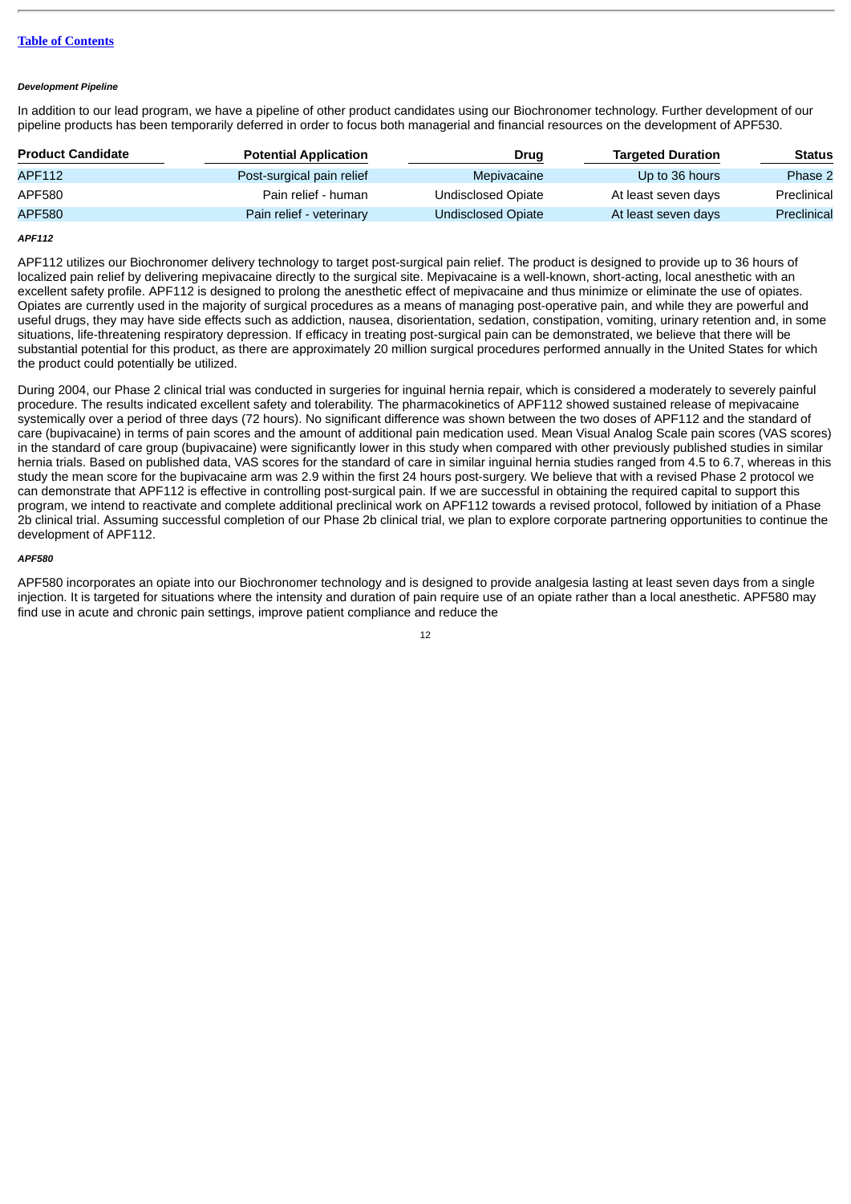[Table of Contents](#)

***Development Pipeline***

In addition to our lead program, we have a pipeline of other product candidates using our Biochronomer technology. Further development of our pipeline products has been temporarily deferred in order to focus both managerial and financial resources on the development of APF530.

| Product Candidate | Potential Application | Drug | Targeted Duration | Status |
|---|---|---|---|---|
| APF112 | Post-surgical pain relief | Mepivacaine | Up to 36 hours | Phase 2 |
| APF580 | Pain relief - human | Undisclosed Opiate | At least seven days | Preclinical |
| APF580 | Pain relief - veterinary | Undisclosed Opiate | At least seven days | Preclinical |

***APF112***

APF112 utilizes our Biochronomer delivery technology to target post-surgical pain relief. The product is designed to provide up to 36 hours of localized pain relief by delivering mepivacaine directly to the surgical site. Mepivacaine is a well-known, short-acting, local anesthetic with an excellent safety profile. APF112 is designed to prolong the anesthetic effect of mepivacaine and thus minimize or eliminate the use of opiates. Opiates are currently used in the majority of surgical procedures as a means of managing post-operative pain, and while they are powerful and useful drugs, they may have side effects such as addiction, nausea, disorientation, sedation, constipation, vomiting, urinary retention and, in some situations, life-threatening respiratory depression. If efficacy in treating post-surgical pain can be demonstrated, we believe that there will be substantial potential for this product, as there are approximately 20 million surgical procedures performed annually in the United States for which the product could potentially be utilized.

During 2004, our Phase 2 clinical trial was conducted in surgeries for inguinal hernia repair, which is considered a moderately to severely painful procedure. The results indicated excellent safety and tolerability. The pharmacokinetics of APF112 showed sustained release of mepivacaine systemically over a period of three days (72 hours). No significant difference was shown between the two doses of APF112 and the standard of care (bupivacaine) in terms of pain scores and the amount of additional pain medication used. Mean Visual Analog Scale pain scores (VAS scores) in the standard of care group (bupivacaine) were significantly lower in this study when compared with other previously published studies in similar hernia trials. Based on published data, VAS scores for the standard of care in similar inguinal hernia studies ranged from 4.5 to 6.7, whereas in this study the mean score for the bupivacaine arm was 2.9 within the first 24 hours post-surgery. We believe that with a revised Phase 2 protocol we can demonstrate that APF112 is effective in controlling post-surgical pain. If we are successful in obtaining the required capital to support this program, we intend to reactivate and complete additional preclinical work on APF112 towards a revised protocol, followed by initiation of a Phase 2b clinical trial. Assuming successful completion of our Phase 2b clinical trial, we plan to explore corporate partnering opportunities to continue the development of APF112.

***APF580***

APF580 incorporates an opiate into our Biochronomer technology and is designed to provide analgesia lasting at least seven days from a single injection. It is targeted for situations where the intensity and duration of pain require use of an opiate rather than a local anesthetic. APF580 may find use in acute and chronic pain settings, improve patient compliance and reduce the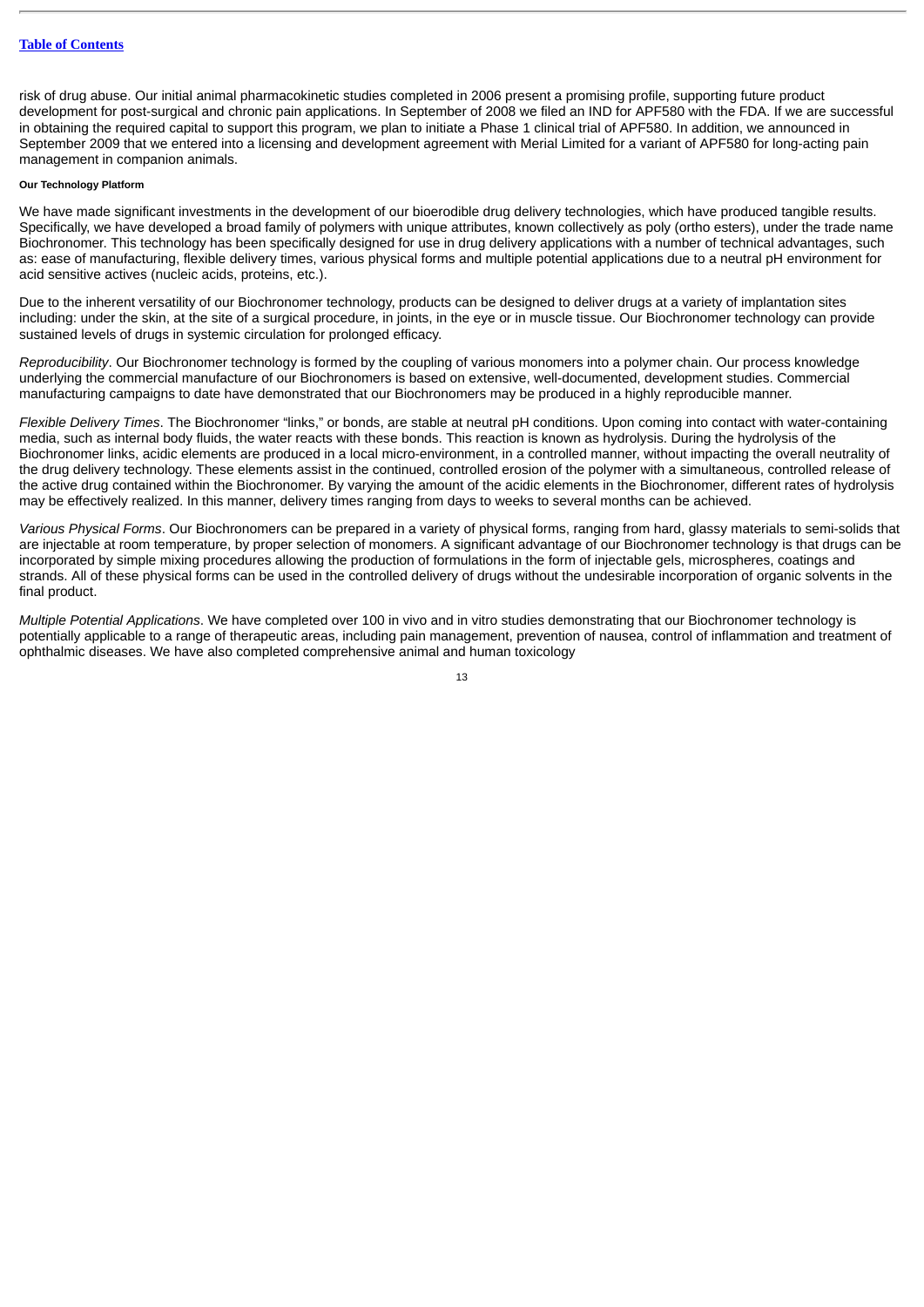risk of drug abuse. Our initial animal pharmacokinetic studies completed in 2006 present a promising profile, supporting future product development for post-surgical and chronic pain applications. In September of 2008 we filed an IND for APF580 with the FDA. If we are successful in obtaining the required capital to support this program, we plan to initiate a Phase 1 clinical trial of APF580. In addition, we announced in September 2009 that we entered into a licensing and development agreement with Merial Limited for a variant of APF580 for long-acting pain management in companion animals.

#### Our Technology Platform

We have made significant investments in the development of our bioerodible drug delivery technologies, which have produced tangible results. Specifically, we have developed a broad family of polymers with unique attributes, known collectively as poly (ortho esters), under the trade name Biochronomer. This technology has been specifically designed for use in drug delivery applications with a number of technical advantages, such as: ease of manufacturing, flexible delivery times, various physical forms and multiple potential applications due to a neutral pH environment for acid sensitive actives (nucleic acids, proteins, etc.).

Due to the inherent versatility of our Biochronomer technology, products can be designed to deliver drugs at a variety of implantation sites including: under the skin, at the site of a surgical procedure, in joints, in the eye or in muscle tissue. Our Biochronomer technology can provide sustained levels of drugs in systemic circulation for prolonged efficacy.

*Reproducibility*. Our Biochronomer technology is formed by the coupling of various monomers into a polymer chain. Our process knowledge underlying the commercial manufacture of our Biochronomers is based on extensive, well-documented, development studies. Commercial manufacturing campaigns to date have demonstrated that our Biochronomers may be produced in a highly reproducible manner.

*Flexible Delivery Times*. The Biochronomer "links," or bonds, are stable at neutral pH conditions. Upon coming into contact with water-containing media, such as internal body fluids, the water reacts with these bonds. This reaction is known as hydrolysis. During the hydrolysis of the Biochronomer links, acidic elements are produced in a local micro-environment, in a controlled manner, without impacting the overall neutrality of the drug delivery technology. These elements assist in the continued, controlled erosion of the polymer with a simultaneous, controlled release of the active drug contained within the Biochronomer. By varying the amount of the acidic elements in the Biochronomer, different rates of hydrolysis may be effectively realized. In this manner, delivery times ranging from days to weeks to several months can be achieved.

*Various Physical Forms*. Our Biochronomers can be prepared in a variety of physical forms, ranging from hard, glassy materials to semi-solids that are injectable at room temperature, by proper selection of monomers. A significant advantage of our Biochronomer technology is that drugs can be incorporated by simple mixing procedures allowing the production of formulations in the form of injectable gels, microspheres, coatings and strands. All of these physical forms can be used in the controlled delivery of drugs without the undesirable incorporation of organic solvents in the final product.

*Multiple Potential Applications*. We have completed over 100 in vivo and in vitro studies demonstrating that our Biochronomer technology is potentially applicable to a range of therapeutic areas, including pain management, prevention of nausea, control of inflammation and treatment of ophthalmic diseases. We have also completed comprehensive animal and human toxicology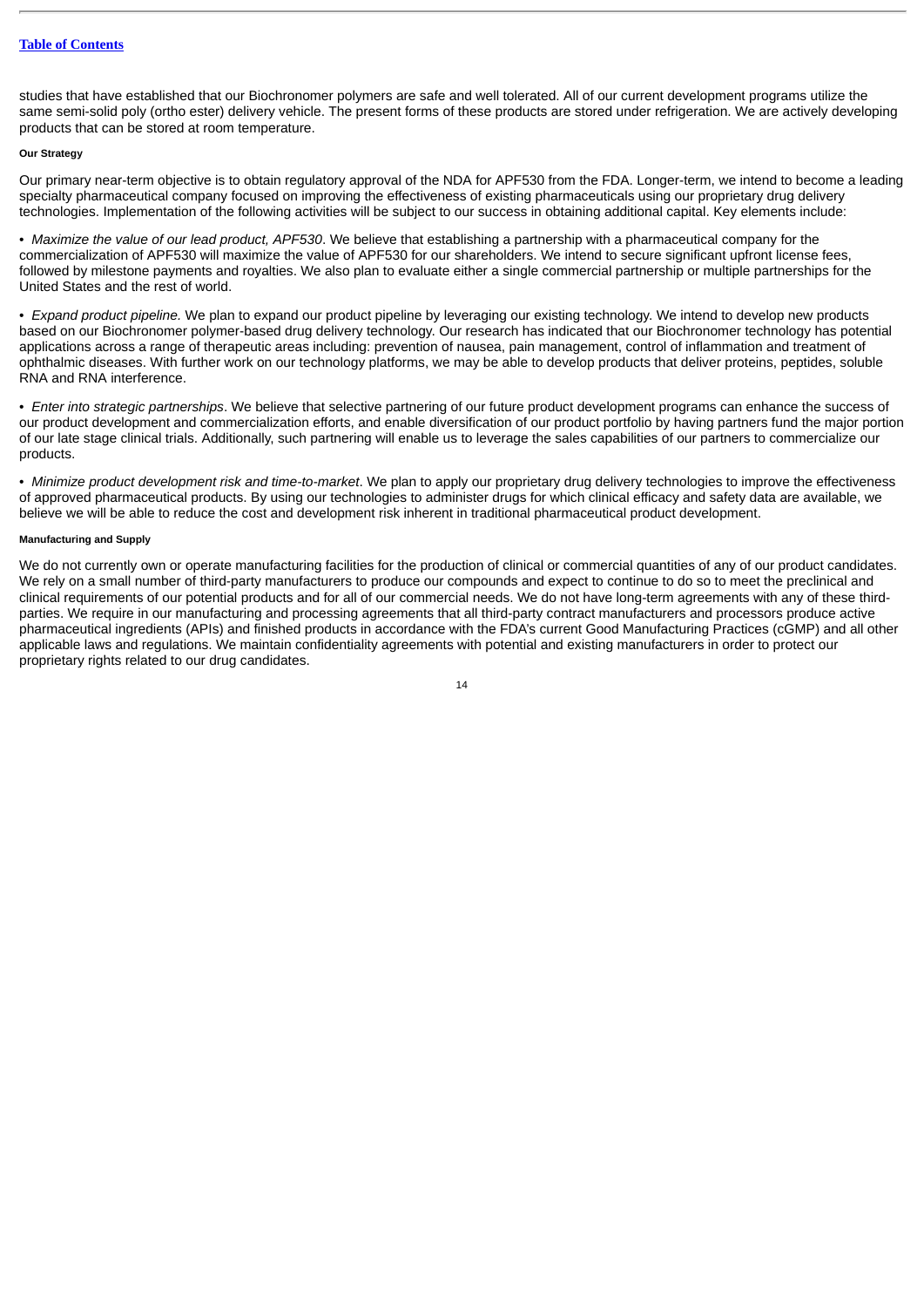studies that have established that our Biochronomer polymers are safe and well tolerated. All of our current development programs utilize the same semi-solid poly (ortho ester) delivery vehicle. The present forms of these products are stored under refrigeration. We are actively developing products that can be stored at room temperature.

#### Our Strategy

Our primary near-term objective is to obtain regulatory approval of the NDA for APF530 from the FDA. Longer-term, we intend to become a leading specialty pharmaceutical company focused on improving the effectiveness of existing pharmaceuticals using our proprietary drug delivery technologies. Implementation of the following activities will be subject to our success in obtaining additional capital. Key elements include:

• *Maximize the value of our lead product, APF530*. We believe that establishing a partnership with a pharmaceutical company for the commercialization of APF530 will maximize the value of APF530 for our shareholders. We intend to secure significant upfront license fees, followed by milestone payments and royalties. We also plan to evaluate either a single commercial partnership or multiple partnerships for the United States and the rest of world.

• *Expand product pipeline.* We plan to expand our product pipeline by leveraging our existing technology. We intend to develop new products based on our Biochronomer polymer-based drug delivery technology. Our research has indicated that our Biochronomer technology has potential applications across a range of therapeutic areas including: prevention of nausea, pain management, control of inflammation and treatment of ophthalmic diseases. With further work on our technology platforms, we may be able to develop products that deliver proteins, peptides, soluble RNA and RNA interference.

• *Enter into strategic partnerships*. We believe that selective partnering of our future product development programs can enhance the success of our product development and commercialization efforts, and enable diversification of our product portfolio by having partners fund the major portion of our late stage clinical trials. Additionally, such partnering will enable us to leverage the sales capabilities of our partners to commercialize our products.

• *Minimize product development risk and time-to-market*. We plan to apply our proprietary drug delivery technologies to improve the effectiveness of approved pharmaceutical products. By using our technologies to administer drugs for which clinical efficacy and safety data are available, we believe we will be able to reduce the cost and development risk inherent in traditional pharmaceutical product development.

#### Manufacturing and Supply

We do not currently own or operate manufacturing facilities for the production of clinical or commercial quantities of any of our product candidates. We rely on a small number of third-party manufacturers to produce our compounds and expect to continue to do so to meet the preclinical and clinical requirements of our potential products and for all of our commercial needs. We do not have long-term agreements with any of these third-parties. We require in our manufacturing and processing agreements that all third-party contract manufacturers and processors produce active pharmaceutical ingredients (APIs) and finished products in accordance with the FDA's current Good Manufacturing Practices (cGMP) and all other applicable laws and regulations. We maintain confidentiality agreements with potential and existing manufacturers in order to protect our proprietary rights related to our drug candidates.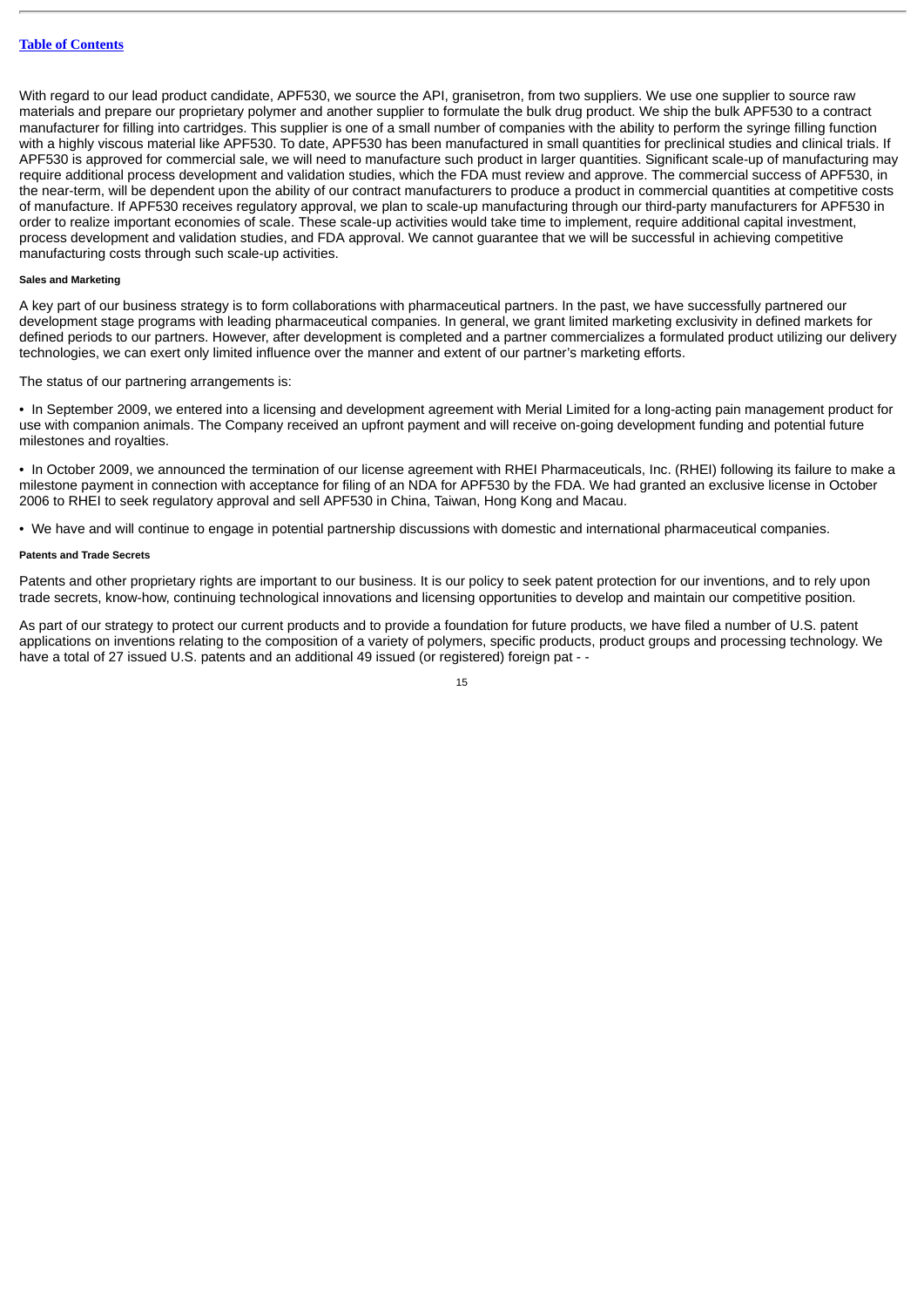With regard to our lead product candidate, APF530, we source the API, granisetron, from two suppliers. We use one supplier to source raw materials and prepare our proprietary polymer and another supplier to formulate the bulk drug product. We ship the bulk APF530 to a contract manufacturer for filling into cartridges. This supplier is one of a small number of companies with the ability to perform the syringe filling function with a highly viscous material like APF530. To date, APF530 has been manufactured in small quantities for preclinical studies and clinical trials. If APF530 is approved for commercial sale, we will need to manufacture such product in larger quantities. Significant scale-up of manufacturing may require additional process development and validation studies, which the FDA must review and approve. The commercial success of APF530, in the near-term, will be dependent upon the ability of our contract manufacturers to produce a product in commercial quantities at competitive costs of manufacture. If APF530 receives regulatory approval, we plan to scale-up manufacturing through our third-party manufacturers for APF530 in order to realize important economies of scale. These scale-up activities would take time to implement, require additional capital investment, process development and validation studies, and FDA approval. We cannot guarantee that we will be successful in achieving competitive manufacturing costs through such scale-up activities.

##### Sales and Marketing

A key part of our business strategy is to form collaborations with pharmaceutical partners. In the past, we have successfully partnered our development stage programs with leading pharmaceutical companies. In general, we grant limited marketing exclusivity in defined markets for defined periods to our partners. However, after development is completed and a partner commercializes a formulated product utilizing our delivery technologies, we can exert only limited influence over the manner and extent of our partner's marketing efforts.

The status of our partnering arrangements is:

- In September 2009, we entered into a licensing and development agreement with Merial Limited for a long-acting pain management product for use with companion animals. The Company received an upfront payment and will receive on-going development funding and potential future milestones and royalties.

- In October 2009, we announced the termination of our license agreement with RHEI Pharmaceuticals, Inc. (RHEI) following its failure to make a milestone payment in connection with acceptance for filing of an NDA for APF530 by the FDA. We had granted an exclusive license in October 2006 to RHEI to seek regulatory approval and sell APF530 in China, Taiwan, Hong Kong and Macau.

- We have and will continue to engage in potential partnership discussions with domestic and international pharmaceutical companies.

##### Patents and Trade Secrets

Patents and other proprietary rights are important to our business. It is our policy to seek patent protection for our inventions, and to rely upon trade secrets, know-how, continuing technological innovations and licensing opportunities to develop and maintain our competitive position.

As part of our strategy to protect our current products and to provide a foundation for future products, we have filed a number of U.S. patent applications on inventions relating to the composition of a variety of polymers, specific products, product groups and processing technology. We have a total of 27 issued U.S. patents and an additional 49 issued (or registered) foreign pat - -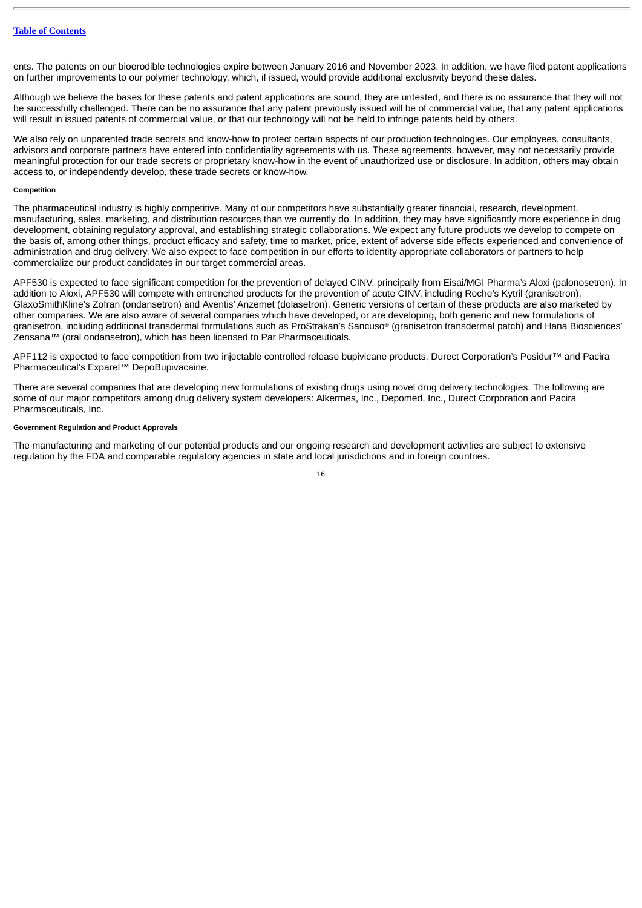ents. The patents on our bioerodible technologies expire between January 2016 and November 2023. In addition, we have filed patent applications on further improvements to our polymer technology, which, if issued, would provide additional exclusivity beyond these dates.

Although we believe the bases for these patents and patent applications are sound, they are untested, and there is no assurance that they will not be successfully challenged. There can be no assurance that any patent previously issued will be of commercial value, that any patent applications will result in issued patents of commercial value, or that our technology will not be held to infringe patents held by others.

We also rely on unpatented trade secrets and know-how to protect certain aspects of our production technologies. Our employees, consultants, advisors and corporate partners have entered into confidentiality agreements with us. These agreements, however, may not necessarily provide meaningful protection for our trade secrets or proprietary know-how in the event of unauthorized use or disclosure. In addition, others may obtain access to, or independently develop, these trade secrets or know-how.

#### Competition

The pharmaceutical industry is highly competitive. Many of our competitors have substantially greater financial, research, development, manufacturing, sales, marketing, and distribution resources than we currently do. In addition, they may have significantly more experience in drug development, obtaining regulatory approval, and establishing strategic collaborations. We expect any future products we develop to compete on the basis of, among other things, product efficacy and safety, time to market, price, extent of adverse side effects experienced and convenience of administration and drug delivery. We also expect to face competition in our efforts to identity appropriate collaborators or partners to help commercialize our product candidates in our target commercial areas.

APF530 is expected to face significant competition for the prevention of delayed CINV, principally from Eisai/MGI Pharma's Aloxi (palonosetron). In addition to Aloxi, APF530 will compete with entrenched products for the prevention of acute CINV, including Roche's Kytril (granisetron), GlaxoSmithKline's Zofran (ondansetron) and Aventis' Anzemet (dolasetron). Generic versions of certain of these products are also marketed by other companies. We are also aware of several companies which have developed, or are developing, both generic and new formulations of granisetron, including additional transdermal formulations such as ProStrakan's Sancuso® (granisetron transdermal patch) and Hana Biosciences' Zensana™ (oral ondansetron), which has been licensed to Par Pharmaceuticals.

APF112 is expected to face competition from two injectable controlled release bupivicane products, Durect Corporation's Posidur™ and Pacira Pharmaceutical's Exparel™ DepoBupivacaine.

There are several companies that are developing new formulations of existing drugs using novel drug delivery technologies. The following are some of our major competitors among drug delivery system developers: Alkermes, Inc., Depomed, Inc., Durect Corporation and Pacira Pharmaceuticals, Inc.

#### Government Regulation and Product Approvals

The manufacturing and marketing of our potential products and our ongoing research and development activities are subject to extensive regulation by the FDA and comparable regulatory agencies in state and local jurisdictions and in foreign countries.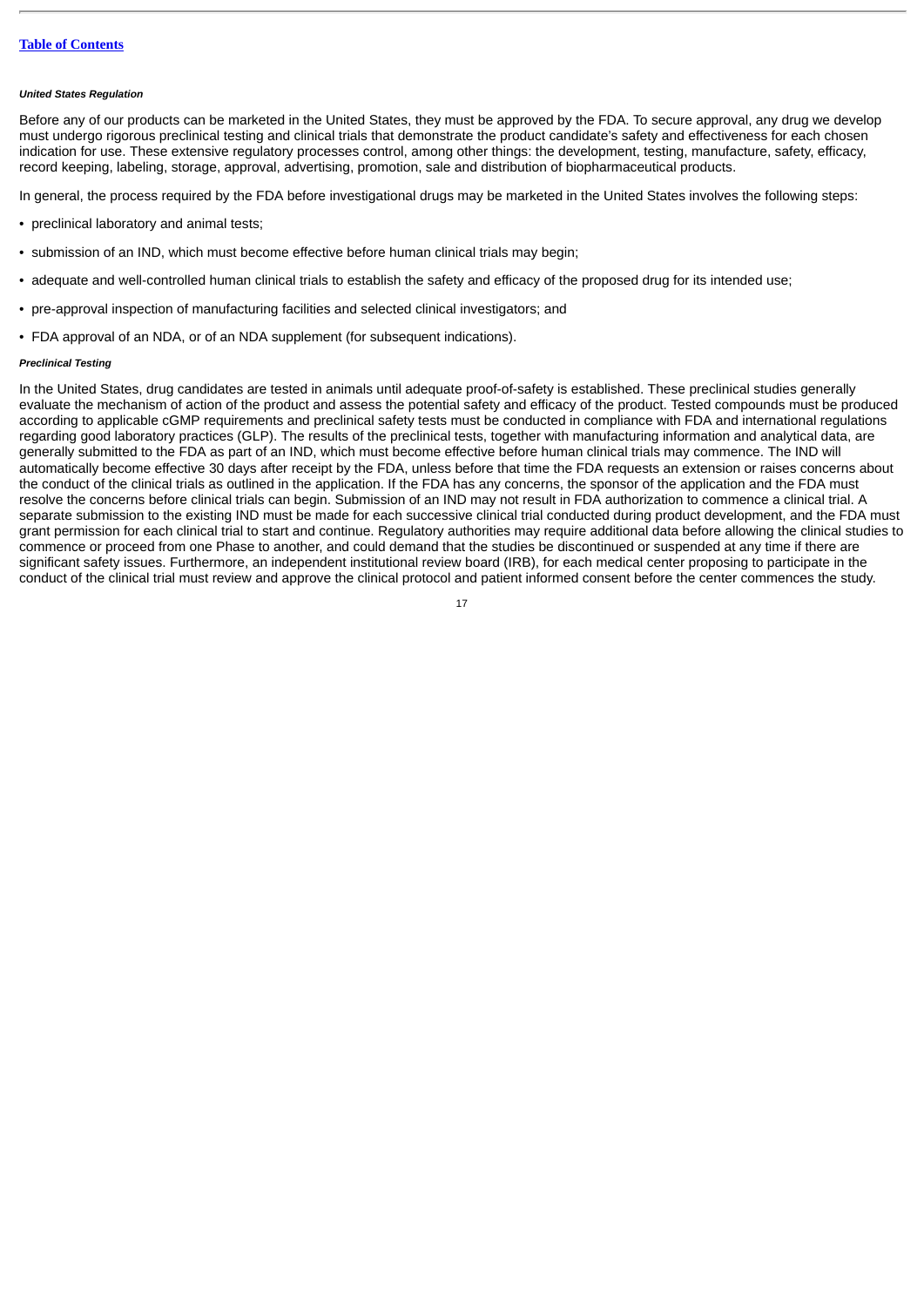***United States Regulation***

Before any of our products can be marketed in the United States, they must be approved by the FDA. To secure approval, any drug we develop must undergo rigorous preclinical testing and clinical trials that demonstrate the product candidate's safety and effectiveness for each chosen indication for use. These extensive regulatory processes control, among other things: the development, testing, manufacture, safety, efficacy, record keeping, labeling, storage, approval, advertising, promotion, sale and distribution of biopharmaceutical products.

In general, the process required by the FDA before investigational drugs may be marketed in the United States involves the following steps:

- preclinical laboratory and animal tests;
- submission of an IND, which must become effective before human clinical trials may begin;
- adequate and well-controlled human clinical trials to establish the safety and efficacy of the proposed drug for its intended use;
- pre-approval inspection of manufacturing facilities and selected clinical investigators; and
- FDA approval of an NDA, or of an NDA supplement (for subsequent indications).

***Preclinical Testing***

In the United States, drug candidates are tested in animals until adequate proof-of-safety is established. These preclinical studies generally evaluate the mechanism of action of the product and assess the potential safety and efficacy of the product. Tested compounds must be produced according to applicable cGMP requirements and preclinical safety tests must be conducted in compliance with FDA and international regulations regarding good laboratory practices (GLP). The results of the preclinical tests, together with manufacturing information and analytical data, are generally submitted to the FDA as part of an IND, which must become effective before human clinical trials may commence. The IND will automatically become effective 30 days after receipt by the FDA, unless before that time the FDA requests an extension or raises concerns about the conduct of the clinical trials as outlined in the application. If the FDA has any concerns, the sponsor of the application and the FDA must resolve the concerns before clinical trials can begin. Submission of an IND may not result in FDA authorization to commence a clinical trial. A separate submission to the existing IND must be made for each successive clinical trial conducted during product development, and the FDA must grant permission for each clinical trial to start and continue. Regulatory authorities may require additional data before allowing the clinical studies to commence or proceed from one Phase to another, and could demand that the studies be discontinued or suspended at any time if there are significant safety issues. Furthermore, an independent institutional review board (IRB), for each medical center proposing to participate in the conduct of the clinical trial must review and approve the clinical protocol and patient informed consent before the center commences the study.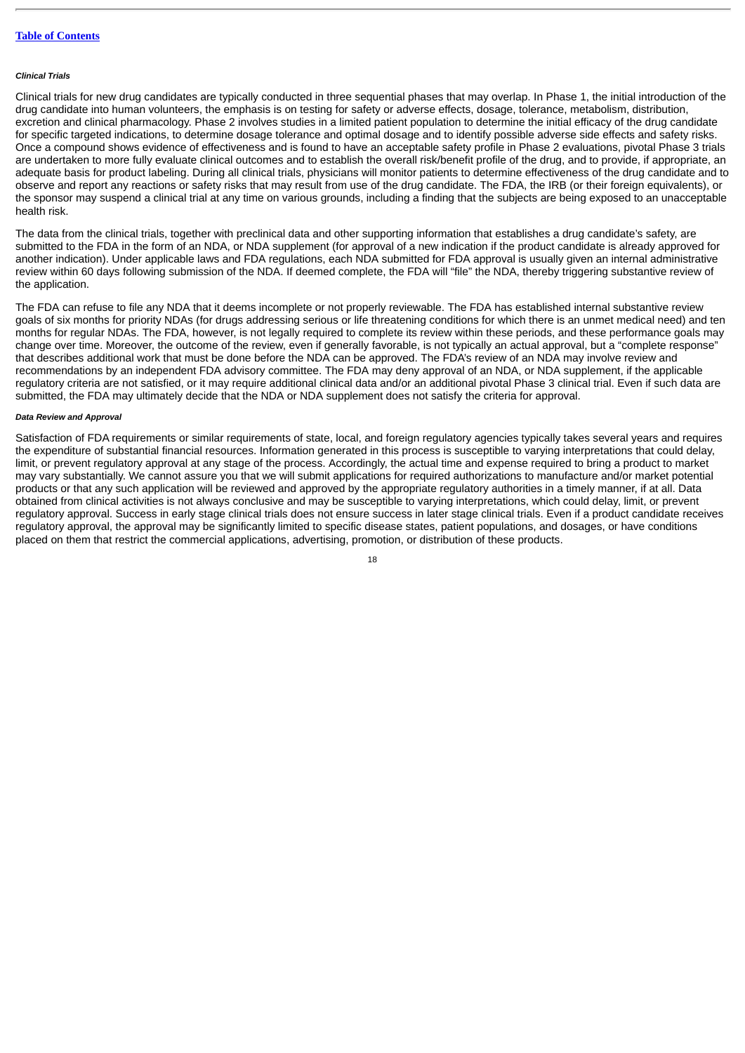#### *Clinical Trials*

Clinical trials for new drug candidates are typically conducted in three sequential phases that may overlap. In Phase 1, the initial introduction of the drug candidate into human volunteers, the emphasis is on testing for safety or adverse effects, dosage, tolerance, metabolism, distribution, excretion and clinical pharmacology. Phase 2 involves studies in a limited patient population to determine the initial efficacy of the drug candidate for specific targeted indications, to determine dosage tolerance and optimal dosage and to identify possible adverse side effects and safety risks. Once a compound shows evidence of effectiveness and is found to have an acceptable safety profile in Phase 2 evaluations, pivotal Phase 3 trials are undertaken to more fully evaluate clinical outcomes and to establish the overall risk/benefit profile of the drug, and to provide, if appropriate, an adequate basis for product labeling. During all clinical trials, physicians will monitor patients to determine effectiveness of the drug candidate and to observe and report any reactions or safety risks that may result from use of the drug candidate. The FDA, the IRB (or their foreign equivalents), or the sponsor may suspend a clinical trial at any time on various grounds, including a finding that the subjects are being exposed to an unacceptable health risk.

The data from the clinical trials, together with preclinical data and other supporting information that establishes a drug candidate's safety, are submitted to the FDA in the form of an NDA, or NDA supplement (for approval of a new indication if the product candidate is already approved for another indication). Under applicable laws and FDA regulations, each NDA submitted for FDA approval is usually given an internal administrative review within 60 days following submission of the NDA. If deemed complete, the FDA will "file" the NDA, thereby triggering substantive review of the application.

The FDA can refuse to file any NDA that it deems incomplete or not properly reviewable. The FDA has established internal substantive review goals of six months for priority NDAs (for drugs addressing serious or life threatening conditions for which there is an unmet medical need) and ten months for regular NDAs. The FDA, however, is not legally required to complete its review within these periods, and these performance goals may change over time. Moreover, the outcome of the review, even if generally favorable, is not typically an actual approval, but a "complete response" that describes additional work that must be done before the NDA can be approved. The FDA's review of an NDA may involve review and recommendations by an independent FDA advisory committee. The FDA may deny approval of an NDA, or NDA supplement, if the applicable regulatory criteria are not satisfied, or it may require additional clinical data and/or an additional pivotal Phase 3 clinical trial. Even if such data are submitted, the FDA may ultimately decide that the NDA or NDA supplement does not satisfy the criteria for approval.

#### *Data Review and Approval*

Satisfaction of FDA requirements or similar requirements of state, local, and foreign regulatory agencies typically takes several years and requires the expenditure of substantial financial resources. Information generated in this process is susceptible to varying interpretations that could delay, limit, or prevent regulatory approval at any stage of the process. Accordingly, the actual time and expense required to bring a product to market may vary substantially. We cannot assure you that we will submit applications for required authorizations to manufacture and/or market potential products or that any such application will be reviewed and approved by the appropriate regulatory authorities in a timely manner, if at all. Data obtained from clinical activities is not always conclusive and may be susceptible to varying interpretations, which could delay, limit, or prevent regulatory approval. Success in early stage clinical trials does not ensure success in later stage clinical trials. Even if a product candidate receives regulatory approval, the approval may be significantly limited to specific disease states, patient populations, and dosages, or have conditions placed on them that restrict the commercial applications, advertising, promotion, or distribution of these products.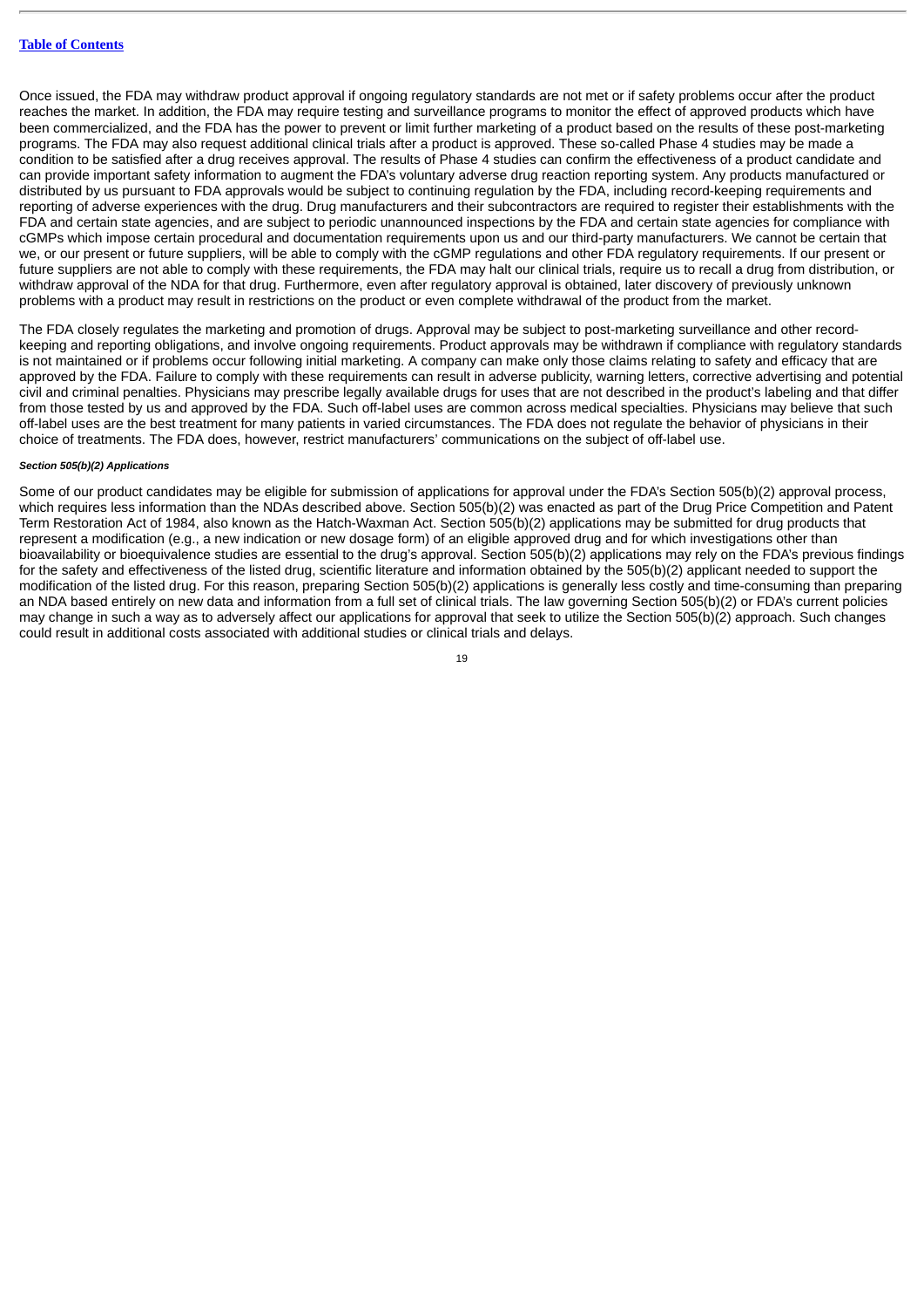Once issued, the FDA may withdraw product approval if ongoing regulatory standards are not met or if safety problems occur after the product reaches the market. In addition, the FDA may require testing and surveillance programs to monitor the effect of approved products which have been commercialized, and the FDA has the power to prevent or limit further marketing of a product based on the results of these post-marketing programs. The FDA may also request additional clinical trials after a product is approved. These so-called Phase 4 studies may be made a condition to be satisfied after a drug receives approval. The results of Phase 4 studies can confirm the effectiveness of a product candidate and can provide important safety information to augment the FDA's voluntary adverse drug reaction reporting system. Any products manufactured or distributed by us pursuant to FDA approvals would be subject to continuing regulation by the FDA, including record-keeping requirements and reporting of adverse experiences with the drug. Drug manufacturers and their subcontractors are required to register their establishments with the FDA and certain state agencies, and are subject to periodic unannounced inspections by the FDA and certain state agencies for compliance with cGMPs which impose certain procedural and documentation requirements upon us and our third-party manufacturers. We cannot be certain that we, or our present or future suppliers, will be able to comply with the cGMP regulations and other FDA regulatory requirements. If our present or future suppliers are not able to comply with these requirements, the FDA may halt our clinical trials, require us to recall a drug from distribution, or withdraw approval of the NDA for that drug. Furthermore, even after regulatory approval is obtained, later discovery of previously unknown problems with a product may result in restrictions on the product or even complete withdrawal of the product from the market.

The FDA closely regulates the marketing and promotion of drugs. Approval may be subject to post-marketing surveillance and other record-keeping and reporting obligations, and involve ongoing requirements. Product approvals may be withdrawn if compliance with regulatory standards is not maintained or if problems occur following initial marketing. A company can make only those claims relating to safety and efficacy that are approved by the FDA. Failure to comply with these requirements can result in adverse publicity, warning letters, corrective advertising and potential civil and criminal penalties. Physicians may prescribe legally available drugs for uses that are not described in the product's labeling and that differ from those tested by us and approved by the FDA. Such off-label uses are common across medical specialties. Physicians may believe that such off-label uses are the best treatment for many patients in varied circumstances. The FDA does not regulate the behavior of physicians in their choice of treatments. The FDA does, however, restrict manufacturers' communications on the subject of off-label use.

##### *Section 505(b)(2) Applications*

Some of our product candidates may be eligible for submission of applications for approval under the FDA's Section 505(b)(2) approval process, which requires less information than the NDAs described above. Section 505(b)(2) was enacted as part of the Drug Price Competition and Patent Term Restoration Act of 1984, also known as the Hatch-Waxman Act. Section 505(b)(2) applications may be submitted for drug products that represent a modification (e.g., a new indication or new dosage form) of an eligible approved drug and for which investigations other than bioavailability or bioequivalence studies are essential to the drug's approval. Section 505(b)(2) applications may rely on the FDA's previous findings for the safety and effectiveness of the listed drug, scientific literature and information obtained by the 505(b)(2) applicant needed to support the modification of the listed drug. For this reason, preparing Section 505(b)(2) applications is generally less costly and time-consuming than preparing an NDA based entirely on new data and information from a full set of clinical trials. The law governing Section 505(b)(2) or FDA's current policies may change in such a way as to adversely affect our applications for approval that seek to utilize the Section 505(b)(2) approach. Such changes could result in additional costs associated with additional studies or clinical trials and delays.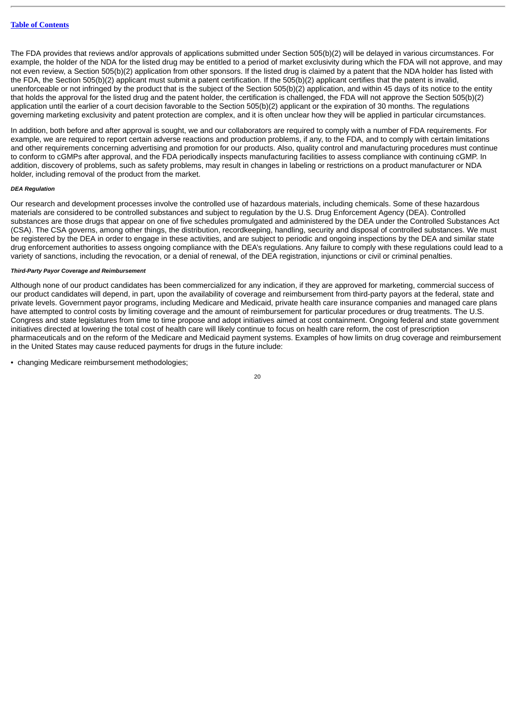The FDA provides that reviews and/or approvals of applications submitted under Section 505(b)(2) will be delayed in various circumstances. For example, the holder of the NDA for the listed drug may be entitled to a period of market exclusivity during which the FDA will not approve, and may not even review, a Section 505(b)(2) application from other sponsors. If the listed drug is claimed by a patent that the NDA holder has listed with the FDA, the Section 505(b)(2) applicant must submit a patent certification. If the 505(b)(2) applicant certifies that the patent is invalid, unenforceable or not infringed by the product that is the subject of the Section 505(b)(2) application, and within 45 days of its notice to the entity that holds the approval for the listed drug and the patent holder, the certification is challenged, the FDA will not approve the Section 505(b)(2) application until the earlier of a court decision favorable to the Section 505(b)(2) applicant or the expiration of 30 months. The regulations governing marketing exclusivity and patent protection are complex, and it is often unclear how they will be applied in particular circumstances.

In addition, both before and after approval is sought, we and our collaborators are required to comply with a number of FDA requirements. For example, we are required to report certain adverse reactions and production problems, if any, to the FDA, and to comply with certain limitations and other requirements concerning advertising and promotion for our products. Also, quality control and manufacturing procedures must continue to conform to cGMPs after approval, and the FDA periodically inspects manufacturing facilities to assess compliance with continuing cGMP. In addition, discovery of problems, such as safety problems, may result in changes in labeling or restrictions on a product manufacturer or NDA holder, including removal of the product from the market.

***DEA Regulation***

Our research and development processes involve the controlled use of hazardous materials, including chemicals. Some of these hazardous materials are considered to be controlled substances and subject to regulation by the U.S. Drug Enforcement Agency (DEA). Controlled substances are those drugs that appear on one of five schedules promulgated and administered by the DEA under the Controlled Substances Act (CSA). The CSA governs, among other things, the distribution, recordkeeping, handling, security and disposal of controlled substances. We must be registered by the DEA in order to engage in these activities, and are subject to periodic and ongoing inspections by the DEA and similar state drug enforcement authorities to assess ongoing compliance with the DEA's regulations. Any failure to comply with these regulations could lead to a variety of sanctions, including the revocation, or a denial of renewal, of the DEA registration, injunctions or civil or criminal penalties.

***Third-Party Payor Coverage and Reimbursement***

Although none of our product candidates has been commercialized for any indication, if they are approved for marketing, commercial success of our product candidates will depend, in part, upon the availability of coverage and reimbursement from third-party payors at the federal, state and private levels. Government payor programs, including Medicare and Medicaid, private health care insurance companies and managed care plans have attempted to control costs by limiting coverage and the amount of reimbursement for particular procedures or drug treatments. The U.S. Congress and state legislatures from time to time propose and adopt initiatives aimed at cost containment. Ongoing federal and state government initiatives directed at lowering the total cost of health care will likely continue to focus on health care reform, the cost of prescription pharmaceuticals and on the reform of the Medicare and Medicaid payment systems. Examples of how limits on drug coverage and reimbursement in the United States may cause reduced payments for drugs in the future include:

- changing Medicare reimbursement methodologies;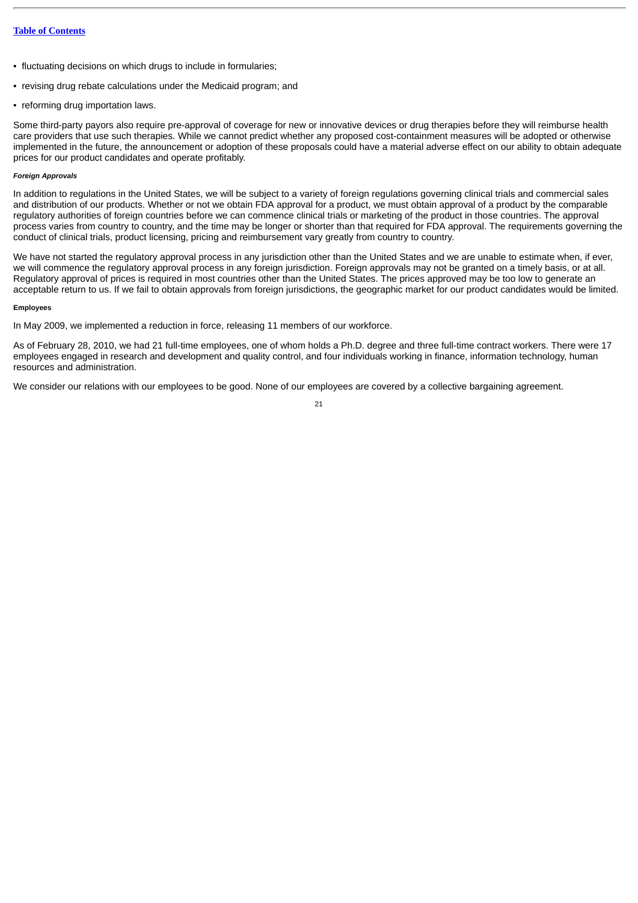- fluctuating decisions on which drugs to include in formularies;
- revising drug rebate calculations under the Medicaid program; and
- reforming drug importation laws.

Some third-party payors also require pre-approval of coverage for new or innovative devices or drug therapies before they will reimburse health care providers that use such therapies. While we cannot predict whether any proposed cost-containment measures will be adopted or otherwise implemented in the future, the announcement or adoption of these proposals could have a material adverse effect on our ability to obtain adequate prices for our product candidates and operate profitably.

###### *Foreign Approvals*

In addition to regulations in the United States, we will be subject to a variety of foreign regulations governing clinical trials and commercial sales and distribution of our products. Whether or not we obtain FDA approval for a product, we must obtain approval of a product by the comparable regulatory authorities of foreign countries before we can commence clinical trials or marketing of the product in those countries. The approval process varies from country to country, and the time may be longer or shorter than that required for FDA approval. The requirements governing the conduct of clinical trials, product licensing, pricing and reimbursement vary greatly from country to country.

We have not started the regulatory approval process in any jurisdiction other than the United States and we are unable to estimate when, if ever, we will commence the regulatory approval process in any foreign jurisdiction. Foreign approvals may not be granted on a timely basis, or at all. Regulatory approval of prices is required in most countries other than the United States. The prices approved may be too low to generate an acceptable return to us. If we fail to obtain approvals from foreign jurisdictions, the geographic market for our product candidates would be limited.

###### Employees

In May 2009, we implemented a reduction in force, releasing 11 members of our workforce.

As of February 28, 2010, we had 21 full-time employees, one of whom holds a Ph.D. degree and three full-time contract workers. There were 17 employees engaged in research and development and quality control, and four individuals working in finance, information technology, human resources and administration.

We consider our relations with our employees to be good. None of our employees are covered by a collective bargaining agreement.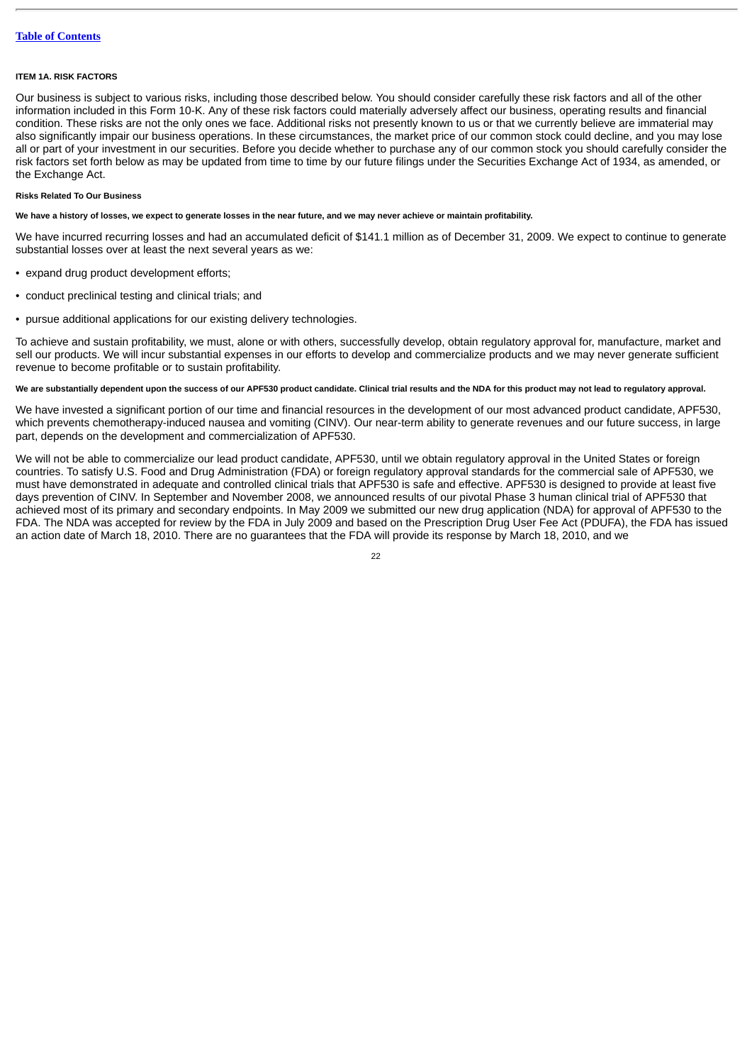[Table of Contents](#)

## ITEM 1A. RISK FACTORS

Our business is subject to various risks, including those described below. You should consider carefully these risk factors and all of the other information included in this Form 10-K. Any of these risk factors could materially adversely affect our business, operating results and financial condition. These risks are not the only ones we face. Additional risks not presently known to us or that we currently believe are immaterial may also significantly impair our business operations. In these circumstances, the market price of our common stock could decline, and you may lose all or part of your investment in our securities. Before you decide whether to purchase any of our common stock you should carefully consider the risk factors set forth below as may be updated from time to time by our future filings under the Securities Exchange Act of 1934, as amended, or the Exchange Act.

### Risks Related To Our Business

**We have a history of losses, we expect to generate losses in the near future, and we may never achieve or maintain profitability.**

We have incurred recurring losses and had an accumulated deficit of $141.1 million as of December 31, 2009. We expect to continue to generate substantial losses over at least the next several years as we:

- expand drug product development efforts;
- conduct preclinical testing and clinical trials; and
- pursue additional applications for our existing delivery technologies.

To achieve and sustain profitability, we must, alone or with others, successfully develop, obtain regulatory approval for, manufacture, market and sell our products. We will incur substantial expenses in our efforts to develop and commercialize products and we may never generate sufficient revenue to become profitable or to sustain profitability.

**We are substantially dependent upon the success of our APF530 product candidate. Clinical trial results and the NDA for this product may not lead to regulatory approval.**

We have invested a significant portion of our time and financial resources in the development of our most advanced product candidate, APF530, which prevents chemotherapy-induced nausea and vomiting (CINV). Our near-term ability to generate revenues and our future success, in large part, depends on the development and commercialization of APF530.

We will not be able to commercialize our lead product candidate, APF530, until we obtain regulatory approval in the United States or foreign countries. To satisfy U.S. Food and Drug Administration (FDA) or foreign regulatory approval standards for the commercial sale of APF530, we must have demonstrated in adequate and controlled clinical trials that APF530 is safe and effective. APF530 is designed to provide at least five days prevention of CINV. In September and November 2008, we announced results of our pivotal Phase 3 human clinical trial of APF530 that achieved most of its primary and secondary endpoints. In May 2009 we submitted our new drug application (NDA) for approval of APF530 to the FDA. The NDA was accepted for review by the FDA in July 2009 and based on the Prescription Drug User Fee Act (PDUFA), the FDA has issued an action date of March 18, 2010. There are no guarantees that the FDA will provide its response by March 18, 2010, and we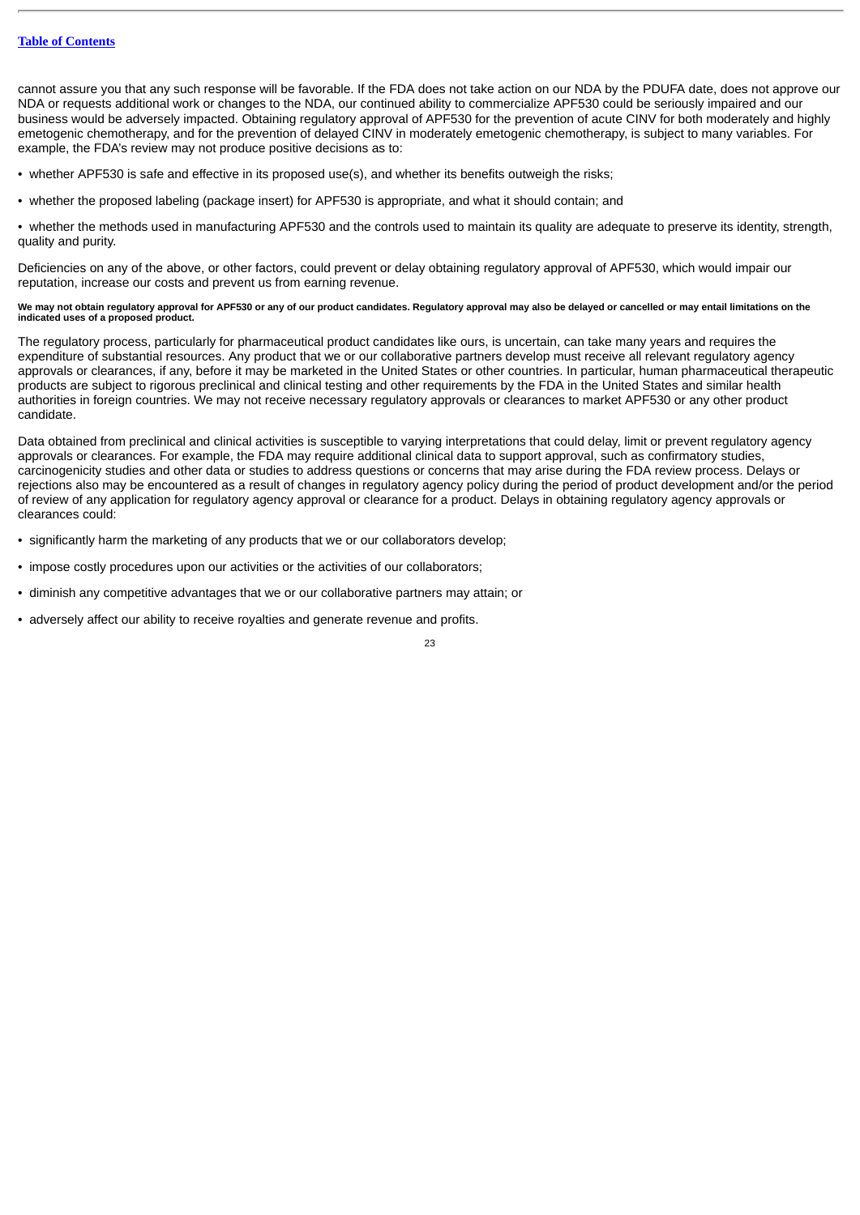cannot assure you that any such response will be favorable. If the FDA does not take action on our NDA by the PDUFA date, does not approve our NDA or requests additional work or changes to the NDA, our continued ability to commercialize APF530 could be seriously impaired and our business would be adversely impacted. Obtaining regulatory approval of APF530 for the prevention of acute CINV for both moderately and highly emetogenic chemotherapy, and for the prevention of delayed CINV in moderately emetogenic chemotherapy, is subject to many variables. For example, the FDA's review may not produce positive decisions as to:

- whether APF530 is safe and effective in its proposed use(s), and whether its benefits outweigh the risks;
- whether the proposed labeling (package insert) for APF530 is appropriate, and what it should contain; and
- whether the methods used in manufacturing APF530 and the controls used to maintain its quality are adequate to preserve its identity, strength, quality and purity.

Deficiencies on any of the above, or other factors, could prevent or delay obtaining regulatory approval of APF530, which would impair our reputation, increase our costs and prevent us from earning revenue.

**We may not obtain regulatory approval for APF530 or any of our product candidates. Regulatory approval may also be delayed or cancelled or may entail limitations on the indicated uses of a proposed product.**

The regulatory process, particularly for pharmaceutical product candidates like ours, is uncertain, can take many years and requires the expenditure of substantial resources. Any product that we or our collaborative partners develop must receive all relevant regulatory agency approvals or clearances, if any, before it may be marketed in the United States or other countries. In particular, human pharmaceutical therapeutic products are subject to rigorous preclinical and clinical testing and other requirements by the FDA in the United States and similar health authorities in foreign countries. We may not receive necessary regulatory approvals or clearances to market APF530 or any other product candidate.

Data obtained from preclinical and clinical activities is susceptible to varying interpretations that could delay, limit or prevent regulatory agency approvals or clearances. For example, the FDA may require additional clinical data to support approval, such as confirmatory studies, carcinogenicity studies and other data or studies to address questions or concerns that may arise during the FDA review process. Delays or rejections also may be encountered as a result of changes in regulatory agency policy during the period of product development and/or the period of review of any application for regulatory agency approval or clearance for a product. Delays in obtaining regulatory agency approvals or clearances could:

- significantly harm the marketing of any products that we or our collaborators develop;
- impose costly procedures upon our activities or the activities of our collaborators;
- diminish any competitive advantages that we or our collaborative partners may attain; or
- adversely affect our ability to receive royalties and generate revenue and profits.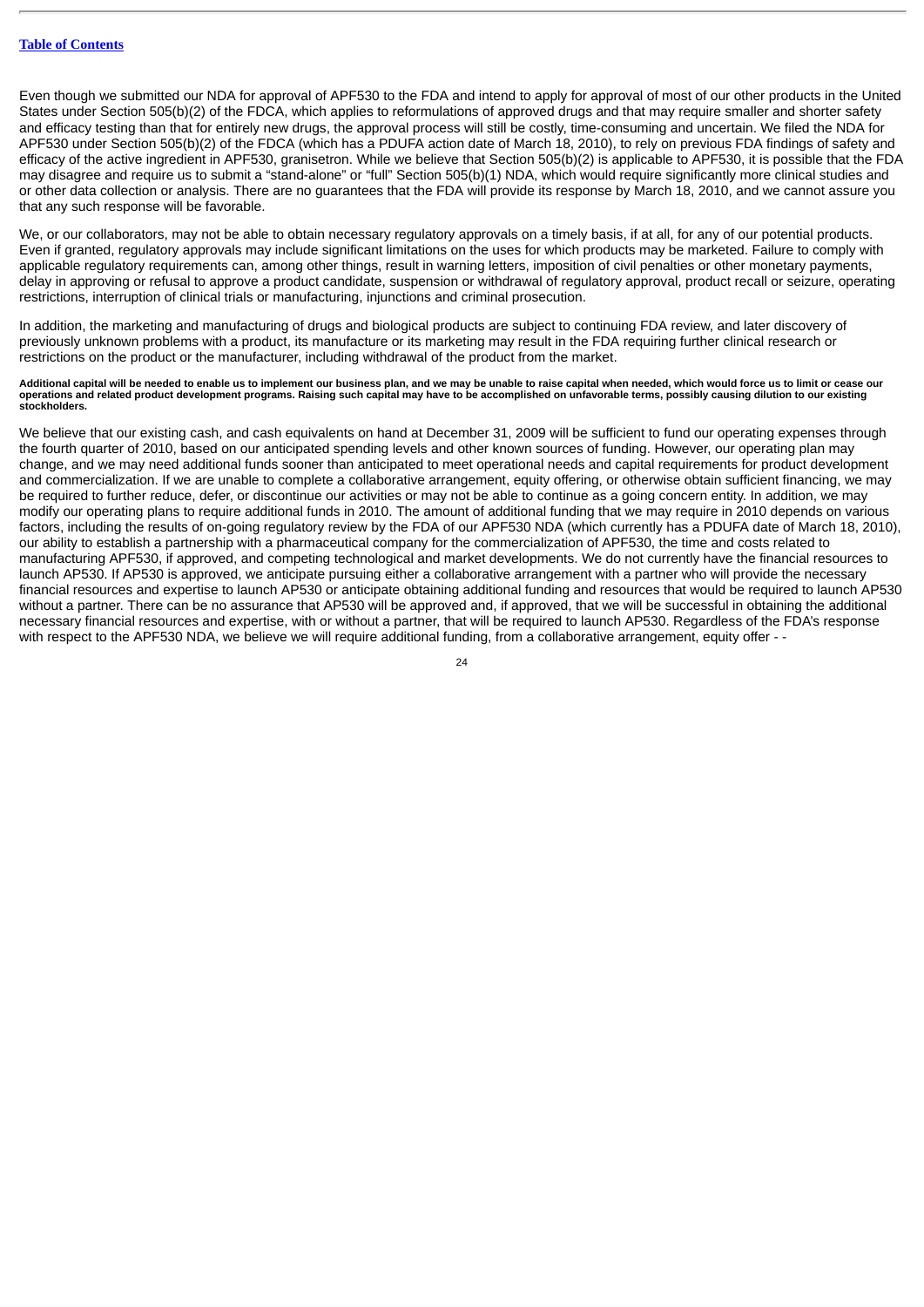Even though we submitted our NDA for approval of APF530 to the FDA and intend to apply for approval of most of our other products in the United States under Section 505(b)(2) of the FDCA, which applies to reformulations of approved drugs and that may require smaller and shorter safety and efficacy testing than that for entirely new drugs, the approval process will still be costly, time-consuming and uncertain. We filed the NDA for APF530 under Section 505(b)(2) of the FDCA (which has a PDUFA action date of March 18, 2010), to rely on previous FDA findings of safety and efficacy of the active ingredient in APF530, granisetron. While we believe that Section 505(b)(2) is applicable to APF530, it is possible that the FDA may disagree and require us to submit a "stand-alone" or "full" Section 505(b)(1) NDA, which would require significantly more clinical studies and or other data collection or analysis. There are no guarantees that the FDA will provide its response by March 18, 2010, and we cannot assure you that any such response will be favorable.

We, or our collaborators, may not be able to obtain necessary regulatory approvals on a timely basis, if at all, for any of our potential products. Even if granted, regulatory approvals may include significant limitations on the uses for which products may be marketed. Failure to comply with applicable regulatory requirements can, among other things, result in warning letters, imposition of civil penalties or other monetary payments, delay in approving or refusal to approve a product candidate, suspension or withdrawal of regulatory approval, product recall or seizure, operating restrictions, interruption of clinical trials or manufacturing, injunctions and criminal prosecution.

In addition, the marketing and manufacturing of drugs and biological products are subject to continuing FDA review, and later discovery of previously unknown problems with a product, its manufacture or its marketing may result in the FDA requiring further clinical research or restrictions on the product or the manufacturer, including withdrawal of the product from the market.

**Additional capital will be needed to enable us to implement our business plan, and we may be unable to raise capital when needed, which would force us to limit or cease our operations and related product development programs. Raising such capital may have to be accomplished on unfavorable terms, possibly causing dilution to our existing stockholders.**

We believe that our existing cash, and cash equivalents on hand at December 31, 2009 will be sufficient to fund our operating expenses through the fourth quarter of 2010, based on our anticipated spending levels and other known sources of funding. However, our operating plan may change, and we may need additional funds sooner than anticipated to meet operational needs and capital requirements for product development and commercialization. If we are unable to complete a collaborative arrangement, equity offering, or otherwise obtain sufficient financing, we may be required to further reduce, defer, or discontinue our activities or may not be able to continue as a going concern entity. In addition, we may modify our operating plans to require additional funds in 2010. The amount of additional funding that we may require in 2010 depends on various factors, including the results of on-going regulatory review by the FDA of our APF530 NDA (which currently has a PDUFA date of March 18, 2010), our ability to establish a partnership with a pharmaceutical company for the commercialization of APF530, the time and costs related to manufacturing APF530, if approved, and competing technological and market developments. We do not currently have the financial resources to launch AP530. If AP530 is approved, we anticipate pursuing either a collaborative arrangement with a partner who will provide the necessary financial resources and expertise to launch AP530 or anticipate obtaining additional funding and resources that would be required to launch AP530 without a partner. There can be no assurance that AP530 will be approved and, if approved, that we will be successful in obtaining the additional necessary financial resources and expertise, with or without a partner, that will be required to launch AP530. Regardless of the FDA's response with respect to the APF530 NDA, we believe we will require additional funding, from a collaborative arrangement, equity offer - -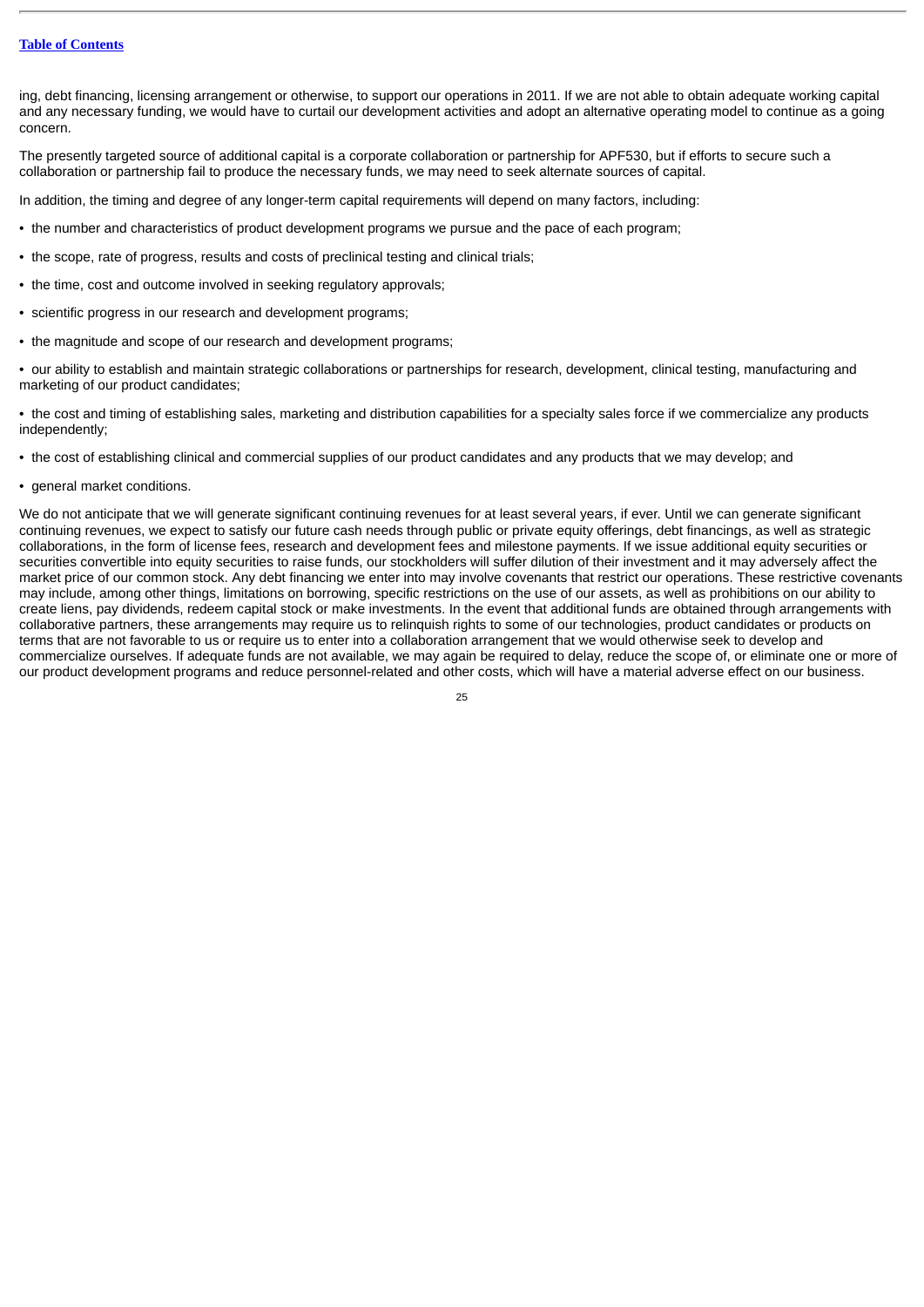ing, debt financing, licensing arrangement or otherwise, to support our operations in 2011. If we are not able to obtain adequate working capital and any necessary funding, we would have to curtail our development activities and adopt an alternative operating model to continue as a going concern.

The presently targeted source of additional capital is a corporate collaboration or partnership for APF530, but if efforts to secure such a collaboration or partnership fail to produce the necessary funds, we may need to seek alternate sources of capital.

In addition, the timing and degree of any longer-term capital requirements will depend on many factors, including:

- the number and characteristics of product development programs we pursue and the pace of each program;
- the scope, rate of progress, results and costs of preclinical testing and clinical trials;
- the time, cost and outcome involved in seeking regulatory approvals;
- scientific progress in our research and development programs;
- the magnitude and scope of our research and development programs;
- our ability to establish and maintain strategic collaborations or partnerships for research, development, clinical testing, manufacturing and marketing of our product candidates;
- the cost and timing of establishing sales, marketing and distribution capabilities for a specialty sales force if we commercialize any products independently;
- the cost of establishing clinical and commercial supplies of our product candidates and any products that we may develop; and
- general market conditions.

We do not anticipate that we will generate significant continuing revenues for at least several years, if ever. Until we can generate significant continuing revenues, we expect to satisfy our future cash needs through public or private equity offerings, debt financings, as well as strategic collaborations, in the form of license fees, research and development fees and milestone payments. If we issue additional equity securities or securities convertible into equity securities to raise funds, our stockholders will suffer dilution of their investment and it may adversely affect the market price of our common stock. Any debt financing we enter into may involve covenants that restrict our operations. These restrictive covenants may include, among other things, limitations on borrowing, specific restrictions on the use of our assets, as well as prohibitions on our ability to create liens, pay dividends, redeem capital stock or make investments. In the event that additional funds are obtained through arrangements with collaborative partners, these arrangements may require us to relinquish rights to some of our technologies, product candidates or products on terms that are not favorable to us or require us to enter into a collaboration arrangement that we would otherwise seek to develop and commercialize ourselves. If adequate funds are not available, we may again be required to delay, reduce the scope of, or eliminate one or more of our product development programs and reduce personnel-related and other costs, which will have a material adverse effect on our business.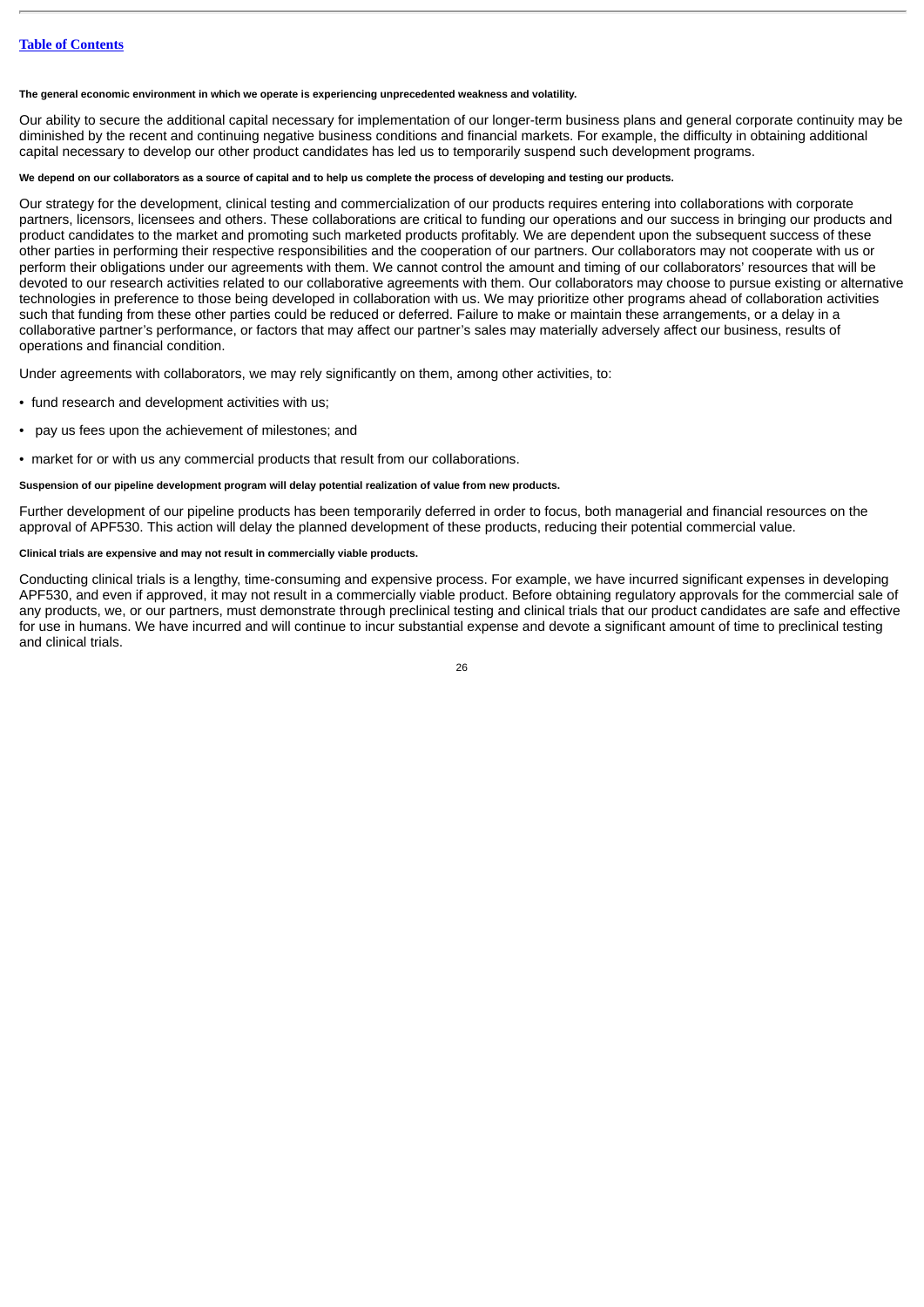**The general economic environment in which we operate is experiencing unprecedented weakness and volatility.**

Our ability to secure the additional capital necessary for implementation of our longer-term business plans and general corporate continuity may be diminished by the recent and continuing negative business conditions and financial markets. For example, the difficulty in obtaining additional capital necessary to develop our other product candidates has led us to temporarily suspend such development programs.

**We depend on our collaborators as a source of capital and to help us complete the process of developing and testing our products.**

Our strategy for the development, clinical testing and commercialization of our products requires entering into collaborations with corporate partners, licensors, licensees and others. These collaborations are critical to funding our operations and our success in bringing our products and product candidates to the market and promoting such marketed products profitably. We are dependent upon the subsequent success of these other parties in performing their respective responsibilities and the cooperation of our partners. Our collaborators may not cooperate with us or perform their obligations under our agreements with them. We cannot control the amount and timing of our collaborators' resources that will be devoted to our research activities related to our collaborative agreements with them. Our collaborators may choose to pursue existing or alternative technologies in preference to those being developed in collaboration with us. We may prioritize other programs ahead of collaboration activities such that funding from these other parties could be reduced or deferred. Failure to make or maintain these arrangements, or a delay in a collaborative partner's performance, or factors that may affect our partner's sales may materially adversely affect our business, results of operations and financial condition.

Under agreements with collaborators, we may rely significantly on them, among other activities, to:

- fund research and development activities with us;
- pay us fees upon the achievement of milestones; and
- market for or with us any commercial products that result from our collaborations.

**Suspension of our pipeline development program will delay potential realization of value from new products.**

Further development of our pipeline products has been temporarily deferred in order to focus, both managerial and financial resources on the approval of APF530. This action will delay the planned development of these products, reducing their potential commercial value.

**Clinical trials are expensive and may not result in commercially viable products.**

Conducting clinical trials is a lengthy, time-consuming and expensive process. For example, we have incurred significant expenses in developing APF530, and even if approved, it may not result in a commercially viable product. Before obtaining regulatory approvals for the commercial sale of any products, we, or our partners, must demonstrate through preclinical testing and clinical trials that our product candidates are safe and effective for use in humans. We have incurred and will continue to incur substantial expense and devote a significant amount of time to preclinical testing and clinical trials.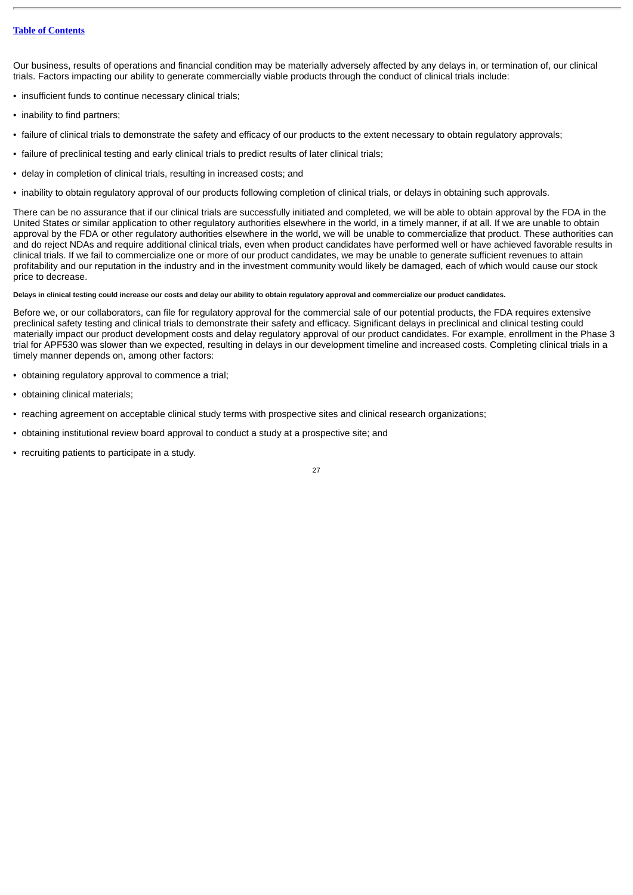Our business, results of operations and financial condition may be materially adversely affected by any delays in, or termination of, our clinical trials. Factors impacting our ability to generate commercially viable products through the conduct of clinical trials include:

- insufficient funds to continue necessary clinical trials;
- inability to find partners;
- failure of clinical trials to demonstrate the safety and efficacy of our products to the extent necessary to obtain regulatory approvals;
- failure of preclinical testing and early clinical trials to predict results of later clinical trials;
- delay in completion of clinical trials, resulting in increased costs; and
- inability to obtain regulatory approval of our products following completion of clinical trials, or delays in obtaining such approvals.

There can be no assurance that if our clinical trials are successfully initiated and completed, we will be able to obtain approval by the FDA in the United States or similar application to other regulatory authorities elsewhere in the world, in a timely manner, if at all. If we are unable to obtain approval by the FDA or other regulatory authorities elsewhere in the world, we will be unable to commercialize that product. These authorities can and do reject NDAs and require additional clinical trials, even when product candidates have performed well or have achieved favorable results in clinical trials. If we fail to commercialize one or more of our product candidates, we may be unable to generate sufficient revenues to attain profitability and our reputation in the industry and in the investment community would likely be damaged, each of which would cause our stock price to decrease.

**Delays in clinical testing could increase our costs and delay our ability to obtain regulatory approval and commercialize our product candidates.**

Before we, or our collaborators, can file for regulatory approval for the commercial sale of our potential products, the FDA requires extensive preclinical safety testing and clinical trials to demonstrate their safety and efficacy. Significant delays in preclinical and clinical testing could materially impact our product development costs and delay regulatory approval of our product candidates. For example, enrollment in the Phase 3 trial for APF530 was slower than we expected, resulting in delays in our development timeline and increased costs. Completing clinical trials in a timely manner depends on, among other factors:

- obtaining regulatory approval to commence a trial;
- obtaining clinical materials;
- reaching agreement on acceptable clinical study terms with prospective sites and clinical research organizations;
- obtaining institutional review board approval to conduct a study at a prospective site; and
- recruiting patients to participate in a study.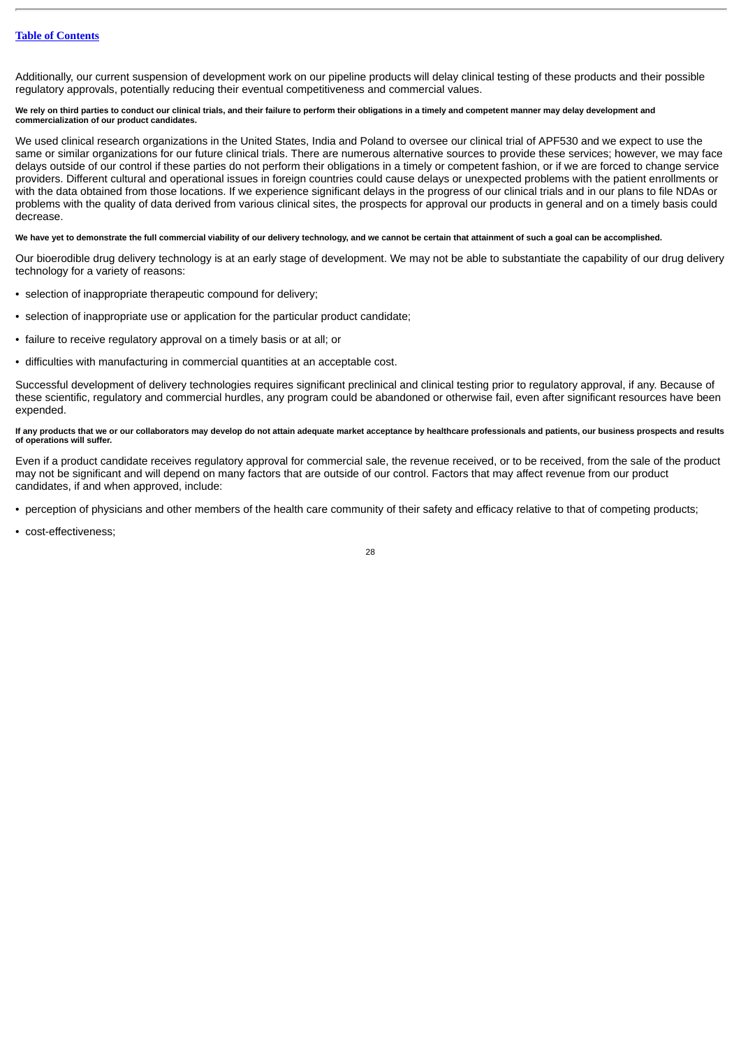Additionally, our current suspension of development work on our pipeline products will delay clinical testing of these products and their possible regulatory approvals, potentially reducing their eventual competitiveness and commercial values.

**We rely on third parties to conduct our clinical trials, and their failure to perform their obligations in a timely and competent manner may delay development and commercialization of our product candidates.**

We used clinical research organizations in the United States, India and Poland to oversee our clinical trial of APF530 and we expect to use the same or similar organizations for our future clinical trials. There are numerous alternative sources to provide these services; however, we may face delays outside of our control if these parties do not perform their obligations in a timely or competent fashion, or if we are forced to change service providers. Different cultural and operational issues in foreign countries could cause delays or unexpected problems with the patient enrollments or with the data obtained from those locations. If we experience significant delays in the progress of our clinical trials and in our plans to file NDAs or problems with the quality of data derived from various clinical sites, the prospects for approval our products in general and on a timely basis could decrease.

**We have yet to demonstrate the full commercial viability of our delivery technology, and we cannot be certain that attainment of such a goal can be accomplished.**

Our bioerodible drug delivery technology is at an early stage of development. We may not be able to substantiate the capability of our drug delivery technology for a variety of reasons:

- selection of inappropriate therapeutic compound for delivery;
- selection of inappropriate use or application for the particular product candidate;
- failure to receive regulatory approval on a timely basis or at all; or
- difficulties with manufacturing in commercial quantities at an acceptable cost.

Successful development of delivery technologies requires significant preclinical and clinical testing prior to regulatory approval, if any. Because of these scientific, regulatory and commercial hurdles, any program could be abandoned or otherwise fail, even after significant resources have been expended.

**If any products that we or our collaborators may develop do not attain adequate market acceptance by healthcare professionals and patients, our business prospects and results of operations will suffer.**

Even if a product candidate receives regulatory approval for commercial sale, the revenue received, or to be received, from the sale of the product may not be significant and will depend on many factors that are outside of our control. Factors that may affect revenue from our product candidates, if and when approved, include:

- perception of physicians and other members of the health care community of their safety and efficacy relative to that of competing products;
- cost-effectiveness;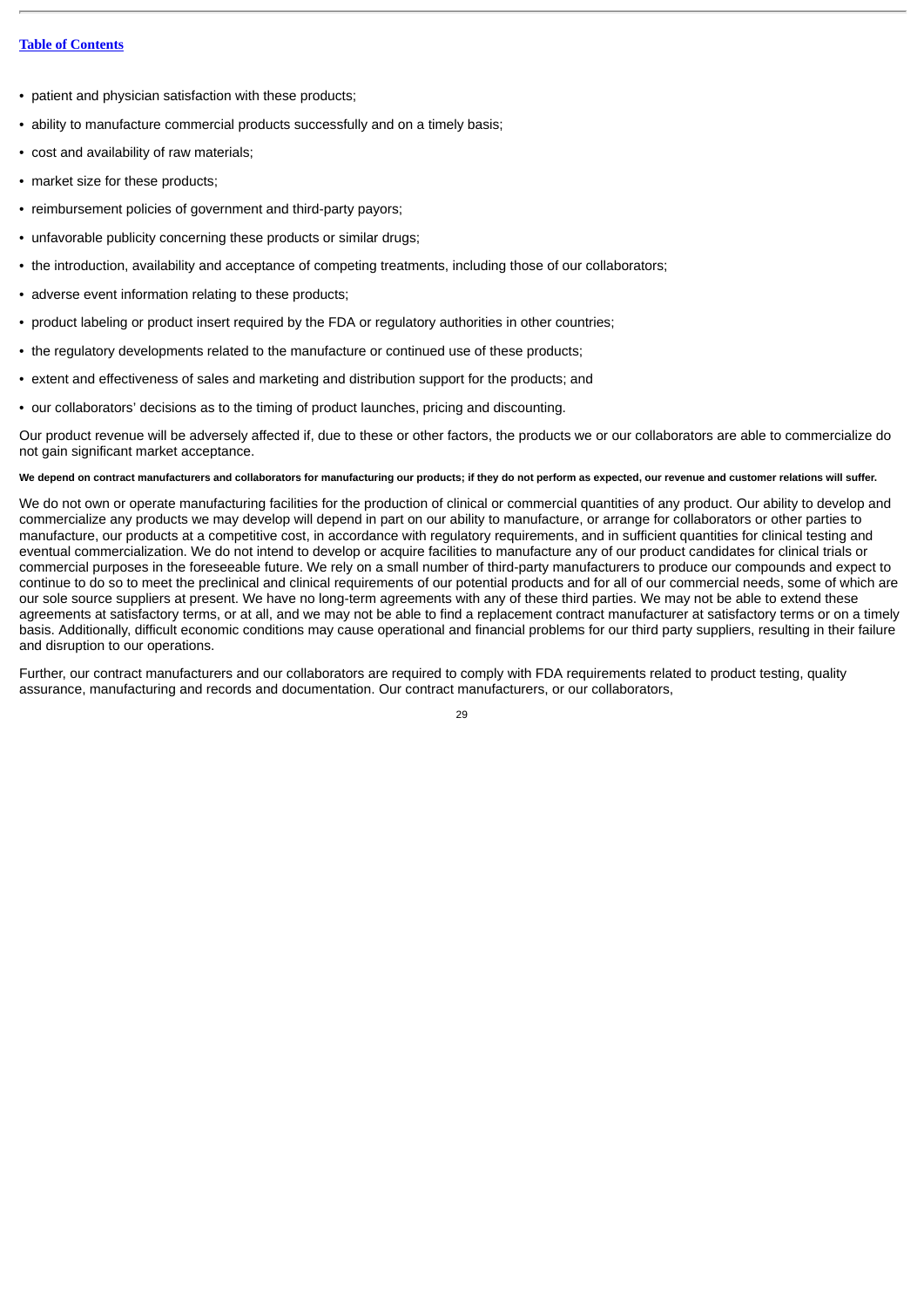- patient and physician satisfaction with these products;
- ability to manufacture commercial products successfully and on a timely basis;
- cost and availability of raw materials;
- market size for these products;
- reimbursement policies of government and third-party payors;
- unfavorable publicity concerning these products or similar drugs;
- the introduction, availability and acceptance of competing treatments, including those of our collaborators;
- adverse event information relating to these products;
- product labeling or product insert required by the FDA or regulatory authorities in other countries;
- the regulatory developments related to the manufacture or continued use of these products;
- extent and effectiveness of sales and marketing and distribution support for the products; and
- our collaborators' decisions as to the timing of product launches, pricing and discounting.

Our product revenue will be adversely affected if, due to these or other factors, the products we or our collaborators are able to commercialize do not gain significant market acceptance.

**We depend on contract manufacturers and collaborators for manufacturing our products; if they do not perform as expected, our revenue and customer relations will suffer.**

We do not own or operate manufacturing facilities for the production of clinical or commercial quantities of any product. Our ability to develop and commercialize any products we may develop will depend in part on our ability to manufacture, or arrange for collaborators or other parties to manufacture, our products at a competitive cost, in accordance with regulatory requirements, and in sufficient quantities for clinical testing and eventual commercialization. We do not intend to develop or acquire facilities to manufacture any of our product candidates for clinical trials or commercial purposes in the foreseeable future. We rely on a small number of third-party manufacturers to produce our compounds and expect to continue to do so to meet the preclinical and clinical requirements of our potential products and for all of our commercial needs, some of which are our sole source suppliers at present. We have no long-term agreements with any of these third parties. We may not be able to extend these agreements at satisfactory terms, or at all, and we may not be able to find a replacement contract manufacturer at satisfactory terms or on a timely basis. Additionally, difficult economic conditions may cause operational and financial problems for our third party suppliers, resulting in their failure and disruption to our operations.

Further, our contract manufacturers and our collaborators are required to comply with FDA requirements related to product testing, quality assurance, manufacturing and records and documentation. Our contract manufacturers, or our collaborators,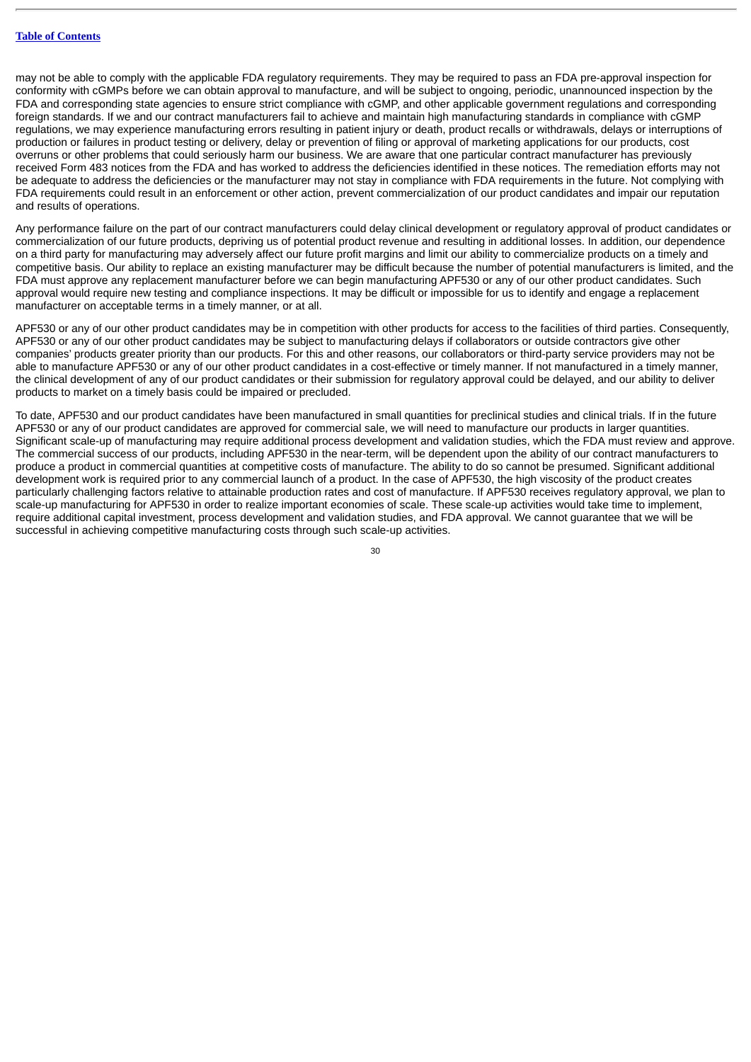may not be able to comply with the applicable FDA regulatory requirements. They may be required to pass an FDA pre-approval inspection for conformity with cGMPs before we can obtain approval to manufacture, and will be subject to ongoing, periodic, unannounced inspection by the FDA and corresponding state agencies to ensure strict compliance with cGMP, and other applicable government regulations and corresponding foreign standards. If we and our contract manufacturers fail to achieve and maintain high manufacturing standards in compliance with cGMP regulations, we may experience manufacturing errors resulting in patient injury or death, product recalls or withdrawals, delays or interruptions of production or failures in product testing or delivery, delay or prevention of filing or approval of marketing applications for our products, cost overruns or other problems that could seriously harm our business. We are aware that one particular contract manufacturer has previously received Form 483 notices from the FDA and has worked to address the deficiencies identified in these notices. The remediation efforts may not be adequate to address the deficiencies or the manufacturer may not stay in compliance with FDA requirements in the future. Not complying with FDA requirements could result in an enforcement or other action, prevent commercialization of our product candidates and impair our reputation and results of operations.

Any performance failure on the part of our contract manufacturers could delay clinical development or regulatory approval of product candidates or commercialization of our future products, depriving us of potential product revenue and resulting in additional losses. In addition, our dependence on a third party for manufacturing may adversely affect our future profit margins and limit our ability to commercialize products on a timely and competitive basis. Our ability to replace an existing manufacturer may be difficult because the number of potential manufacturers is limited, and the FDA must approve any replacement manufacturer before we can begin manufacturing APF530 or any of our other product candidates. Such approval would require new testing and compliance inspections. It may be difficult or impossible for us to identify and engage a replacement manufacturer on acceptable terms in a timely manner, or at all.

APF530 or any of our other product candidates may be in competition with other products for access to the facilities of third parties. Consequently, APF530 or any of our other product candidates may be subject to manufacturing delays if collaborators or outside contractors give other companies' products greater priority than our products. For this and other reasons, our collaborators or third-party service providers may not be able to manufacture APF530 or any of our other product candidates in a cost-effective or timely manner. If not manufactured in a timely manner, the clinical development of any of our product candidates or their submission for regulatory approval could be delayed, and our ability to deliver products to market on a timely basis could be impaired or precluded.

To date, APF530 and our product candidates have been manufactured in small quantities for preclinical studies and clinical trials. If in the future APF530 or any of our product candidates are approved for commercial sale, we will need to manufacture our products in larger quantities. Significant scale-up of manufacturing may require additional process development and validation studies, which the FDA must review and approve. The commercial success of our products, including APF530 in the near-term, will be dependent upon the ability of our contract manufacturers to produce a product in commercial quantities at competitive costs of manufacture. The ability to do so cannot be presumed. Significant additional development work is required prior to any commercial launch of a product. In the case of APF530, the high viscosity of the product creates particularly challenging factors relative to attainable production rates and cost of manufacture. If APF530 receives regulatory approval, we plan to scale-up manufacturing for APF530 in order to realize important economies of scale. These scale-up activities would take time to implement, require additional capital investment, process development and validation studies, and FDA approval. We cannot guarantee that we will be successful in achieving competitive manufacturing costs through such scale-up activities.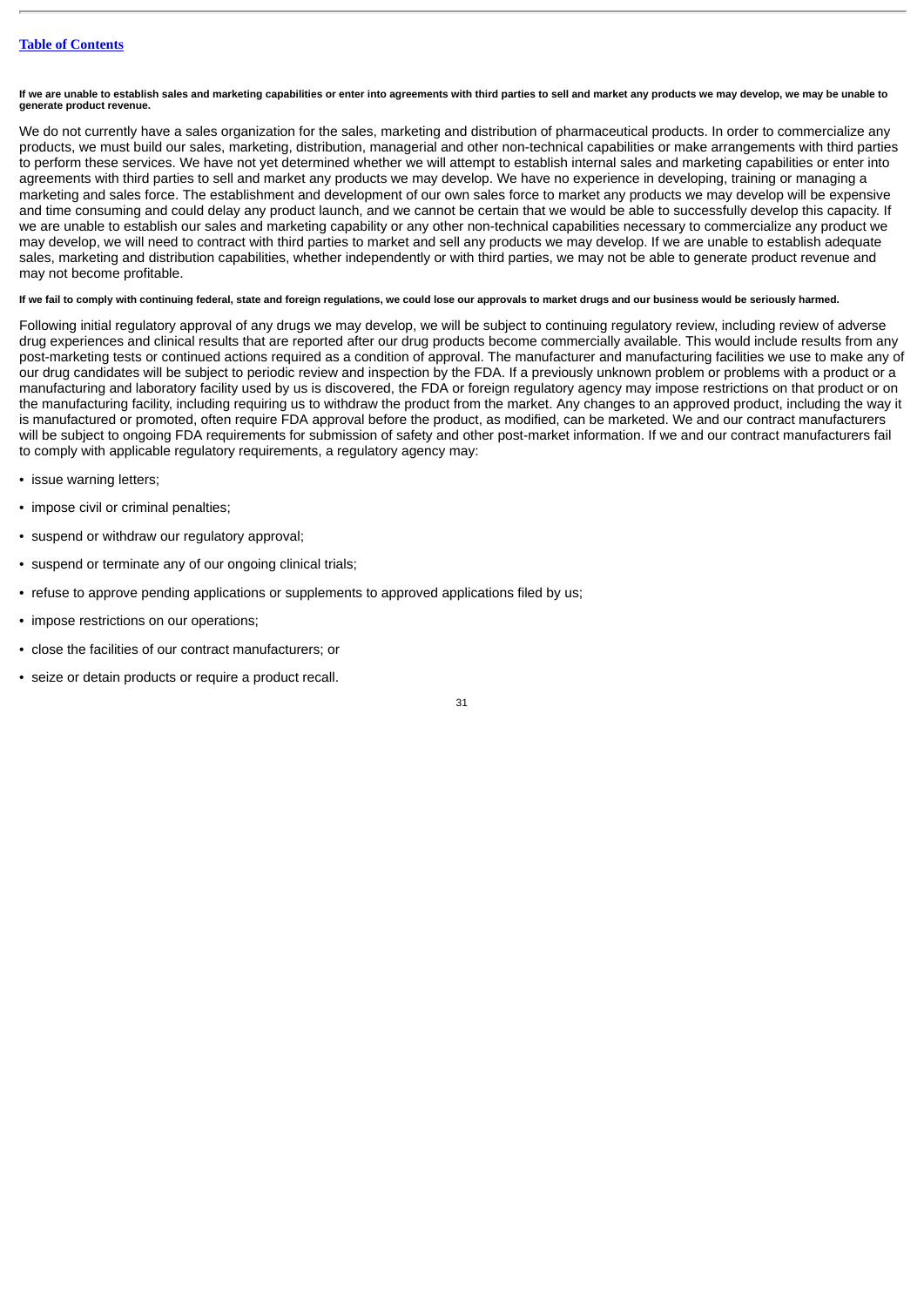**If we are unable to establish sales and marketing capabilities or enter into agreements with third parties to sell and market any products we may develop, we may be unable to generate product revenue.**

We do not currently have a sales organization for the sales, marketing and distribution of pharmaceutical products. In order to commercialize any products, we must build our sales, marketing, distribution, managerial and other non-technical capabilities or make arrangements with third parties to perform these services. We have not yet determined whether we will attempt to establish internal sales and marketing capabilities or enter into agreements with third parties to sell and market any products we may develop. We have no experience in developing, training or managing a marketing and sales force. The establishment and development of our own sales force to market any products we may develop will be expensive and time consuming and could delay any product launch, and we cannot be certain that we would be able to successfully develop this capacity. If we are unable to establish our sales and marketing capability or any other non-technical capabilities necessary to commercialize any product we may develop, we will need to contract with third parties to market and sell any products we may develop. If we are unable to establish adequate sales, marketing and distribution capabilities, whether independently or with third parties, we may not be able to generate product revenue and may not become profitable.

**If we fail to comply with continuing federal, state and foreign regulations, we could lose our approvals to market drugs and our business would be seriously harmed.**

Following initial regulatory approval of any drugs we may develop, we will be subject to continuing regulatory review, including review of adverse drug experiences and clinical results that are reported after our drug products become commercially available. This would include results from any post-marketing tests or continued actions required as a condition of approval. The manufacturer and manufacturing facilities we use to make any of our drug candidates will be subject to periodic review and inspection by the FDA. If a previously unknown problem or problems with a product or a manufacturing and laboratory facility used by us is discovered, the FDA or foreign regulatory agency may impose restrictions on that product or on the manufacturing facility, including requiring us to withdraw the product from the market. Any changes to an approved product, including the way it is manufactured or promoted, often require FDA approval before the product, as modified, can be marketed. We and our contract manufacturers will be subject to ongoing FDA requirements for submission of safety and other post-market information. If we and our contract manufacturers fail to comply with applicable regulatory requirements, a regulatory agency may:

- issue warning letters;
- impose civil or criminal penalties;
- suspend or withdraw our regulatory approval;
- suspend or terminate any of our ongoing clinical trials;
- refuse to approve pending applications or supplements to approved applications filed by us;
- impose restrictions on our operations;
- close the facilities of our contract manufacturers; or
- seize or detain products or require a product recall.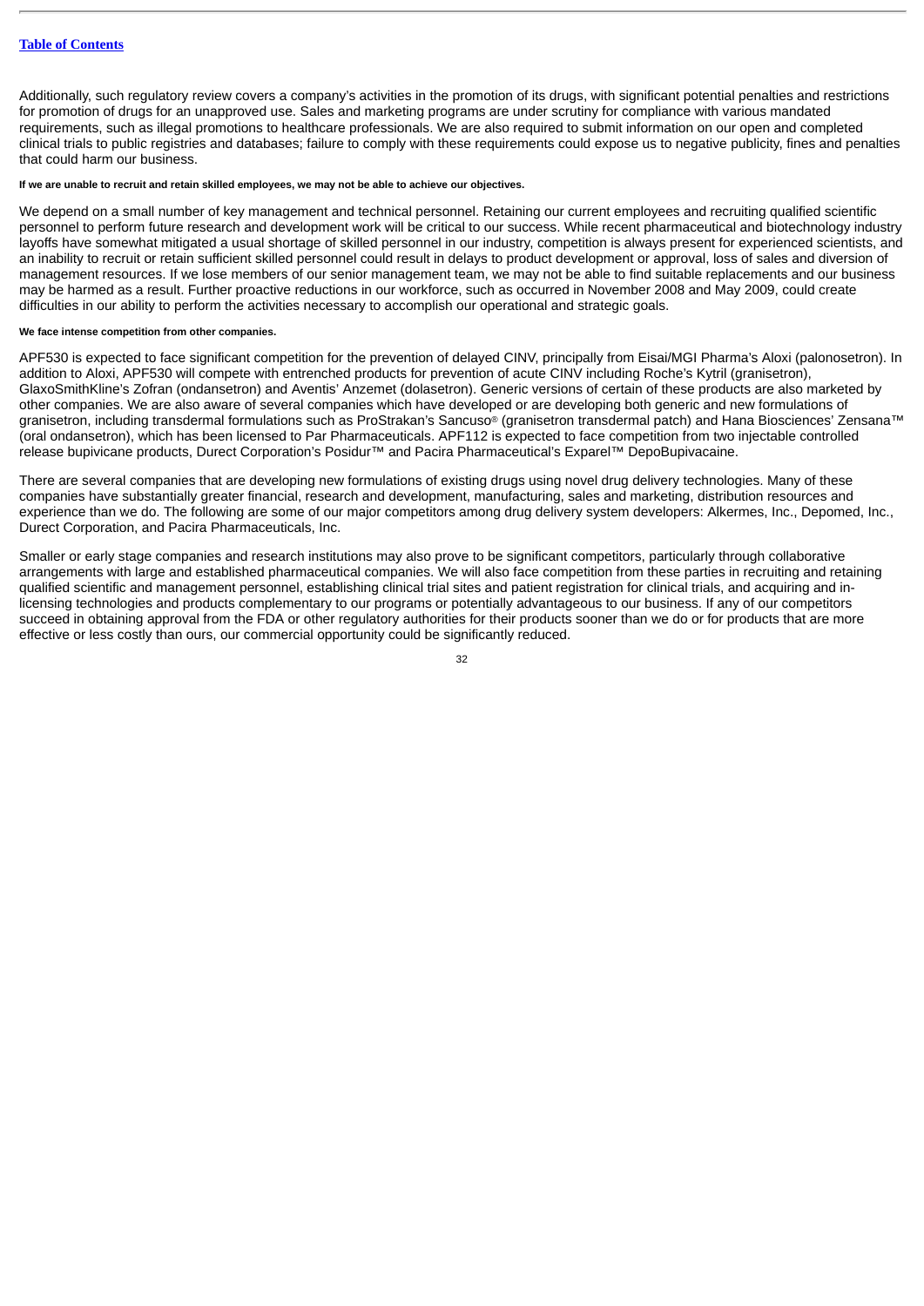Additionally, such regulatory review covers a company's activities in the promotion of its drugs, with significant potential penalties and restrictions for promotion of drugs for an unapproved use. Sales and marketing programs are under scrutiny for compliance with various mandated requirements, such as illegal promotions to healthcare professionals. We are also required to submit information on our open and completed clinical trials to public registries and databases; failure to comply with these requirements could expose us to negative publicity, fines and penalties that could harm our business.

**If we are unable to recruit and retain skilled employees, we may not be able to achieve our objectives.**

We depend on a small number of key management and technical personnel. Retaining our current employees and recruiting qualified scientific personnel to perform future research and development work will be critical to our success. While recent pharmaceutical and biotechnology industry layoffs have somewhat mitigated a usual shortage of skilled personnel in our industry, competition is always present for experienced scientists, and an inability to recruit or retain sufficient skilled personnel could result in delays to product development or approval, loss of sales and diversion of management resources. If we lose members of our senior management team, we may not be able to find suitable replacements and our business may be harmed as a result. Further proactive reductions in our workforce, such as occurred in November 2008 and May 2009, could create difficulties in our ability to perform the activities necessary to accomplish our operational and strategic goals.

**We face intense competition from other companies.**

APF530 is expected to face significant competition for the prevention of delayed CINV, principally from Eisai/MGI Pharma's Aloxi (palonosetron). In addition to Aloxi, APF530 will compete with entrenched products for prevention of acute CINV including Roche's Kytril (granisetron), GlaxoSmithKline's Zofran (ondansetron) and Aventis' Anzemet (dolasetron). Generic versions of certain of these products are also marketed by other companies. We are also aware of several companies which have developed or are developing both generic and new formulations of granisetron, including transdermal formulations such as ProStrakan's Sancuso® (granisetron transdermal patch) and Hana Biosciences' Zensana™ (oral ondansetron), which has been licensed to Par Pharmaceuticals. APF112 is expected to face competition from two injectable controlled release bupivicane products, Durect Corporation's Posidur™ and Pacira Pharmaceutical's Exparel™ DepoBupivacaine.

There are several companies that are developing new formulations of existing drugs using novel drug delivery technologies. Many of these companies have substantially greater financial, research and development, manufacturing, sales and marketing, distribution resources and experience than we do. The following are some of our major competitors among drug delivery system developers: Alkermes, Inc., Depomed, Inc., Durect Corporation, and Pacira Pharmaceuticals, Inc.

Smaller or early stage companies and research institutions may also prove to be significant competitors, particularly through collaborative arrangements with large and established pharmaceutical companies. We will also face competition from these parties in recruiting and retaining qualified scientific and management personnel, establishing clinical trial sites and patient registration for clinical trials, and acquiring and in-licensing technologies and products complementary to our programs or potentially advantageous to our business. If any of our competitors succeed in obtaining approval from the FDA or other regulatory authorities for their products sooner than we do or for products that are more effective or less costly than ours, our commercial opportunity could be significantly reduced.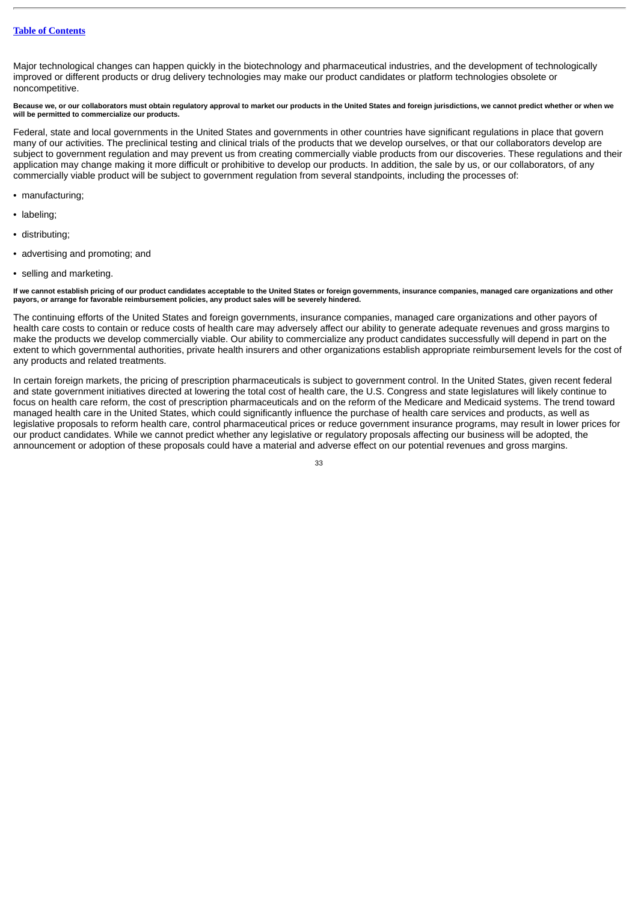Major technological changes can happen quickly in the biotechnology and pharmaceutical industries, and the development of technologically improved or different products or drug delivery technologies may make our product candidates or platform technologies obsolete or noncompetitive.

**Because we, or our collaborators must obtain regulatory approval to market our products in the United States and foreign jurisdictions, we cannot predict whether or when we will be permitted to commercialize our products.**

Federal, state and local governments in the United States and governments in other countries have significant regulations in place that govern many of our activities. The preclinical testing and clinical trials of the products that we develop ourselves, or that our collaborators develop are subject to government regulation and may prevent us from creating commercially viable products from our discoveries. These regulations and their application may change making it more difficult or prohibitive to develop our products. In addition, the sale by us, or our collaborators, of any commercially viable product will be subject to government regulation from several standpoints, including the processes of:

- manufacturing;
- labeling;
- distributing;
- advertising and promoting; and
- selling and marketing.

**If we cannot establish pricing of our product candidates acceptable to the United States or foreign governments, insurance companies, managed care organizations and other payors, or arrange for favorable reimbursement policies, any product sales will be severely hindered.**

The continuing efforts of the United States and foreign governments, insurance companies, managed care organizations and other payors of health care costs to contain or reduce costs of health care may adversely affect our ability to generate adequate revenues and gross margins to make the products we develop commercially viable. Our ability to commercialize any product candidates successfully will depend in part on the extent to which governmental authorities, private health insurers and other organizations establish appropriate reimbursement levels for the cost of any products and related treatments.

In certain foreign markets, the pricing of prescription pharmaceuticals is subject to government control. In the United States, given recent federal and state government initiatives directed at lowering the total cost of health care, the U.S. Congress and state legislatures will likely continue to focus on health care reform, the cost of prescription pharmaceuticals and on the reform of the Medicare and Medicaid systems. The trend toward managed health care in the United States, which could significantly influence the purchase of health care services and products, as well as legislative proposals to reform health care, control pharmaceutical prices or reduce government insurance programs, may result in lower prices for our product candidates. While we cannot predict whether any legislative or regulatory proposals affecting our business will be adopted, the announcement or adoption of these proposals could have a material and adverse effect on our potential revenues and gross margins.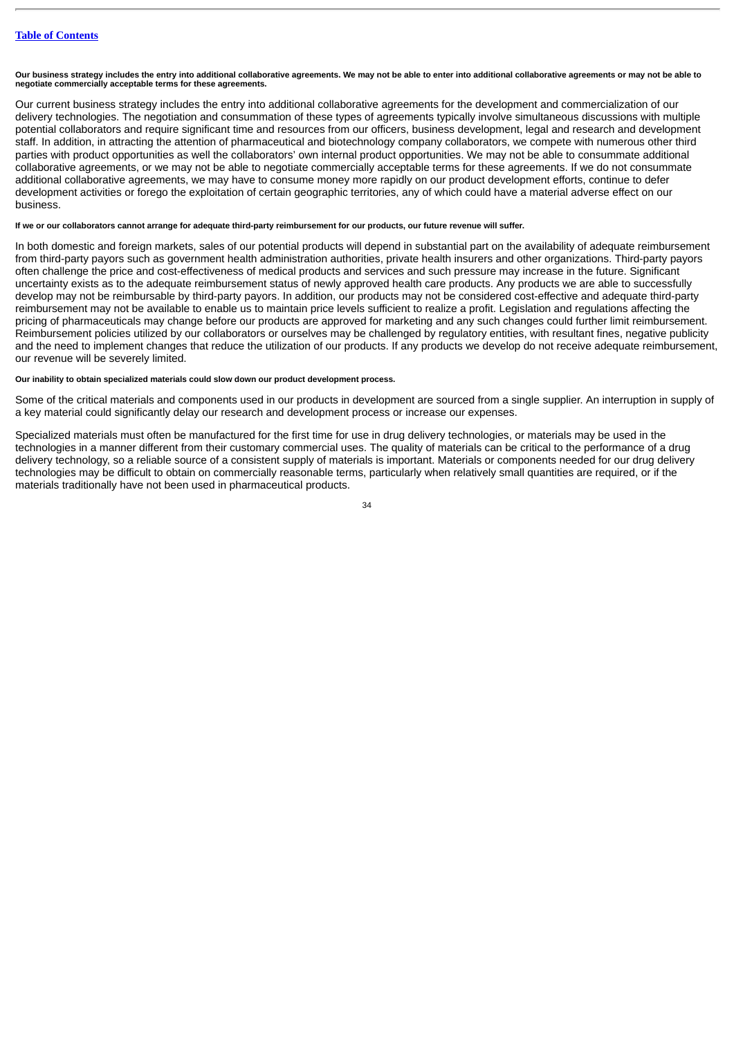**Our business strategy includes the entry into additional collaborative agreements. We may not be able to enter into additional collaborative agreements or may not be able to negotiate commercially acceptable terms for these agreements.**

Our current business strategy includes the entry into additional collaborative agreements for the development and commercialization of our delivery technologies. The negotiation and consummation of these types of agreements typically involve simultaneous discussions with multiple potential collaborators and require significant time and resources from our officers, business development, legal and research and development staff. In addition, in attracting the attention of pharmaceutical and biotechnology company collaborators, we compete with numerous other third parties with product opportunities as well the collaborators' own internal product opportunities. We may not be able to consummate additional collaborative agreements, or we may not be able to negotiate commercially acceptable terms for these agreements. If we do not consummate additional collaborative agreements, we may have to consume money more rapidly on our product development efforts, continue to defer development activities or forego the exploitation of certain geographic territories, any of which could have a material adverse effect on our business.

**If we or our collaborators cannot arrange for adequate third-party reimbursement for our products, our future revenue will suffer.**

In both domestic and foreign markets, sales of our potential products will depend in substantial part on the availability of adequate reimbursement from third-party payors such as government health administration authorities, private health insurers and other organizations. Third-party payors often challenge the price and cost-effectiveness of medical products and services and such pressure may increase in the future. Significant uncertainty exists as to the adequate reimbursement status of newly approved health care products. Any products we are able to successfully develop may not be reimbursable by third-party payors. In addition, our products may not be considered cost-effective and adequate third-party reimbursement may not be available to enable us to maintain price levels sufficient to realize a profit. Legislation and regulations affecting the pricing of pharmaceuticals may change before our products are approved for marketing and any such changes could further limit reimbursement. Reimbursement policies utilized by our collaborators or ourselves may be challenged by regulatory entities, with resultant fines, negative publicity and the need to implement changes that reduce the utilization of our products. If any products we develop do not receive adequate reimbursement, our revenue will be severely limited.

**Our inability to obtain specialized materials could slow down our product development process.**

Some of the critical materials and components used in our products in development are sourced from a single supplier. An interruption in supply of a key material could significantly delay our research and development process or increase our expenses.

Specialized materials must often be manufactured for the first time for use in drug delivery technologies, or materials may be used in the technologies in a manner different from their customary commercial uses. The quality of materials can be critical to the performance of a drug delivery technology, so a reliable source of a consistent supply of materials is important. Materials or components needed for our drug delivery technologies may be difficult to obtain on commercially reasonable terms, particularly when relatively small quantities are required, or if the materials traditionally have not been used in pharmaceutical products.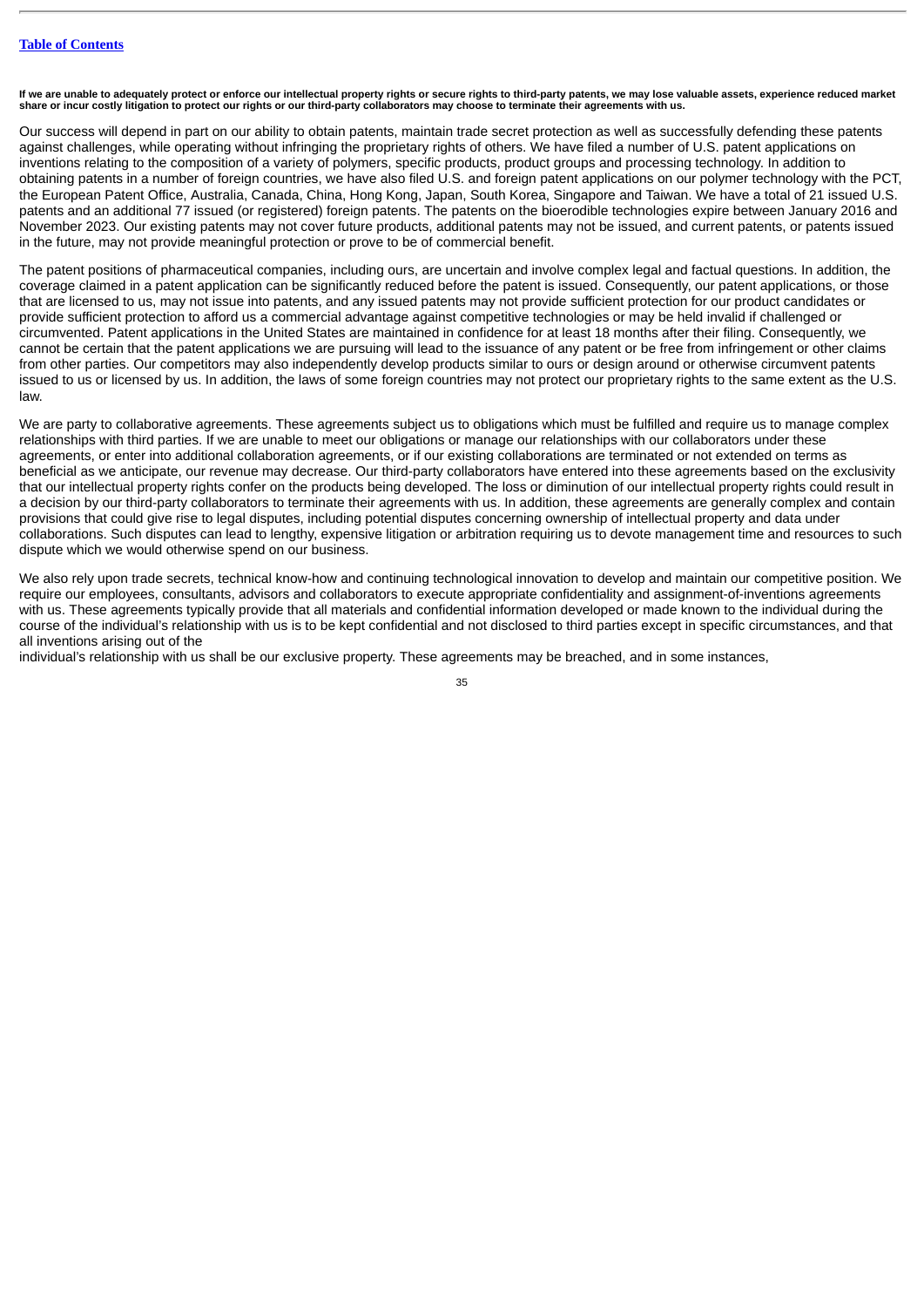**If we are unable to adequately protect or enforce our intellectual property rights or secure rights to third-party patents, we may lose valuable assets, experience reduced market share or incur costly litigation to protect our rights or our third-party collaborators may choose to terminate their agreements with us.**

Our success will depend in part on our ability to obtain patents, maintain trade secret protection as well as successfully defending these patents against challenges, while operating without infringing the proprietary rights of others. We have filed a number of U.S. patent applications on inventions relating to the composition of a variety of polymers, specific products, product groups and processing technology. In addition to obtaining patents in a number of foreign countries, we have also filed U.S. and foreign patent applications on our polymer technology with the PCT, the European Patent Office, Australia, Canada, China, Hong Kong, Japan, South Korea, Singapore and Taiwan. We have a total of 21 issued U.S. patents and an additional 77 issued (or registered) foreign patents. The patents on the bioerodible technologies expire between January 2016 and November 2023. Our existing patents may not cover future products, additional patents may not be issued, and current patents, or patents issued in the future, may not provide meaningful protection or prove to be of commercial benefit.

The patent positions of pharmaceutical companies, including ours, are uncertain and involve complex legal and factual questions. In addition, the coverage claimed in a patent application can be significantly reduced before the patent is issued. Consequently, our patent applications, or those that are licensed to us, may not issue into patents, and any issued patents may not provide sufficient protection for our product candidates or provide sufficient protection to afford us a commercial advantage against competitive technologies or may be held invalid if challenged or circumvented. Patent applications in the United States are maintained in confidence for at least 18 months after their filing. Consequently, we cannot be certain that the patent applications we are pursuing will lead to the issuance of any patent or be free from infringement or other claims from other parties. Our competitors may also independently develop products similar to ours or design around or otherwise circumvent patents issued to us or licensed by us. In addition, the laws of some foreign countries may not protect our proprietary rights to the same extent as the U.S. law.

We are party to collaborative agreements. These agreements subject us to obligations which must be fulfilled and require us to manage complex relationships with third parties. If we are unable to meet our obligations or manage our relationships with our collaborators under these agreements, or enter into additional collaboration agreements, or if our existing collaborations are terminated or not extended on terms as beneficial as we anticipate, our revenue may decrease. Our third-party collaborators have entered into these agreements based on the exclusivity that our intellectual property rights confer on the products being developed. The loss or diminution of our intellectual property rights could result in a decision by our third-party collaborators to terminate their agreements with us. In addition, these agreements are generally complex and contain provisions that could give rise to legal disputes, including potential disputes concerning ownership of intellectual property and data under collaborations. Such disputes can lead to lengthy, expensive litigation or arbitration requiring us to devote management time and resources to such dispute which we would otherwise spend on our business.

We also rely upon trade secrets, technical know-how and continuing technological innovation to develop and maintain our competitive position. We require our employees, consultants, advisors and collaborators to execute appropriate confidentiality and assignment-of-inventions agreements with us. These agreements typically provide that all materials and confidential information developed or made known to the individual during the course of the individual's relationship with us is to be kept confidential and not disclosed to third parties except in specific circumstances, and that all inventions arising out of the individual's relationship with us shall be our exclusive property. These agreements may be breached, and in some instances,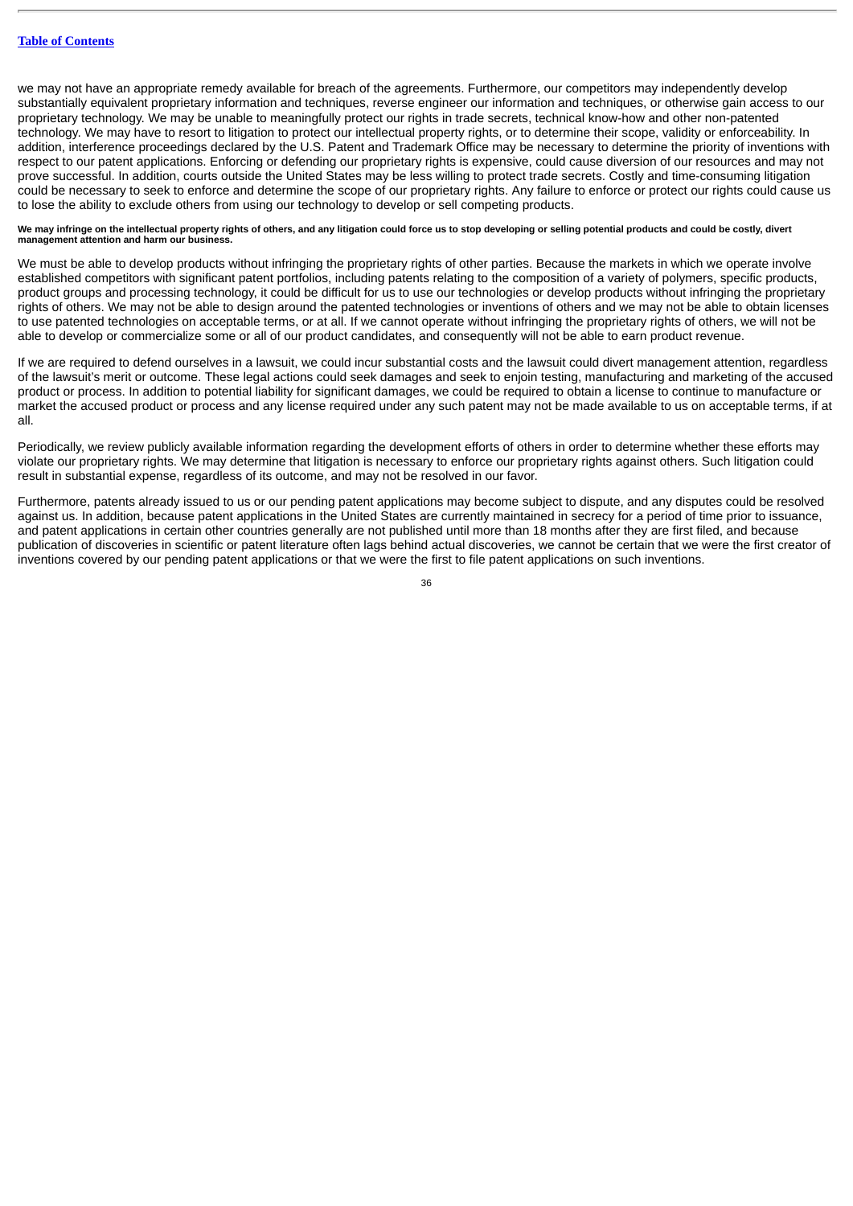we may not have an appropriate remedy available for breach of the agreements. Furthermore, our competitors may independently develop substantially equivalent proprietary information and techniques, reverse engineer our information and techniques, or otherwise gain access to our proprietary technology. We may be unable to meaningfully protect our rights in trade secrets, technical know-how and other non-patented technology. We may have to resort to litigation to protect our intellectual property rights, or to determine their scope, validity or enforceability. In addition, interference proceedings declared by the U.S. Patent and Trademark Office may be necessary to determine the priority of inventions with respect to our patent applications. Enforcing or defending our proprietary rights is expensive, could cause diversion of our resources and may not prove successful. In addition, courts outside the United States may be less willing to protect trade secrets. Costly and time-consuming litigation could be necessary to seek to enforce and determine the scope of our proprietary rights. Any failure to enforce or protect our rights could cause us to lose the ability to exclude others from using our technology to develop or sell competing products.

**We may infringe on the intellectual property rights of others, and any litigation could force us to stop developing or selling potential products and could be costly, divert management attention and harm our business.**

We must be able to develop products without infringing the proprietary rights of other parties. Because the markets in which we operate involve established competitors with significant patent portfolios, including patents relating to the composition of a variety of polymers, specific products, product groups and processing technology, it could be difficult for us to use our technologies or develop products without infringing the proprietary rights of others. We may not be able to design around the patented technologies or inventions of others and we may not be able to obtain licenses to use patented technologies on acceptable terms, or at all. If we cannot operate without infringing the proprietary rights of others, we will not be able to develop or commercialize some or all of our product candidates, and consequently will not be able to earn product revenue.

If we are required to defend ourselves in a lawsuit, we could incur substantial costs and the lawsuit could divert management attention, regardless of the lawsuit's merit or outcome. These legal actions could seek damages and seek to enjoin testing, manufacturing and marketing of the accused product or process. In addition to potential liability for significant damages, we could be required to obtain a license to continue to manufacture or market the accused product or process and any license required under any such patent may not be made available to us on acceptable terms, if at all.

Periodically, we review publicly available information regarding the development efforts of others in order to determine whether these efforts may violate our proprietary rights. We may determine that litigation is necessary to enforce our proprietary rights against others. Such litigation could result in substantial expense, regardless of its outcome, and may not be resolved in our favor.

Furthermore, patents already issued to us or our pending patent applications may become subject to dispute, and any disputes could be resolved against us. In addition, because patent applications in the United States are currently maintained in secrecy for a period of time prior to issuance, and patent applications in certain other countries generally are not published until more than 18 months after they are first filed, and because publication of discoveries in scientific or patent literature often lags behind actual discoveries, we cannot be certain that we were the first creator of inventions covered by our pending patent applications or that we were the first to file patent applications on such inventions.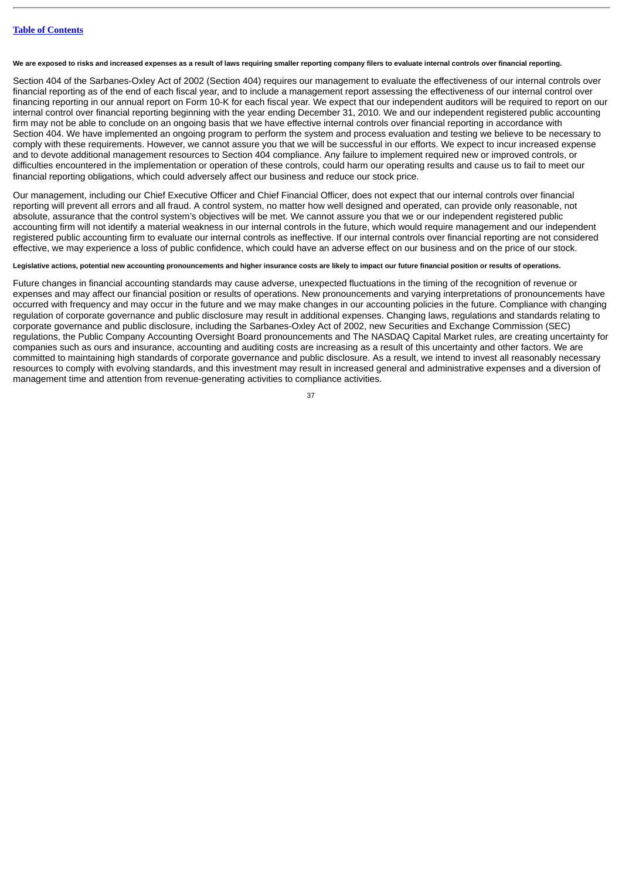**We are exposed to risks and increased expenses as a result of laws requiring smaller reporting company filers to evaluate internal controls over financial reporting.**

Section 404 of the Sarbanes-Oxley Act of 2002 (Section 404) requires our management to evaluate the effectiveness of our internal controls over financial reporting as of the end of each fiscal year, and to include a management report assessing the effectiveness of our internal control over financing reporting in our annual report on Form 10-K for each fiscal year. We expect that our independent auditors will be required to report on our internal control over financial reporting beginning with the year ending December 31, 2010. We and our independent registered public accounting firm may not be able to conclude on an ongoing basis that we have effective internal controls over financial reporting in accordance with Section 404. We have implemented an ongoing program to perform the system and process evaluation and testing we believe to be necessary to comply with these requirements. However, we cannot assure you that we will be successful in our efforts. We expect to incur increased expense and to devote additional management resources to Section 404 compliance. Any failure to implement required new or improved controls, or difficulties encountered in the implementation or operation of these controls, could harm our operating results and cause us to fail to meet our financial reporting obligations, which could adversely affect our business and reduce our stock price.

Our management, including our Chief Executive Officer and Chief Financial Officer, does not expect that our internal controls over financial reporting will prevent all errors and all fraud. A control system, no matter how well designed and operated, can provide only reasonable, not absolute, assurance that the control system's objectives will be met. We cannot assure you that we or our independent registered public accounting firm will not identify a material weakness in our internal controls in the future, which would require management and our independent registered public accounting firm to evaluate our internal controls as ineffective. If our internal controls over financial reporting are not considered effective, we may experience a loss of public confidence, which could have an adverse effect on our business and on the price of our stock.

**Legislative actions, potential new accounting pronouncements and higher insurance costs are likely to impact our future financial position or results of operations.**

Future changes in financial accounting standards may cause adverse, unexpected fluctuations in the timing of the recognition of revenue or expenses and may affect our financial position or results of operations. New pronouncements and varying interpretations of pronouncements have occurred with frequency and may occur in the future and we may make changes in our accounting policies in the future. Compliance with changing regulation of corporate governance and public disclosure may result in additional expenses. Changing laws, regulations and standards relating to corporate governance and public disclosure, including the Sarbanes-Oxley Act of 2002, new Securities and Exchange Commission (SEC) regulations, the Public Company Accounting Oversight Board pronouncements and The NASDAQ Capital Market rules, are creating uncertainty for companies such as ours and insurance, accounting and auditing costs are increasing as a result of this uncertainty and other factors. We are committed to maintaining high standards of corporate governance and public disclosure. As a result, we intend to invest all reasonably necessary resources to comply with evolving standards, and this investment may result in increased general and administrative expenses and a diversion of management time and attention from revenue-generating activities to compliance activities.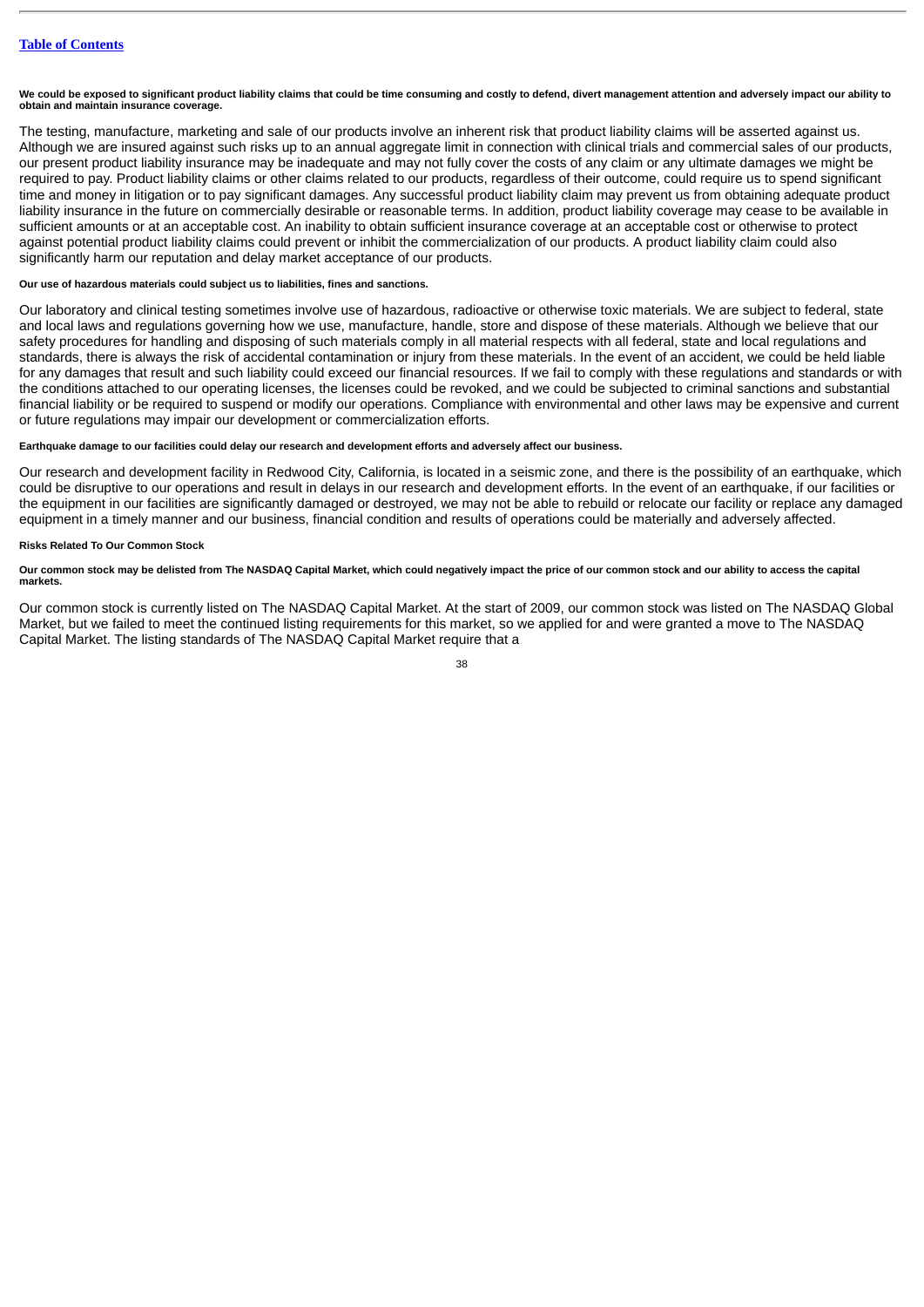**We could be exposed to significant product liability claims that could be time consuming and costly to defend, divert management attention and adversely impact our ability to obtain and maintain insurance coverage.**

The testing, manufacture, marketing and sale of our products involve an inherent risk that product liability claims will be asserted against us. Although we are insured against such risks up to an annual aggregate limit in connection with clinical trials and commercial sales of our products, our present product liability insurance may be inadequate and may not fully cover the costs of any claim or any ultimate damages we might be required to pay. Product liability claims or other claims related to our products, regardless of their outcome, could require us to spend significant time and money in litigation or to pay significant damages. Any successful product liability claim may prevent us from obtaining adequate product liability insurance in the future on commercially desirable or reasonable terms. In addition, product liability coverage may cease to be available in sufficient amounts or at an acceptable cost. An inability to obtain sufficient insurance coverage at an acceptable cost or otherwise to protect against potential product liability claims could prevent or inhibit the commercialization of our products. A product liability claim could also significantly harm our reputation and delay market acceptance of our products.

**Our use of hazardous materials could subject us to liabilities, fines and sanctions.**

Our laboratory and clinical testing sometimes involve use of hazardous, radioactive or otherwise toxic materials. We are subject to federal, state and local laws and regulations governing how we use, manufacture, handle, store and dispose of these materials. Although we believe that our safety procedures for handling and disposing of such materials comply in all material respects with all federal, state and local regulations and standards, there is always the risk of accidental contamination or injury from these materials. In the event of an accident, we could be held liable for any damages that result and such liability could exceed our financial resources. If we fail to comply with these regulations and standards or with the conditions attached to our operating licenses, the licenses could be revoked, and we could be subjected to criminal sanctions and substantial financial liability or be required to suspend or modify our operations. Compliance with environmental and other laws may be expensive and current or future regulations may impair our development or commercialization efforts.

**Earthquake damage to our facilities could delay our research and development efforts and adversely affect our business.**

Our research and development facility in Redwood City, California, is located in a seismic zone, and there is the possibility of an earthquake, which could be disruptive to our operations and result in delays in our research and development efforts. In the event of an earthquake, if our facilities or the equipment in our facilities are significantly damaged or destroyed, we may not be able to rebuild or relocate our facility or replace any damaged equipment in a timely manner and our business, financial condition and results of operations could be materially and adversely affected.

**Risks Related To Our Common Stock**

**Our common stock may be delisted from The NASDAQ Capital Market, which could negatively impact the price of our common stock and our ability to access the capital markets.**

Our common stock is currently listed on The NASDAQ Capital Market. At the start of 2009, our common stock was listed on The NASDAQ Global Market, but we failed to meet the continued listing requirements for this market, so we applied for and were granted a move to The NASDAQ Capital Market. The listing standards of The NASDAQ Capital Market require that a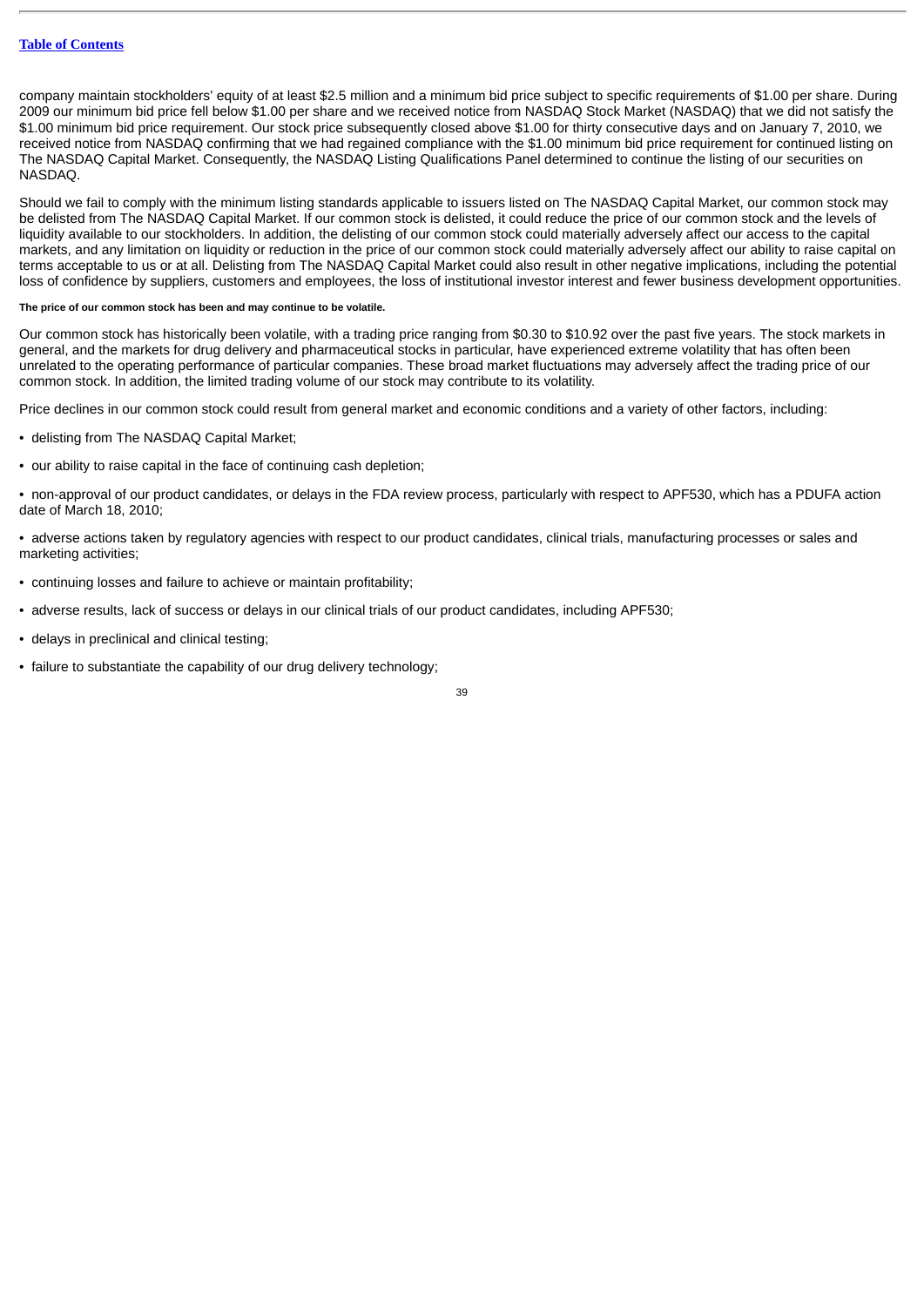company maintain stockholders' equity of at least $2.5 million and a minimum bid price subject to specific requirements of $1.00 per share. During 2009 our minimum bid price fell below $1.00 per share and we received notice from NASDAQ Stock Market (NASDAQ) that we did not satisfy the $1.00 minimum bid price requirement. Our stock price subsequently closed above $1.00 for thirty consecutive days and on January 7, 2010, we received notice from NASDAQ confirming that we had regained compliance with the $1.00 minimum bid price requirement for continued listing on The NASDAQ Capital Market. Consequently, the NASDAQ Listing Qualifications Panel determined to continue the listing of our securities on NASDAQ.

Should we fail to comply with the minimum listing standards applicable to issuers listed on The NASDAQ Capital Market, our common stock may be delisted from The NASDAQ Capital Market. If our common stock is delisted, it could reduce the price of our common stock and the levels of liquidity available to our stockholders. In addition, the delisting of our common stock could materially adversely affect our access to the capital markets, and any limitation on liquidity or reduction in the price of our common stock could materially adversely affect our ability to raise capital on terms acceptable to us or at all. Delisting from The NASDAQ Capital Market could also result in other negative implications, including the potential loss of confidence by suppliers, customers and employees, the loss of institutional investor interest and fewer business development opportunities.

**The price of our common stock has been and may continue to be volatile.**

Our common stock has historically been volatile, with a trading price ranging from $0.30 to $10.92 over the past five years. The stock markets in general, and the markets for drug delivery and pharmaceutical stocks in particular, have experienced extreme volatility that has often been unrelated to the operating performance of particular companies. These broad market fluctuations may adversely affect the trading price of our common stock. In addition, the limited trading volume of our stock may contribute to its volatility.

Price declines in our common stock could result from general market and economic conditions and a variety of other factors, including:

- delisting from The NASDAQ Capital Market;
- our ability to raise capital in the face of continuing cash depletion;
- non-approval of our product candidates, or delays in the FDA review process, particularly with respect to APF530, which has a PDUFA action date of March 18, 2010;
- adverse actions taken by regulatory agencies with respect to our product candidates, clinical trials, manufacturing processes or sales and marketing activities;
- continuing losses and failure to achieve or maintain profitability;
- adverse results, lack of success or delays in our clinical trials of our product candidates, including APF530;
- delays in preclinical and clinical testing;
- failure to substantiate the capability of our drug delivery technology;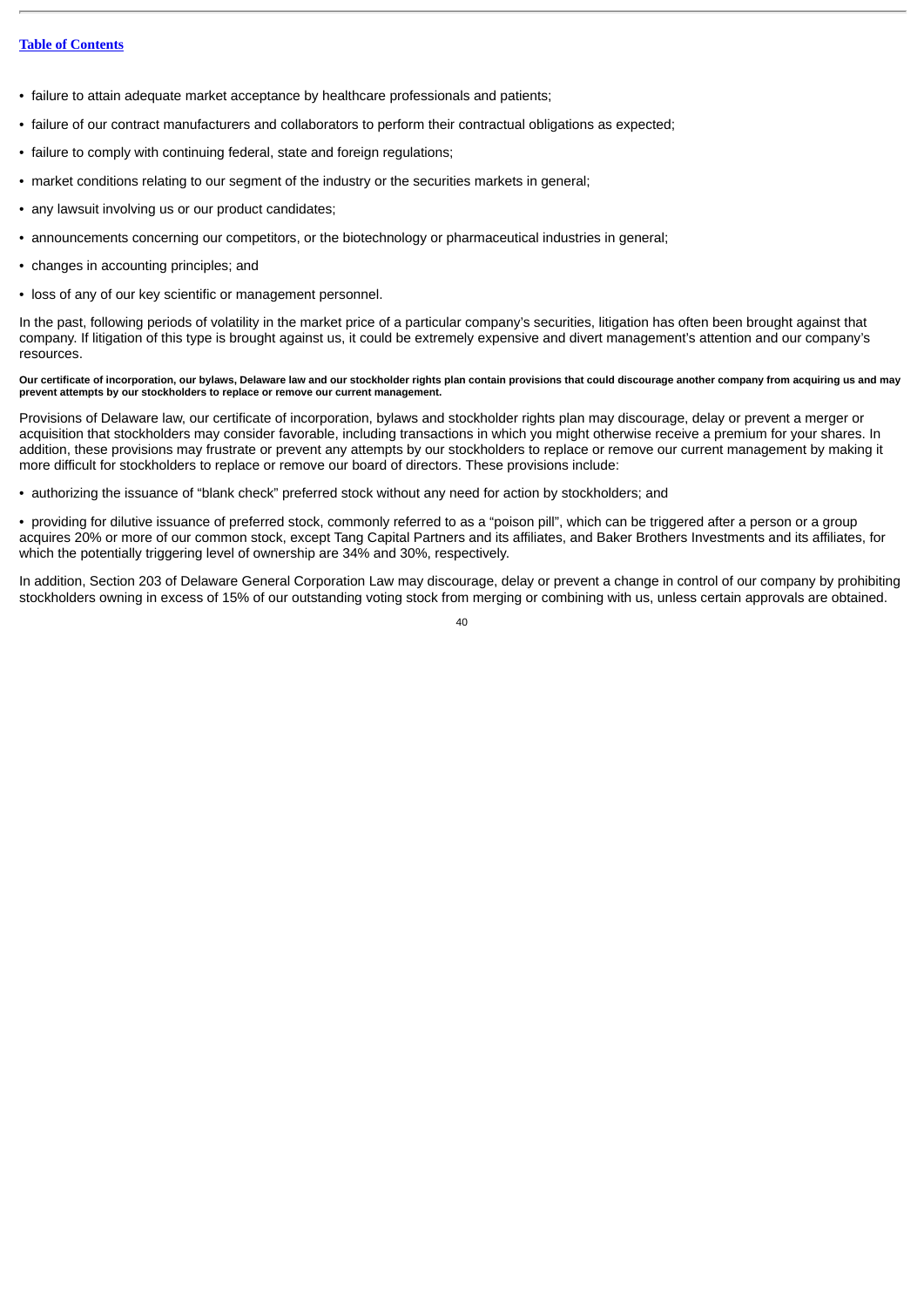- failure to attain adequate market acceptance by healthcare professionals and patients;
- failure of our contract manufacturers and collaborators to perform their contractual obligations as expected;
- failure to comply with continuing federal, state and foreign regulations;
- market conditions relating to our segment of the industry or the securities markets in general;
- any lawsuit involving us or our product candidates;
- announcements concerning our competitors, or the biotechnology or pharmaceutical industries in general;
- changes in accounting principles; and
- loss of any of our key scientific or management personnel.

In the past, following periods of volatility in the market price of a particular company's securities, litigation has often been brought against that company. If litigation of this type is brought against us, it could be extremely expensive and divert management's attention and our company's resources.

**Our certificate of incorporation, our bylaws, Delaware law and our stockholder rights plan contain provisions that could discourage another company from acquiring us and may prevent attempts by our stockholders to replace or remove our current management.**

Provisions of Delaware law, our certificate of incorporation, bylaws and stockholder rights plan may discourage, delay or prevent a merger or acquisition that stockholders may consider favorable, including transactions in which you might otherwise receive a premium for your shares. In addition, these provisions may frustrate or prevent any attempts by our stockholders to replace or remove our current management by making it more difficult for stockholders to replace or remove our board of directors. These provisions include:

- authorizing the issuance of "blank check" preferred stock without any need for action by stockholders; and
- providing for dilutive issuance of preferred stock, commonly referred to as a "poison pill", which can be triggered after a person or a group acquires 20% or more of our common stock, except Tang Capital Partners and its affiliates, and Baker Brothers Investments and its affiliates, for which the potentially triggering level of ownership are 34% and 30%, respectively.

In addition, Section 203 of Delaware General Corporation Law may discourage, delay or prevent a change in control of our company by prohibiting stockholders owning in excess of 15% of our outstanding voting stock from merging or combining with us, unless certain approvals are obtained.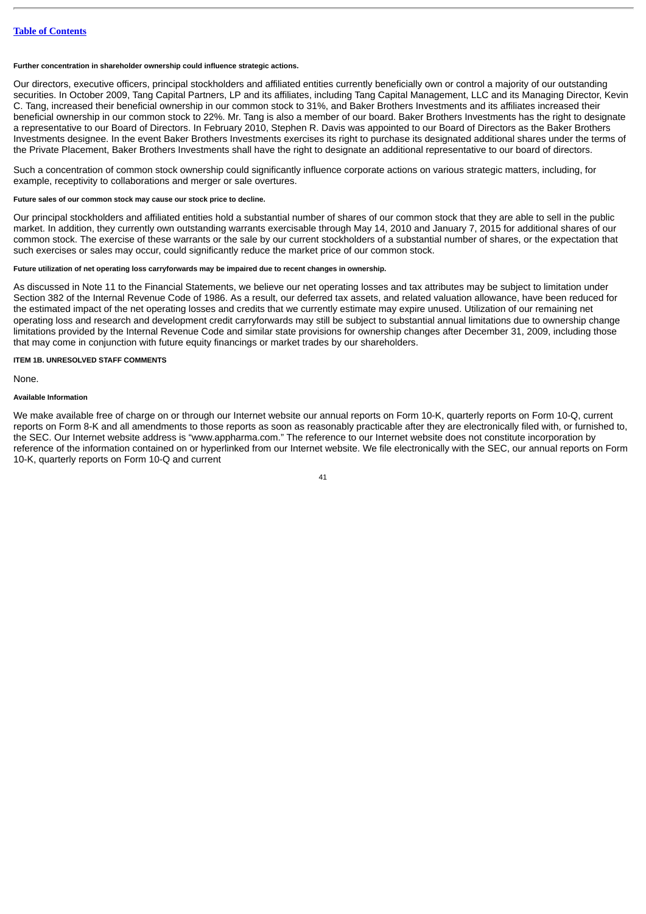**Further concentration in shareholder ownership could influence strategic actions.**

Our directors, executive officers, principal stockholders and affiliated entities currently beneficially own or control a majority of our outstanding securities. In October 2009, Tang Capital Partners, LP and its affiliates, including Tang Capital Management, LLC and its Managing Director, Kevin C. Tang, increased their beneficial ownership in our common stock to 31%, and Baker Brothers Investments and its affiliates increased their beneficial ownership in our common stock to 22%. Mr. Tang is also a member of our board. Baker Brothers Investments has the right to designate a representative to our Board of Directors. In February 2010, Stephen R. Davis was appointed to our Board of Directors as the Baker Brothers Investments designee. In the event Baker Brothers Investments exercises its right to purchase its designated additional shares under the terms of the Private Placement, Baker Brothers Investments shall have the right to designate an additional representative to our board of directors.

Such a concentration of common stock ownership could significantly influence corporate actions on various strategic matters, including, for example, receptivity to collaborations and merger or sale overtures.

**Future sales of our common stock may cause our stock price to decline.**

Our principal stockholders and affiliated entities hold a substantial number of shares of our common stock that they are able to sell in the public market. In addition, they currently own outstanding warrants exercisable through May 14, 2010 and January 7, 2015 for additional shares of our common stock. The exercise of these warrants or the sale by our current stockholders of a substantial number of shares, or the expectation that such exercises or sales may occur, could significantly reduce the market price of our common stock.

**Future utilization of net operating loss carryforwards may be impaired due to recent changes in ownership.**

As discussed in Note 11 to the Financial Statements, we believe our net operating losses and tax attributes may be subject to limitation under Section 382 of the Internal Revenue Code of 1986. As a result, our deferred tax assets, and related valuation allowance, have been reduced for the estimated impact of the net operating losses and credits that we currently estimate may expire unused. Utilization of our remaining net operating loss and research and development credit carryforwards may still be subject to substantial annual limitations due to ownership change limitations provided by the Internal Revenue Code and similar state provisions for ownership changes after December 31, 2009, including those that may come in conjunction with future equity financings or market trades by our shareholders.

**ITEM 1B. UNRESOLVED STAFF COMMENTS**

None.

**Available Information**

We make available free of charge on or through our Internet website our annual reports on Form 10-K, quarterly reports on Form 10-Q, current reports on Form 8-K and all amendments to those reports as soon as reasonably practicable after they are electronically filed with, or furnished to, the SEC. Our Internet website address is "www.appharma.com." The reference to our Internet website does not constitute incorporation by reference of the information contained on or hyperlinked from our Internet website. We file electronically with the SEC, our annual reports on Form 10-K, quarterly reports on Form 10-Q and current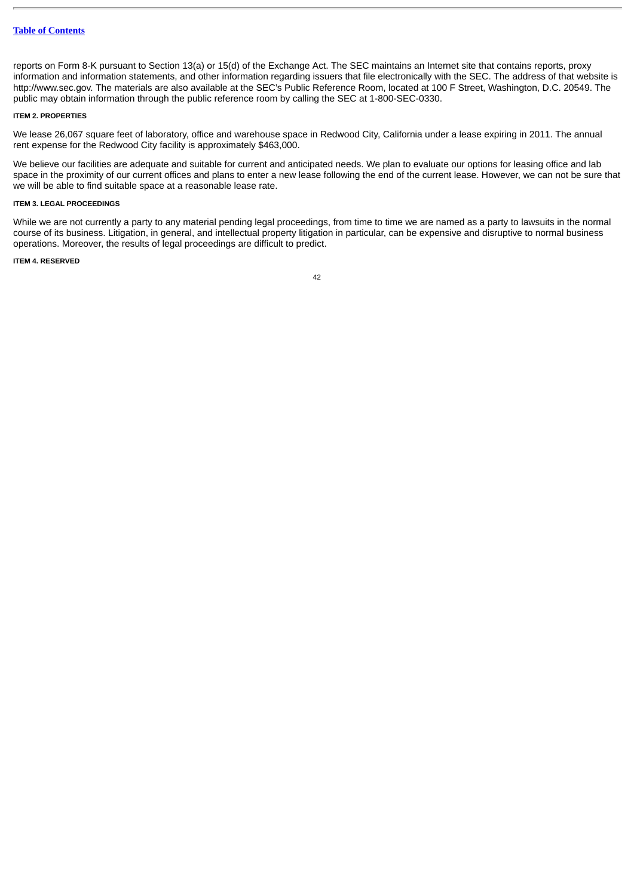reports on Form 8-K pursuant to Section 13(a) or 15(d) of the Exchange Act. The SEC maintains an Internet site that contains reports, proxy information and information statements, and other information regarding issuers that file electronically with the SEC. The address of that website is http://www.sec.gov. The materials are also available at the SEC's Public Reference Room, located at 100 F Street, Washington, D.C. 20549. The public may obtain information through the public reference room by calling the SEC at 1-800-SEC-0330.

#### ITEM 2. PROPERTIES

We lease 26,067 square feet of laboratory, office and warehouse space in Redwood City, California under a lease expiring in 2011. The annual rent expense for the Redwood City facility is approximately $463,000.

We believe our facilities are adequate and suitable for current and anticipated needs. We plan to evaluate our options for leasing office and lab space in the proximity of our current offices and plans to enter a new lease following the end of the current lease. However, we can not be sure that we will be able to find suitable space at a reasonable lease rate.

#### ITEM 3. LEGAL PROCEEDINGS

While we are not currently a party to any material pending legal proceedings, from time to time we are named as a party to lawsuits in the normal course of its business. Litigation, in general, and intellectual property litigation in particular, can be expensive and disruptive to normal business operations. Moreover, the results of legal proceedings are difficult to predict.

#### ITEM 4. RESERVED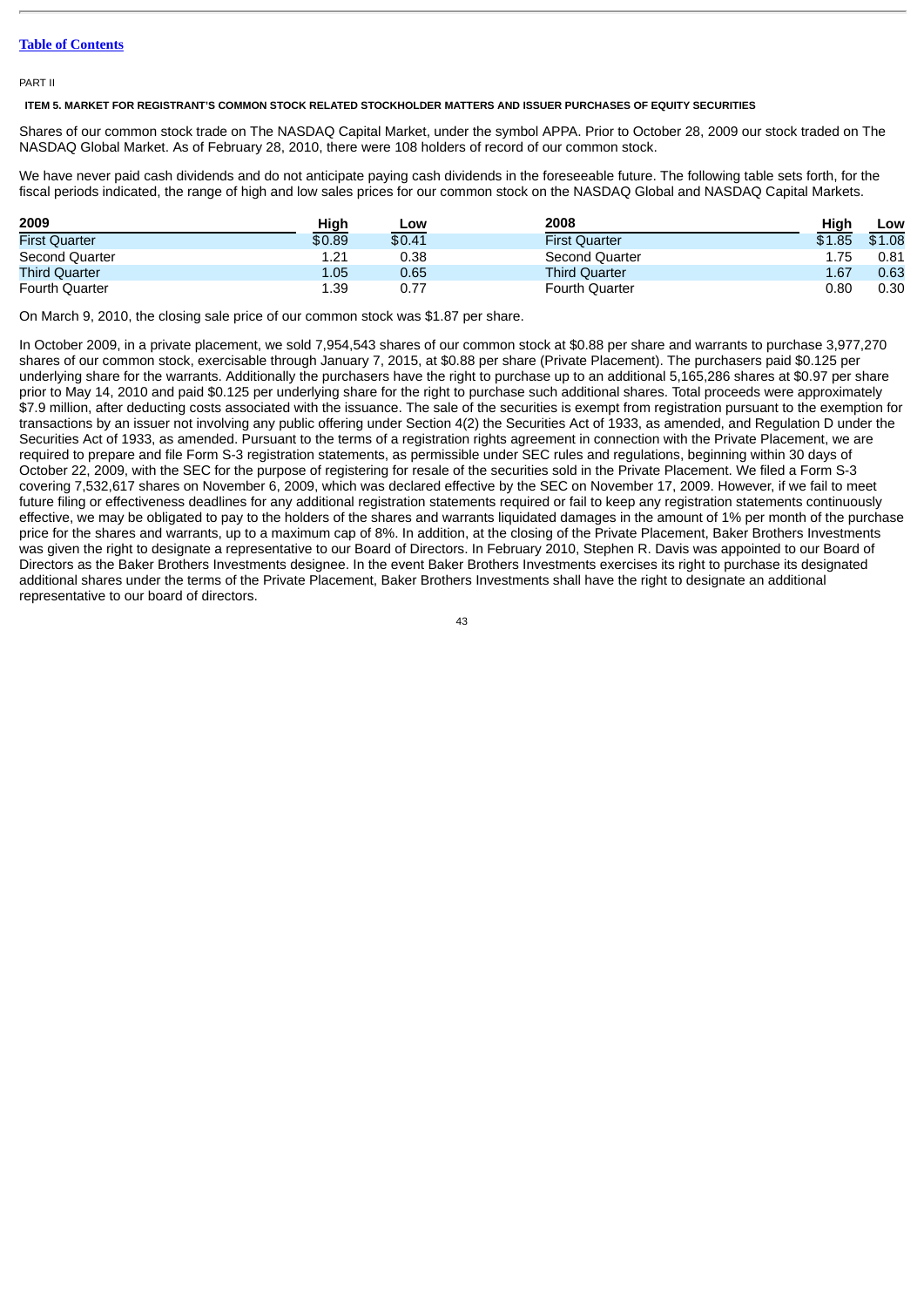[Table of Contents](#)

PART II

#### ITEM 5. MARKET FOR REGISTRANT'S COMMON STOCK RELATED STOCKHOLDER MATTERS AND ISSUER PURCHASES OF EQUITY SECURITIES

Shares of our common stock trade on The NASDAQ Capital Market, under the symbol APPA. Prior to October 28, 2009 our stock traded on The NASDAQ Global Market. As of February 28, 2010, there were 108 holders of record of our common stock.

We have never paid cash dividends and do not anticipate paying cash dividends in the foreseeable future. The following table sets forth, for the fiscal periods indicated, the range of high and low sales prices for our common stock on the NASDAQ Global and NASDAQ Capital Markets.

| 2009 | High | Low | 2008 | High | Low |
|---|---|---|---|---|---|
| First Quarter | $0.89 | $0.41 | First Quarter | $1.85 | $1.08 |
| Second Quarter | 1.21 | 0.38 | Second Quarter | 1.75 | 0.81 |
| Third Quarter | 1.05 | 0.65 | Third Quarter | 1.67 | 0.63 |
| Fourth Quarter | 1.39 | 0.77 | Fourth Quarter | 0.80 | 0.30 |

On March 9, 2010, the closing sale price of our common stock was $1.87 per share.

In October 2009, in a private placement, we sold 7,954,543 shares of our common stock at $0.88 per share and warrants to purchase 3,977,270 shares of our common stock, exercisable through January 7, 2015, at $0.88 per share (Private Placement). The purchasers paid $0.125 per underlying share for the warrants. Additionally the purchasers have the right to purchase up to an additional 5,165,286 shares at $0.97 per share prior to May 14, 2010 and paid $0.125 per underlying share for the right to purchase such additional shares. Total proceeds were approximately $7.9 million, after deducting costs associated with the issuance. The sale of the securities is exempt from registration pursuant to the exemption for transactions by an issuer not involving any public offering under Section 4(2) the Securities Act of 1933, as amended, and Regulation D under the Securities Act of 1933, as amended. Pursuant to the terms of a registration rights agreement in connection with the Private Placement, we are required to prepare and file Form S-3 registration statements, as permissible under SEC rules and regulations, beginning within 30 days of October 22, 2009, with the SEC for the purpose of registering for resale of the securities sold in the Private Placement. We filed a Form S-3 covering 7,532,617 shares on November 6, 2009, which was declared effective by the SEC on November 17, 2009. However, if we fail to meet future filing or effectiveness deadlines for any additional registration statements required or fail to keep any registration statements continuously effective, we may be obligated to pay to the holders of the shares and warrants liquidated damages in the amount of 1% per month of the purchase price for the shares and warrants, up to a maximum cap of 8%. In addition, at the closing of the Private Placement, Baker Brothers Investments was given the right to designate a representative to our Board of Directors. In February 2010, Stephen R. Davis was appointed to our Board of Directors as the Baker Brothers Investments designee. In the event Baker Brothers Investments exercises its right to purchase its designated additional shares under the terms of the Private Placement, Baker Brothers Investments shall have the right to designate an additional representative to our board of directors.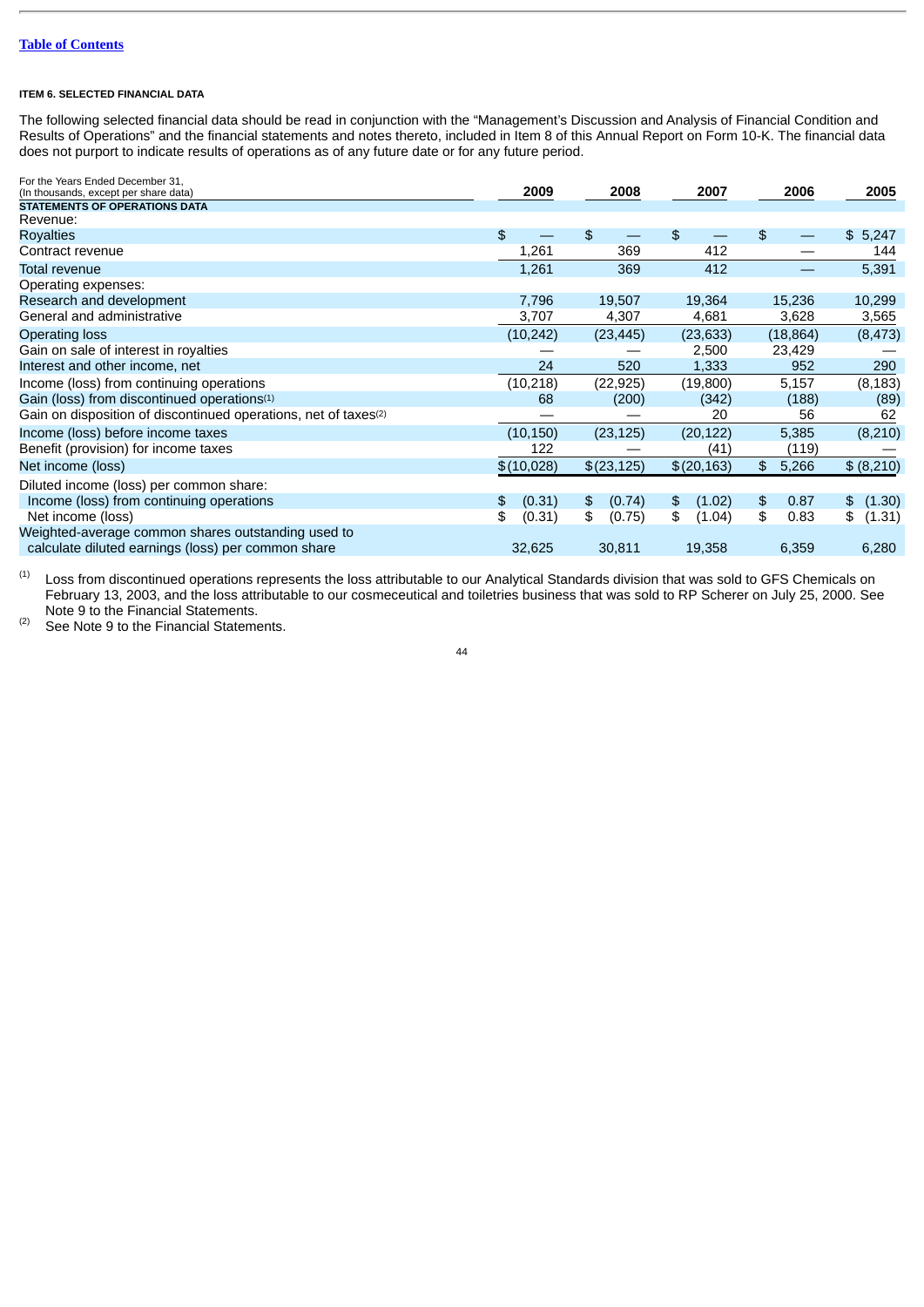[Table of Contents](#)

**ITEM 6. SELECTED FINANCIAL DATA**

The following selected financial data should be read in conjunction with the "Management's Discussion and Analysis of Financial Condition and Results of Operations" and the financial statements and notes thereto, included in Item 8 of this Annual Report on Form 10-K. The financial data does not purport to indicate results of operations as of any future date or for any future period.

| For the Years Ended December 31, (In thousands, except per share data) | 2009 | 2008 | 2007 | 2006 | 2005 |
|---|---|---|---|---|---|
| **STATEMENTS OF OPERATIONS DATA** | | | | | |
| Revenue: | | | | | |
| Royalties | $ — | $ — | $ — | $ — | $ 5,247 |
| Contract revenue | 1,261 | 369 | 412 | — | 144 |
| Total revenue | 1,261 | 369 | 412 | — | 5,391 |
| Operating expenses: | | | | | |
| Research and development | 7,796 | 19,507 | 19,364 | 15,236 | 10,299 |
| General and administrative | 3,707 | 4,307 | 4,681 | 3,628 | 3,565 |
| Operating loss | (10,242) | (23,445) | (23,633) | (18,864) | (8,473) |
| Gain on sale of interest in royalties | — | — | 2,500 | 23,429 | — |
| Interest and other income, net | 24 | 520 | 1,333 | 952 | 290 |
| Income (loss) from continuing operations | (10,218) | (22,925) | (19,800) | 5,157 | (8,183) |
| Gain (loss) from discontinued operations[1] | 68 | (200) | (342) | (188) | (89) |
| Gain on disposition of discontinued operations, net of taxes[2] | — | — | 20 | 56 | 62 |
| Income (loss) before income taxes | (10,150) | (23,125) | (20,122) | 5,385 | (8,210) |
| Benefit (provision) for income taxes | 122 | — | (41) | (119) | — |
| Net income (loss) | $ (10,028) | $ (23,125) | $ (20,163) | $ 5,266 | $ (8,210) |
| Diluted income (loss) per common share: | | | | | |
| Income (loss) from continuing operations | $ (0.31) | $ (0.74) | $ (1.02) | $ 0.87 | $ (1.30) |
| Net income (loss) | $ (0.31) | $ (0.75) | $ (1.04) | $ 0.83 | $ (1.31) |
| Weighted-average common shares outstanding used to calculate diluted earnings (loss) per common share | 32,625 | 30,811 | 19,358 | 6,359 | 6,280 |

(1) Loss from discontinued operations represents the loss attributable to our Analytical Standards division that was sold to GFS Chemicals on February 13, 2003, and the loss attributable to our cosmeceutical and toiletries business that was sold to RP Scherer on July 25, 2000. See Note 9 to the Financial Statements.

(2) See Note 9 to the Financial Statements.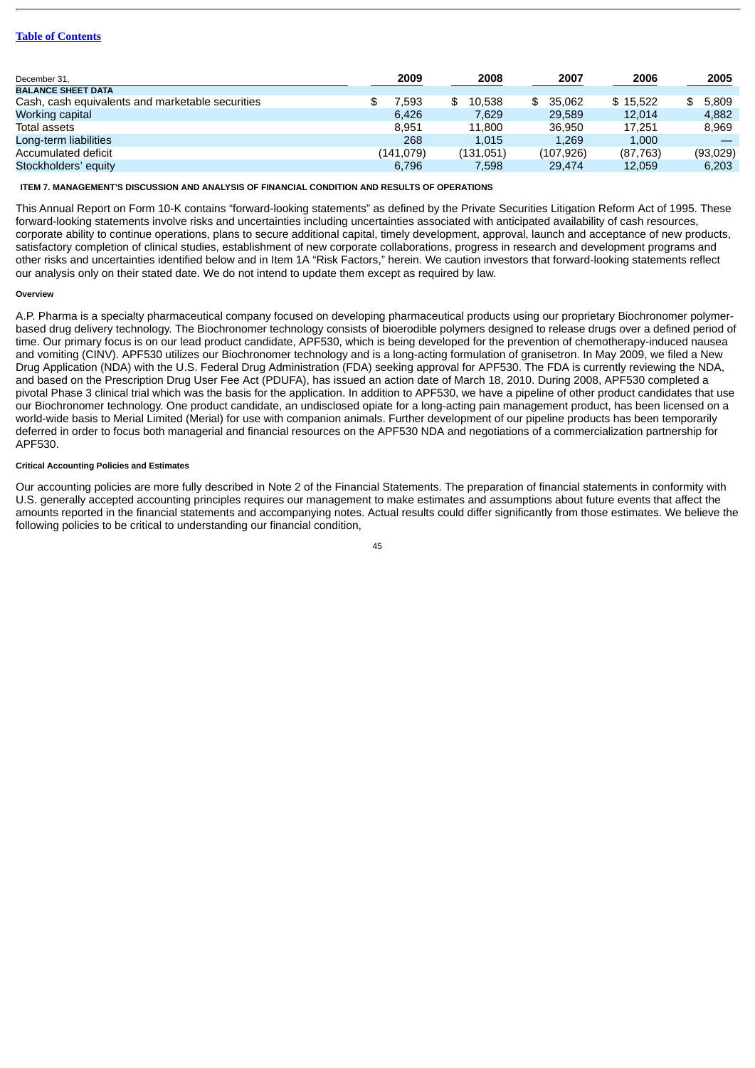[Table of Contents]

| December 31, | 2009 | 2008 | 2007 | 2006 | 2005 |
|---|---|---|---|---|---|
| **BALANCE SHEET DATA** | | | | | |
| Cash, cash equivalents and marketable securities | $ 7,593 | $ 10,538 | $ 35,062 | $ 15,522 | $ 5,809 |
| Working capital | 6,426 | 7,629 | 29,589 | 12,014 | 4,882 |
| Total assets | 8,951 | 11,800 | 36,950 | 17,251 | 8,969 |
| Long-term liabilities | 268 | 1,015 | 1,269 | 1,000 | — |
| Accumulated deficit | (141,079) | (131,051) | (107,926) | (87,763) | (93,029) |
| Stockholders' equity | 6,796 | 7,598 | 29,474 | 12,059 | 6,203 |

## ITEM 7. MANAGEMENT'S DISCUSSION AND ANALYSIS OF FINANCIAL CONDITION AND RESULTS OF OPERATIONS

This Annual Report on Form 10-K contains "forward-looking statements" as defined by the Private Securities Litigation Reform Act of 1995. These forward-looking statements involve risks and uncertainties including uncertainties associated with anticipated availability of cash resources, corporate ability to continue operations, plans to secure additional capital, timely development, approval, launch and acceptance of new products, satisfactory completion of clinical studies, establishment of new corporate collaborations, progress in research and development programs and other risks and uncertainties identified below and in Item 1A "Risk Factors," herein. We caution investors that forward-looking statements reflect our analysis only on their stated date. We do not intend to update them except as required by law.

### Overview

A.P. Pharma is a specialty pharmaceutical company focused on developing pharmaceutical products using our proprietary Biochronomer polymer-based drug delivery technology. The Biochronomer technology consists of bioerodible polymers designed to release drugs over a defined period of time. Our primary focus is on our lead product candidate, APF530, which is being developed for the prevention of chemotherapy-induced nausea and vomiting (CINV). APF530 utilizes our Biochronomer technology and is a long-acting formulation of granisetron. In May 2009, we filed a New Drug Application (NDA) with the U.S. Federal Drug Administration (FDA) seeking approval for APF530. The FDA is currently reviewing the NDA, and based on the Prescription Drug User Fee Act (PDUFA), has issued an action date of March 18, 2010. During 2008, APF530 completed a pivotal Phase 3 clinical trial which was the basis for the application. In addition to APF530, we have a pipeline of other product candidates that use our Biochronomer technology. One product candidate, an undisclosed opiate for a long-acting pain management product, has been licensed on a world-wide basis to Merial Limited (Merial) for use with companion animals. Further development of our pipeline products has been temporarily deferred in order to focus both managerial and financial resources on the APF530 NDA and negotiations of a commercialization partnership for APF530.

### Critical Accounting Policies and Estimates

Our accounting policies are more fully described in Note 2 of the Financial Statements. The preparation of financial statements in conformity with U.S. generally accepted accounting principles requires our management to make estimates and assumptions about future events that affect the amounts reported in the financial statements and accompanying notes. Actual results could differ significantly from those estimates. We believe the following policies to be critical to understanding our financial condition,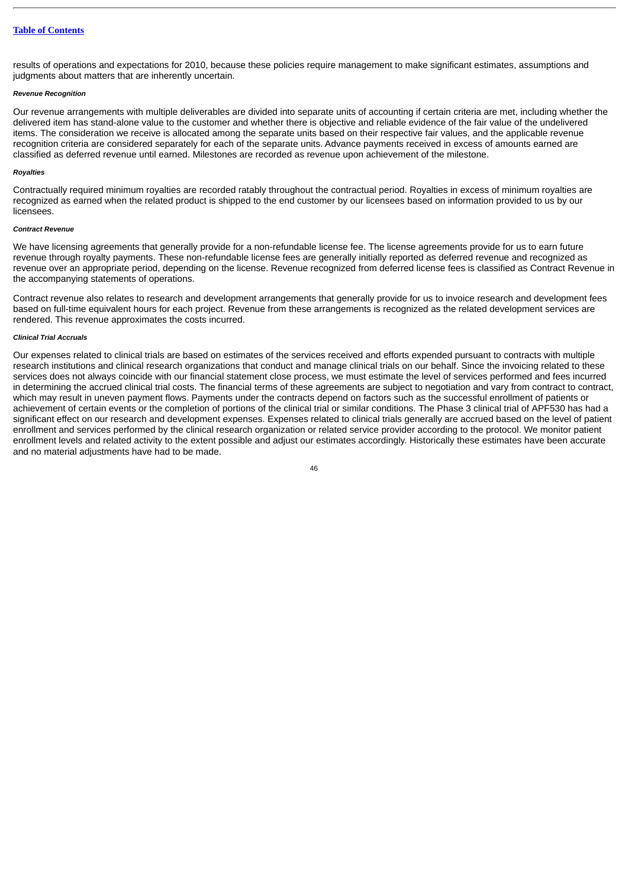results of operations and expectations for 2010, because these policies require management to make significant estimates, assumptions and judgments about matters that are inherently uncertain.

***Revenue Recognition***

Our revenue arrangements with multiple deliverables are divided into separate units of accounting if certain criteria are met, including whether the delivered item has stand-alone value to the customer and whether there is objective and reliable evidence of the fair value of the undelivered items. The consideration we receive is allocated among the separate units based on their respective fair values, and the applicable revenue recognition criteria are considered separately for each of the separate units. Advance payments received in excess of amounts earned are classified as deferred revenue until earned. Milestones are recorded as revenue upon achievement of the milestone.

***Royalties***

Contractually required minimum royalties are recorded ratably throughout the contractual period. Royalties in excess of minimum royalties are recognized as earned when the related product is shipped to the end customer by our licensees based on information provided to us by our licensees.

***Contract Revenue***

We have licensing agreements that generally provide for a non-refundable license fee. The license agreements provide for us to earn future revenue through royalty payments. These non-refundable license fees are generally initially reported as deferred revenue and recognized as revenue over an appropriate period, depending on the license. Revenue recognized from deferred license fees is classified as Contract Revenue in the accompanying statements of operations.

Contract revenue also relates to research and development arrangements that generally provide for us to invoice research and development fees based on full-time equivalent hours for each project. Revenue from these arrangements is recognized as the related development services are rendered. This revenue approximates the costs incurred.

***Clinical Trial Accruals***

Our expenses related to clinical trials are based on estimates of the services received and efforts expended pursuant to contracts with multiple research institutions and clinical research organizations that conduct and manage clinical trials on our behalf. Since the invoicing related to these services does not always coincide with our financial statement close process, we must estimate the level of services performed and fees incurred in determining the accrued clinical trial costs. The financial terms of these agreements are subject to negotiation and vary from contract to contract, which may result in uneven payment flows. Payments under the contracts depend on factors such as the successful enrollment of patients or achievement of certain events or the completion of portions of the clinical trial or similar conditions. The Phase 3 clinical trial of APF530 has had a significant effect on our research and development expenses. Expenses related to clinical trials generally are accrued based on the level of patient enrollment and services performed by the clinical research organization or related service provider according to the protocol. We monitor patient enrollment levels and related activity to the extent possible and adjust our estimates accordingly. Historically these estimates have been accurate and no material adjustments have had to be made.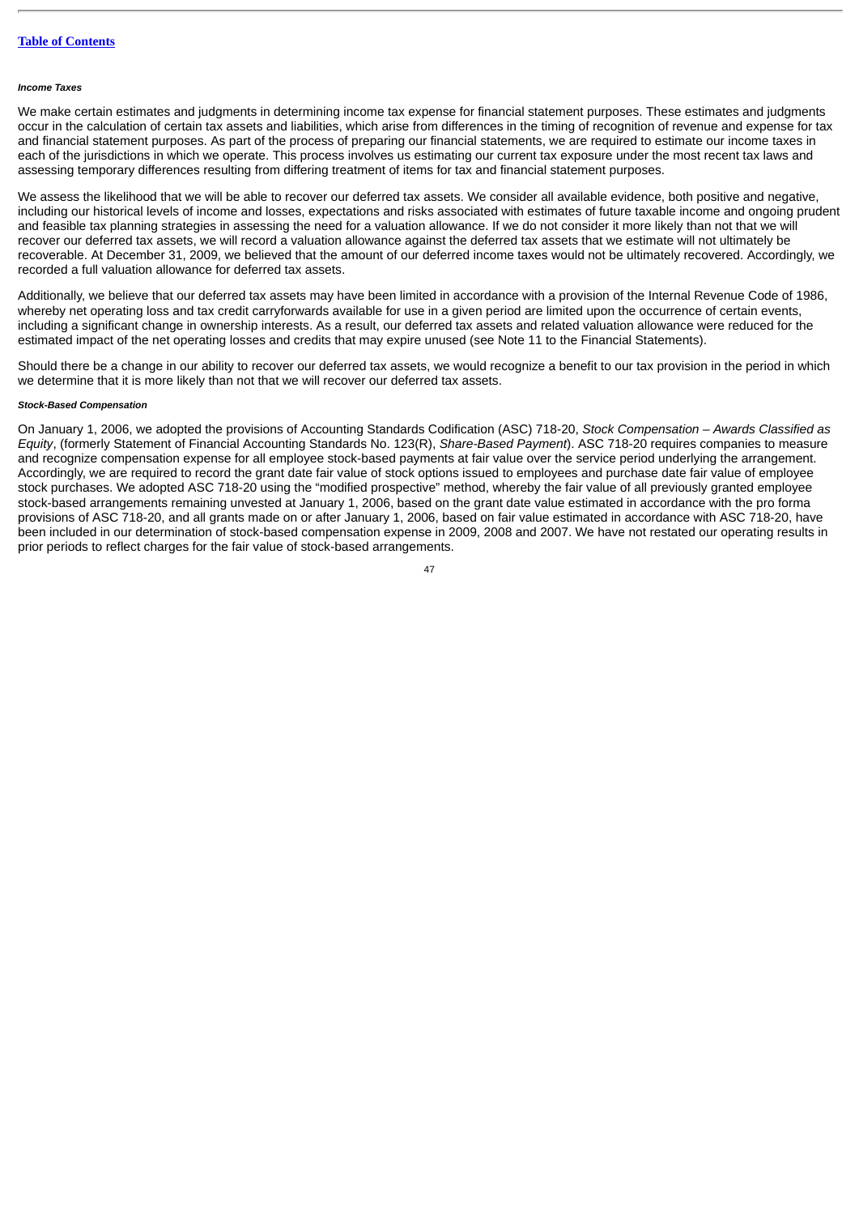*Income Taxes*

We make certain estimates and judgments in determining income tax expense for financial statement purposes. These estimates and judgments occur in the calculation of certain tax assets and liabilities, which arise from differences in the timing of recognition of revenue and expense for tax and financial statement purposes. As part of the process of preparing our financial statements, we are required to estimate our income taxes in each of the jurisdictions in which we operate. This process involves us estimating our current tax exposure under the most recent tax laws and assessing temporary differences resulting from differing treatment of items for tax and financial statement purposes.

We assess the likelihood that we will be able to recover our deferred tax assets. We consider all available evidence, both positive and negative, including our historical levels of income and losses, expectations and risks associated with estimates of future taxable income and ongoing prudent and feasible tax planning strategies in assessing the need for a valuation allowance. If we do not consider it more likely than not that we will recover our deferred tax assets, we will record a valuation allowance against the deferred tax assets that we estimate will not ultimately be recoverable. At December 31, 2009, we believed that the amount of our deferred income taxes would not be ultimately recovered. Accordingly, we recorded a full valuation allowance for deferred tax assets.

Additionally, we believe that our deferred tax assets may have been limited in accordance with a provision of the Internal Revenue Code of 1986, whereby net operating loss and tax credit carryforwards available for use in a given period are limited upon the occurrence of certain events, including a significant change in ownership interests. As a result, our deferred tax assets and related valuation allowance were reduced for the estimated impact of the net operating losses and credits that may expire unused (see Note 11 to the Financial Statements).

Should there be a change in our ability to recover our deferred tax assets, we would recognize a benefit to our tax provision in the period in which we determine that it is more likely than not that we will recover our deferred tax assets.

*Stock-Based Compensation*

On January 1, 2006, we adopted the provisions of Accounting Standards Codification (ASC) 718-20, *Stock Compensation – Awards Classified as Equity*, (formerly Statement of Financial Accounting Standards No. 123(R), *Share-Based Payment*). ASC 718-20 requires companies to measure and recognize compensation expense for all employee stock-based payments at fair value over the service period underlying the arrangement. Accordingly, we are required to record the grant date fair value of stock options issued to employees and purchase date fair value of employee stock purchases. We adopted ASC 718-20 using the "modified prospective" method, whereby the fair value of all previously granted employee stock-based arrangements remaining unvested at January 1, 2006, based on the grant date value estimated in accordance with the pro forma provisions of ASC 718-20, and all grants made on or after January 1, 2006, based on fair value estimated in accordance with ASC 718-20, have been included in our determination of stock-based compensation expense in 2009, 2008 and 2007. We have not restated our operating results in prior periods to reflect charges for the fair value of stock-based arrangements.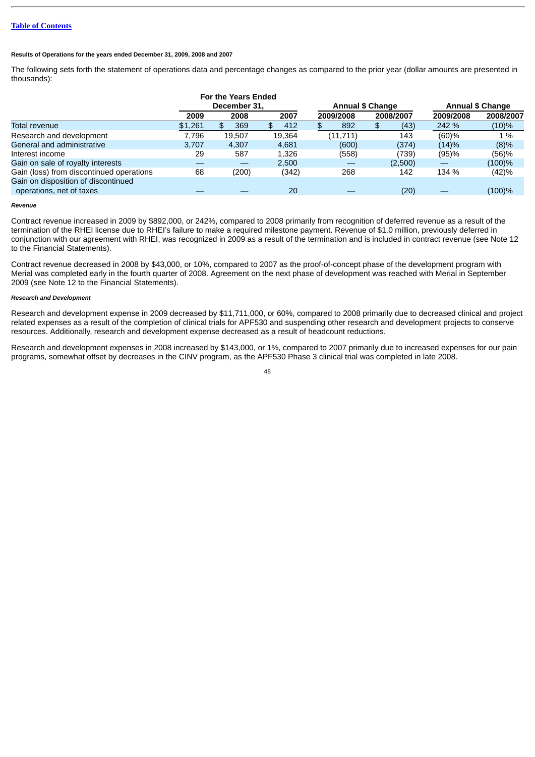[Table of Contents](#)

**Results of Operations for the years ended December 31, 2009, 2008 and 2007**

The following sets forth the statement of operations data and percentage changes as compared to the prior year (dollar amounts are presented in thousands):

| | For the Years Ended December 31, | | | Annual $ Change | | Annual $ Change | |
|---|---|---|---|---|---|---|---|
| | 2009 | 2008 | 2007 | 2009/2008 | 2008/2007 | 2009/2008 | 2008/2007 |
| Total revenue | $1,261 | $ 369 | $ 412 | $ 892 | $ (43) | 242 % | (10)% |
| Research and development | 7,796 | 19,507 | 19,364 | (11,711) | 143 | (60)% | 1 % |
| General and administrative | 3,707 | 4,307 | 4,681 | (600) | (374) | (14)% | (8)% |
| Interest income | 29 | 587 | 1,326 | (558) | (739) | (95)% | (56)% |
| Gain on sale of royalty interests | — | — | 2,500 | — | (2,500) | — | (100)% |
| Gain (loss) from discontinued operations | 68 | (200) | (342) | 268 | 142 | 134 % | (42)% |
| Gain on disposition of discontinued operations, net of taxes | — | — | 20 | — | (20) | — | (100)% |

***Revenue***

Contract revenue increased in 2009 by $892,000, or 242%, compared to 2008 primarily from recognition of deferred revenue as a result of the termination of the RHEI license due to RHEI's failure to make a required milestone payment. Revenue of $1.0 million, previously deferred in conjunction with our agreement with RHEI, was recognized in 2009 as a result of the termination and is included in contract revenue (see Note 12 to the Financial Statements).

Contract revenue decreased in 2008 by $43,000, or 10%, compared to 2007 as the proof-of-concept phase of the development program with Merial was completed early in the fourth quarter of 2008. Agreement on the next phase of development was reached with Merial in September 2009 (see Note 12 to the Financial Statements).

***Research and Development***

Research and development expense in 2009 decreased by $11,711,000, or 60%, compared to 2008 primarily due to decreased clinical and project related expenses as a result of the completion of clinical trials for APF530 and suspending other research and development projects to conserve resources. Additionally, research and development expense decreased as a result of headcount reductions.

Research and development expenses in 2008 increased by $143,000, or 1%, compared to 2007 primarily due to increased expenses for our pain programs, somewhat offset by decreases in the CINV program, as the APF530 Phase 3 clinical trial was completed in late 2008.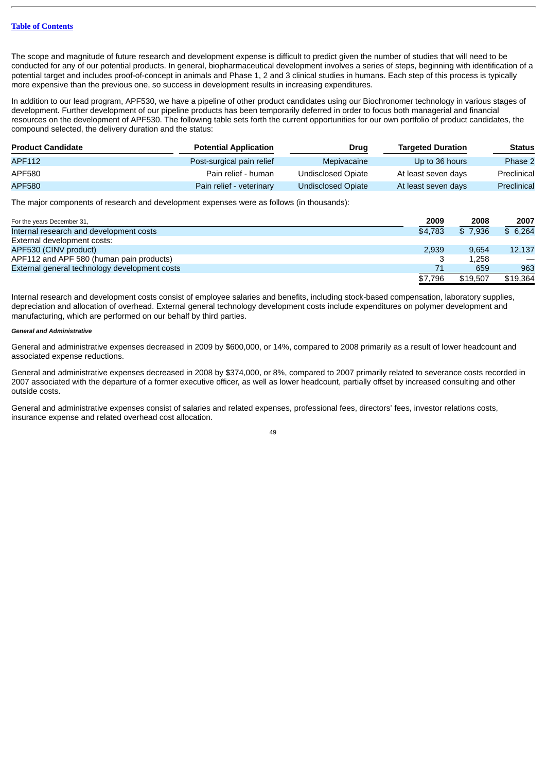The scope and magnitude of future research and development expense is difficult to predict given the number of studies that will need to be conducted for any of our potential products. In general, biopharmaceutical development involves a series of steps, beginning with identification of a potential target and includes proof-of-concept in animals and Phase 1, 2 and 3 clinical studies in humans. Each step of this process is typically more expensive than the previous one, so success in development results in increasing expenditures.

In addition to our lead program, APF530, we have a pipeline of other product candidates using our Biochronomer technology in various stages of development. Further development of our pipeline products has been temporarily deferred in order to focus both managerial and financial resources on the development of APF530. The following table sets forth the current opportunities for our own portfolio of product candidates, the compound selected, the delivery duration and the status:

| Product Candidate | Potential Application | Drug | Targeted Duration | Status |
|---|---|---|---|---|
| APF112 | Post-surgical pain relief | Mepivacaine | Up to 36 hours | Phase 2 |
| APF580 | Pain relief - human | Undisclosed Opiate | At least seven days | Preclinical |
| APF580 | Pain relief - veterinary | Undisclosed Opiate | At least seven days | Preclinical |

The major components of research and development expenses were as follows (in thousands):

| For the years December 31, | 2009 | 2008 | 2007 |
|---|---|---|---|
| Internal research and development costs | $4,783 | $ 7,936 | $ 6,264 |
| External development costs: | | | |
| APF530 (CINV product) | 2,939 | 9,654 | 12,137 |
| APF112 and APF 580 (human pain products) | 3 | 1,258 | — |
| External general technology development costs | 71 | 659 | 963 |
| | $7,796 | $19,507 | $19,364 |

Internal research and development costs consist of employee salaries and benefits, including stock-based compensation, laboratory supplies, depreciation and allocation of overhead. External general technology development costs include expenditures on polymer development and manufacturing, which are performed on our behalf by third parties.

***General and Administrative***

General and administrative expenses decreased in 2009 by $600,000, or 14%, compared to 2008 primarily as a result of lower headcount and associated expense reductions.

General and administrative expenses decreased in 2008 by $374,000, or 8%, compared to 2007 primarily related to severance costs recorded in 2007 associated with the departure of a former executive officer, as well as lower headcount, partially offset by increased consulting and other outside costs.

General and administrative expenses consist of salaries and related expenses, professional fees, directors' fees, investor relations costs, insurance expense and related overhead cost allocation.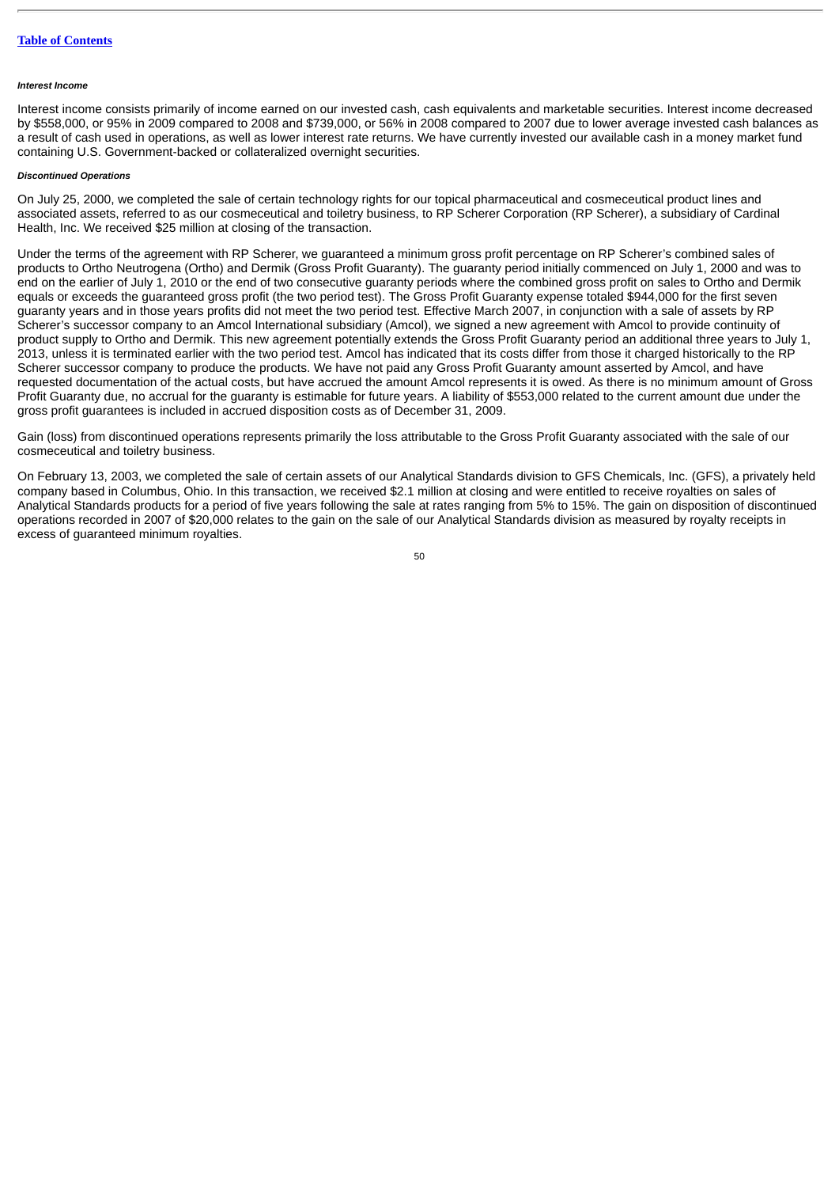*Interest Income*

Interest income consists primarily of income earned on our invested cash, cash equivalents and marketable securities. Interest income decreased by $558,000, or 95% in 2009 compared to 2008 and $739,000, or 56% in 2008 compared to 2007 due to lower average invested cash balances as a result of cash used in operations, as well as lower interest rate returns. We have currently invested our available cash in a money market fund containing U.S. Government-backed or collateralized overnight securities.

*Discontinued Operations*

On July 25, 2000, we completed the sale of certain technology rights for our topical pharmaceutical and cosmeceutical product lines and associated assets, referred to as our cosmeceutical and toiletry business, to RP Scherer Corporation (RP Scherer), a subsidiary of Cardinal Health, Inc. We received $25 million at closing of the transaction.

Under the terms of the agreement with RP Scherer, we guaranteed a minimum gross profit percentage on RP Scherer's combined sales of products to Ortho Neutrogena (Ortho) and Dermik (Gross Profit Guaranty). The guaranty period initially commenced on July 1, 2000 and was to end on the earlier of July 1, 2010 or the end of two consecutive guaranty periods where the combined gross profit on sales to Ortho and Dermik equals or exceeds the guaranteed gross profit (the two period test). The Gross Profit Guaranty expense totaled $944,000 for the first seven guaranty years and in those years profits did not meet the two period test. Effective March 2007, in conjunction with a sale of assets by RP Scherer's successor company to an Amcol International subsidiary (Amcol), we signed a new agreement with Amcol to provide continuity of product supply to Ortho and Dermik. This new agreement potentially extends the Gross Profit Guaranty period an additional three years to July 1, 2013, unless it is terminated earlier with the two period test. Amcol has indicated that its costs differ from those it charged historically to the RP Scherer successor company to produce the products. We have not paid any Gross Profit Guaranty amount asserted by Amcol, and have requested documentation of the actual costs, but have accrued the amount Amcol represents it is owed. As there is no minimum amount of Gross Profit Guaranty due, no accrual for the guaranty is estimable for future years. A liability of $553,000 related to the current amount due under the gross profit guarantees is included in accrued disposition costs as of December 31, 2009.

Gain (loss) from discontinued operations represents primarily the loss attributable to the Gross Profit Guaranty associated with the sale of our cosmeceutical and toiletry business.

On February 13, 2003, we completed the sale of certain assets of our Analytical Standards division to GFS Chemicals, Inc. (GFS), a privately held company based in Columbus, Ohio. In this transaction, we received $2.1 million at closing and were entitled to receive royalties on sales of Analytical Standards products for a period of five years following the sale at rates ranging from 5% to 15%. The gain on disposition of discontinued operations recorded in 2007 of $20,000 relates to the gain on the sale of our Analytical Standards division as measured by royalty receipts in excess of guaranteed minimum royalties.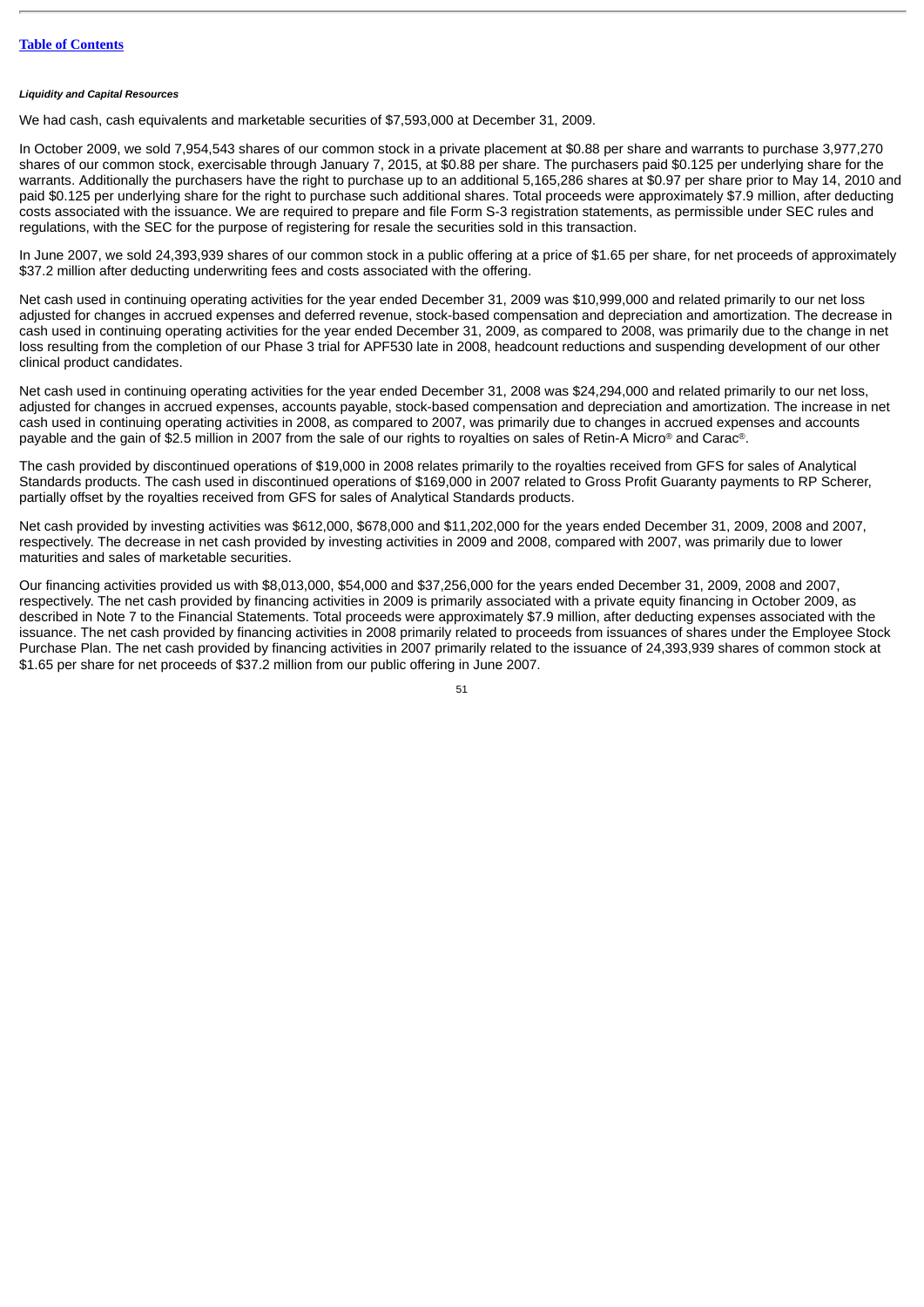[Table of Contents](#)

***Liquidity and Capital Resources***

We had cash, cash equivalents and marketable securities of $7,593,000 at December 31, 2009.

In October 2009, we sold 7,954,543 shares of our common stock in a private placement at $0.88 per share and warrants to purchase 3,977,270 shares of our common stock, exercisable through January 7, 2015, at $0.88 per share. The purchasers paid $0.125 per underlying share for the warrants. Additionally the purchasers have the right to purchase up to an additional 5,165,286 shares at $0.97 per share prior to May 14, 2010 and paid $0.125 per underlying share for the right to purchase such additional shares. Total proceeds were approximately $7.9 million, after deducting costs associated with the issuance. We are required to prepare and file Form S-3 registration statements, as permissible under SEC rules and regulations, with the SEC for the purpose of registering for resale the securities sold in this transaction.

In June 2007, we sold 24,393,939 shares of our common stock in a public offering at a price of $1.65 per share, for net proceeds of approximately $37.2 million after deducting underwriting fees and costs associated with the offering.

Net cash used in continuing operating activities for the year ended December 31, 2009 was $10,999,000 and related primarily to our net loss adjusted for changes in accrued expenses and deferred revenue, stock-based compensation and depreciation and amortization. The decrease in cash used in continuing operating activities for the year ended December 31, 2009, as compared to 2008, was primarily due to the change in net loss resulting from the completion of our Phase 3 trial for APF530 late in 2008, headcount reductions and suspending development of our other clinical product candidates.

Net cash used in continuing operating activities for the year ended December 31, 2008 was $24,294,000 and related primarily to our net loss, adjusted for changes in accrued expenses, accounts payable, stock-based compensation and depreciation and amortization. The increase in net cash used in continuing operating activities in 2008, as compared to 2007, was primarily due to changes in accrued expenses and accounts payable and the gain of $2.5 million in 2007 from the sale of our rights to royalties on sales of Retin-A Micro® and Carac®.

The cash provided by discontinued operations of $19,000 in 2008 relates primarily to the royalties received from GFS for sales of Analytical Standards products. The cash used in discontinued operations of $169,000 in 2007 related to Gross Profit Guaranty payments to RP Scherer, partially offset by the royalties received from GFS for sales of Analytical Standards products.

Net cash provided by investing activities was $612,000, $678,000 and $11,202,000 for the years ended December 31, 2009, 2008 and 2007, respectively. The decrease in net cash provided by investing activities in 2009 and 2008, compared with 2007, was primarily due to lower maturities and sales of marketable securities.

Our financing activities provided us with $8,013,000, $54,000 and $37,256,000 for the years ended December 31, 2009, 2008 and 2007, respectively. The net cash provided by financing activities in 2009 is primarily associated with a private equity financing in October 2009, as described in Note 7 to the Financial Statements. Total proceeds were approximately $7.9 million, after deducting expenses associated with the issuance. The net cash provided by financing activities in 2008 primarily related to proceeds from issuances of shares under the Employee Stock Purchase Plan. The net cash provided by financing activities in 2007 primarily related to the issuance of 24,393,939 shares of common stock at $1.65 per share for net proceeds of $37.2 million from our public offering in June 2007.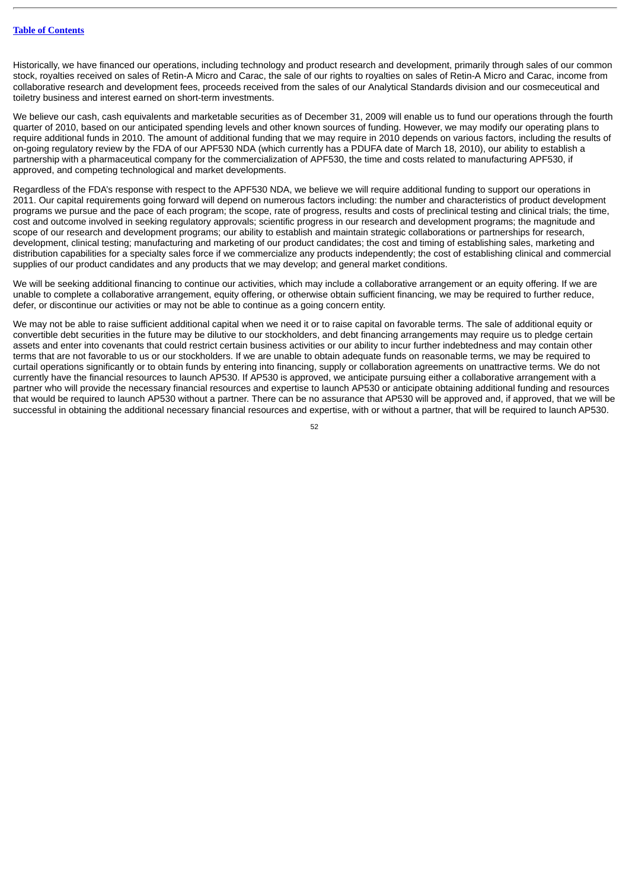Historically, we have financed our operations, including technology and product research and development, primarily through sales of our common stock, royalties received on sales of Retin-A Micro and Carac, the sale of our rights to royalties on sales of Retin-A Micro and Carac, income from collaborative research and development fees, proceeds received from the sales of our Analytical Standards division and our cosmeceutical and toiletry business and interest earned on short-term investments.

We believe our cash, cash equivalents and marketable securities as of December 31, 2009 will enable us to fund our operations through the fourth quarter of 2010, based on our anticipated spending levels and other known sources of funding. However, we may modify our operating plans to require additional funds in 2010. The amount of additional funding that we may require in 2010 depends on various factors, including the results of on-going regulatory review by the FDA of our APF530 NDA (which currently has a PDUFA date of March 18, 2010), our ability to establish a partnership with a pharmaceutical company for the commercialization of APF530, the time and costs related to manufacturing APF530, if approved, and competing technological and market developments.

Regardless of the FDA's response with respect to the APF530 NDA, we believe we will require additional funding to support our operations in 2011. Our capital requirements going forward will depend on numerous factors including: the number and characteristics of product development programs we pursue and the pace of each program; the scope, rate of progress, results and costs of preclinical testing and clinical trials; the time, cost and outcome involved in seeking regulatory approvals; scientific progress in our research and development programs; the magnitude and scope of our research and development programs; our ability to establish and maintain strategic collaborations or partnerships for research, development, clinical testing; manufacturing and marketing of our product candidates; the cost and timing of establishing sales, marketing and distribution capabilities for a specialty sales force if we commercialize any products independently; the cost of establishing clinical and commercial supplies of our product candidates and any products that we may develop; and general market conditions.

We will be seeking additional financing to continue our activities, which may include a collaborative arrangement or an equity offering. If we are unable to complete a collaborative arrangement, equity offering, or otherwise obtain sufficient financing, we may be required to further reduce, defer, or discontinue our activities or may not be able to continue as a going concern entity.

We may not be able to raise sufficient additional capital when we need it or to raise capital on favorable terms. The sale of additional equity or convertible debt securities in the future may be dilutive to our stockholders, and debt financing arrangements may require us to pledge certain assets and enter into covenants that could restrict certain business activities or our ability to incur further indebtedness and may contain other terms that are not favorable to us or our stockholders. If we are unable to obtain adequate funds on reasonable terms, we may be required to curtail operations significantly or to obtain funds by entering into financing, supply or collaboration agreements on unattractive terms. We do not currently have the financial resources to launch AP530. If AP530 is approved, we anticipate pursuing either a collaborative arrangement with a partner who will provide the necessary financial resources and expertise to launch AP530 or anticipate obtaining additional funding and resources that would be required to launch AP530 without a partner. There can be no assurance that AP530 will be approved and, if approved, that we will be successful in obtaining the additional necessary financial resources and expertise, with or without a partner, that will be required to launch AP530.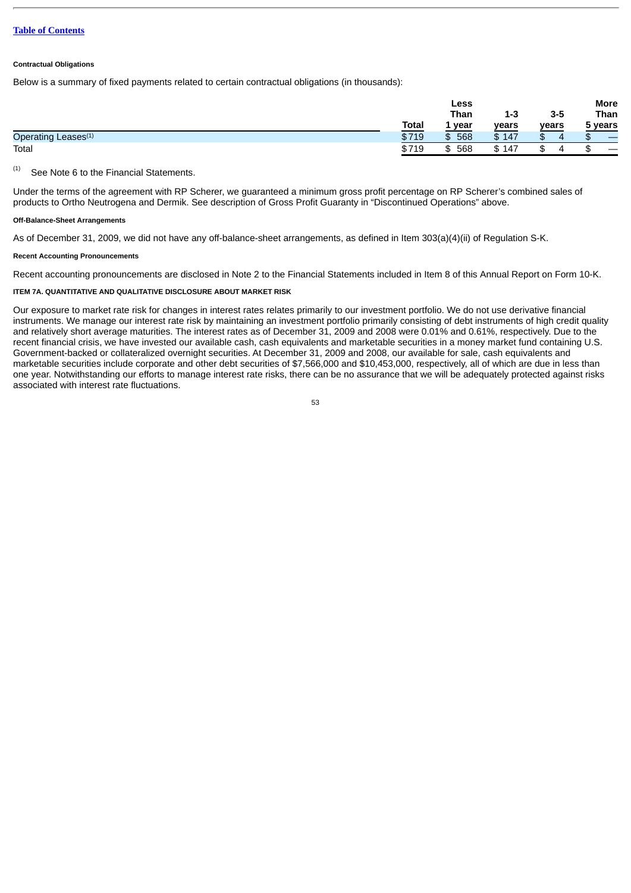#### Contractual Obligations

Below is a summary of fixed payments related to certain contractual obligations (in thousands):

| | Total | Less Than 1 year | 1-3 years | 3-5 years | More Than 5 years |
|---|---|---|---|---|---|
| Operating Leases[1] | $719 | $ 568 | $ 147 | $ 4 | $ — |
| Total | $719 | $ 568 | $ 147 | $ 4 | $ — |

(1) See Note 6 to the Financial Statements.

Under the terms of the agreement with RP Scherer, we guaranteed a minimum gross profit percentage on RP Scherer's combined sales of products to Ortho Neutrogena and Dermik. See description of Gross Profit Guaranty in "Discontinued Operations" above.

#### Off-Balance-Sheet Arrangements

As of December 31, 2009, we did not have any off-balance-sheet arrangements, as defined in Item 303(a)(4)(ii) of Regulation S-K.

#### Recent Accounting Pronouncements

Recent accounting pronouncements are disclosed in Note 2 to the Financial Statements included in Item 8 of this Annual Report on Form 10-K.

#### ITEM 7A. QUANTITATIVE AND QUALITATIVE DISCLOSURE ABOUT MARKET RISK

Our exposure to market rate risk for changes in interest rates relates primarily to our investment portfolio. We do not use derivative financial instruments. We manage our interest rate risk by maintaining an investment portfolio primarily consisting of debt instruments of high credit quality and relatively short average maturities. The interest rates as of December 31, 2009 and 2008 were 0.01% and 0.61%, respectively. Due to the recent financial crisis, we have invested our available cash, cash equivalents and marketable securities in a money market fund containing U.S. Government-backed or collateralized overnight securities. At December 31, 2009 and 2008, our available for sale, cash equivalents and marketable securities include corporate and other debt securities of $7,566,000 and $10,453,000, respectively, all of which are due in less than one year. Notwithstanding our efforts to manage interest rate risks, there can be no assurance that we will be adequately protected against risks associated with interest rate fluctuations.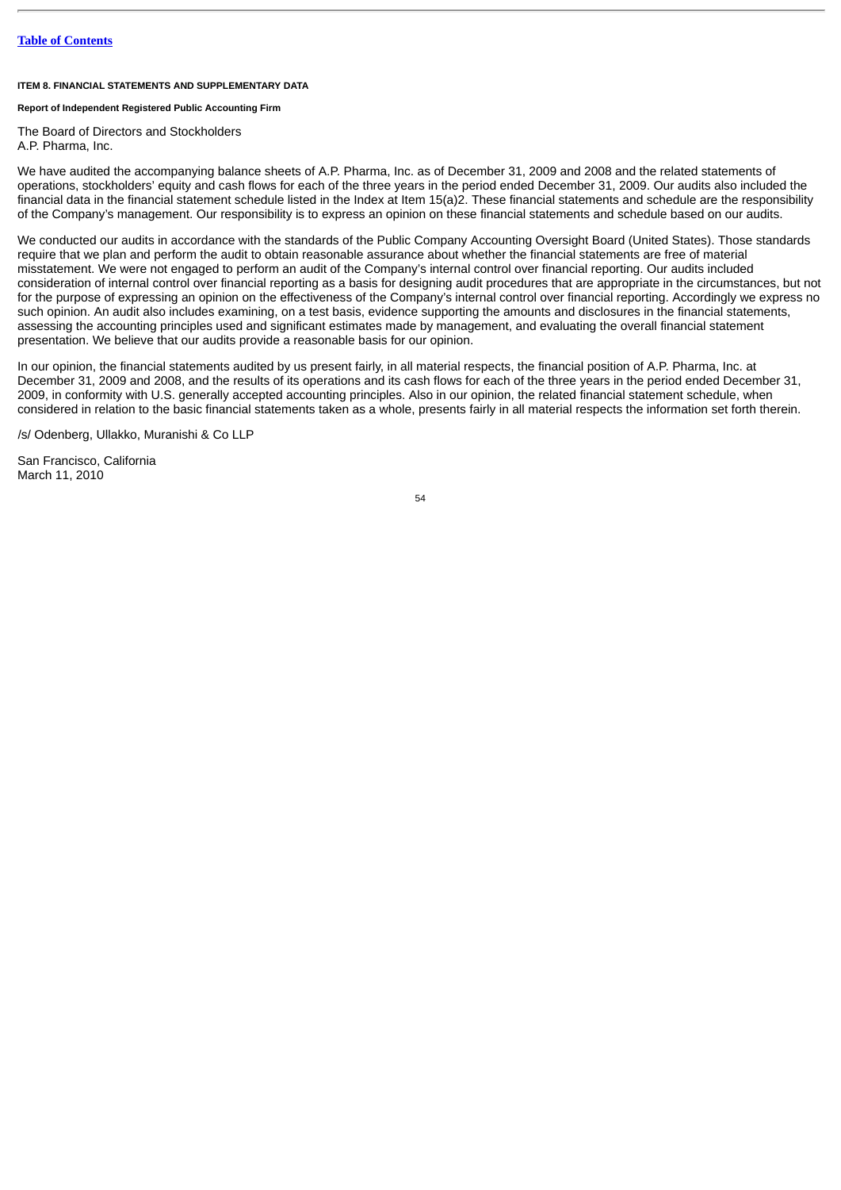Table of Contents

**ITEM 8. FINANCIAL STATEMENTS AND SUPPLEMENTARY DATA**

**Report of Independent Registered Public Accounting Firm**

The Board of Directors and Stockholders
A.P. Pharma, Inc.

We have audited the accompanying balance sheets of A.P. Pharma, Inc. as of December 31, 2009 and 2008 and the related statements of operations, stockholders' equity and cash flows for each of the three years in the period ended December 31, 2009. Our audits also included the financial data in the financial statement schedule listed in the Index at Item 15(a)2. These financial statements and schedule are the responsibility of the Company's management. Our responsibility is to express an opinion on these financial statements and schedule based on our audits.

We conducted our audits in accordance with the standards of the Public Company Accounting Oversight Board (United States). Those standards require that we plan and perform the audit to obtain reasonable assurance about whether the financial statements are free of material misstatement. We were not engaged to perform an audit of the Company's internal control over financial reporting. Our audits included consideration of internal control over financial reporting as a basis for designing audit procedures that are appropriate in the circumstances, but not for the purpose of expressing an opinion on the effectiveness of the Company's internal control over financial reporting. Accordingly we express no such opinion. An audit also includes examining, on a test basis, evidence supporting the amounts and disclosures in the financial statements, assessing the accounting principles used and significant estimates made by management, and evaluating the overall financial statement presentation. We believe that our audits provide a reasonable basis for our opinion.

In our opinion, the financial statements audited by us present fairly, in all material respects, the financial position of A.P. Pharma, Inc. at December 31, 2009 and 2008, and the results of its operations and its cash flows for each of the three years in the period ended December 31, 2009, in conformity with U.S. generally accepted accounting principles. Also in our opinion, the related financial statement schedule, when considered in relation to the basic financial statements taken as a whole, presents fairly in all material respects the information set forth therein.

/s/ Odenberg, Ullakko, Muranishi & Co LLP

San Francisco, California
March 11, 2010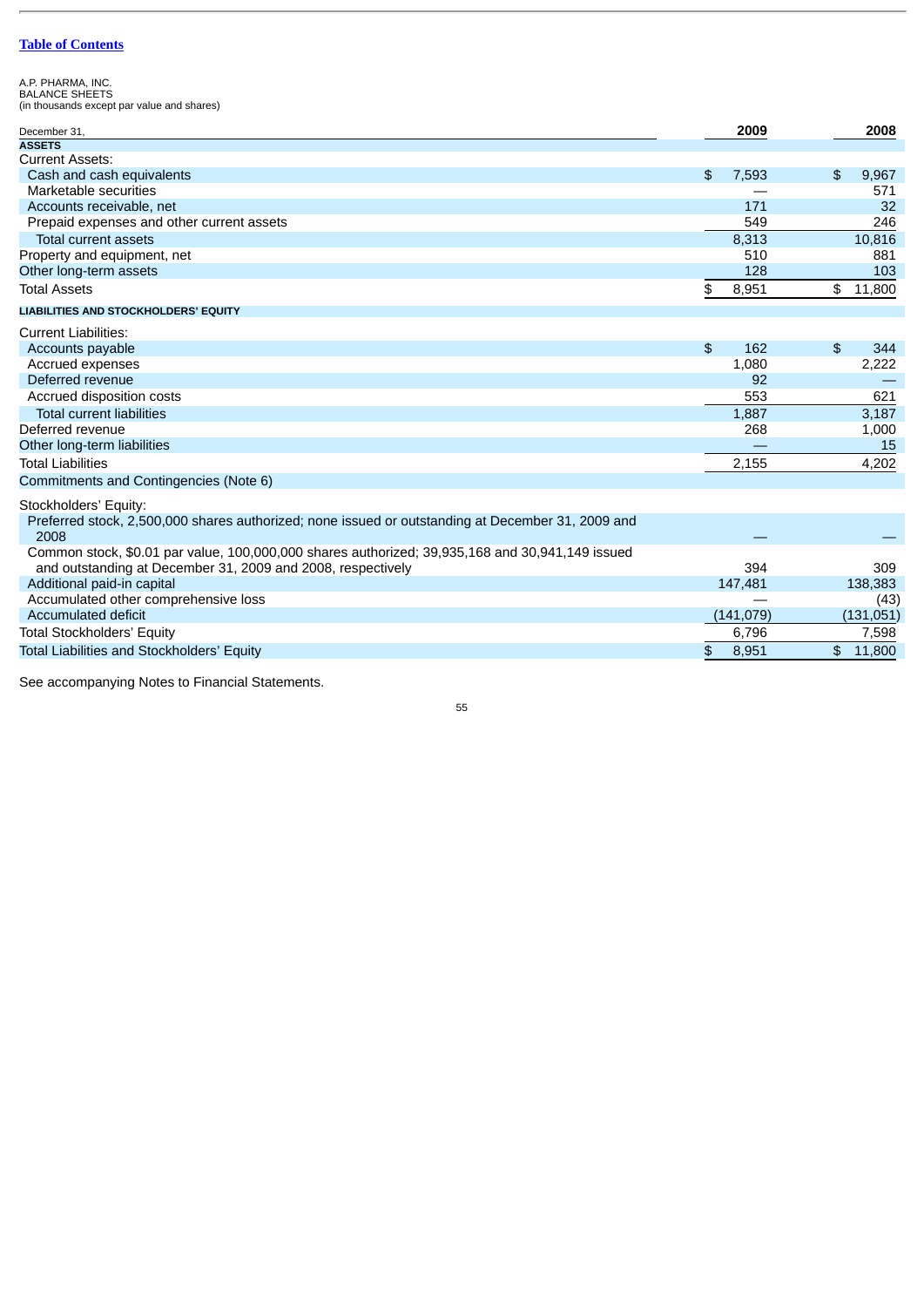[Table of Contents]

A.P. PHARMA, INC.
BALANCE SHEETS
(in thousands except par value and shares)

| December 31, | 2009 | 2008 |
|---|---|---|
| **ASSETS** | | |
| Current Assets: | | |
| Cash and cash equivalents | $ 7,593 | $ 9,967 |
| Marketable securities | — | 571 |
| Accounts receivable, net | 171 | 32 |
| Prepaid expenses and other current assets | 549 | 246 |
| Total current assets | 8,313 | 10,816 |
| Property and equipment, net | 510 | 881 |
| Other long-term assets | 128 | 103 |
| Total Assets | $ 8,951 | $ 11,800 |
| **LIABILITIES AND STOCKHOLDERS' EQUITY** | | |
| Current Liabilities: | | |
| Accounts payable | $ 162 | $ 344 |
| Accrued expenses | 1,080 | 2,222 |
| Deferred revenue | 92 | — |
| Accrued disposition costs | 553 | 621 |
| Total current liabilities | 1,887 | 3,187 |
| Deferred revenue | 268 | 1,000 |
| Other long-term liabilities | — | 15 |
| Total Liabilities | 2,155 | 4,202 |
| Commitments and Contingencies (Note 6) | | |
| Stockholders' Equity: | | |
| Preferred stock, 2,500,000 shares authorized; none issued or outstanding at December 31, 2009 and 2008 | — | — |
| Common stock, $0.01 par value, 100,000,000 shares authorized; 39,935,168 and 30,941,149 issued and outstanding at December 31, 2009 and 2008, respectively | 394 | 309 |
| Additional paid-in capital | 147,481 | 138,383 |
| Accumulated other comprehensive loss | — | (43) |
| Accumulated deficit | (141,079) | (131,051) |
| Total Stockholders' Equity | 6,796 | 7,598 |
| Total Liabilities and Stockholders' Equity | $ 8,951 | $ 11,800 |

See accompanying Notes to Financial Statements.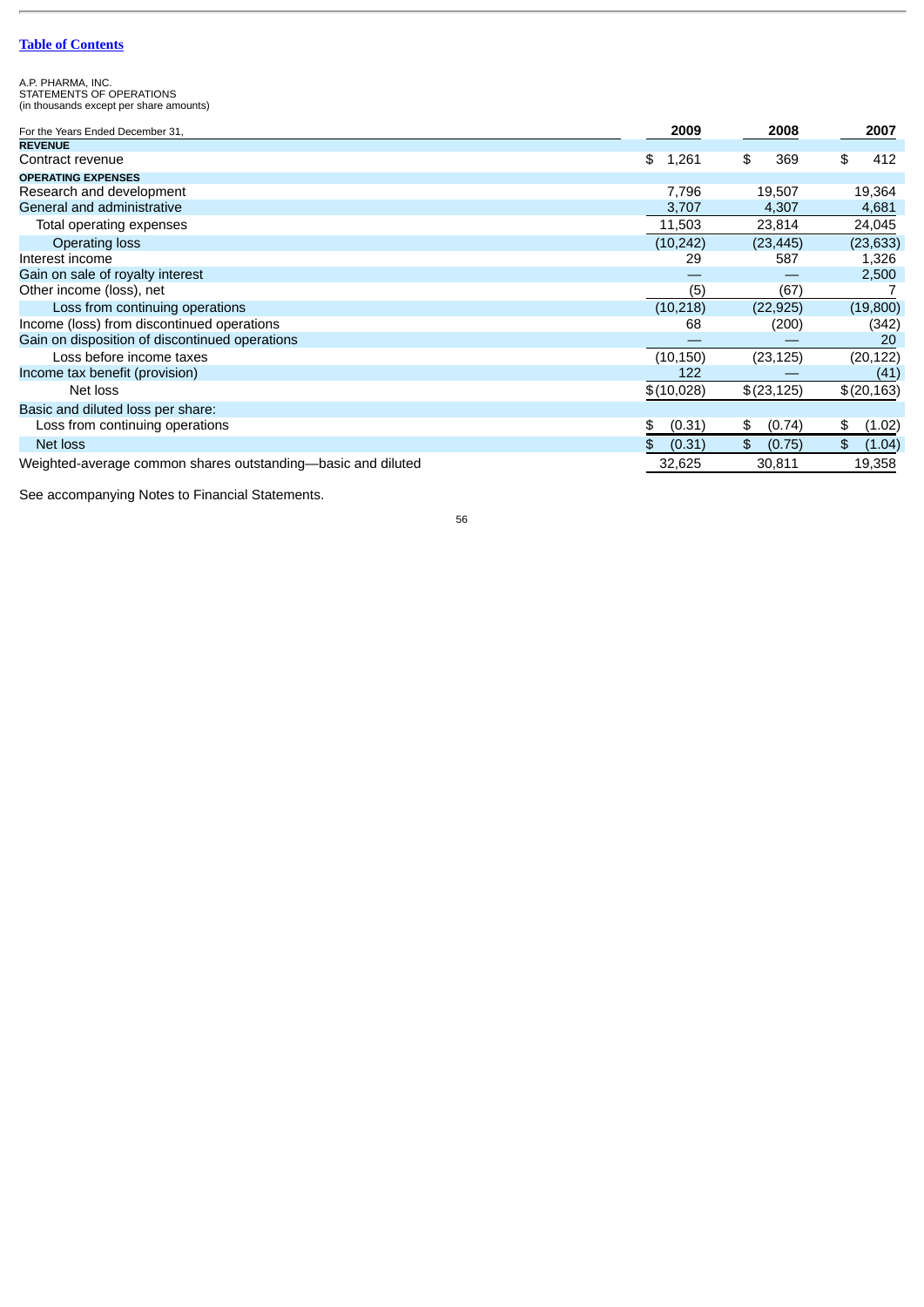[Table of Contents](#)

A.P. PHARMA, INC.
STATEMENTS OF OPERATIONS
(in thousands except per share amounts)

| For the Years Ended December 31, | 2009 | 2008 | 2007 |
|---|---|---|---|
| **REVENUE** | | | |
| Contract revenue | $ 1,261 | $ 369 | $ 412 |
| **OPERATING EXPENSES** | | | |
| Research and development | 7,796 | 19,507 | 19,364 |
| General and administrative | 3,707 | 4,307 | 4,681 |
| Total operating expenses | 11,503 | 23,814 | 24,045 |
| Operating loss | (10,242) | (23,445) | (23,633) |
| Interest income | 29 | 587 | 1,326 |
| Gain on sale of royalty interest | — | — | 2,500 |
| Other income (loss), net | (5) | (67) | 7 |
| Loss from continuing operations | (10,218) | (22,925) | (19,800) |
| Income (loss) from discontinued operations | 68 | (200) | (342) |
| Gain on disposition of discontinued operations | — | — | 20 |
| Loss before income taxes | (10,150) | (23,125) | (20,122) |
| Income tax benefit (provision) | 122 | — | (41) |
| Net loss | $(10,028) | $(23,125) | $(20,163) |
| Basic and diluted loss per share: | | | |
| Loss from continuing operations | $ (0.31) | $ (0.74) | $ (1.02) |
| Net loss | $ (0.31) | $ (0.75) | $ (1.04) |
| Weighted-average common shares outstanding—basic and diluted | 32,625 | 30,811 | 19,358 |

See accompanying Notes to Financial Statements.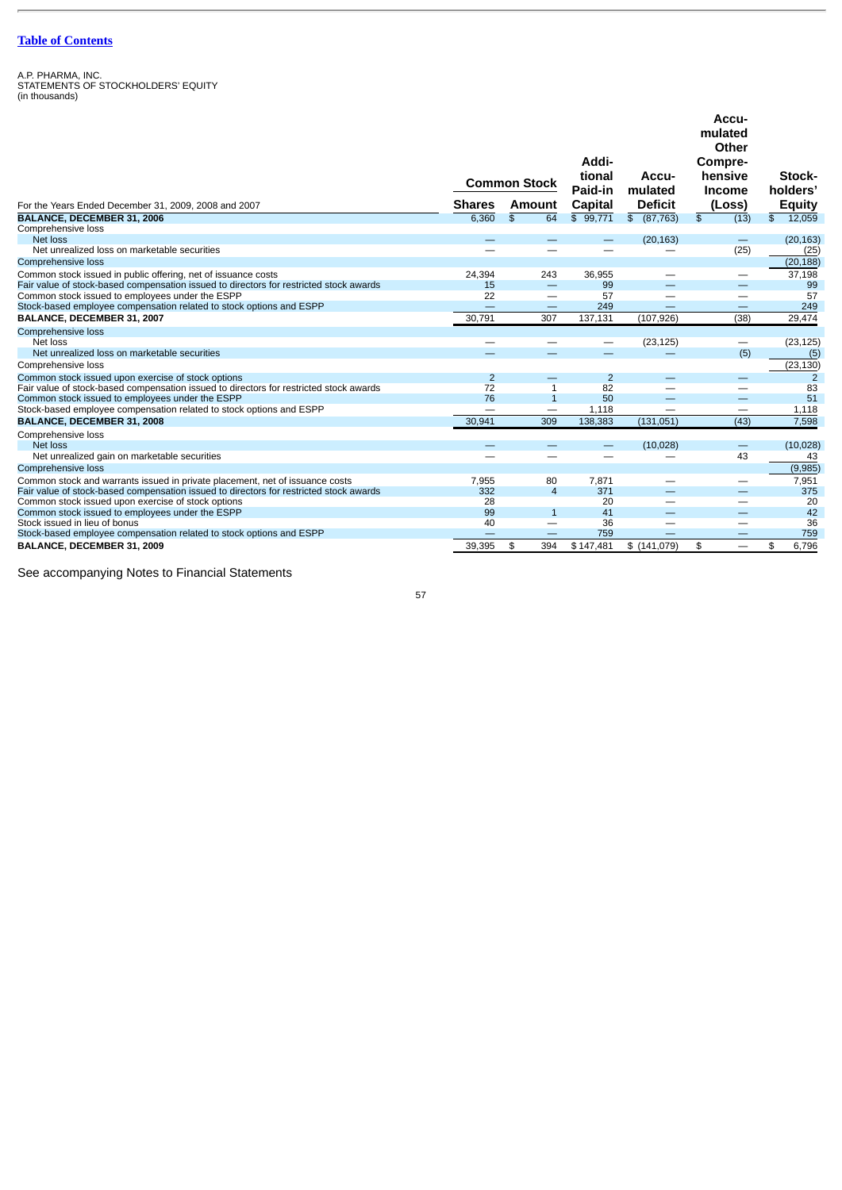[Table of Contents](#)

A.P. PHARMA, INC.
STATEMENTS OF STOCKHOLDERS' EQUITY
(in thousands)

| For the Years Ended December 31, 2009, 2008 and 2007 | Common Stock Shares | Common Stock Amount | Additional Paid-in Capital | Accumulated Deficit | Accumulated Other Comprehensive Income (Loss) | Stockholders' Equity |
|---|---|---|---|---|---|---|
| **BALANCE, DECEMBER 31, 2006** | 6,360 | $ 64 | $ 99,771 | $ (87,763) | $ (13) | $ 12,059 |
| Comprehensive loss | | | | | | |
| Net loss | — | — | — | (20,163) | — | (20,163) |
| Net unrealized loss on marketable securities | — | — | — | — | (25) | (25) |
| Comprehensive loss | | | | | | (20,188) |
| Common stock issued in public offering, net of issuance costs | 24,394 | 243 | 36,955 | — | — | 37,198 |
| Fair value of stock-based compensation issued to directors for restricted stock awards | 15 | — | 99 | — | — | 99 |
| Common stock issued to employees under the ESPP | 22 | — | 57 | — | — | 57 |
| Stock-based employee compensation related to stock options and ESPP | — | — | 249 | — | — | 249 |
| **BALANCE, DECEMBER 31, 2007** | 30,791 | 307 | 137,131 | (107,926) | (38) | 29,474 |
| Comprehensive loss | | | | | | |
| Net loss | — | — | — | (23,125) | — | (23,125) |
| Net unrealized loss on marketable securities | — | — | — | — | (5) | (5) |
| Comprehensive loss | | | | | | (23,130) |
| Common stock issued upon exercise of stock options | 2 | — | 2 | — | — | 2 |
| Fair value of stock-based compensation issued to directors for restricted stock awards | 72 | 1 | 82 | — | — | 83 |
| Common stock issued to employees under the ESPP | 76 | 1 | 50 | — | — | 51 |
| Stock-based employee compensation related to stock options and ESPP | — | — | 1,118 | — | — | 1,118 |
| **BALANCE, DECEMBER 31, 2008** | 30,941 | 309 | 138,383 | (131,051) | (43) | 7,598 |
| Comprehensive loss | | | | | | |
| Net loss | — | — | — | (10,028) | — | (10,028) |
| Net unrealized gain on marketable securities | — | — | — | — | 43 | 43 |
| Comprehensive loss | | | | | | (9,985) |
| Common stock and warrants issued in private placement, net of issuance costs | 7,955 | 80 | 7,871 | — | — | 7,951 |
| Fair value of stock-based compensation issued to directors for restricted stock awards | 332 | 4 | 371 | — | — | 375 |
| Common stock issued upon exercise of stock options | 28 | | 20 | — | — | 20 |
| Common stock issued to employees under the ESPP | 99 | 1 | 41 | — | — | 42 |
| Stock issued in lieu of bonus | 40 | — | 36 | — | — | 36 |
| Stock-based employee compensation related to stock options and ESPP | — | — | 759 | — | — | 759 |
| **BALANCE, DECEMBER 31, 2009** | 39,395 | $ 394 | $ 147,481 | $ (141,079) | $ — | $ 6,796 |

See accompanying Notes to Financial Statements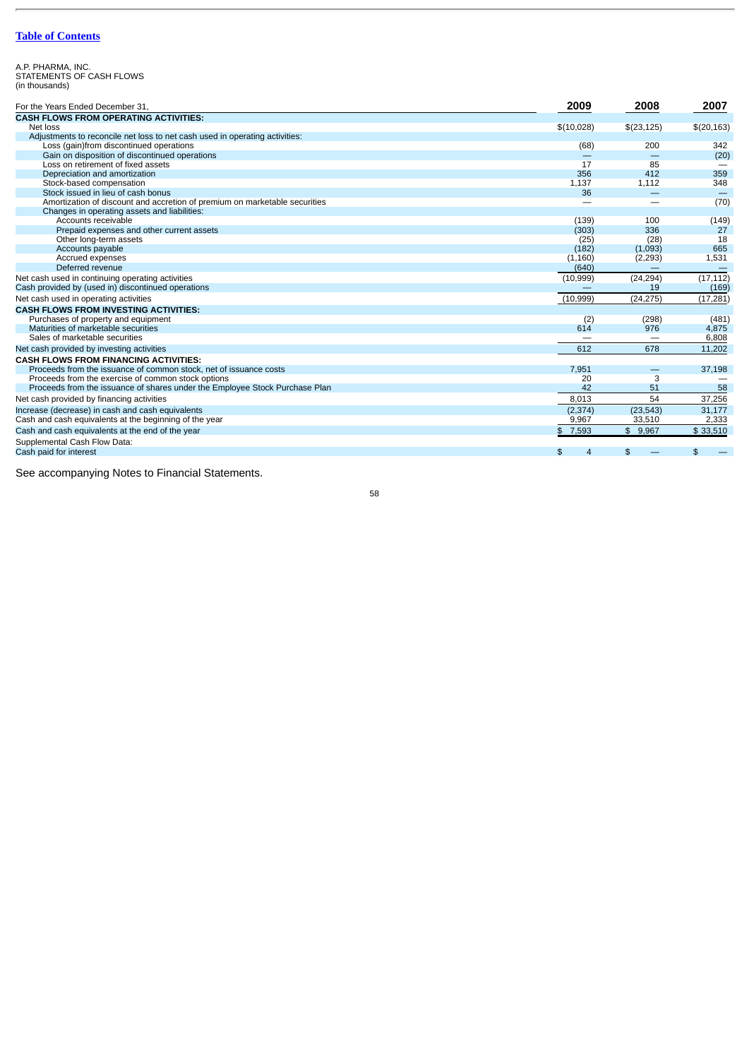[Table of Contents](#)

A.P. PHARMA, INC.
STATEMENTS OF CASH FLOWS
(in thousands)

| For the Years Ended December 31, | 2009 | 2008 | 2007 |
|---|---|---|---|
| **CASH FLOWS FROM OPERATING ACTIVITIES:** | | | |
| Net loss | $(10,028) | $(23,125) | $(20,163) |
| Adjustments to reconcile net loss to net cash used in operating activities: | | | |
| Loss (gain)from discontinued operations | (68) | 200 | 342 |
| Gain on disposition of discontinued operations | — | — | (20) |
| Loss on retirement of fixed assets | 17 | 85 | — |
| Depreciation and amortization | 356 | 412 | 359 |
| Stock-based compensation | 1,137 | 1,112 | 348 |
| Stock issued in lieu of cash bonus | 36 | — | — |
| Amortization of discount and accretion of premium on marketable securities | — | — | (70) |
| Changes in operating assets and liabilities: | | | |
| Accounts receivable | (139) | 100 | (149) |
| Prepaid expenses and other current assets | (303) | 336 | 27 |
| Other long-term assets | (25) | (28) | 18 |
| Accounts payable | (182) | (1,093) | 665 |
| Accrued expenses | (1,160) | (2,293) | 1,531 |
| Deferred revenue | (640) | — | — |
| Net cash used in continuing operating activities | (10,999) | (24,294) | (17,112) |
| Cash provided by (used in) discontinued operations | — | 19 | (169) |
| Net cash used in operating activities | (10,999) | (24,275) | (17,281) |
| **CASH FLOWS FROM INVESTING ACTIVITIES:** | | | |
| Purchases of property and equipment | (2) | (298) | (481) |
| Maturities of marketable securities | 614 | 976 | 4,875 |
| Sales of marketable securities | — | — | 6,808 |
| Net cash provided by investing activities | 612 | 678 | 11,202 |
| **CASH FLOWS FROM FINANCING ACTIVITIES:** | | | |
| Proceeds from the issuance of common stock, net of issuance costs | 7,951 | — | 37,198 |
| Proceeds from the exercise of common stock options | 20 | 3 | — |
| Proceeds from the issuance of shares under the Employee Stock Purchase Plan | 42 | 51 | 58 |
| Net cash provided by financing activities | 8,013 | 54 | 37,256 |
| Increase (decrease) in cash and cash equivalents | (2,374) | (23,543) | 31,177 |
| Cash and cash equivalents at the beginning of the year | 9,967 | 33,510 | 2,333 |
| Cash and cash equivalents at the end of the year | $ 7,593 | $ 9,967 | $ 33,510 |
| Supplemental Cash Flow Data: | | | |
| Cash paid for interest | $ 4 | $ — | $ — |

See accompanying Notes to Financial Statements.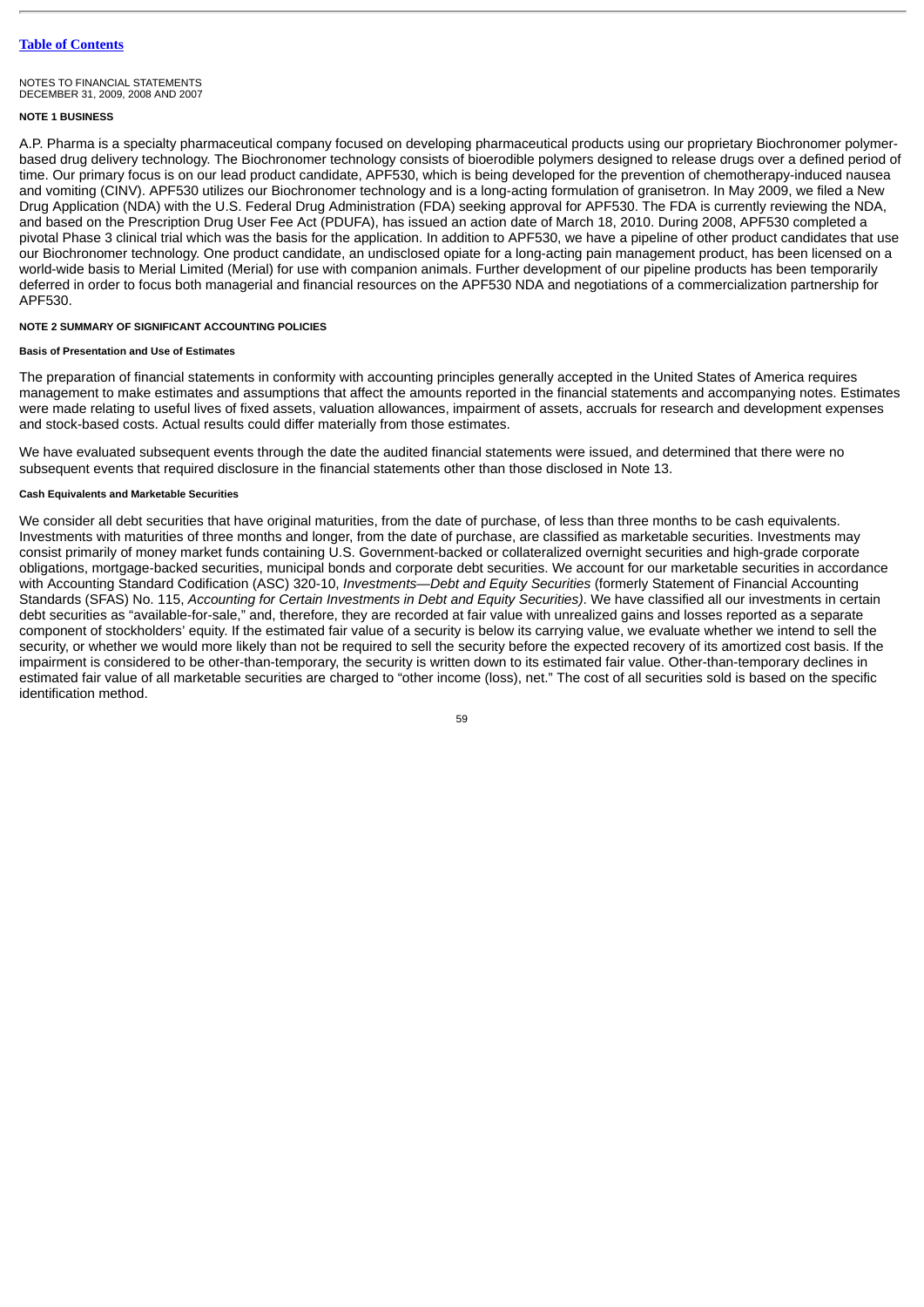[Table of Contents](#)

NOTES TO FINANCIAL STATEMENTS
DECEMBER 31, 2009, 2008 AND 2007

#### NOTE 1 BUSINESS

A.P. Pharma is a specialty pharmaceutical company focused on developing pharmaceutical products using our proprietary Biochronomer polymer-based drug delivery technology. The Biochronomer technology consists of bioerodible polymers designed to release drugs over a defined period of time. Our primary focus is on our lead product candidate, APF530, which is being developed for the prevention of chemotherapy-induced nausea and vomiting (CINV). APF530 utilizes our Biochronomer technology and is a long-acting formulation of granisetron. In May 2009, we filed a New Drug Application (NDA) with the U.S. Federal Drug Administration (FDA) seeking approval for APF530. The FDA is currently reviewing the NDA, and based on the Prescription Drug User Fee Act (PDUFA), has issued an action date of March 18, 2010. During 2008, APF530 completed a pivotal Phase 3 clinical trial which was the basis for the application. In addition to APF530, we have a pipeline of other product candidates that use our Biochronomer technology. One product candidate, an undisclosed opiate for a long-acting pain management product, has been licensed on a world-wide basis to Merial Limited (Merial) for use with companion animals. Further development of our pipeline products has been temporarily deferred in order to focus both managerial and financial resources on the APF530 NDA and negotiations of a commercialization partnership for APF530.

#### NOTE 2 SUMMARY OF SIGNIFICANT ACCOUNTING POLICIES

##### Basis of Presentation and Use of Estimates

The preparation of financial statements in conformity with accounting principles generally accepted in the United States of America requires management to make estimates and assumptions that affect the amounts reported in the financial statements and accompanying notes. Estimates were made relating to useful lives of fixed assets, valuation allowances, impairment of assets, accruals for research and development expenses and stock-based costs. Actual results could differ materially from those estimates.

We have evaluated subsequent events through the date the audited financial statements were issued, and determined that there were no subsequent events that required disclosure in the financial statements other than those disclosed in Note 13.

##### Cash Equivalents and Marketable Securities

We consider all debt securities that have original maturities, from the date of purchase, of less than three months to be cash equivalents. Investments with maturities of three months and longer, from the date of purchase, are classified as marketable securities. Investments may consist primarily of money market funds containing U.S. Government-backed or collateralized overnight securities and high-grade corporate obligations, mortgage-backed securities, municipal bonds and corporate debt securities. We account for our marketable securities in accordance with Accounting Standard Codification (ASC) 320-10, *Investments—Debt and Equity Securities* (formerly Statement of Financial Accounting Standards (SFAS) No. 115, *Accounting for Certain Investments in Debt and Equity Securities)*. We have classified all our investments in certain debt securities as "available-for-sale," and, therefore, they are recorded at fair value with unrealized gains and losses reported as a separate component of stockholders' equity. If the estimated fair value of a security is below its carrying value, we evaluate whether we intend to sell the security, or whether we would more likely than not be required to sell the security before the expected recovery of its amortized cost basis. If the impairment is considered to be other-than-temporary, the security is written down to its estimated fair value. Other-than-temporary declines in estimated fair value of all marketable securities are charged to "other income (loss), net." The cost of all securities sold is based on the specific identification method.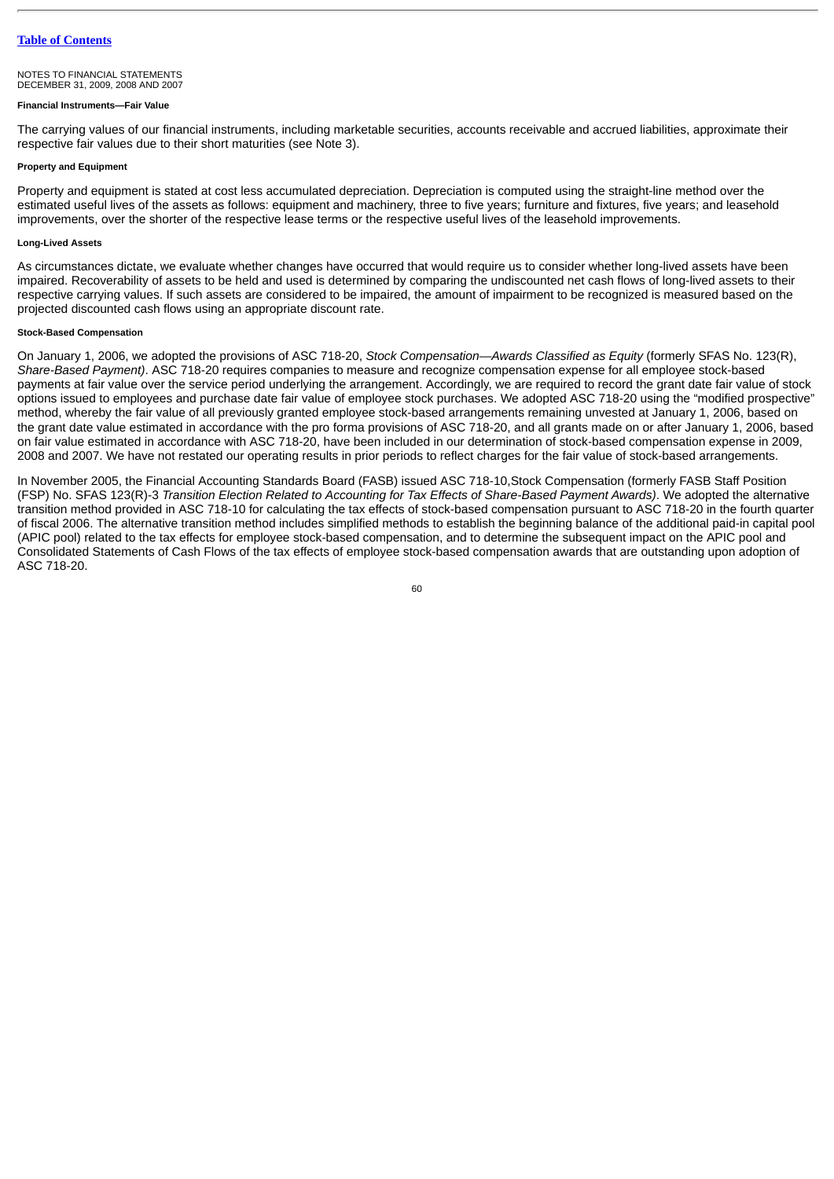NOTES TO FINANCIAL STATEMENTS
DECEMBER 31, 2009, 2008 AND 2007

#### Financial Instruments—Fair Value

The carrying values of our financial instruments, including marketable securities, accounts receivable and accrued liabilities, approximate their respective fair values due to their short maturities (see Note 3).

#### Property and Equipment

Property and equipment is stated at cost less accumulated depreciation. Depreciation is computed using the straight-line method over the estimated useful lives of the assets as follows: equipment and machinery, three to five years; furniture and fixtures, five years; and leasehold improvements, over the shorter of the respective lease terms or the respective useful lives of the leasehold improvements.

#### Long-Lived Assets

As circumstances dictate, we evaluate whether changes have occurred that would require us to consider whether long-lived assets have been impaired. Recoverability of assets to be held and used is determined by comparing the undiscounted net cash flows of long-lived assets to their respective carrying values. If such assets are considered to be impaired, the amount of impairment to be recognized is measured based on the projected discounted cash flows using an appropriate discount rate.

#### Stock-Based Compensation

On January 1, 2006, we adopted the provisions of ASC 718-20, *Stock Compensation—Awards Classified as Equity* (formerly SFAS No. 123(R), *Share-Based Payment)*. ASC 718-20 requires companies to measure and recognize compensation expense for all employee stock-based payments at fair value over the service period underlying the arrangement. Accordingly, we are required to record the grant date fair value of stock options issued to employees and purchase date fair value of employee stock purchases. We adopted ASC 718-20 using the "modified prospective" method, whereby the fair value of all previously granted employee stock-based arrangements remaining unvested at January 1, 2006, based on the grant date value estimated in accordance with the pro forma provisions of ASC 718-20, and all grants made on or after January 1, 2006, based on fair value estimated in accordance with ASC 718-20, have been included in our determination of stock-based compensation expense in 2009, 2008 and 2007. We have not restated our operating results in prior periods to reflect charges for the fair value of stock-based arrangements.

In November 2005, the Financial Accounting Standards Board (FASB) issued ASC 718-10,Stock Compensation (formerly FASB Staff Position (FSP) No. SFAS 123(R)-3 *Transition Election Related to Accounting for Tax Effects of Share-Based Payment Awards)*. We adopted the alternative transition method provided in ASC 718-10 for calculating the tax effects of stock-based compensation pursuant to ASC 718-20 in the fourth quarter of fiscal 2006. The alternative transition method includes simplified methods to establish the beginning balance of the additional paid-in capital pool (APIC pool) related to the tax effects for employee stock-based compensation, and to determine the subsequent impact on the APIC pool and Consolidated Statements of Cash Flows of the tax effects of employee stock-based compensation awards that are outstanding upon adoption of ASC 718-20.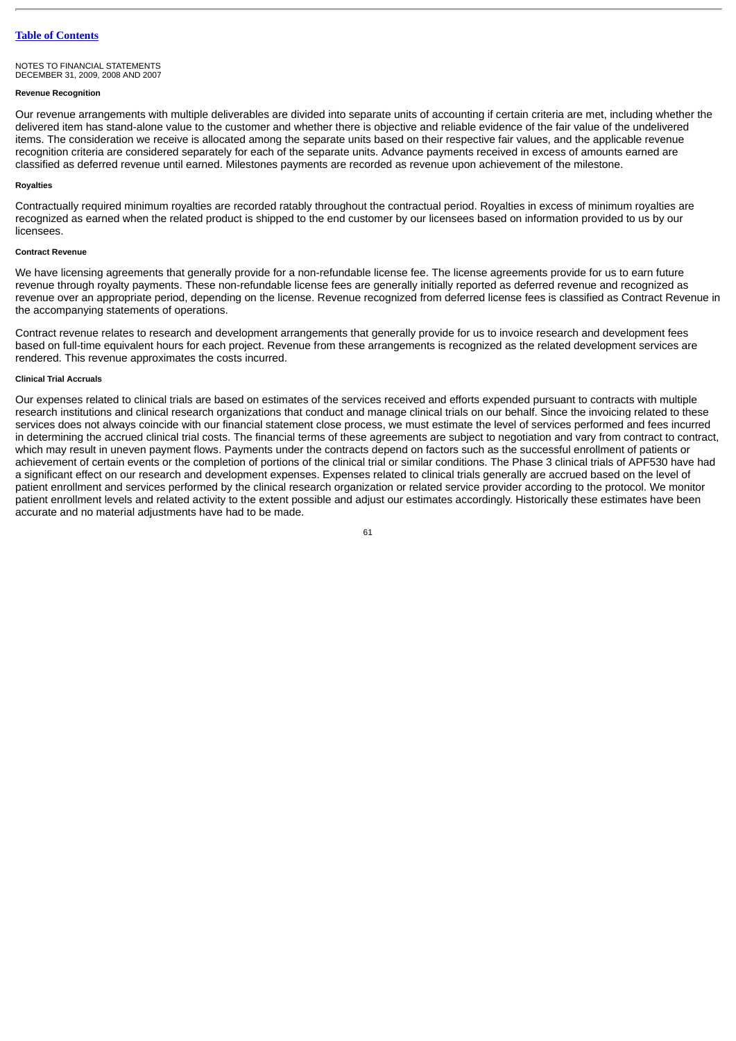NOTES TO FINANCIAL STATEMENTS
DECEMBER 31, 2009, 2008 AND 2007

#### Revenue Recognition

Our revenue arrangements with multiple deliverables are divided into separate units of accounting if certain criteria are met, including whether the delivered item has stand-alone value to the customer and whether there is objective and reliable evidence of the fair value of the undelivered items. The consideration we receive is allocated among the separate units based on their respective fair values, and the applicable revenue recognition criteria are considered separately for each of the separate units. Advance payments received in excess of amounts earned are classified as deferred revenue until earned. Milestones payments are recorded as revenue upon achievement of the milestone.

#### Royalties

Contractually required minimum royalties are recorded ratably throughout the contractual period. Royalties in excess of minimum royalties are recognized as earned when the related product is shipped to the end customer by our licensees based on information provided to us by our licensees.

#### Contract Revenue

We have licensing agreements that generally provide for a non-refundable license fee. The license agreements provide for us to earn future revenue through royalty payments. These non-refundable license fees are generally initially reported as deferred revenue and recognized as revenue over an appropriate period, depending on the license. Revenue recognized from deferred license fees is classified as Contract Revenue in the accompanying statements of operations.

Contract revenue relates to research and development arrangements that generally provide for us to invoice research and development fees based on full-time equivalent hours for each project. Revenue from these arrangements is recognized as the related development services are rendered. This revenue approximates the costs incurred.

#### Clinical Trial Accruals

Our expenses related to clinical trials are based on estimates of the services received and efforts expended pursuant to contracts with multiple research institutions and clinical research organizations that conduct and manage clinical trials on our behalf. Since the invoicing related to these services does not always coincide with our financial statement close process, we must estimate the level of services performed and fees incurred in determining the accrued clinical trial costs. The financial terms of these agreements are subject to negotiation and vary from contract to contract, which may result in uneven payment flows. Payments under the contracts depend on factors such as the successful enrollment of patients or achievement of certain events or the completion of portions of the clinical trial or similar conditions. The Phase 3 clinical trials of APF530 have had a significant effect on our research and development expenses. Expenses related to clinical trials generally are accrued based on the level of patient enrollment and services performed by the clinical research organization or related service provider according to the protocol. We monitor patient enrollment levels and related activity to the extent possible and adjust our estimates accordingly. Historically these estimates have been accurate and no material adjustments have had to be made.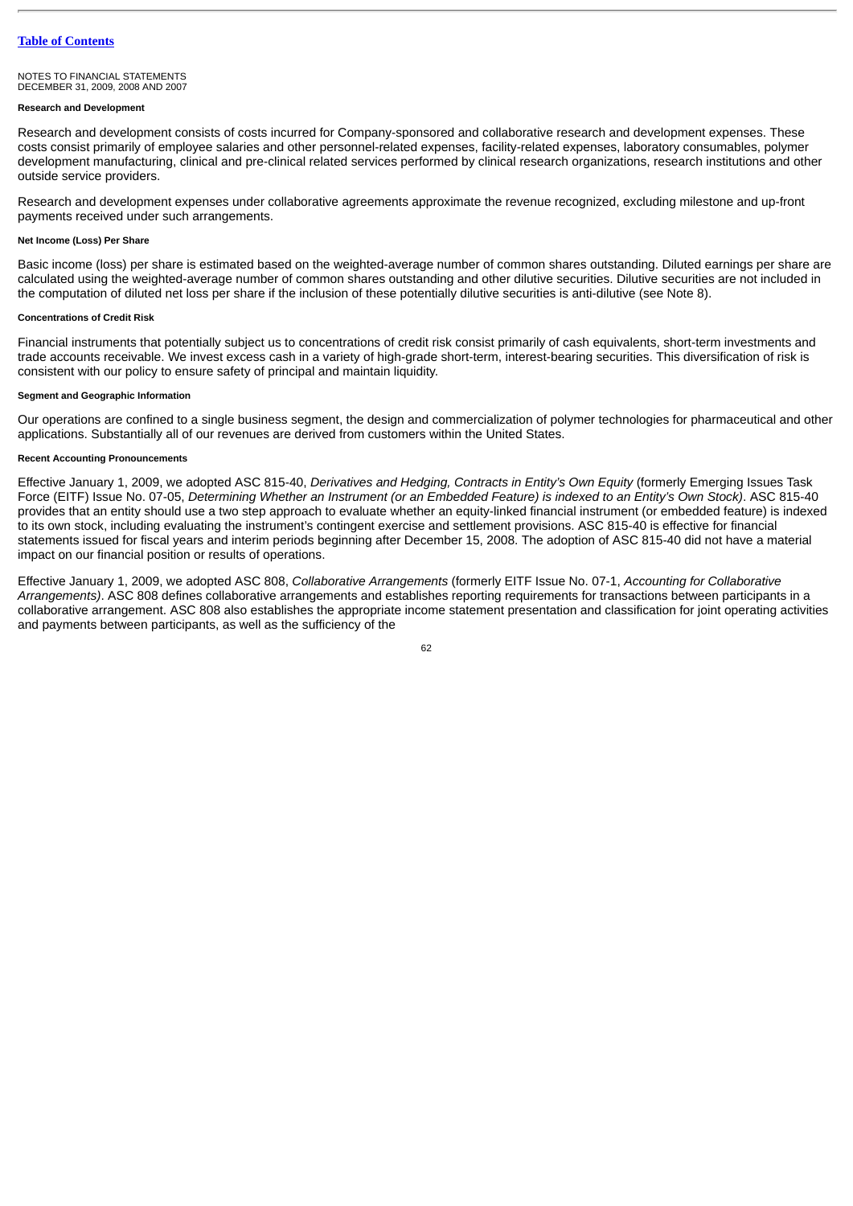NOTES TO FINANCIAL STATEMENTS
DECEMBER 31, 2009, 2008 AND 2007

**Research and Development**

Research and development consists of costs incurred for Company-sponsored and collaborative research and development expenses. These costs consist primarily of employee salaries and other personnel-related expenses, facility-related expenses, laboratory consumables, polymer development manufacturing, clinical and pre-clinical related services performed by clinical research organizations, research institutions and other outside service providers.

Research and development expenses under collaborative agreements approximate the revenue recognized, excluding milestone and up-front payments received under such arrangements.

**Net Income (Loss) Per Share**

Basic income (loss) per share is estimated based on the weighted-average number of common shares outstanding. Diluted earnings per share are calculated using the weighted-average number of common shares outstanding and other dilutive securities. Dilutive securities are not included in the computation of diluted net loss per share if the inclusion of these potentially dilutive securities is anti-dilutive (see Note 8).

**Concentrations of Credit Risk**

Financial instruments that potentially subject us to concentrations of credit risk consist primarily of cash equivalents, short-term investments and trade accounts receivable. We invest excess cash in a variety of high-grade short-term, interest-bearing securities. This diversification of risk is consistent with our policy to ensure safety of principal and maintain liquidity.

**Segment and Geographic Information**

Our operations are confined to a single business segment, the design and commercialization of polymer technologies for pharmaceutical and other applications. Substantially all of our revenues are derived from customers within the United States.

**Recent Accounting Pronouncements**

Effective January 1, 2009, we adopted ASC 815-40, *Derivatives and Hedging, Contracts in Entity's Own Equity* (formerly Emerging Issues Task Force (EITF) Issue No. 07-05, *Determining Whether an Instrument (or an Embedded Feature) is indexed to an Entity's Own Stock)*. ASC 815-40 provides that an entity should use a two step approach to evaluate whether an equity-linked financial instrument (or embedded feature) is indexed to its own stock, including evaluating the instrument's contingent exercise and settlement provisions. ASC 815-40 is effective for financial statements issued for fiscal years and interim periods beginning after December 15, 2008. The adoption of ASC 815-40 did not have a material impact on our financial position or results of operations.

Effective January 1, 2009, we adopted ASC 808, *Collaborative Arrangements* (formerly EITF Issue No. 07-1, *Accounting for Collaborative Arrangements)*. ASC 808 defines collaborative arrangements and establishes reporting requirements for transactions between participants in a collaborative arrangement. ASC 808 also establishes the appropriate income statement presentation and classification for joint operating activities and payments between participants, as well as the sufficiency of the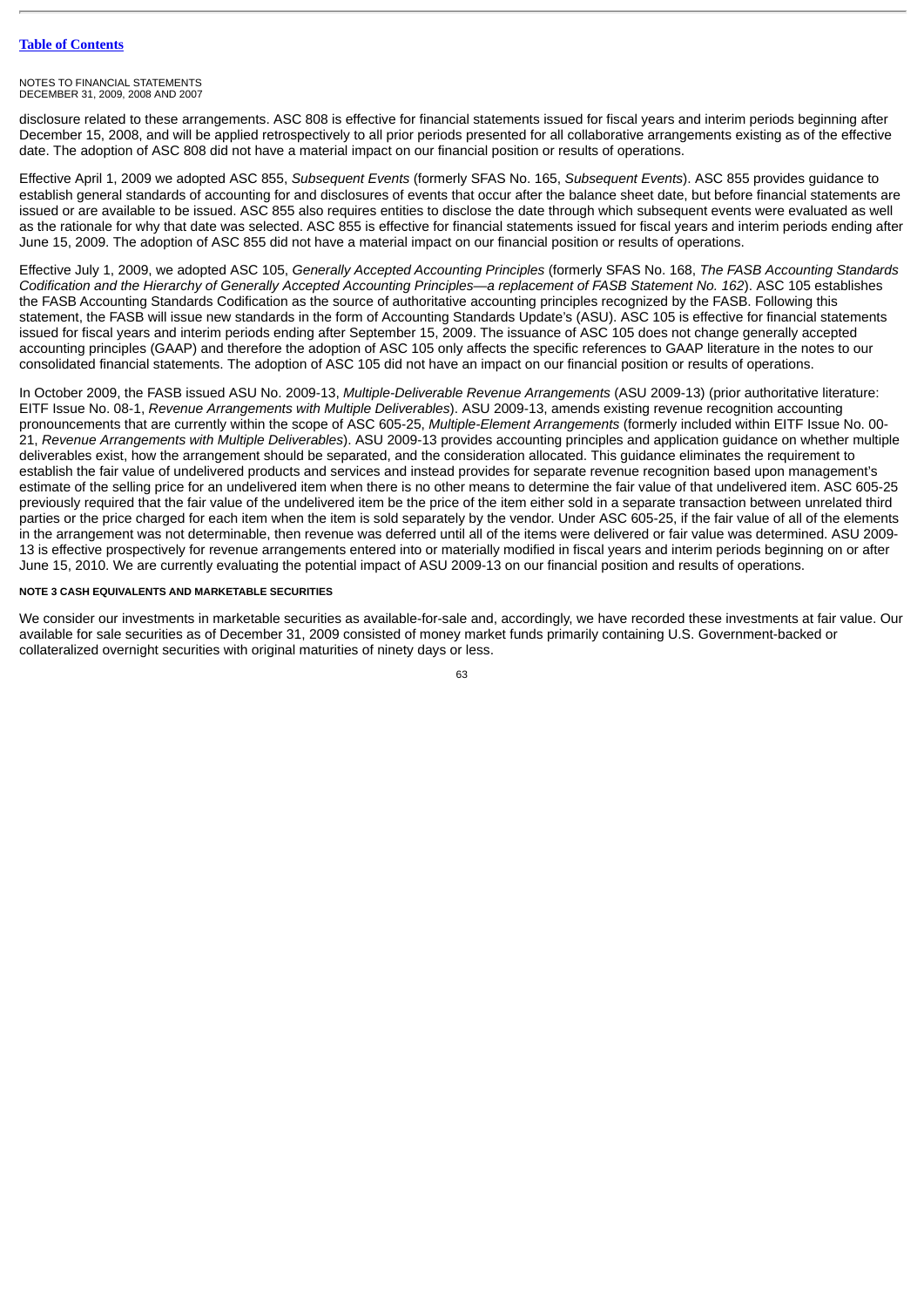disclosure related to these arrangements. ASC 808 is effective for financial statements issued for fiscal years and interim periods beginning after December 15, 2008, and will be applied retrospectively to all prior periods presented for all collaborative arrangements existing as of the effective date. The adoption of ASC 808 did not have a material impact on our financial position or results of operations.

Effective April 1, 2009 we adopted ASC 855, *Subsequent Events* (formerly SFAS No. 165, *Subsequent Events*). ASC 855 provides guidance to establish general standards of accounting for and disclosures of events that occur after the balance sheet date, but before financial statements are issued or are available to be issued. ASC 855 also requires entities to disclose the date through which subsequent events were evaluated as well as the rationale for why that date was selected. ASC 855 is effective for financial statements issued for fiscal years and interim periods ending after June 15, 2009. The adoption of ASC 855 did not have a material impact on our financial position or results of operations.

Effective July 1, 2009, we adopted ASC 105, *Generally Accepted Accounting Principles* (formerly SFAS No. 168, *The FASB Accounting Standards Codification and the Hierarchy of Generally Accepted Accounting Principles—a replacement of FASB Statement No. 162*). ASC 105 establishes the FASB Accounting Standards Codification as the source of authoritative accounting principles recognized by the FASB. Following this statement, the FASB will issue new standards in the form of Accounting Standards Update's (ASU). ASC 105 is effective for financial statements issued for fiscal years and interim periods ending after September 15, 2009. The issuance of ASC 105 does not change generally accepted accounting principles (GAAP) and therefore the adoption of ASC 105 only affects the specific references to GAAP literature in the notes to our consolidated financial statements. The adoption of ASC 105 did not have an impact on our financial position or results of operations.

In October 2009, the FASB issued ASU No. 2009-13, *Multiple-Deliverable Revenue Arrangements* (ASU 2009-13) (prior authoritative literature: EITF Issue No. 08-1, *Revenue Arrangements with Multiple Deliverables*). ASU 2009-13, amends existing revenue recognition accounting pronouncements that are currently within the scope of ASC 605-25, *Multiple-Element Arrangements* (formerly included within EITF Issue No. 00-21, *Revenue Arrangements with Multiple Deliverables*). ASU 2009-13 provides accounting principles and application guidance on whether multiple deliverables exist, how the arrangement should be separated, and the consideration allocated. This guidance eliminates the requirement to establish the fair value of undelivered products and services and instead provides for separate revenue recognition based upon management's estimate of the selling price for an undelivered item when there is no other means to determine the fair value of that undelivered item. ASC 605-25 previously required that the fair value of the undelivered item be the price of the item either sold in a separate transaction between unrelated third parties or the price charged for each item when the item is sold separately by the vendor. Under ASC 605-25, if the fair value of all of the elements in the arrangement was not determinable, then revenue was deferred until all of the items were delivered or fair value was determined. ASU 2009-13 is effective prospectively for revenue arrangements entered into or materially modified in fiscal years and interim periods beginning on or after June 15, 2010. We are currently evaluating the potential impact of ASU 2009-13 on our financial position and results of operations.

**NOTE 3 CASH EQUIVALENTS AND MARKETABLE SECURITIES**

We consider our investments in marketable securities as available-for-sale and, accordingly, we have recorded these investments at fair value. Our available for sale securities as of December 31, 2009 consisted of money market funds primarily containing U.S. Government-backed or collateralized overnight securities with original maturities of ninety days or less.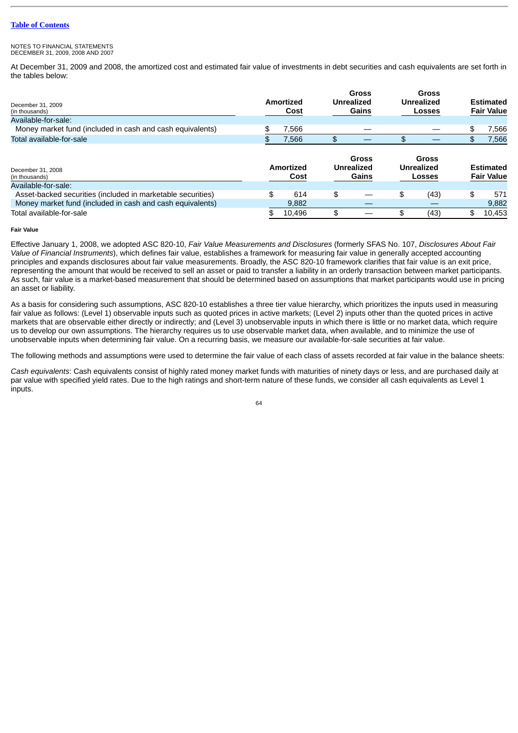[Table of Contents](#)

NOTES TO FINANCIAL STATEMENTS
DECEMBER 31, 2009, 2008 AND 2007

At December 31, 2009 and 2008, the amortized cost and estimated fair value of investments in debt securities and cash equivalents are set forth in the tables below:

| December 31, 2009 (in thousands) | Amortized Cost | Gross Unrealized Gains | Gross Unrealized Losses | Estimated Fair Value |
|---|---|---|---|---|
| Available-for-sale: | | | | |
| Money market fund (included in cash and cash equivalents) | $ 7,566 | — | — | $ 7,566 |
| Total available-for-sale | $ 7,566 | $ — | $ — | $ 7,566 |

| December 31, 2008 (in thousands) | Amortized Cost | Gross Unrealized Gains | Gross Unrealized Losses | Estimated Fair Value |
|---|---|---|---|---|
| Available-for-sale: | | | | |
| Asset-backed securities (included in marketable securities) | $ 614 | $ — | $ (43) | $ 571 |
| Money market fund (included in cash and cash equivalents) | 9,882 | — | — | 9,882 |
| Total available-for-sale | $ 10,496 | $ — | $ (43) | $ 10,453 |

#### Fair Value

Effective January 1, 2008, we adopted ASC 820-10, *Fair Value Measurements and Disclosures* (formerly SFAS No. 107, *Disclosures About Fair Value of Financial Instruments*), which defines fair value, establishes a framework for measuring fair value in generally accepted accounting principles and expands disclosures about fair value measurements. Broadly, the ASC 820-10 framework clarifies that fair value is an exit price, representing the amount that would be received to sell an asset or paid to transfer a liability in an orderly transaction between market participants. As such, fair value is a market-based measurement that should be determined based on assumptions that market participants would use in pricing an asset or liability.

As a basis for considering such assumptions, ASC 820-10 establishes a three tier value hierarchy, which prioritizes the inputs used in measuring fair value as follows: (Level 1) observable inputs such as quoted prices in active markets; (Level 2) inputs other than the quoted prices in active markets that are observable either directly or indirectly; and (Level 3) unobservable inputs in which there is little or no market data, which require us to develop our own assumptions. The hierarchy requires us to use observable market data, when available, and to minimize the use of unobservable inputs when determining fair value. On a recurring basis, we measure our available-for-sale securities at fair value.

The following methods and assumptions were used to determine the fair value of each class of assets recorded at fair value in the balance sheets:

*Cash equivalents*: Cash equivalents consist of highly rated money market funds with maturities of ninety days or less, and are purchased daily at par value with specified yield rates. Due to the high ratings and short-term nature of these funds, we consider all cash equivalents as Level 1 inputs.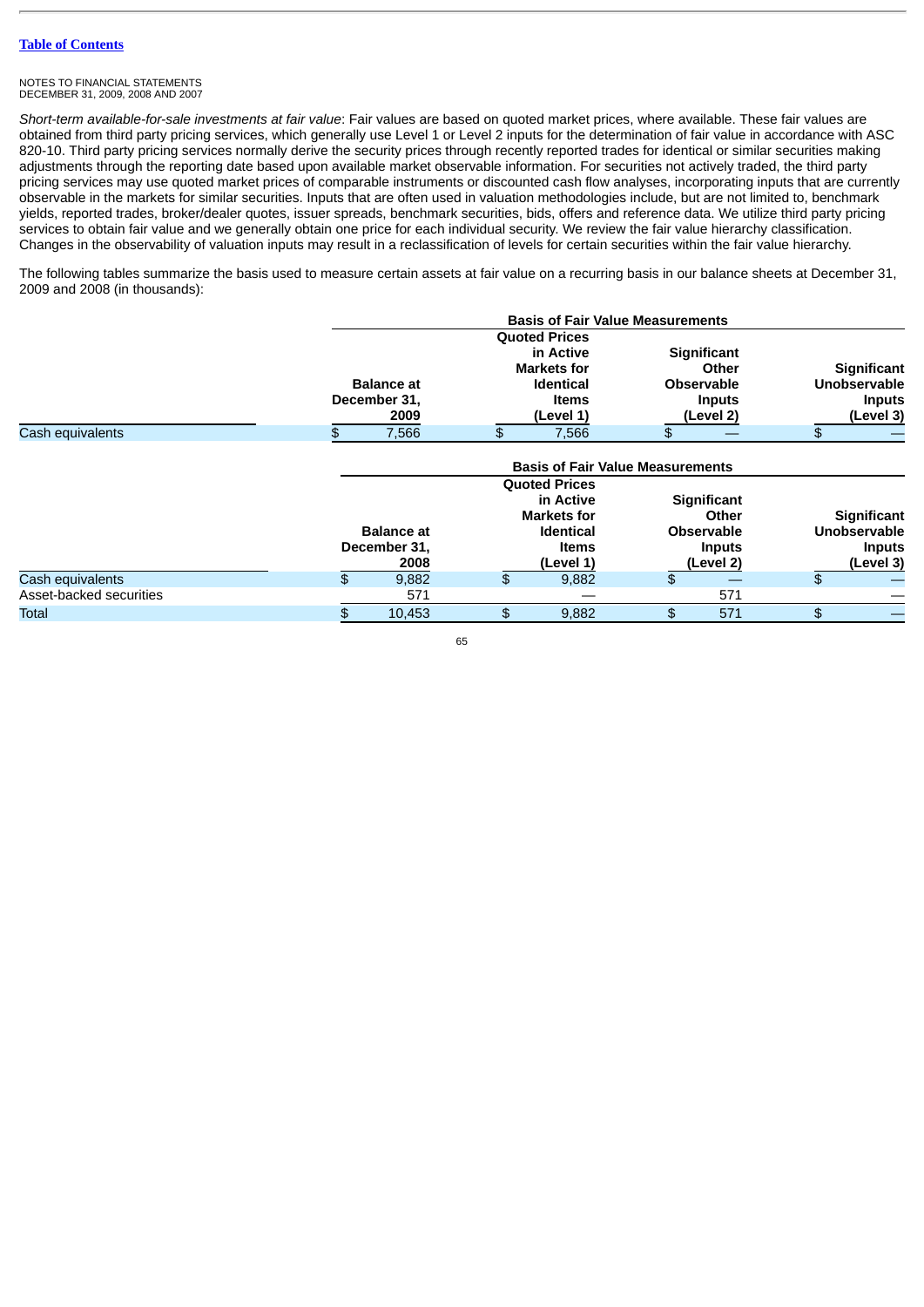NOTES TO FINANCIAL STATEMENTS
DECEMBER 31, 2009, 2008 AND 2007

*Short-term available-for-sale investments at fair value*: Fair values are based on quoted market prices, where available. These fair values are obtained from third party pricing services, which generally use Level 1 or Level 2 inputs for the determination of fair value in accordance with ASC 820-10. Third party pricing services normally derive the security prices through recently reported trades for identical or similar securities making adjustments through the reporting date based upon available market observable information. For securities not actively traded, the third party pricing services may use quoted market prices of comparable instruments or discounted cash flow analyses, incorporating inputs that are currently observable in the markets for similar securities. Inputs that are often used in valuation methodologies include, but are not limited to, benchmark yields, reported trades, broker/dealer quotes, issuer spreads, benchmark securities, bids, offers and reference data. We utilize third party pricing services to obtain fair value and we generally obtain one price for each individual security. We review the fair value hierarchy classification. Changes in the observability of valuation inputs may result in a reclassification of levels for certain securities within the fair value hierarchy.

The following tables summarize the basis used to measure certain assets at fair value on a recurring basis in our balance sheets at December 31, 2009 and 2008 (in thousands):

| | Balance at December 31, 2009 | Basis of Fair Value Measurements | | |
|---|---|---|---|---|
| | | Quoted Prices in Active Markets for Identical Items (Level 1) | Significant Other Observable Inputs (Level 2) | Significant Unobservable Inputs (Level 3) |
| Cash equivalents | $ 7,566 | $ 7,566 | $ — | $ — |

| | Balance at December 31, 2008 | Basis of Fair Value Measurements | | |
|---|---|---|---|---|
| | | Quoted Prices in Active Markets for Identical Items (Level 1) | Significant Other Observable Inputs (Level 2) | Significant Unobservable Inputs (Level 3) |
| Cash equivalents | $ 9,882 | $ 9,882 | $ — | $ — |
| Asset-backed securities | 571 | — | 571 | — |
| Total | $ 10,453 | $ 9,882 | $ 571 | $ — |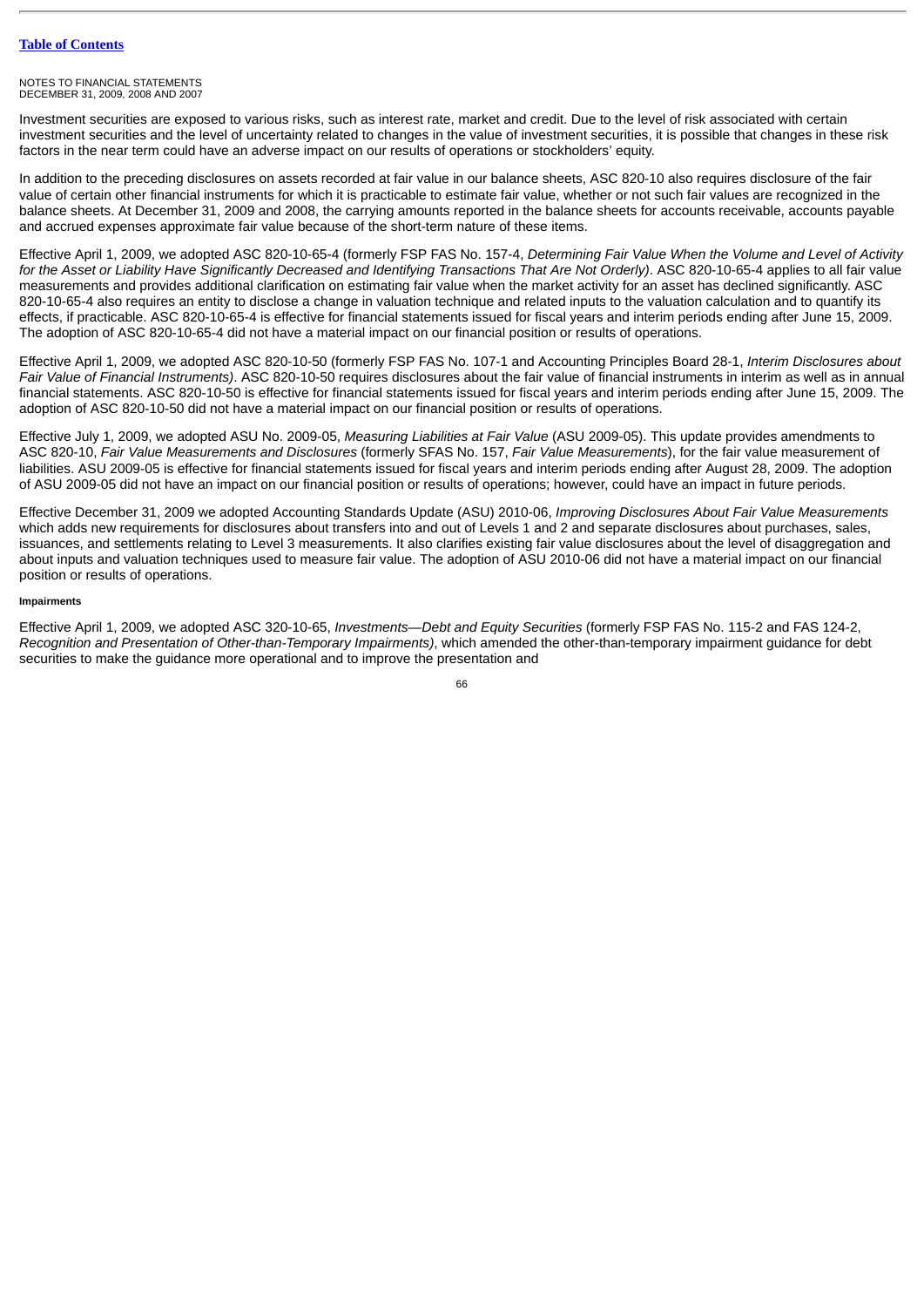Investment securities are exposed to various risks, such as interest rate, market and credit. Due to the level of risk associated with certain investment securities and the level of uncertainty related to changes in the value of investment securities, it is possible that changes in these risk factors in the near term could have an adverse impact on our results of operations or stockholders' equity.

In addition to the preceding disclosures on assets recorded at fair value in our balance sheets, ASC 820-10 also requires disclosure of the fair value of certain other financial instruments for which it is practicable to estimate fair value, whether or not such fair values are recognized in the balance sheets. At December 31, 2009 and 2008, the carrying amounts reported in the balance sheets for accounts receivable, accounts payable and accrued expenses approximate fair value because of the short-term nature of these items.

Effective April 1, 2009, we adopted ASC 820-10-65-4 (formerly FSP FAS No. 157-4, *Determining Fair Value When the Volume and Level of Activity for the Asset or Liability Have Significantly Decreased and Identifying Transactions That Are Not Orderly)*. ASC 820-10-65-4 applies to all fair value measurements and provides additional clarification on estimating fair value when the market activity for an asset has declined significantly. ASC 820-10-65-4 also requires an entity to disclose a change in valuation technique and related inputs to the valuation calculation and to quantify its effects, if practicable. ASC 820-10-65-4 is effective for financial statements issued for fiscal years and interim periods ending after June 15, 2009. The adoption of ASC 820-10-65-4 did not have a material impact on our financial position or results of operations.

Effective April 1, 2009, we adopted ASC 820-10-50 (formerly FSP FAS No. 107-1 and Accounting Principles Board 28-1, *Interim Disclosures about Fair Value of Financial Instruments)*. ASC 820-10-50 requires disclosures about the fair value of financial instruments in interim as well as in annual financial statements. ASC 820-10-50 is effective for financial statements issued for fiscal years and interim periods ending after June 15, 2009. The adoption of ASC 820-10-50 did not have a material impact on our financial position or results of operations.

Effective July 1, 2009, we adopted ASU No. 2009-05, *Measuring Liabilities at Fair Value* (ASU 2009-05). This update provides amendments to ASC 820-10, *Fair Value Measurements and Disclosures* (formerly SFAS No. 157, *Fair Value Measurements*), for the fair value measurement of liabilities. ASU 2009-05 is effective for financial statements issued for fiscal years and interim periods ending after August 28, 2009. The adoption of ASU 2009-05 did not have an impact on our financial position or results of operations; however, could have an impact in future periods.

Effective December 31, 2009 we adopted Accounting Standards Update (ASU) 2010-06, *Improving Disclosures About Fair Value Measurements* which adds new requirements for disclosures about transfers into and out of Levels 1 and 2 and separate disclosures about purchases, sales, issuances, and settlements relating to Level 3 measurements. It also clarifies existing fair value disclosures about the level of disaggregation and about inputs and valuation techniques used to measure fair value. The adoption of ASU 2010-06 did not have a material impact on our financial position or results of operations.

#### Impairments

Effective April 1, 2009, we adopted ASC 320-10-65, *Investments—Debt and Equity Securities* (formerly FSP FAS No. 115-2 and FAS 124-2, *Recognition and Presentation of Other-than-Temporary Impairments)*, which amended the other-than-temporary impairment guidance for debt securities to make the guidance more operational and to improve the presentation and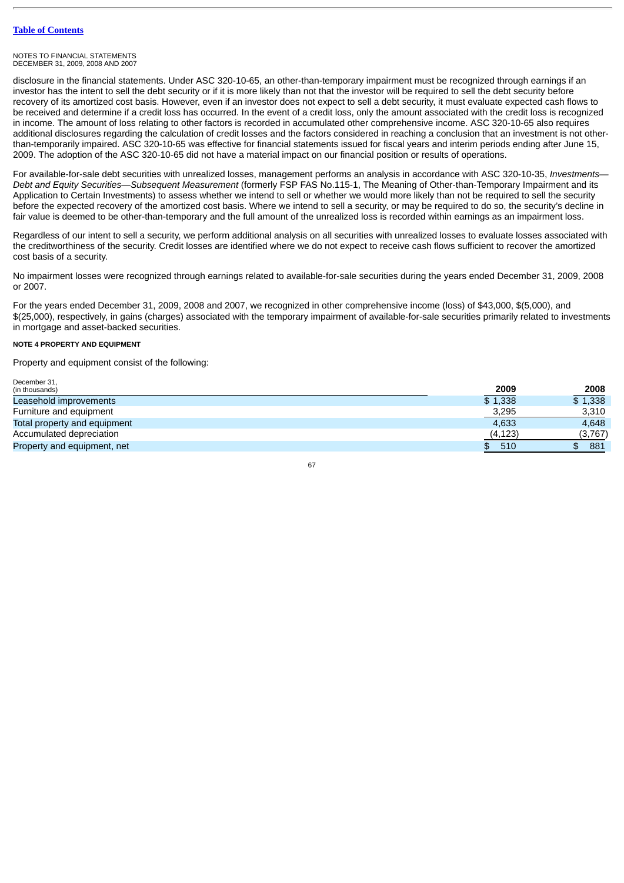[Table of Contents](#)

NOTES TO FINANCIAL STATEMENTS
DECEMBER 31, 2009, 2008 AND 2007

disclosure in the financial statements. Under ASC 320-10-65, an other-than-temporary impairment must be recognized through earnings if an investor has the intent to sell the debt security or if it is more likely than not that the investor will be required to sell the debt security before recovery of its amortized cost basis. However, even if an investor does not expect to sell a debt security, it must evaluate expected cash flows to be received and determine if a credit loss has occurred. In the event of a credit loss, only the amount associated with the credit loss is recognized in income. The amount of loss relating to other factors is recorded in accumulated other comprehensive income. ASC 320-10-65 also requires additional disclosures regarding the calculation of credit losses and the factors considered in reaching a conclusion that an investment is not other-than-temporarily impaired. ASC 320-10-65 was effective for financial statements issued for fiscal years and interim periods ending after June 15, 2009. The adoption of the ASC 320-10-65 did not have a material impact on our financial position or results of operations.

For available-for-sale debt securities with unrealized losses, management performs an analysis in accordance with ASC 320-10-35, *Investments—Debt and Equity Securities—Subsequent Measurement* (formerly FSP FAS No.115-1, The Meaning of Other-than-Temporary Impairment and its Application to Certain Investments) to assess whether we intend to sell or whether we would more likely than not be required to sell the security before the expected recovery of the amortized cost basis. Where we intend to sell a security, or may be required to do so, the security's decline in fair value is deemed to be other-than-temporary and the full amount of the unrealized loss is recorded within earnings as an impairment loss.

Regardless of our intent to sell a security, we perform additional analysis on all securities with unrealized losses to evaluate losses associated with the creditworthiness of the security. Credit losses are identified where we do not expect to receive cash flows sufficient to recover the amortized cost basis of a security.

No impairment losses were recognized through earnings related to available-for-sale securities during the years ended December 31, 2009, 2008 or 2007.

For the years ended December 31, 2009, 2008 and 2007, we recognized in other comprehensive income (loss) of $43,000, $(5,000), and $(25,000), respectively, in gains (charges) associated with the temporary impairment of available-for-sale securities primarily related to investments in mortgage and asset-backed securities.

**NOTE 4 PROPERTY AND EQUIPMENT**

Property and equipment consist of the following:

| December 31, (in thousands) | 2009 | 2008 |
|---|---|---|
| Leasehold improvements | $ 1,338 | $ 1,338 |
| Furniture and equipment | 3,295 | 3,310 |
| Total property and equipment | 4,633 | 4,648 |
| Accumulated depreciation | (4,123) | (3,767) |
| Property and equipment, net | $ 510 | $ 881 |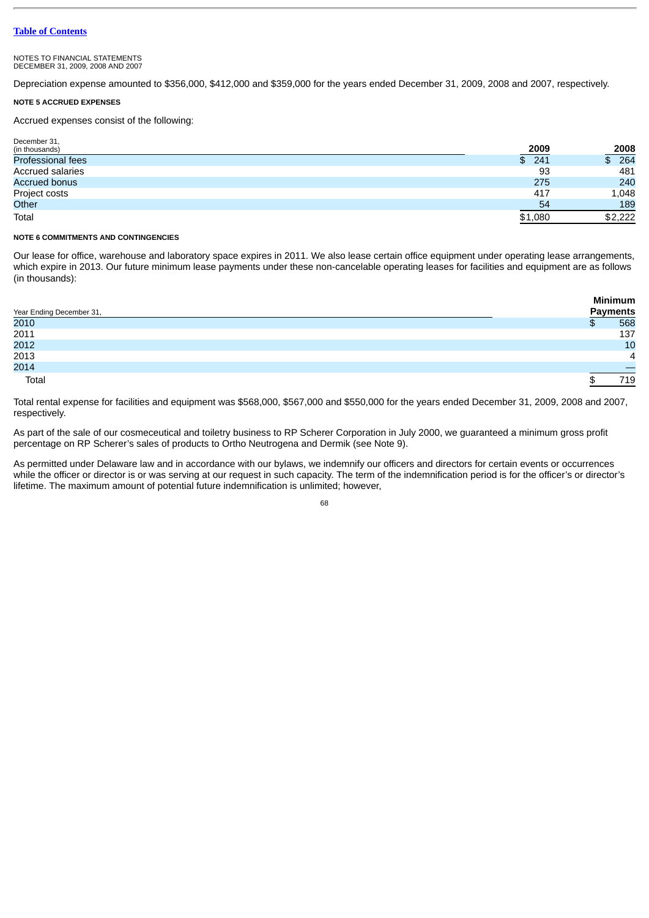[Table of Contents](#)

NOTES TO FINANCIAL STATEMENTS
DECEMBER 31, 2009, 2008 AND 2007

Depreciation expense amounted to $356,000, $412,000 and $359,000 for the years ended December 31, 2009, 2008 and 2007, respectively.

**NOTE 5 ACCRUED EXPENSES**

Accrued expenses consist of the following:

| December 31, (in thousands) | 2009 | 2008 |
|---|---|---|
| Professional fees | $ 241 | $ 264 |
| Accrued salaries | 93 | 481 |
| Accrued bonus | 275 | 240 |
| Project costs | 417 | 1,048 |
| Other | 54 | 189 |
| Total | $1,080 | $2,222 |

**NOTE 6 COMMITMENTS AND CONTINGENCIES**

Our lease for office, warehouse and laboratory space expires in 2011. We also lease certain office equipment under operating lease arrangements, which expire in 2013. Our future minimum lease payments under these non-cancelable operating leases for facilities and equipment are as follows (in thousands):

| Year Ending December 31, | Minimum Payments |
|---|---|
| 2010 | $ 568 |
| 2011 | 137 |
| 2012 | 10 |
| 2013 | 4 |
| 2014 | — |
| Total | $ 719 |

Total rental expense for facilities and equipment was $568,000, $567,000 and $550,000 for the years ended December 31, 2009, 2008 and 2007, respectively.

As part of the sale of our cosmeceutical and toiletry business to RP Scherer Corporation in July 2000, we guaranteed a minimum gross profit percentage on RP Scherer's sales of products to Ortho Neutrogena and Dermik (see Note 9).

As permitted under Delaware law and in accordance with our bylaws, we indemnify our officers and directors for certain events or occurrences while the officer or director is or was serving at our request in such capacity. The term of the indemnification period is for the officer's or director's lifetime. The maximum amount of potential future indemnification is unlimited; however,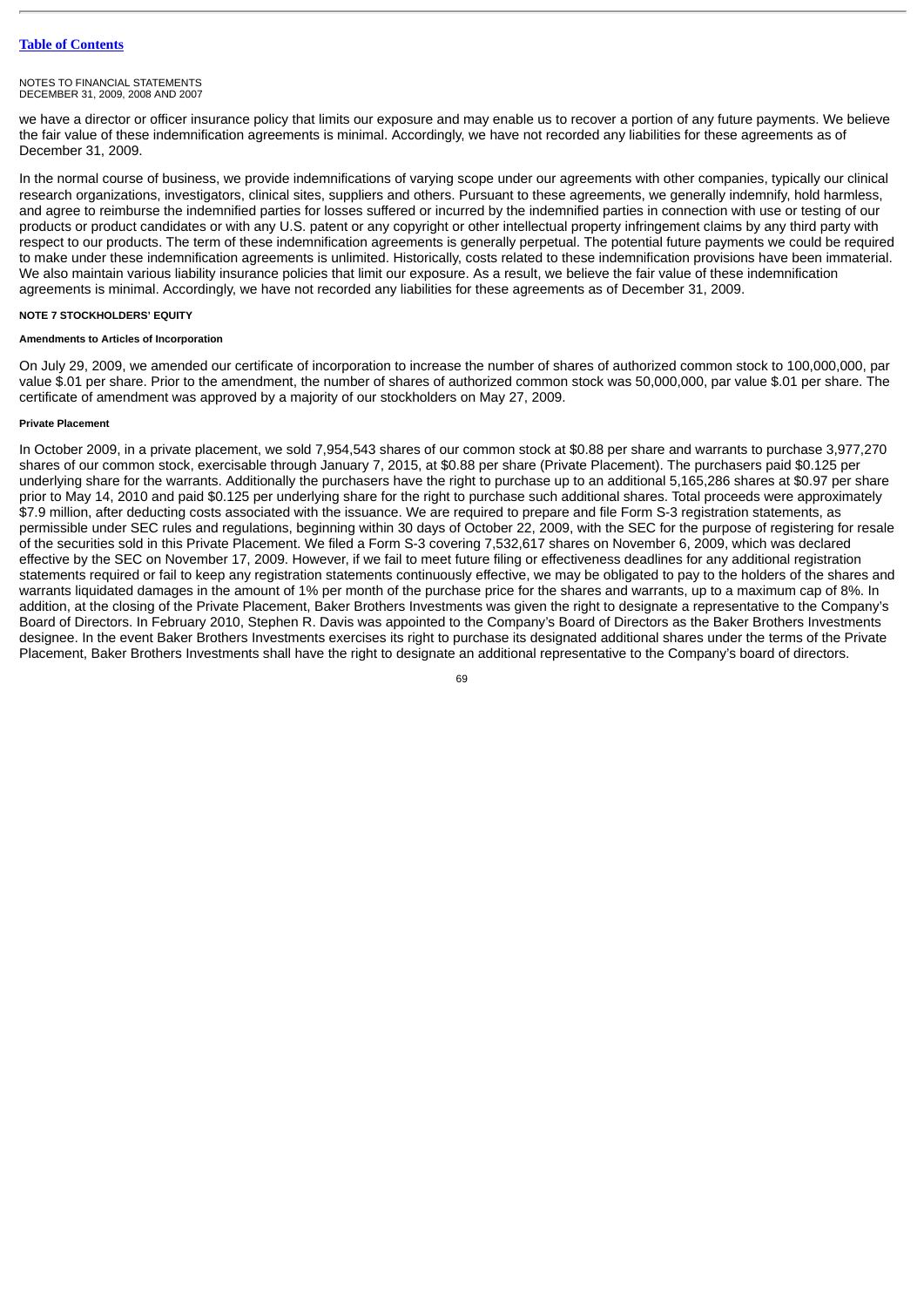we have a director or officer insurance policy that limits our exposure and may enable us to recover a portion of any future payments. We believe the fair value of these indemnification agreements is minimal. Accordingly, we have not recorded any liabilities for these agreements as of December 31, 2009.

In the normal course of business, we provide indemnifications of varying scope under our agreements with other companies, typically our clinical research organizations, investigators, clinical sites, suppliers and others. Pursuant to these agreements, we generally indemnify, hold harmless, and agree to reimburse the indemnified parties for losses suffered or incurred by the indemnified parties in connection with use or testing of our products or product candidates or with any U.S. patent or any copyright or other intellectual property infringement claims by any third party with respect to our products. The term of these indemnification agreements is generally perpetual. The potential future payments we could be required to make under these indemnification agreements is unlimited. Historically, costs related to these indemnification provisions have been immaterial. We also maintain various liability insurance policies that limit our exposure. As a result, we believe the fair value of these indemnification agreements is minimal. Accordingly, we have not recorded any liabilities for these agreements as of December 31, 2009.

## NOTE 7 STOCKHOLDERS' EQUITY

### Amendments to Articles of Incorporation

On July 29, 2009, we amended our certificate of incorporation to increase the number of shares of authorized common stock to 100,000,000, par value $.01 per share. Prior to the amendment, the number of shares of authorized common stock was 50,000,000, par value $.01 per share. The certificate of amendment was approved by a majority of our stockholders on May 27, 2009.

### Private Placement

In October 2009, in a private placement, we sold 7,954,543 shares of our common stock at $0.88 per share and warrants to purchase 3,977,270 shares of our common stock, exercisable through January 7, 2015, at $0.88 per share (Private Placement). The purchasers paid $0.125 per underlying share for the warrants. Additionally the purchasers have the right to purchase up to an additional 5,165,286 shares at $0.97 per share prior to May 14, 2010 and paid $0.125 per underlying share for the right to purchase such additional shares. Total proceeds were approximately $7.9 million, after deducting costs associated with the issuance. We are required to prepare and file Form S-3 registration statements, as permissible under SEC rules and regulations, beginning within 30 days of October 22, 2009, with the SEC for the purpose of registering for resale of the securities sold in this Private Placement. We filed a Form S-3 covering 7,532,617 shares on November 6, 2009, which was declared effective by the SEC on November 17, 2009. However, if we fail to meet future filing or effectiveness deadlines for any additional registration statements required or fail to keep any registration statements continuously effective, we may be obligated to pay to the holders of the shares and warrants liquidated damages in the amount of 1% per month of the purchase price for the shares and warrants, up to a maximum cap of 8%. In addition, at the closing of the Private Placement, Baker Brothers Investments was given the right to designate a representative to the Company's Board of Directors. In February 2010, Stephen R. Davis was appointed to the Company's Board of Directors as the Baker Brothers Investments designee. In the event Baker Brothers Investments exercises its right to purchase its designated additional shares under the terms of the Private Placement, Baker Brothers Investments shall have the right to designate an additional representative to the Company's board of directors.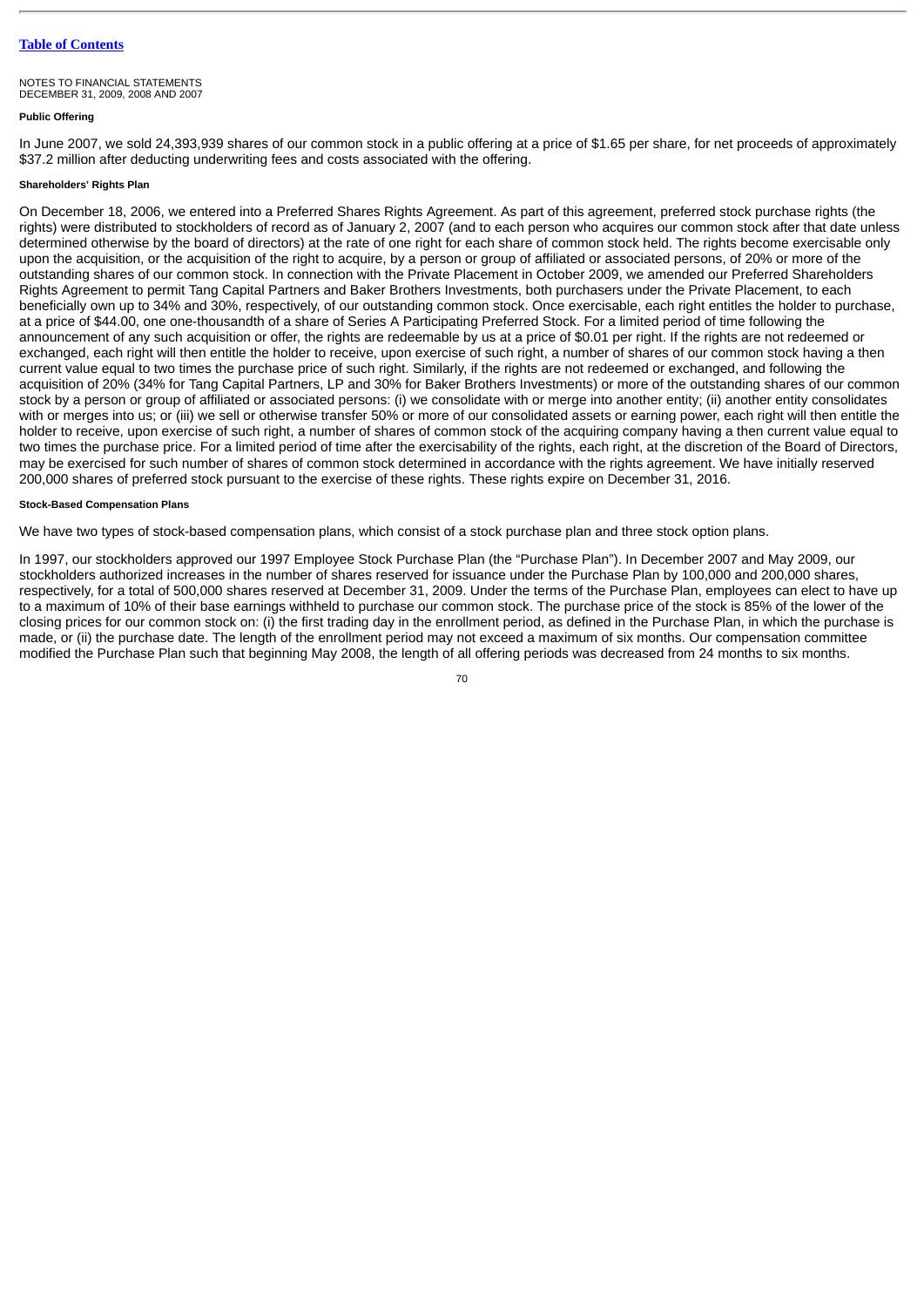NOTES TO FINANCIAL STATEMENTS
DECEMBER 31, 2009, 2008 AND 2007

**Public Offering**

In June 2007, we sold 24,393,939 shares of our common stock in a public offering at a price of $1.65 per share, for net proceeds of approximately $37.2 million after deducting underwriting fees and costs associated with the offering.

**Shareholders' Rights Plan**

On December 18, 2006, we entered into a Preferred Shares Rights Agreement. As part of this agreement, preferred stock purchase rights (the rights) were distributed to stockholders of record as of January 2, 2007 (and to each person who acquires our common stock after that date unless determined otherwise by the board of directors) at the rate of one right for each share of common stock held. The rights become exercisable only upon the acquisition, or the acquisition of the right to acquire, by a person or group of affiliated or associated persons, of 20% or more of the outstanding shares of our common stock. In connection with the Private Placement in October 2009, we amended our Preferred Shareholders Rights Agreement to permit Tang Capital Partners and Baker Brothers Investments, both purchasers under the Private Placement, to each beneficially own up to 34% and 30%, respectively, of our outstanding common stock. Once exercisable, each right entitles the holder to purchase, at a price of $44.00, one one-thousandth of a share of Series A Participating Preferred Stock. For a limited period of time following the announcement of any such acquisition or offer, the rights are redeemable by us at a price of $0.01 per right. If the rights are not redeemed or exchanged, each right will then entitle the holder to receive, upon exercise of such right, a number of shares of our common stock having a then current value equal to two times the purchase price of such right. Similarly, if the rights are not redeemed or exchanged, and following the acquisition of 20% (34% for Tang Capital Partners, LP and 30% for Baker Brothers Investments) or more of the outstanding shares of our common stock by a person or group of affiliated or associated persons: (i) we consolidate with or merge into another entity; (ii) another entity consolidates with or merges into us; or (iii) we sell or otherwise transfer 50% or more of our consolidated assets or earning power, each right will then entitle the holder to receive, upon exercise of such right, a number of shares of common stock of the acquiring company having a then current value equal to two times the purchase price. For a limited period of time after the exercisability of the rights, each right, at the discretion of the Board of Directors, may be exercised for such number of shares of common stock determined in accordance with the rights agreement. We have initially reserved 200,000 shares of preferred stock pursuant to the exercise of these rights. These rights expire on December 31, 2016.

**Stock-Based Compensation Plans**

We have two types of stock-based compensation plans, which consist of a stock purchase plan and three stock option plans.

In 1997, our stockholders approved our 1997 Employee Stock Purchase Plan (the "Purchase Plan"). In December 2007 and May 2009, our stockholders authorized increases in the number of shares reserved for issuance under the Purchase Plan by 100,000 and 200,000 shares, respectively, for a total of 500,000 shares reserved at December 31, 2009. Under the terms of the Purchase Plan, employees can elect to have up to a maximum of 10% of their base earnings withheld to purchase our common stock. The purchase price of the stock is 85% of the lower of the closing prices for our common stock on: (i) the first trading day in the enrollment period, as defined in the Purchase Plan, in which the purchase is made, or (ii) the purchase date. The length of the enrollment period may not exceed a maximum of six months. Our compensation committee modified the Purchase Plan such that beginning May 2008, the length of all offering periods was decreased from 24 months to six months.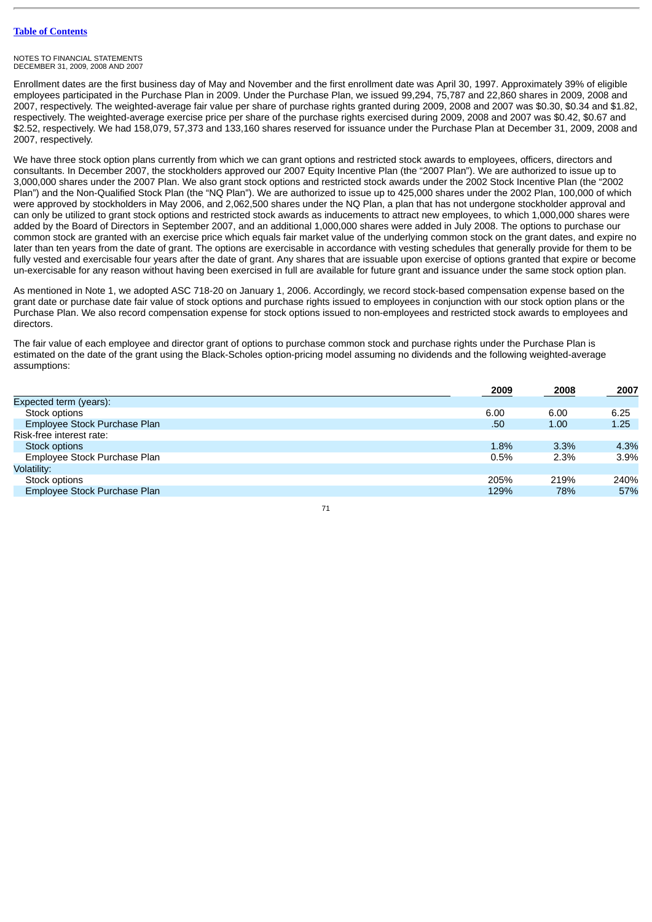[Table of Contents](#)

NOTES TO FINANCIAL STATEMENTS
DECEMBER 31, 2009, 2008 AND 2007

Enrollment dates are the first business day of May and November and the first enrollment date was April 30, 1997. Approximately 39% of eligible employees participated in the Purchase Plan in 2009. Under the Purchase Plan, we issued 99,294, 75,787 and 22,860 shares in 2009, 2008 and 2007, respectively. The weighted-average fair value per share of purchase rights granted during 2009, 2008 and 2007 was $0.30, $0.34 and $1.82, respectively. The weighted-average exercise price per share of the purchase rights exercised during 2009, 2008 and 2007 was $0.42, $0.67 and $2.52, respectively. We had 158,079, 57,373 and 133,160 shares reserved for issuance under the Purchase Plan at December 31, 2009, 2008 and 2007, respectively.

We have three stock option plans currently from which we can grant options and restricted stock awards to employees, officers, directors and consultants. In December 2007, the stockholders approved our 2007 Equity Incentive Plan (the "2007 Plan"). We are authorized to issue up to 3,000,000 shares under the 2007 Plan. We also grant stock options and restricted stock awards under the 2002 Stock Incentive Plan (the "2002 Plan") and the Non-Qualified Stock Plan (the "NQ Plan"). We are authorized to issue up to 425,000 shares under the 2002 Plan, 100,000 of which were approved by stockholders in May 2006, and 2,062,500 shares under the NQ Plan, a plan that has not undergone stockholder approval and can only be utilized to grant stock options and restricted stock awards as inducements to attract new employees, to which 1,000,000 shares were added by the Board of Directors in September 2007, and an additional 1,000,000 shares were added in July 2008. The options to purchase our common stock are granted with an exercise price which equals fair market value of the underlying common stock on the grant dates, and expire no later than ten years from the date of grant. The options are exercisable in accordance with vesting schedules that generally provide for them to be fully vested and exercisable four years after the date of grant. Any shares that are issuable upon exercise of options granted that expire or become un-exercisable for any reason without having been exercised in full are available for future grant and issuance under the same stock option plan.

As mentioned in Note 1, we adopted ASC 718-20 on January 1, 2006. Accordingly, we record stock-based compensation expense based on the grant date or purchase date fair value of stock options and purchase rights issued to employees in conjunction with our stock option plans or the Purchase Plan. We also record compensation expense for stock options issued to non-employees and restricted stock awards to employees and directors.

The fair value of each employee and director grant of options to purchase common stock and purchase rights under the Purchase Plan is estimated on the date of the grant using the Black-Scholes option-pricing model assuming no dividends and the following weighted-average assumptions:

| | 2009 | 2008 | 2007 |
|---|---|---|---|
| Expected term (years): | | | |
| Stock options | 6.00 | 6.00 | 6.25 |
| Employee Stock Purchase Plan | .50 | 1.00 | 1.25 |
| Risk-free interest rate: | | | |
| Stock options | 1.8% | 3.3% | 4.3% |
| Employee Stock Purchase Plan | 0.5% | 2.3% | 3.9% |
| Volatility: | | | |
| Stock options | 205% | 219% | 240% |
| Employee Stock Purchase Plan | 129% | 78% | 57% |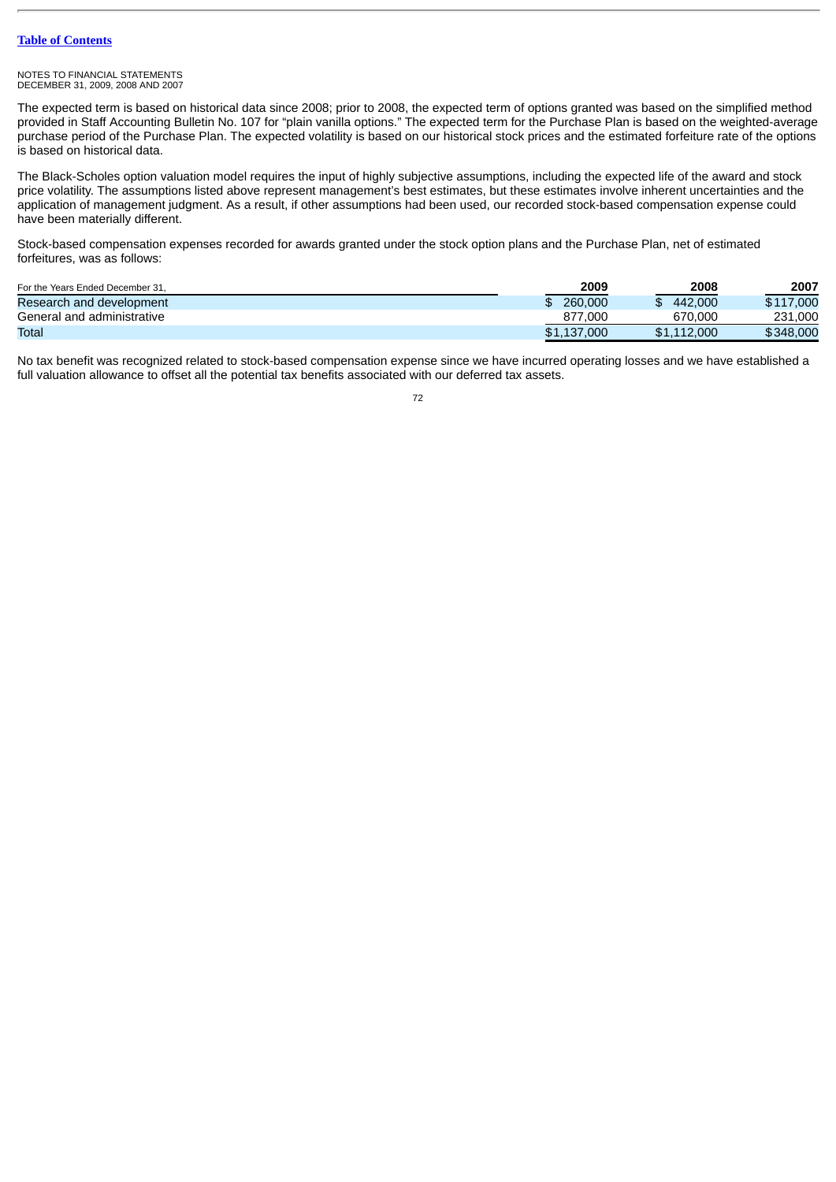[Table of Contents](#)

NOTES TO FINANCIAL STATEMENTS
DECEMBER 31, 2009, 2008 AND 2007

The expected term is based on historical data since 2008; prior to 2008, the expected term of options granted was based on the simplified method provided in Staff Accounting Bulletin No. 107 for "plain vanilla options." The expected term for the Purchase Plan is based on the weighted-average purchase period of the Purchase Plan. The expected volatility is based on our historical stock prices and the estimated forfeiture rate of the options is based on historical data.

The Black-Scholes option valuation model requires the input of highly subjective assumptions, including the expected life of the award and stock price volatility. The assumptions listed above represent management's best estimates, but these estimates involve inherent uncertainties and the application of management judgment. As a result, if other assumptions had been used, our recorded stock-based compensation expense could have been materially different.

Stock-based compensation expenses recorded for awards granted under the stock option plans and the Purchase Plan, net of estimated forfeitures, was as follows:

| For the Years Ended December 31, | 2009 | 2008 | 2007 |
|---|---|---|---|
| Research and development | $ 260,000 | $ 442,000 | $117,000 |
| General and administrative | 877,000 | 670,000 | 231,000 |
| Total | $1,137,000 | $1,112,000 | $348,000 |

No tax benefit was recognized related to stock-based compensation expense since we have incurred operating losses and we have established a full valuation allowance to offset all the potential tax benefits associated with our deferred tax assets.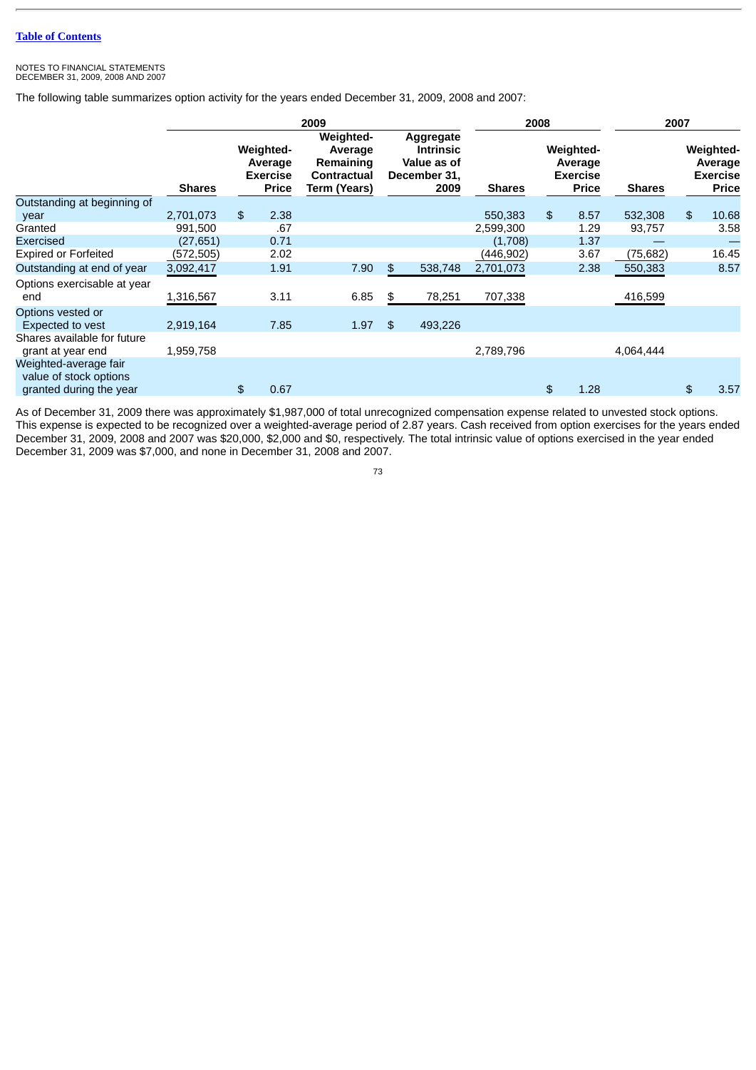[Table of Contents](#)

NOTES TO FINANCIAL STATEMENTS
DECEMBER 31, 2009, 2008 AND 2007

The following table summarizes option activity for the years ended December 31, 2009, 2008 and 2007:

| | 2009 | | | | 2008 | | 2007 | |
|---|---|---|---|---|---|---|---|---|
| | Shares | Weighted-Average Exercise Price | Weighted-Average Remaining Contractual Term (Years) | Aggregate Intrinsic Value as of December 31, 2009 | Shares | Weighted-Average Exercise Price | Shares | Weighted-Average Exercise Price |
| Outstanding at beginning of year | 2,701,073 | $ 2.38 | | | 550,383 | $ 8.57 | 532,308 | $ 10.68 |
| Granted | 991,500 | .67 | | | 2,599,300 | 1.29 | 93,757 | 3.58 |
| Exercised | (27,651) | 0.71 | | | (1,708) | 1.37 | — | — |
| Expired or Forfeited | (572,505) | 2.02 | | | (446,902) | 3.67 | (75,682) | 16.45 |
| Outstanding at end of year | 3,092,417 | 1.91 | 7.90 | $ 538,748 | 2,701,073 | 2.38 | 550,383 | 8.57 |
| Options exercisable at year end | 1,316,567 | 3.11 | 6.85 | $ 78,251 | 707,338 | | 416,599 | |
| Options vested or Expected to vest | 2,919,164 | 7.85 | 1.97 | $ 493,226 | | | | |
| Shares available for future grant at year end | 1,959,758 | | | | 2,789,796 | | 4,064,444 | |
| Weighted-average fair value of stock options granted during the year | | $ 0.67 | | | | $ 1.28 | | $ 3.57 |

As of December 31, 2009 there was approximately $1,987,000 of total unrecognized compensation expense related to unvested stock options. This expense is expected to be recognized over a weighted-average period of 2.87 years. Cash received from option exercises for the years ended December 31, 2009, 2008 and 2007 was $20,000, $2,000 and $0, respectively. The total intrinsic value of options exercised in the year ended December 31, 2009 was $7,000, and none in December 31, 2008 and 2007.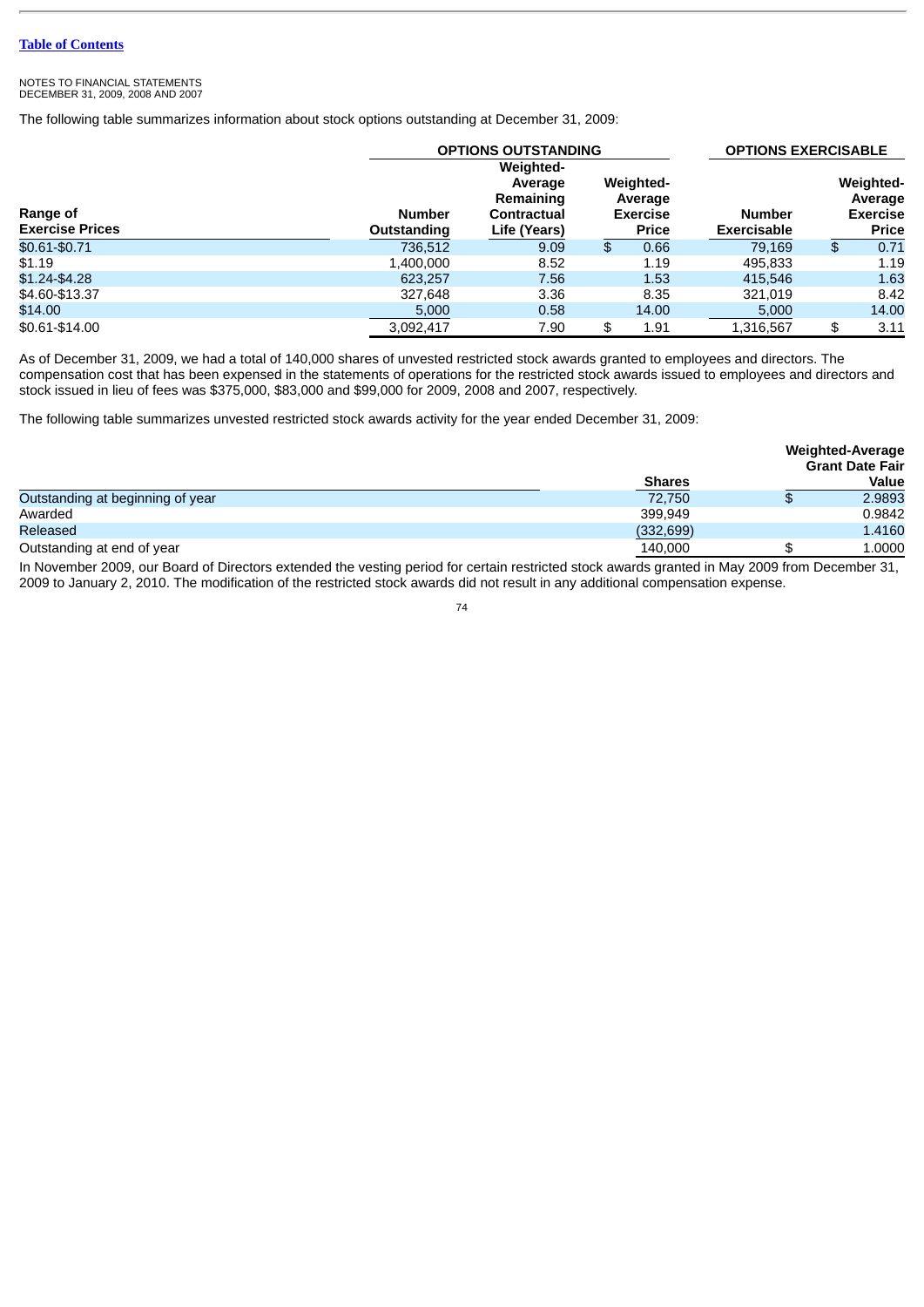NOTES TO FINANCIAL STATEMENTS
DECEMBER 31, 2009, 2008 AND 2007

The following table summarizes information about stock options outstanding at December 31, 2009:

| | OPTIONS OUTSTANDING | | | OPTIONS EXERCISABLE | |
|---|---|---|---|---|---|
| Range of Exercise Prices | Number Outstanding | Weighted-Average Remaining Contractual Life (Years) | Weighted-Average Exercise Price | Number Exercisable | Weighted-Average Exercise Price |
| $0.61-$0.71 | 736,512 | 9.09 | $ 0.66 | 79,169 | $ 0.71 |
| $1.19 | 1,400,000 | 8.52 | 1.19 | 495,833 | 1.19 |
| $1.24-$4.28 | 623,257 | 7.56 | 1.53 | 415,546 | 1.63 |
| $4.60-$13.37 | 327,648 | 3.36 | 8.35 | 321,019 | 8.42 |
| $14.00 | 5,000 | 0.58 | 14.00 | 5,000 | 14.00 |
| $0.61-$14.00 | 3,092,417 | 7.90 | $ 1.91 | 1,316,567 | $ 3.11 |

As of December 31, 2009, we had a total of 140,000 shares of unvested restricted stock awards granted to employees and directors. The compensation cost that has been expensed in the statements of operations for the restricted stock awards issued to employees and directors and stock issued in lieu of fees was $375,000, $83,000 and $99,000 for 2009, 2008 and 2007, respectively.

The following table summarizes unvested restricted stock awards activity for the year ended December 31, 2009:

| | Shares | Weighted-Average Grant Date Fair Value |
|---|---|---|
| Outstanding at beginning of year | 72,750 | $ 2.9893 |
| Awarded | 399,949 | 0.9842 |
| Released | (332,699) | 1.4160 |
| Outstanding at end of year | 140,000 | $ 1.0000 |

In November 2009, our Board of Directors extended the vesting period for certain restricted stock awards granted in May 2009 from December 31, 2009 to January 2, 2010. The modification of the restricted stock awards did not result in any additional compensation expense.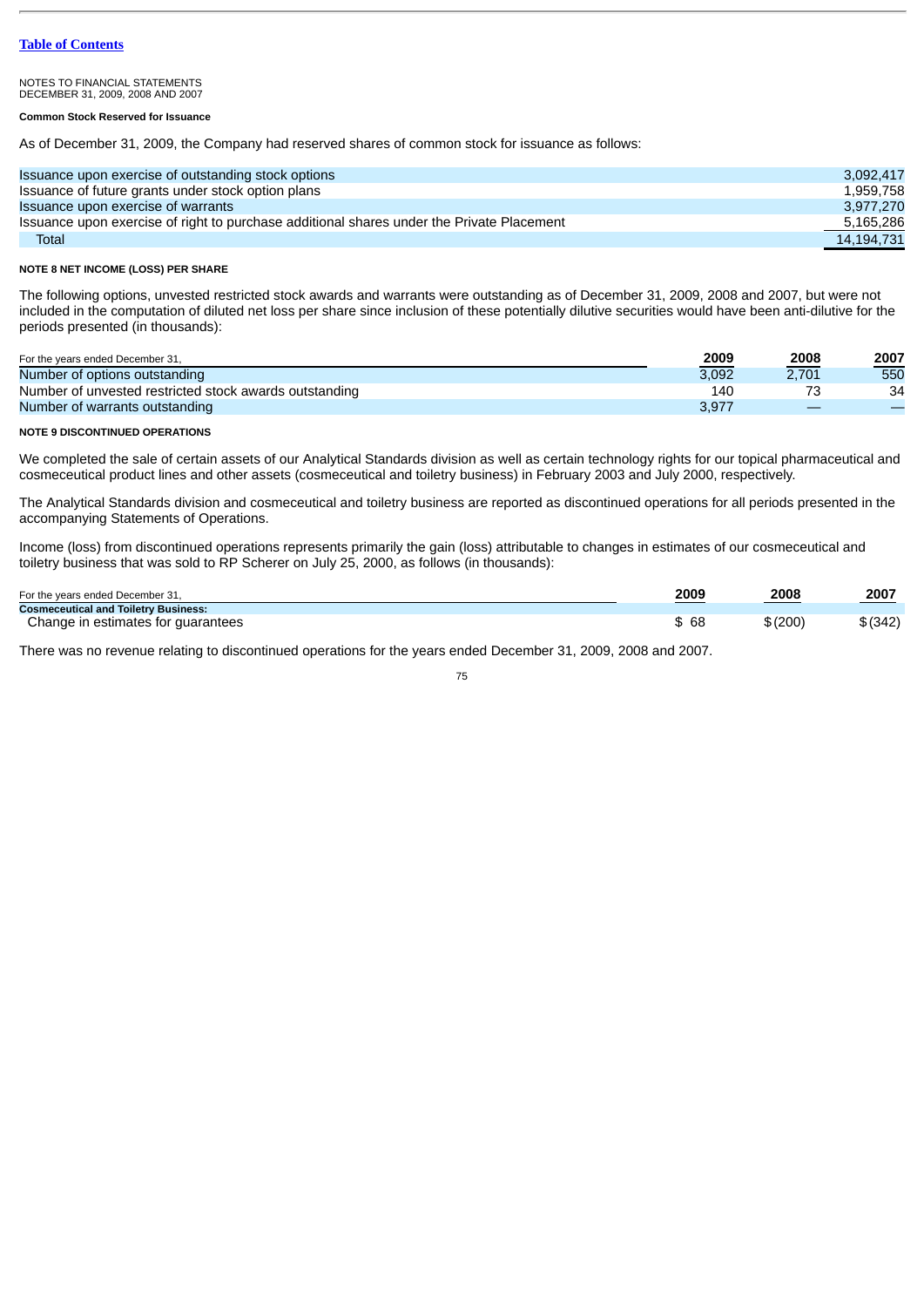NOTES TO FINANCIAL STATEMENTS
DECEMBER 31, 2009, 2008 AND 2007

**Common Stock Reserved for Issuance**

As of December 31, 2009, the Company had reserved shares of common stock for issuance as follows:

| | |
|---|---|
| Issuance upon exercise of outstanding stock options | 3,092,417 |
| Issuance of future grants under stock option plans | 1,959,758 |
| Issuance upon exercise of warrants | 3,977,270 |
| Issuance upon exercise of right to purchase additional shares under the Private Placement | 5,165,286 |
| Total | 14,194,731 |

**NOTE 8 NET INCOME (LOSS) PER SHARE**

The following options, unvested restricted stock awards and warrants were outstanding as of December 31, 2009, 2008 and 2007, but were not included in the computation of diluted net loss per share since inclusion of these potentially dilutive securities would have been anti-dilutive for the periods presented (in thousands):

| For the years ended December 31, | 2009 | 2008 | 2007 |
|---|---|---|---|
| Number of options outstanding | 3,092 | 2,701 | 550 |
| Number of unvested restricted stock awards outstanding | 140 | 73 | 34 |
| Number of warrants outstanding | 3,977 | — | — |

**NOTE 9 DISCONTINUED OPERATIONS**

We completed the sale of certain assets of our Analytical Standards division as well as certain technology rights for our topical pharmaceutical and cosmeceutical product lines and other assets (cosmeceutical and toiletry business) in February 2003 and July 2000, respectively.

The Analytical Standards division and cosmeceutical and toiletry business are reported as discontinued operations for all periods presented in the accompanying Statements of Operations.

Income (loss) from discontinued operations represents primarily the gain (loss) attributable to changes in estimates of our cosmeceutical and toiletry business that was sold to RP Scherer on July 25, 2000, as follows (in thousands):

| For the years ended December 31, | 2009 | 2008 | 2007 |
|---|---|---|---|
| **Cosmeceutical and Toiletry Business:** | | | |
| Change in estimates for guarantees | $ 68 | $ (200) | $ (342) |

There was no revenue relating to discontinued operations for the years ended December 31, 2009, 2008 and 2007.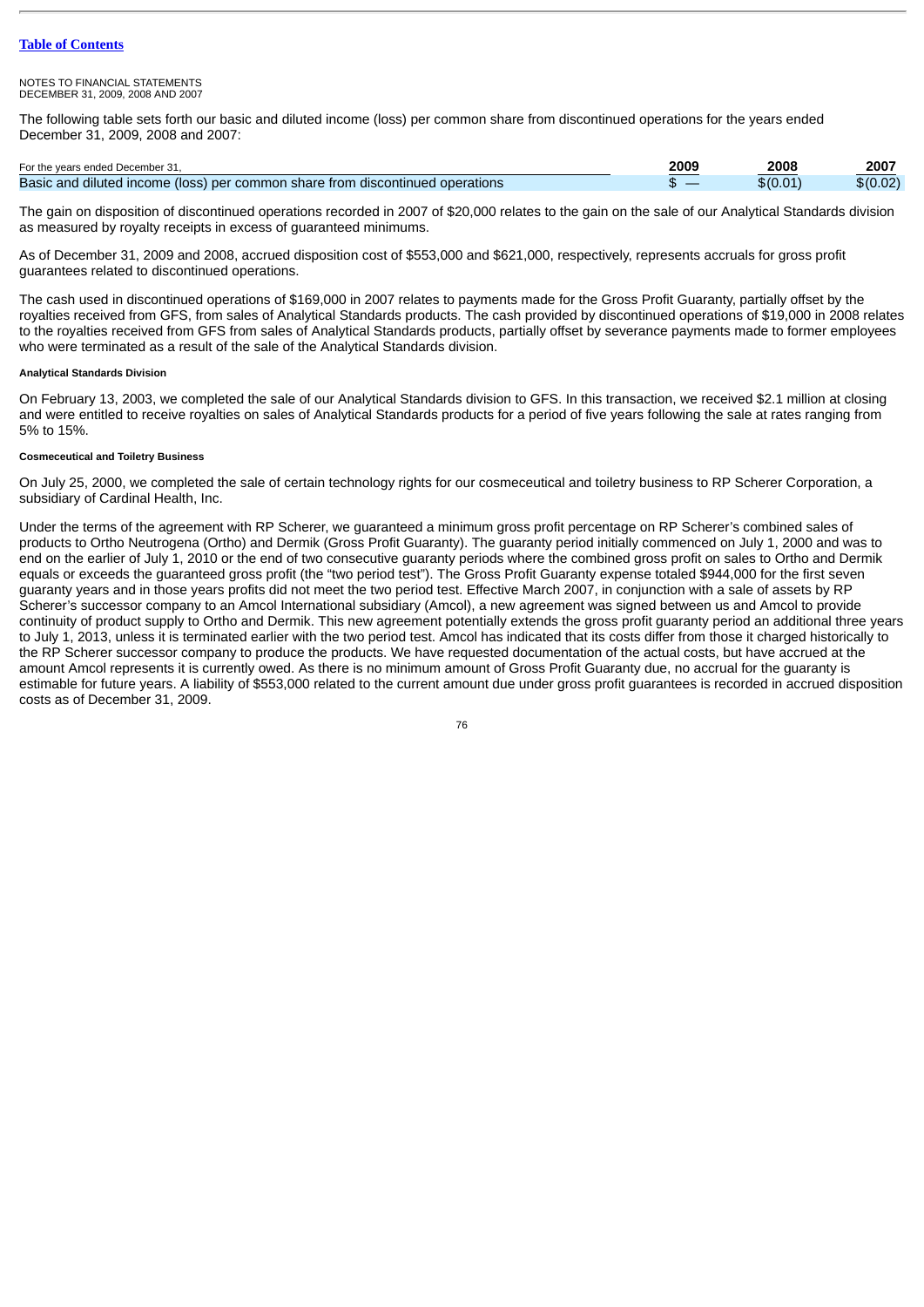[Table of Contents](#)

NOTES TO FINANCIAL STATEMENTS
DECEMBER 31, 2009, 2008 AND 2007

The following table sets forth our basic and diluted income (loss) per common share from discontinued operations for the years ended December 31, 2009, 2008 and 2007:

| For the years ended December 31, | 2009 | 2008 | 2007 |
|---|---|---|---|
| Basic and diluted income (loss) per common share from discontinued operations | $ — | $(0.01) | $(0.02) |

The gain on disposition of discontinued operations recorded in 2007 of $20,000 relates to the gain on the sale of our Analytical Standards division as measured by royalty receipts in excess of guaranteed minimums.

As of December 31, 2009 and 2008, accrued disposition cost of $553,000 and $621,000, respectively, represents accruals for gross profit guarantees related to discontinued operations.

The cash used in discontinued operations of $169,000 in 2007 relates to payments made for the Gross Profit Guaranty, partially offset by the royalties received from GFS, from sales of Analytical Standards products. The cash provided by discontinued operations of $19,000 in 2008 relates to the royalties received from GFS from sales of Analytical Standards products, partially offset by severance payments made to former employees who were terminated as a result of the sale of the Analytical Standards division.

##### Analytical Standards Division

On February 13, 2003, we completed the sale of our Analytical Standards division to GFS. In this transaction, we received $2.1 million at closing and were entitled to receive royalties on sales of Analytical Standards products for a period of five years following the sale at rates ranging from 5% to 15%.

##### Cosmeceutical and Toiletry Business

On July 25, 2000, we completed the sale of certain technology rights for our cosmeceutical and toiletry business to RP Scherer Corporation, a subsidiary of Cardinal Health, Inc.

Under the terms of the agreement with RP Scherer, we guaranteed a minimum gross profit percentage on RP Scherer's combined sales of products to Ortho Neutrogena (Ortho) and Dermik (Gross Profit Guaranty). The guaranty period initially commenced on July 1, 2000 and was to end on the earlier of July 1, 2010 or the end of two consecutive guaranty periods where the combined gross profit on sales to Ortho and Dermik equals or exceeds the guaranteed gross profit (the "two period test"). The Gross Profit Guaranty expense totaled $944,000 for the first seven guaranty years and in those years profits did not meet the two period test. Effective March 2007, in conjunction with a sale of assets by RP Scherer's successor company to an Amcol International subsidiary (Amcol), a new agreement was signed between us and Amcol to provide continuity of product supply to Ortho and Dermik. This new agreement potentially extends the gross profit guaranty period an additional three years to July 1, 2013, unless it is terminated earlier with the two period test. Amcol has indicated that its costs differ from those it charged historically to the RP Scherer successor company to produce the products. We have requested documentation of the actual costs, but have accrued at the amount Amcol represents it is currently owed. As there is no minimum amount of Gross Profit Guaranty due, no accrual for the guaranty is estimable for future years. A liability of $553,000 related to the current amount due under gross profit guarantees is recorded in accrued disposition costs as of December 31, 2009.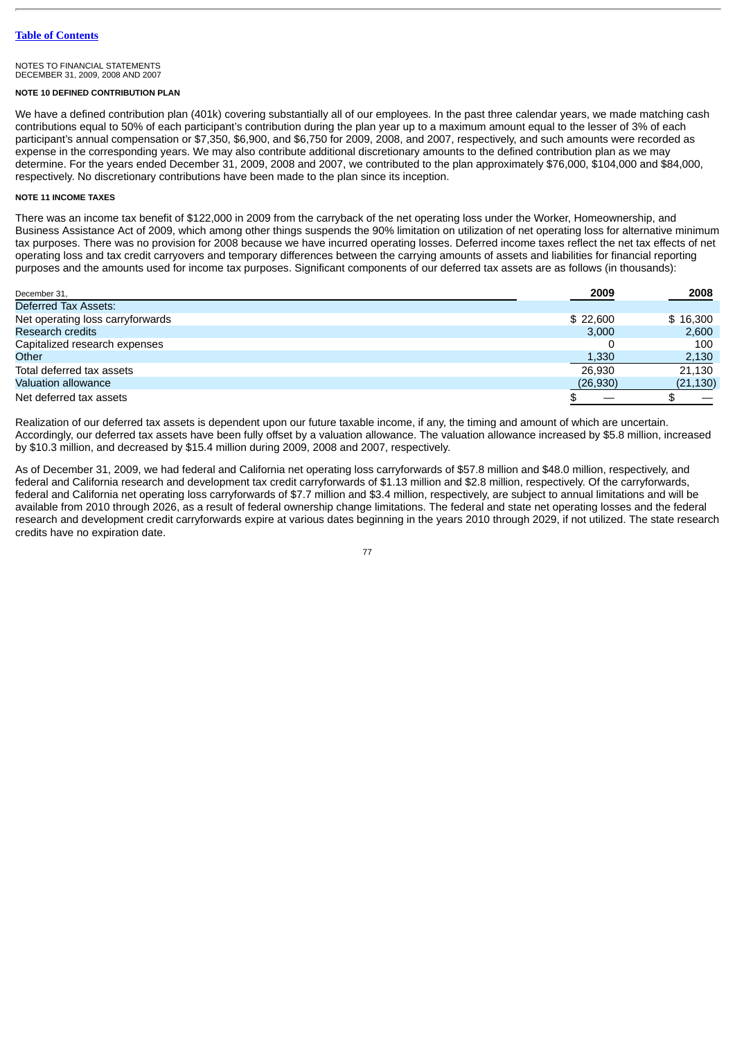[Table of Contents](#)

NOTES TO FINANCIAL STATEMENTS
DECEMBER 31, 2009, 2008 AND 2007

**NOTE 10 DEFINED CONTRIBUTION PLAN**

We have a defined contribution plan (401k) covering substantially all of our employees. In the past three calendar years, we made matching cash contributions equal to 50% of each participant's contribution during the plan year up to a maximum amount equal to the lesser of 3% of each participant's annual compensation or $7,350, $6,900, and $6,750 for 2009, 2008, and 2007, respectively, and such amounts were recorded as expense in the corresponding years. We may also contribute additional discretionary amounts to the defined contribution plan as we may determine. For the years ended December 31, 2009, 2008 and 2007, we contributed to the plan approximately $76,000, $104,000 and $84,000, respectively. No discretionary contributions have been made to the plan since its inception.

**NOTE 11 INCOME TAXES**

There was an income tax benefit of $122,000 in 2009 from the carryback of the net operating loss under the Worker, Homeownership, and Business Assistance Act of 2009, which among other things suspends the 90% limitation on utilization of net operating loss for alternative minimum tax purposes. There was no provision for 2008 because we have incurred operating losses. Deferred income taxes reflect the net tax effects of net operating loss and tax credit carryovers and temporary differences between the carrying amounts of assets and liabilities for financial reporting purposes and the amounts used for income tax purposes. Significant components of our deferred tax assets are as follows (in thousands):

| December 31, | 2009 | 2008 |
|---|---|---|
| Deferred Tax Assets: | | |
| Net operating loss carryforwards | $ 22,600 | $ 16,300 |
| Research credits | 3,000 | 2,600 |
| Capitalized research expenses | 0 | 100 |
| Other | 1,330 | 2,130 |
| Total deferred tax assets | 26,930 | 21,130 |
| Valuation allowance | (26,930) | (21,130) |
| Net deferred tax assets | $ — | $ — |

Realization of our deferred tax assets is dependent upon our future taxable income, if any, the timing and amount of which are uncertain. Accordingly, our deferred tax assets have been fully offset by a valuation allowance. The valuation allowance increased by $5.8 million, increased by $10.3 million, and decreased by $15.4 million during 2009, 2008 and 2007, respectively.

As of December 31, 2009, we had federal and California net operating loss carryforwards of $57.8 million and $48.0 million, respectively, and federal and California research and development tax credit carryforwards of $1.13 million and $2.8 million, respectively. Of the carryforwards, federal and California net operating loss carryforwards of $7.7 million and $3.4 million, respectively, are subject to annual limitations and will be available from 2010 through 2026, as a result of federal ownership change limitations. The federal and state net operating losses and the federal research and development credit carryforwards expire at various dates beginning in the years 2010 through 2029, if not utilized. The state research credits have no expiration date.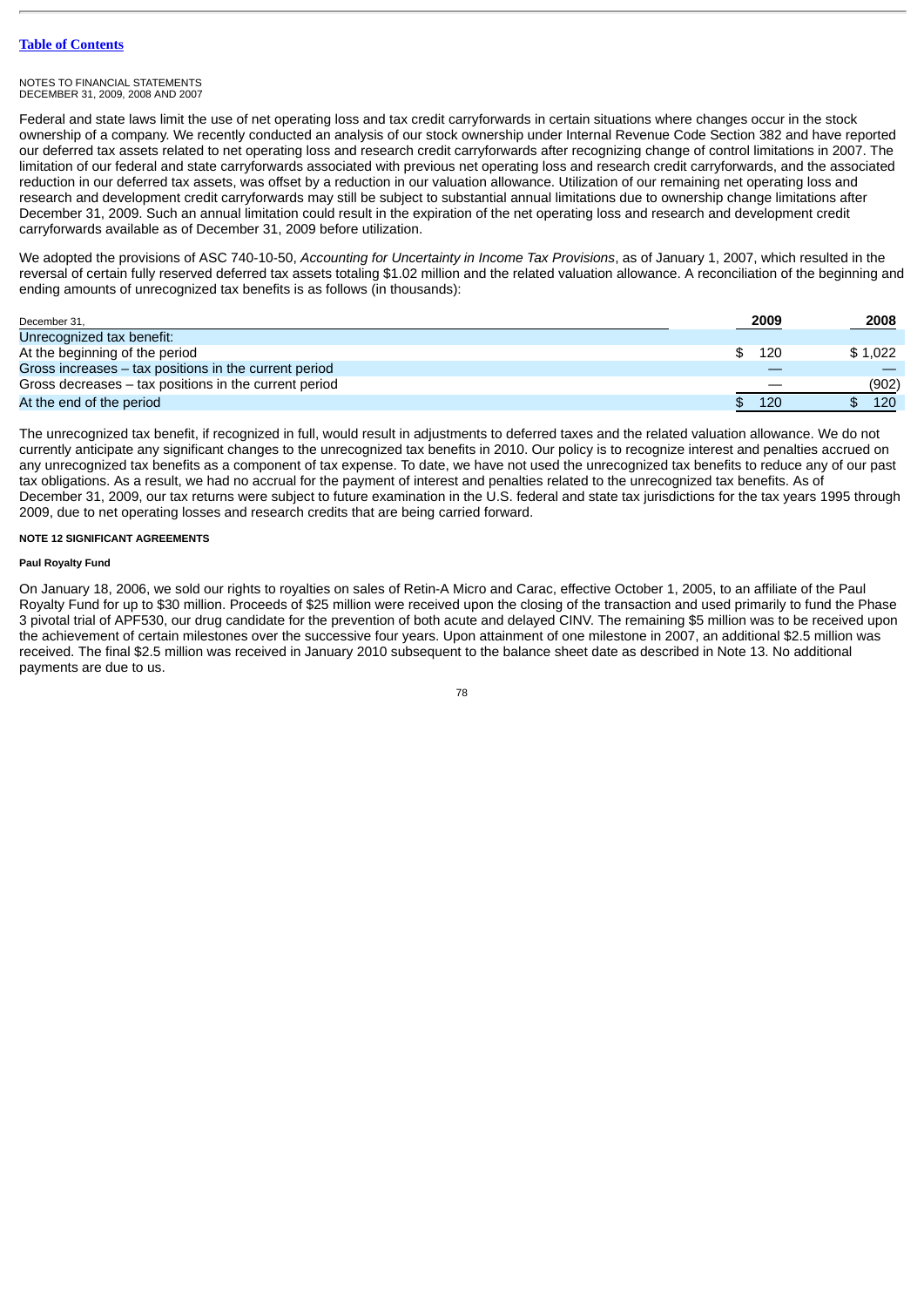NOTES TO FINANCIAL STATEMENTS
DECEMBER 31, 2009, 2008 AND 2007

Federal and state laws limit the use of net operating loss and tax credit carryforwards in certain situations where changes occur in the stock ownership of a company. We recently conducted an analysis of our stock ownership under Internal Revenue Code Section 382 and have reported our deferred tax assets related to net operating loss and research credit carryforwards after recognizing change of control limitations in 2007. The limitation of our federal and state carryforwards associated with previous net operating loss and research credit carryforwards, and the associated reduction in our deferred tax assets, was offset by a reduction in our valuation allowance. Utilization of our remaining net operating loss and research and development credit carryforwards may still be subject to substantial annual limitations due to ownership change limitations after December 31, 2009. Such an annual limitation could result in the expiration of the net operating loss and research and development credit carryforwards available as of December 31, 2009 before utilization.

We adopted the provisions of ASC 740-10-50, *Accounting for Uncertainty in Income Tax Provisions*, as of January 1, 2007, which resulted in the reversal of certain fully reserved deferred tax assets totaling $1.02 million and the related valuation allowance. A reconciliation of the beginning and ending amounts of unrecognized tax benefits is as follows (in thousands):

| December 31, | 2009 | 2008 |
|---|---|---|
| Unrecognized tax benefit: | | |
| At the beginning of the period | $ 120 | $ 1,022 |
| Gross increases – tax positions in the current period | — | — |
| Gross decreases – tax positions in the current period | — | (902) |
| At the end of the period | $ 120 | $ 120 |

The unrecognized tax benefit, if recognized in full, would result in adjustments to deferred taxes and the related valuation allowance. We do not currently anticipate any significant changes to the unrecognized tax benefits in 2010. Our policy is to recognize interest and penalties accrued on any unrecognized tax benefits as a component of tax expense. To date, we have not used the unrecognized tax benefits to reduce any of our past tax obligations. As a result, we had no accrual for the payment of interest and penalties related to the unrecognized tax benefits. As of December 31, 2009, our tax returns were subject to future examination in the U.S. federal and state tax jurisdictions for the tax years 1995 through 2009, due to net operating losses and research credits that are being carried forward.

**NOTE 12 SIGNIFICANT AGREEMENTS**

**Paul Royalty Fund**

On January 18, 2006, we sold our rights to royalties on sales of Retin-A Micro and Carac, effective October 1, 2005, to an affiliate of the Paul Royalty Fund for up to $30 million. Proceeds of $25 million were received upon the closing of the transaction and used primarily to fund the Phase 3 pivotal trial of APF530, our drug candidate for the prevention of both acute and delayed CINV. The remaining $5 million was to be received upon the achievement of certain milestones over the successive four years. Upon attainment of one milestone in 2007, an additional $2.5 million was received. The final $2.5 million was received in January 2010 subsequent to the balance sheet date as described in Note 13. No additional payments are due to us.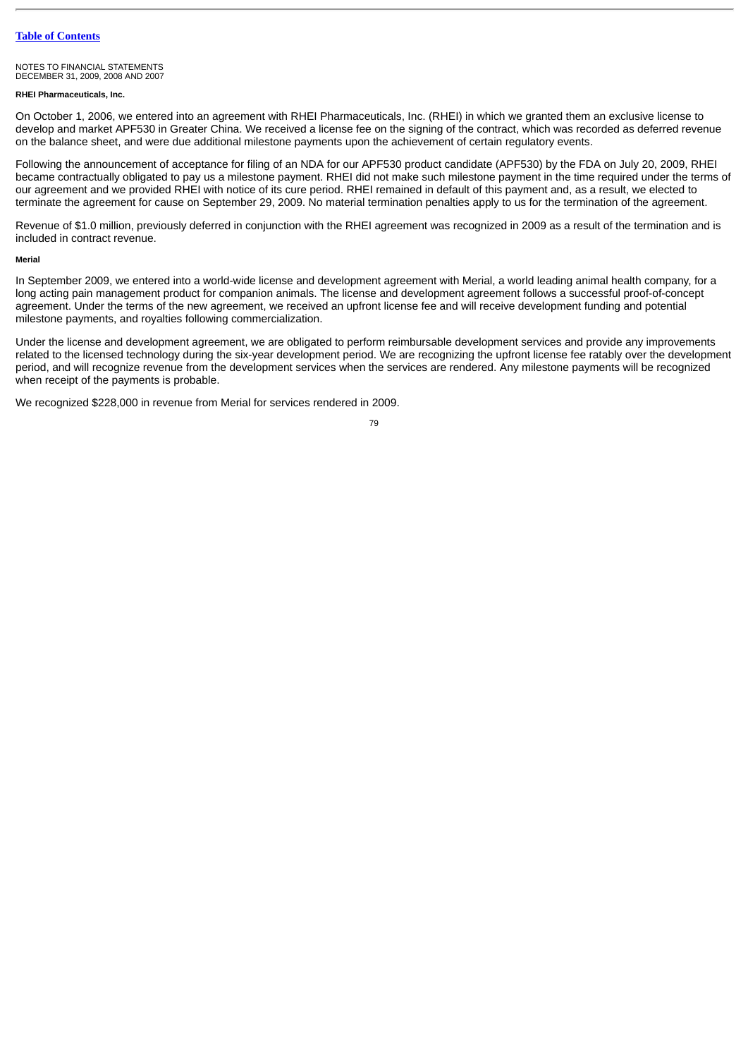NOTES TO FINANCIAL STATEMENTS
DECEMBER 31, 2009, 2008 AND 2007

**RHEI Pharmaceuticals, Inc.**

On October 1, 2006, we entered into an agreement with RHEI Pharmaceuticals, Inc. (RHEI) in which we granted them an exclusive license to develop and market APF530 in Greater China. We received a license fee on the signing of the contract, which was recorded as deferred revenue on the balance sheet, and were due additional milestone payments upon the achievement of certain regulatory events.

Following the announcement of acceptance for filing of an NDA for our APF530 product candidate (APF530) by the FDA on July 20, 2009, RHEI became contractually obligated to pay us a milestone payment. RHEI did not make such milestone payment in the time required under the terms of our agreement and we provided RHEI with notice of its cure period. RHEI remained in default of this payment and, as a result, we elected to terminate the agreement for cause on September 29, 2009. No material termination penalties apply to us for the termination of the agreement.

Revenue of $1.0 million, previously deferred in conjunction with the RHEI agreement was recognized in 2009 as a result of the termination and is included in contract revenue.

**Merial**

In September 2009, we entered into a world-wide license and development agreement with Merial, a world leading animal health company, for a long acting pain management product for companion animals. The license and development agreement follows a successful proof-of-concept agreement. Under the terms of the new agreement, we received an upfront license fee and will receive development funding and potential milestone payments, and royalties following commercialization.

Under the license and development agreement, we are obligated to perform reimbursable development services and provide any improvements related to the licensed technology during the six-year development period. We are recognizing the upfront license fee ratably over the development period, and will recognize revenue from the development services when the services are rendered. Any milestone payments will be recognized when receipt of the payments is probable.

We recognized $228,000 in revenue from Merial for services rendered in 2009.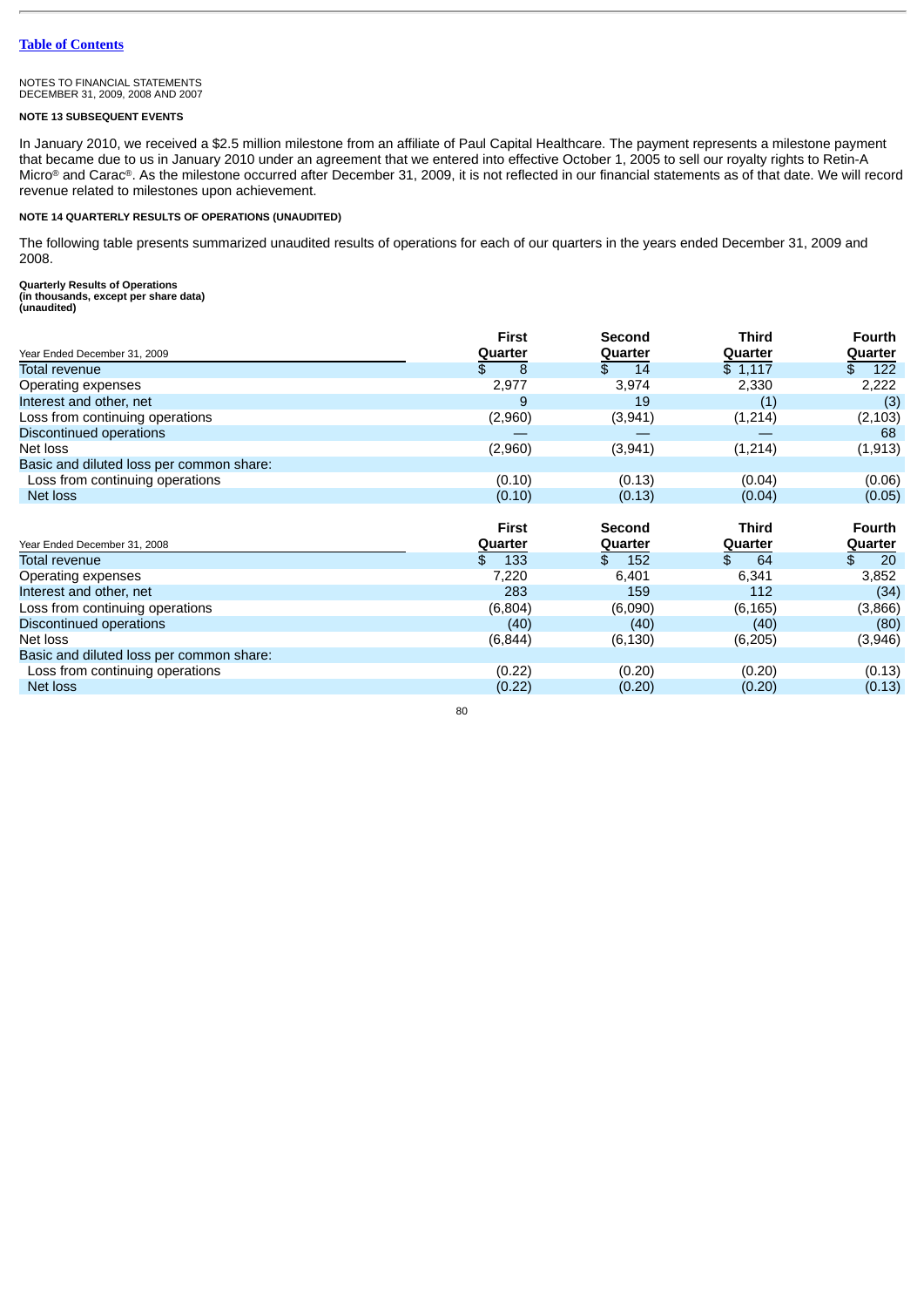[Table of Contents](#)

NOTES TO FINANCIAL STATEMENTS
DECEMBER 31, 2009, 2008 AND 2007

**NOTE 13 SUBSEQUENT EVENTS**

In January 2010, we received a $2.5 million milestone from an affiliate of Paul Capital Healthcare. The payment represents a milestone payment that became due to us in January 2010 under an agreement that we entered into effective October 1, 2005 to sell our royalty rights to Retin-A Micro® and Carac®. As the milestone occurred after December 31, 2009, it is not reflected in our financial statements as of that date. We will record revenue related to milestones upon achievement.

**NOTE 14 QUARTERLY RESULTS OF OPERATIONS (UNAUDITED)**

The following table presents summarized unaudited results of operations for each of our quarters in the years ended December 31, 2009 and 2008.

**Quarterly Results of Operations**
**(in thousands, except per share data)**
**(unaudited)**

| Year Ended December 31, 2009 | First Quarter | Second Quarter | Third Quarter | Fourth Quarter |
|---|---|---|---|---|
| Total revenue | $ 8 | $ 14 | $ 1,117 | $ 122 |
| Operating expenses | 2,977 | 3,974 | 2,330 | 2,222 |
| Interest and other, net | 9 | 19 | (1) | (3) |
| Loss from continuing operations | (2,960) | (3,941) | (1,214) | (2,103) |
| Discontinued operations | — | — | — | 68 |
| Net loss | (2,960) | (3,941) | (1,214) | (1,913) |
| Basic and diluted loss per common share: | | | | |
| Loss from continuing operations | (0.10) | (0.13) | (0.04) | (0.06) |
| Net loss | (0.10) | (0.13) | (0.04) | (0.05) |

| Year Ended December 31, 2008 | First Quarter | Second Quarter | Third Quarter | Fourth Quarter |
|---|---|---|---|---|
| Total revenue | $ 133 | $ 152 | $ 64 | $ 20 |
| Operating expenses | 7,220 | 6,401 | 6,341 | 3,852 |
| Interest and other, net | 283 | 159 | 112 | (34) |
| Loss from continuing operations | (6,804) | (6,090) | (6,165) | (3,866) |
| Discontinued operations | (40) | (40) | (40) | (80) |
| Net loss | (6,844) | (6,130) | (6,205) | (3,946) |
| Basic and diluted loss per common share: | | | | |
| Loss from continuing operations | (0.22) | (0.20) | (0.20) | (0.13) |
| Net loss | (0.22) | (0.20) | (0.20) | (0.13) |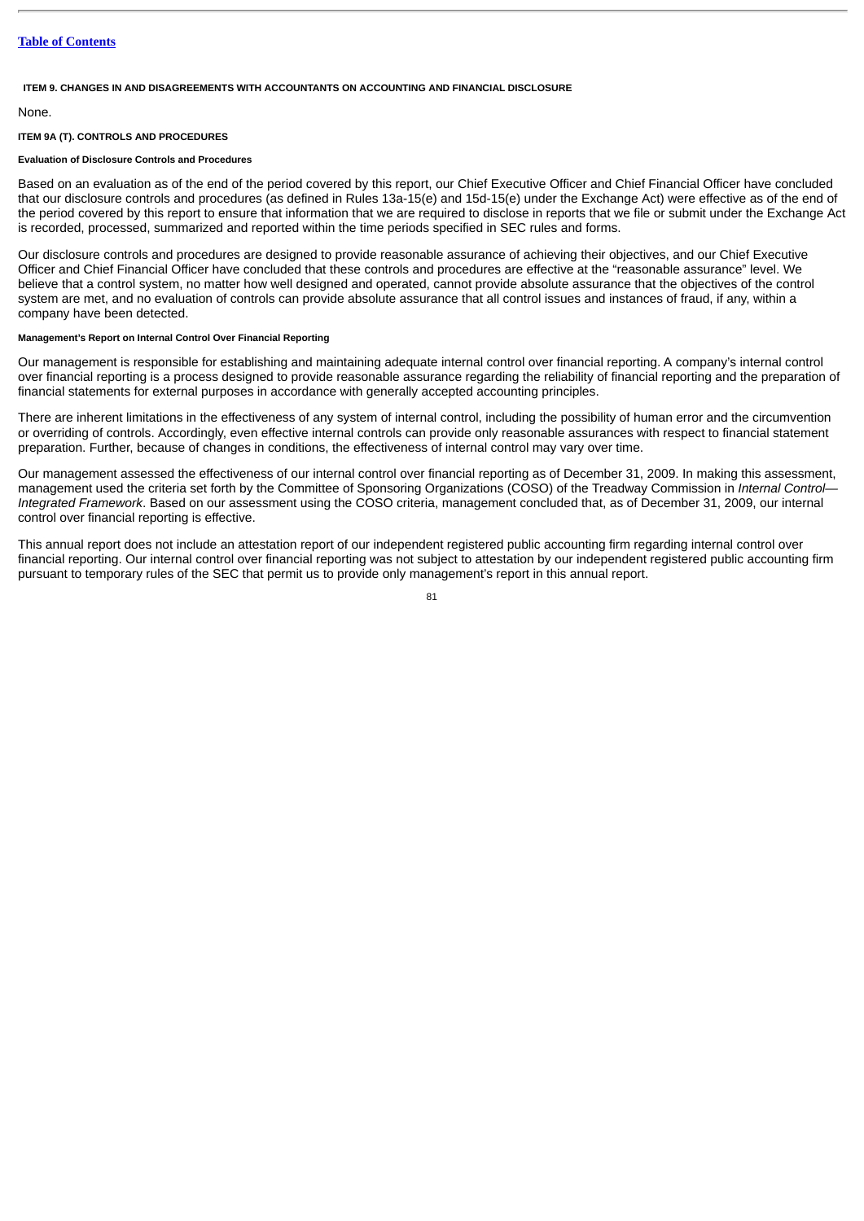[Table of Contents](#)

## ITEM 9. CHANGES IN AND DISAGREEMENTS WITH ACCOUNTANTS ON ACCOUNTING AND FINANCIAL DISCLOSURE

None.

## ITEM 9A (T). CONTROLS AND PROCEDURES

### Evaluation of Disclosure Controls and Procedures

Based on an evaluation as of the end of the period covered by this report, our Chief Executive Officer and Chief Financial Officer have concluded that our disclosure controls and procedures (as defined in Rules 13a-15(e) and 15d-15(e) under the Exchange Act) were effective as of the end of the period covered by this report to ensure that information that we are required to disclose in reports that we file or submit under the Exchange Act is recorded, processed, summarized and reported within the time periods specified in SEC rules and forms.

Our disclosure controls and procedures are designed to provide reasonable assurance of achieving their objectives, and our Chief Executive Officer and Chief Financial Officer have concluded that these controls and procedures are effective at the "reasonable assurance" level. We believe that a control system, no matter how well designed and operated, cannot provide absolute assurance that the objectives of the control system are met, and no evaluation of controls can provide absolute assurance that all control issues and instances of fraud, if any, within a company have been detected.

### Management's Report on Internal Control Over Financial Reporting

Our management is responsible for establishing and maintaining adequate internal control over financial reporting. A company's internal control over financial reporting is a process designed to provide reasonable assurance regarding the reliability of financial reporting and the preparation of financial statements for external purposes in accordance with generally accepted accounting principles.

There are inherent limitations in the effectiveness of any system of internal control, including the possibility of human error and the circumvention or overriding of controls. Accordingly, even effective internal controls can provide only reasonable assurances with respect to financial statement preparation. Further, because of changes in conditions, the effectiveness of internal control may vary over time.

Our management assessed the effectiveness of our internal control over financial reporting as of December 31, 2009. In making this assessment, management used the criteria set forth by the Committee of Sponsoring Organizations (COSO) of the Treadway Commission in *Internal Control—Integrated Framework*. Based on our assessment using the COSO criteria, management concluded that, as of December 31, 2009, our internal control over financial reporting is effective.

This annual report does not include an attestation report of our independent registered public accounting firm regarding internal control over financial reporting. Our internal control over financial reporting was not subject to attestation by our independent registered public accounting firm pursuant to temporary rules of the SEC that permit us to provide only management's report in this annual report.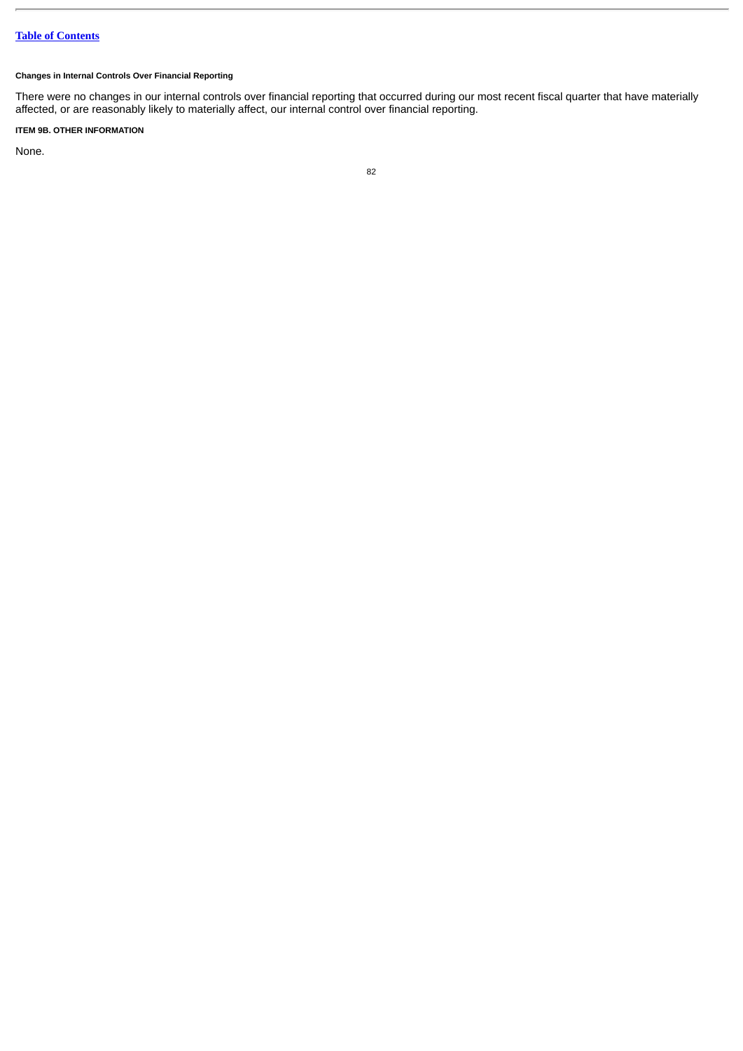**Changes in Internal Controls Over Financial Reporting**

There were no changes in our internal controls over financial reporting that occurred during our most recent fiscal quarter that have materially affected, or are reasonably likely to materially affect, our internal control over financial reporting.

**ITEM 9B. OTHER INFORMATION**

None.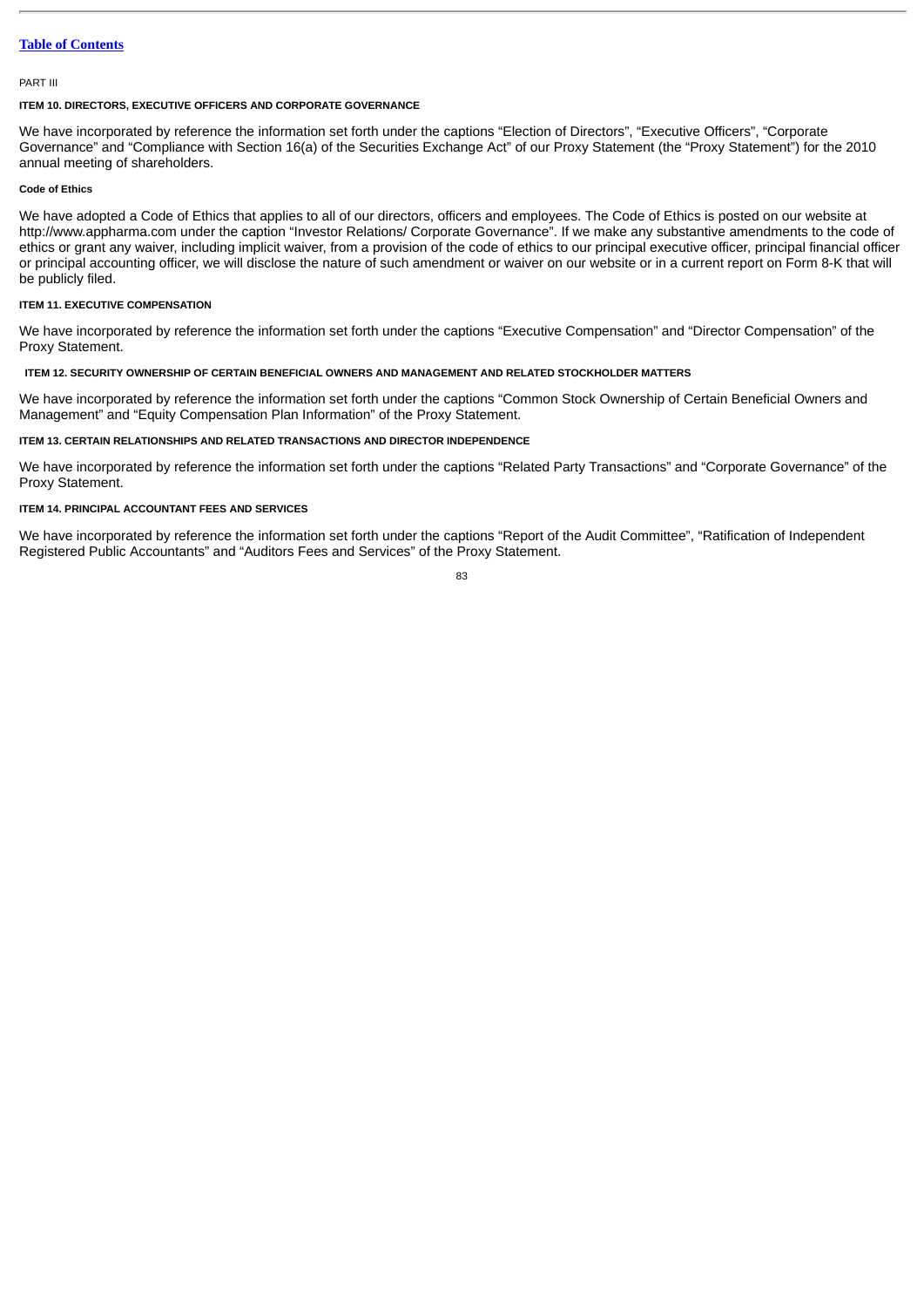PART III

### ITEM 10. DIRECTORS, EXECUTIVE OFFICERS AND CORPORATE GOVERNANCE

We have incorporated by reference the information set forth under the captions “Election of Directors”, “Executive Officers”, “Corporate Governance” and “Compliance with Section 16(a) of the Securities Exchange Act” of our Proxy Statement (the “Proxy Statement”) for the 2010 annual meeting of shareholders.

#### Code of Ethics

We have adopted a Code of Ethics that applies to all of our directors, officers and employees. The Code of Ethics is posted on our website at http://www.appharma.com under the caption “Investor Relations/ Corporate Governance”. If we make any substantive amendments to the code of ethics or grant any waiver, including implicit waiver, from a provision of the code of ethics to our principal executive officer, principal financial officer or principal accounting officer, we will disclose the nature of such amendment or waiver on our website or in a current report on Form 8-K that will be publicly filed.

### ITEM 11. EXECUTIVE COMPENSATION

We have incorporated by reference the information set forth under the captions “Executive Compensation” and “Director Compensation” of the Proxy Statement.

### ITEM 12. SECURITY OWNERSHIP OF CERTAIN BENEFICIAL OWNERS AND MANAGEMENT AND RELATED STOCKHOLDER MATTERS

We have incorporated by reference the information set forth under the captions “Common Stock Ownership of Certain Beneficial Owners and Management” and “Equity Compensation Plan Information” of the Proxy Statement.

### ITEM 13. CERTAIN RELATIONSHIPS AND RELATED TRANSACTIONS AND DIRECTOR INDEPENDENCE

We have incorporated by reference the information set forth under the captions “Related Party Transactions” and “Corporate Governance” of the Proxy Statement.

### ITEM 14. PRINCIPAL ACCOUNTANT FEES AND SERVICES

We have incorporated by reference the information set forth under the captions “Report of the Audit Committee”, “Ratification of Independent Registered Public Accountants” and “Auditors Fees and Services” of the Proxy Statement.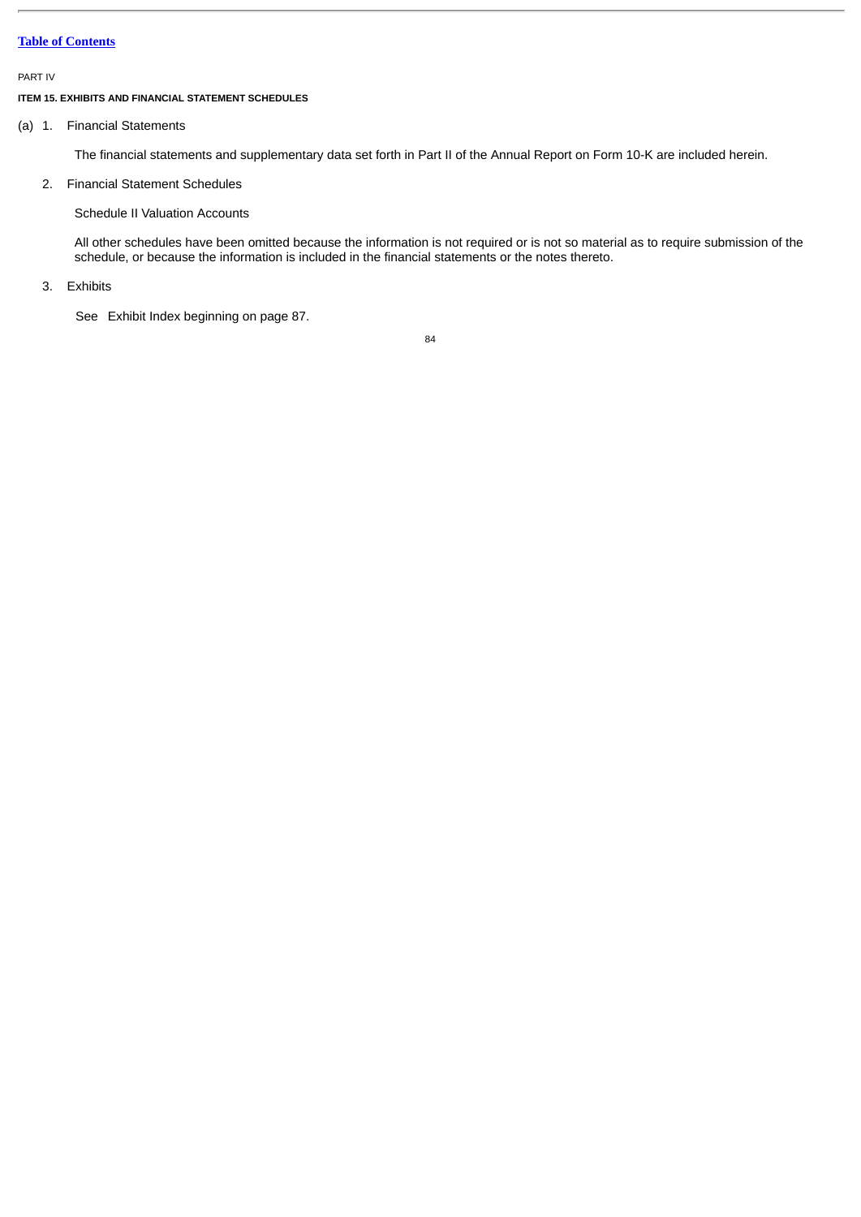PART IV

**ITEM 15. EXHIBITS AND FINANCIAL STATEMENT SCHEDULES**

(a) 1. Financial Statements

The financial statements and supplementary data set forth in Part II of the Annual Report on Form 10-K are included herein.

2. Financial Statement Schedules

Schedule II Valuation Accounts

All other schedules have been omitted because the information is not required or is not so material as to require submission of the schedule, or because the information is included in the financial statements or the notes thereto.

3. Exhibits

See Exhibit Index beginning on page 87.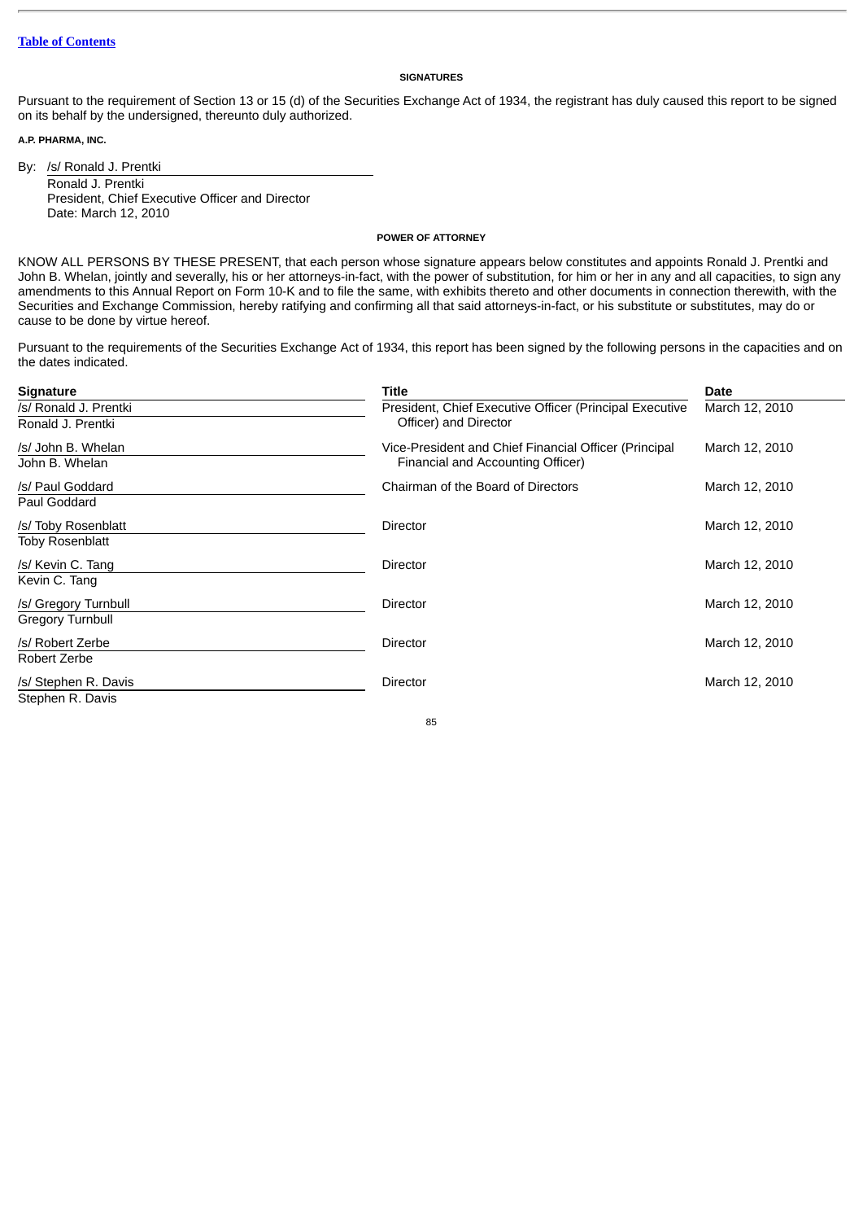[Table of Contents](#)

## SIGNATURES

Pursuant to the requirement of Section 13 or 15 (d) of the Securities Exchange Act of 1934, the registrant has duly caused this report to be signed on its behalf by the undersigned, thereunto duly authorized.

**A.P. PHARMA, INC.**

By: /s/ Ronald J. Prentki
Ronald J. Prentki
President, Chief Executive Officer and Director
Date: March 12, 2010

## POWER OF ATTORNEY

KNOW ALL PERSONS BY THESE PRESENT, that each person whose signature appears below constitutes and appoints Ronald J. Prentki and John B. Whelan, jointly and severally, his or her attorneys-in-fact, with the power of substitution, for him or her in any and all capacities, to sign any amendments to this Annual Report on Form 10-K and to file the same, with exhibits thereto and other documents in connection therewith, with the Securities and Exchange Commission, hereby ratifying and confirming all that said attorneys-in-fact, or his substitute or substitutes, may do or cause to be done by virtue hereof.

Pursuant to the requirements of the Securities Exchange Act of 1934, this report has been signed by the following persons in the capacities and on the dates indicated.

| Signature | Title | Date |
|---|---|---|
| /s/ Ronald J. Prentki<br>Ronald J. Prentki | President, Chief Executive Officer (Principal Executive Officer) and Director | March 12, 2010 |
| /s/ John B. Whelan<br>John B. Whelan | Vice-President and Chief Financial Officer (Principal Financial and Accounting Officer) | March 12, 2010 |
| /s/ Paul Goddard<br>Paul Goddard | Chairman of the Board of Directors | March 12, 2010 |
| /s/ Toby Rosenblatt<br>Toby Rosenblatt | Director | March 12, 2010 |
| /s/ Kevin C. Tang<br>Kevin C. Tang | Director | March 12, 2010 |
| /s/ Gregory Turnbull<br>Gregory Turnbull | Director | March 12, 2010 |
| /s/ Robert Zerbe<br>Robert Zerbe | Director | March 12, 2010 |
| /s/ Stephen R. Davis<br>Stephen R. Davis | Director | March 12, 2010 |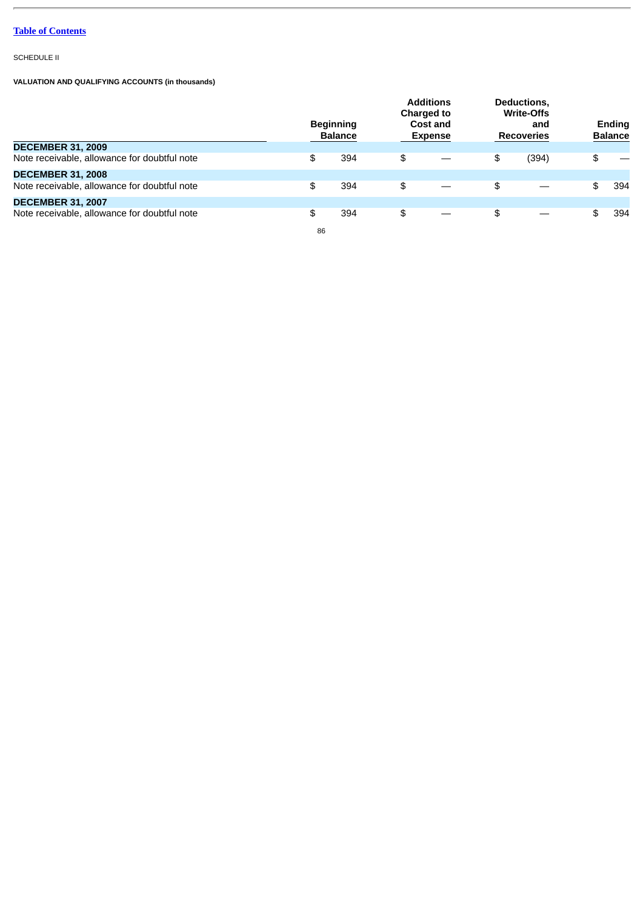SCHEDULE II

**VALUATION AND QUALIFYING ACCOUNTS (in thousands)**

| | Beginning Balance | Additions Charged to Cost and Expense | Deductions, Write-Offs and Recoveries | Ending Balance |
|---|---|---|---|---|
| **DECEMBER 31, 2009** | | | | |
| Note receivable, allowance for doubtful note | $ 394 | $ — | $ (394) | $ — |
| **DECEMBER 31, 2008** | | | | |
| Note receivable, allowance for doubtful note | $ 394 | $ — | $ — | $ 394 |
| **DECEMBER 31, 2007** | | | | |
| Note receivable, allowance for doubtful note | $ 394 | $ — | $ — | $ 394 |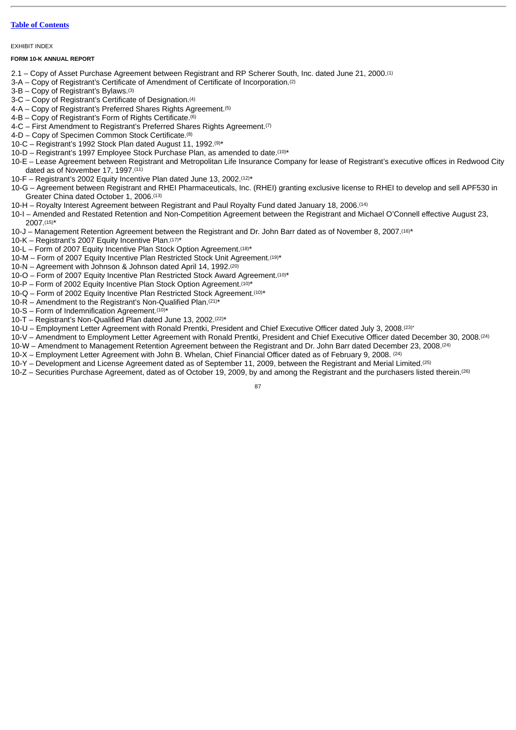[Table of Contents](#)

EXHIBIT INDEX

**FORM 10-K ANNUAL REPORT**

2.1 – Copy of Asset Purchase Agreement between Registrant and RP Scherer South, Inc. dated June 21, 2000.[1]

3-A – Copy of Registrant's Certificate of Amendment of Certificate of Incorporation.[2]

3-B – Copy of Registrant's Bylaws.[3]

3-C – Copy of Registrant's Certificate of Designation.[4]

4-A – Copy of Registrant's Preferred Shares Rights Agreement.[5]

4-B – Copy of Registrant's Form of Rights Certificate.[6]

4-C – First Amendment to Registrant's Preferred Shares Rights Agreement.[7]

4-D – Copy of Specimen Common Stock Certificate.[8]

10-C – Registrant's 1992 Stock Plan dated August 11, 1992.[9]*

10-D – Registrant's 1997 Employee Stock Purchase Plan, as amended to date.[10]*

10-E – Lease Agreement between Registrant and Metropolitan Life Insurance Company for lease of Registrant's executive offices in Redwood City dated as of November 17, 1997.[11]

10-F – Registrant's 2002 Equity Incentive Plan dated June 13, 2002.[12]*

10-G – Agreement between Registrant and RHEI Pharmaceuticals, Inc. (RHEI) granting exclusive license to RHEI to develop and sell APF530 in Greater China dated October 1, 2006.[13]

10-H – Royalty Interest Agreement between Registrant and Paul Royalty Fund dated January 18, 2006.[14]

10-I – Amended and Restated Retention and Non-Competition Agreement between the Registrant and Michael O'Connell effective August 23, 2007.[15]*

10-J – Management Retention Agreement between the Registrant and Dr. John Barr dated as of November 8, 2007.[16]*

10-K – Registrant's 2007 Equity Incentive Plan.[17]*

10-L – Form of 2007 Equity Incentive Plan Stock Option Agreement.[18]*

10-M – Form of 2007 Equity Incentive Plan Restricted Stock Unit Agreement.[19]*

10-N – Agreement with Johnson & Johnson dated April 14, 1992.[20]

10-O – Form of 2007 Equity Incentive Plan Restricted Stock Award Agreement.[10]*

10-P – Form of 2002 Equity Incentive Plan Stock Option Agreement.[10]*

10-Q – Form of 2002 Equity Incentive Plan Restricted Stock Agreement.[10]*

10-R – Amendment to the Registrant's Non-Qualified Plan.[21]*

10-S – Form of Indemnification Agreement.[10]*

10-T – Registrant's Non-Qualified Plan dated June 13, 2002.[22]*

10-U – Employment Letter Agreement with Ronald Prentki, President and Chief Executive Officer dated July 3, 2008.[23]*

10-V – Amendment to Employment Letter Agreement with Ronald Prentki, President and Chief Executive Officer dated December 30, 2008.[24]

10-W – Amendment to Management Retention Agreement between the Registrant and Dr. John Barr dated December 23, 2008.[24]

10-X – Employment Letter Agreement with John B. Whelan, Chief Financial Officer dated as of February 9, 2008.[24]

10-Y – Development and License Agreement dated as of September 11, 2009, between the Registrant and Merial Limited.[25]

10-Z – Securities Purchase Agreement, dated as of October 19, 2009, by and among the Registrant and the purchasers listed therein.[26]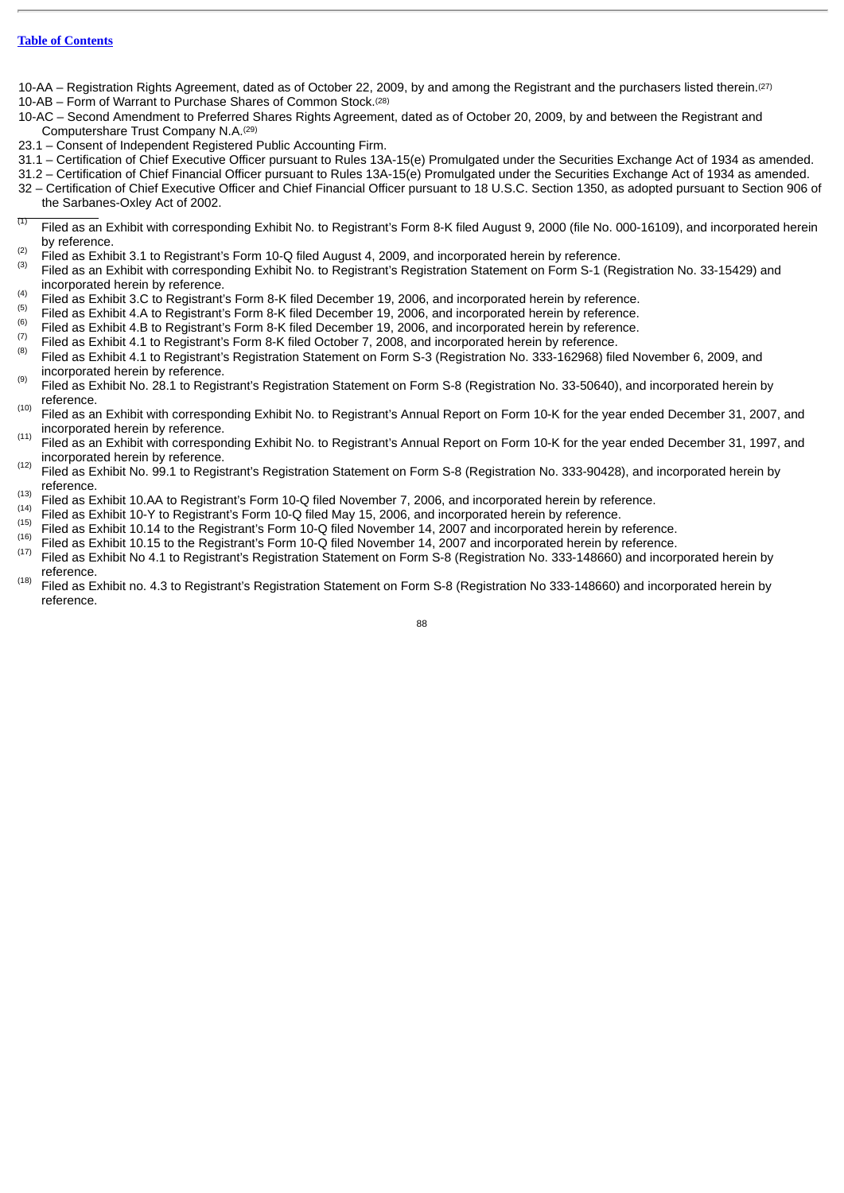[Table of Contents](#)

10-AA – Registration Rights Agreement, dated as of October 22, 2009, by and among the Registrant and the purchasers listed therein.[27]

10-AB – Form of Warrant to Purchase Shares of Common Stock.[28]

10-AC – Second Amendment to Preferred Shares Rights Agreement, dated as of October 20, 2009, by and between the Registrant and Computershare Trust Company N.A.[29]

23.1 – Consent of Independent Registered Public Accounting Firm.

31.1 – Certification of Chief Executive Officer pursuant to Rules 13A-15(e) Promulgated under the Securities Exchange Act of 1934 as amended.

31.2 – Certification of Chief Financial Officer pursuant to Rules 13A-15(e) Promulgated under the Securities Exchange Act of 1934 as amended.

32 – Certification of Chief Executive Officer and Chief Financial Officer pursuant to 18 U.S.C. Section 1350, as adopted pursuant to Section 906 of the Sarbanes-Oxley Act of 2002.

---

(1) Filed as an Exhibit with corresponding Exhibit No. to Registrant's Form 8-K filed August 9, 2000 (file No. 000-16109), and incorporated herein by reference.

(2) Filed as Exhibit 3.1 to Registrant's Form 10-Q filed August 4, 2009, and incorporated herein by reference.

(3) Filed as an Exhibit with corresponding Exhibit No. to Registrant's Registration Statement on Form S-1 (Registration No. 33-15429) and incorporated herein by reference.

(4) Filed as Exhibit 3.C to Registrant's Form 8-K filed December 19, 2006, and incorporated herein by reference.

(5) Filed as Exhibit 4.A to Registrant's Form 8-K filed December 19, 2006, and incorporated herein by reference.

(6) Filed as Exhibit 4.B to Registrant's Form 8-K filed December 19, 2006, and incorporated herein by reference.

(7) Filed as Exhibit 4.1 to Registrant's Form 8-K filed October 7, 2008, and incorporated herein by reference.

(8) Filed as Exhibit 4.1 to Registrant's Registration Statement on Form S-3 (Registration No. 333-162968) filed November 6, 2009, and incorporated herein by reference.

(9) Filed as Exhibit No. 28.1 to Registrant's Registration Statement on Form S-8 (Registration No. 33-50640), and incorporated herein by reference.

(10) Filed as an Exhibit with corresponding Exhibit No. to Registrant's Annual Report on Form 10-K for the year ended December 31, 2007, and incorporated herein by reference.

(11) Filed as an Exhibit with corresponding Exhibit No. to Registrant's Annual Report on Form 10-K for the year ended December 31, 1997, and incorporated herein by reference.

(12) Filed as Exhibit No. 99.1 to Registrant's Registration Statement on Form S-8 (Registration No. 333-90428), and incorporated herein by reference.

(13) Filed as Exhibit 10.AA to Registrant's Form 10-Q filed November 7, 2006, and incorporated herein by reference.

(14) Filed as Exhibit 10-Y to Registrant's Form 10-Q filed May 15, 2006, and incorporated herein by reference.

(15) Filed as Exhibit 10.14 to the Registrant's Form 10-Q filed November 14, 2007 and incorporated herein by reference.

(16) Filed as Exhibit 10.15 to the Registrant's Form 10-Q filed November 14, 2007 and incorporated herein by reference.

(17) Filed as Exhibit No 4.1 to Registrant's Registration Statement on Form S-8 (Registration No. 333-148660) and incorporated herein by reference.

(18) Filed as Exhibit no. 4.3 to Registrant's Registration Statement on Form S-8 (Registration No 333-148660) and incorporated herein by reference.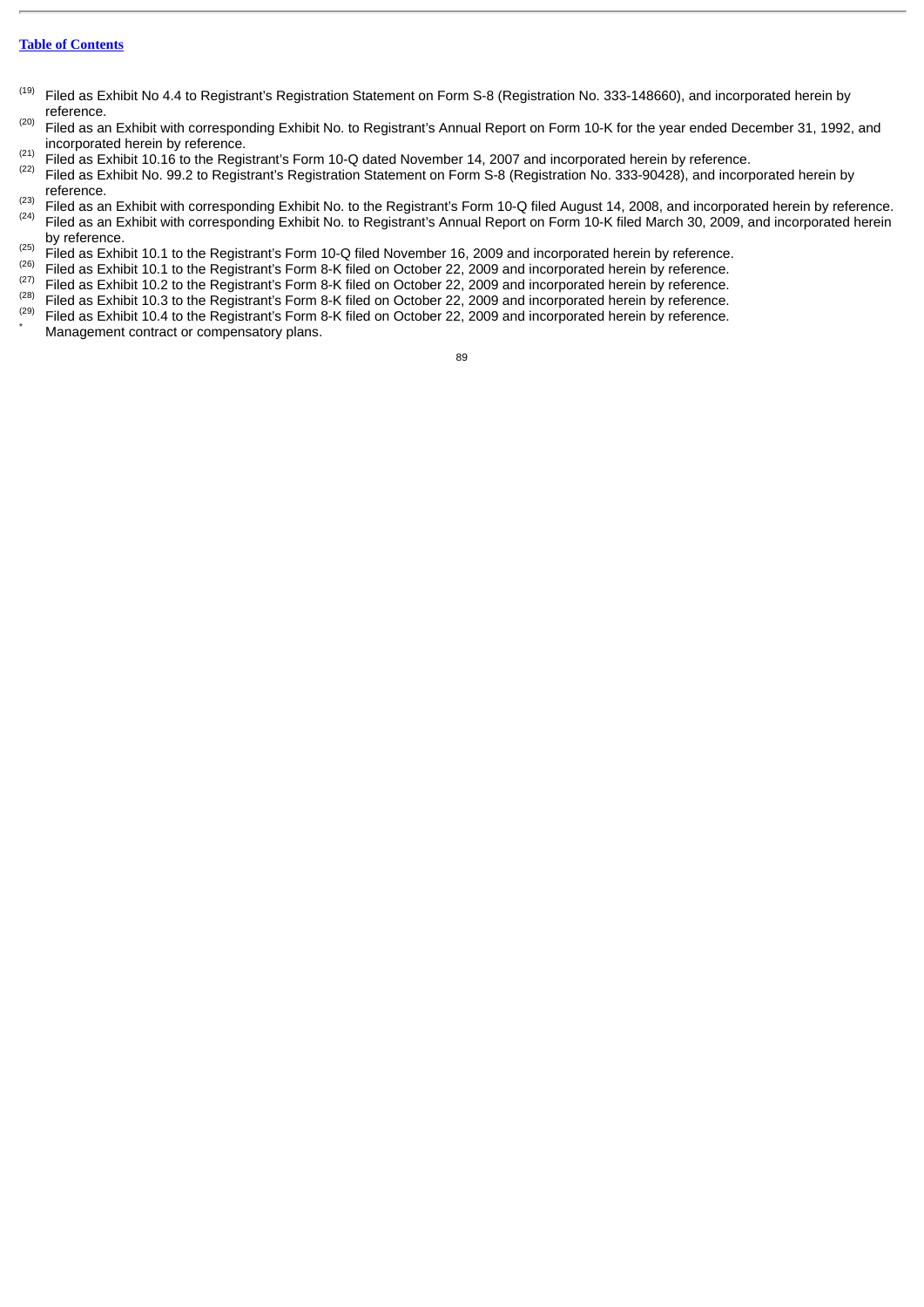[(19)] Filed as Exhibit No 4.4 to Registrant's Registration Statement on Form S-8 (Registration No. 333-148660), and incorporated herein by reference.

[(20)] Filed as an Exhibit with corresponding Exhibit No. to Registrant's Annual Report on Form 10-K for the year ended December 31, 1992, and incorporated herein by reference.

[(21)] Filed as Exhibit 10.16 to the Registrant's Form 10-Q dated November 14, 2007 and incorporated herein by reference.

[(22)] Filed as Exhibit No. 99.2 to Registrant's Registration Statement on Form S-8 (Registration No. 333-90428), and incorporated herein by reference.

[(23)] Filed as an Exhibit with corresponding Exhibit No. to the Registrant's Form 10-Q filed August 14, 2008, and incorporated herein by reference.

[(24)] Filed as an Exhibit with corresponding Exhibit No. to Registrant's Annual Report on Form 10-K filed March 30, 2009, and incorporated herein by reference.

[(25)] Filed as Exhibit 10.1 to the Registrant's Form 10-Q filed November 16, 2009 and incorporated herein by reference.

[(26)] Filed as Exhibit 10.1 to the Registrant's Form 8-K filed on October 22, 2009 and incorporated herein by reference.

[(27)] Filed as Exhibit 10.2 to the Registrant's Form 8-K filed on October 22, 2009 and incorporated herein by reference.

[(28)] Filed as Exhibit 10.3 to the Registrant's Form 8-K filed on October 22, 2009 and incorporated herein by reference.

[(29)] Filed as Exhibit 10.4 to the Registrant's Form 8-K filed on October 22, 2009 and incorporated herein by reference.

[*] Management contract or compensatory plans.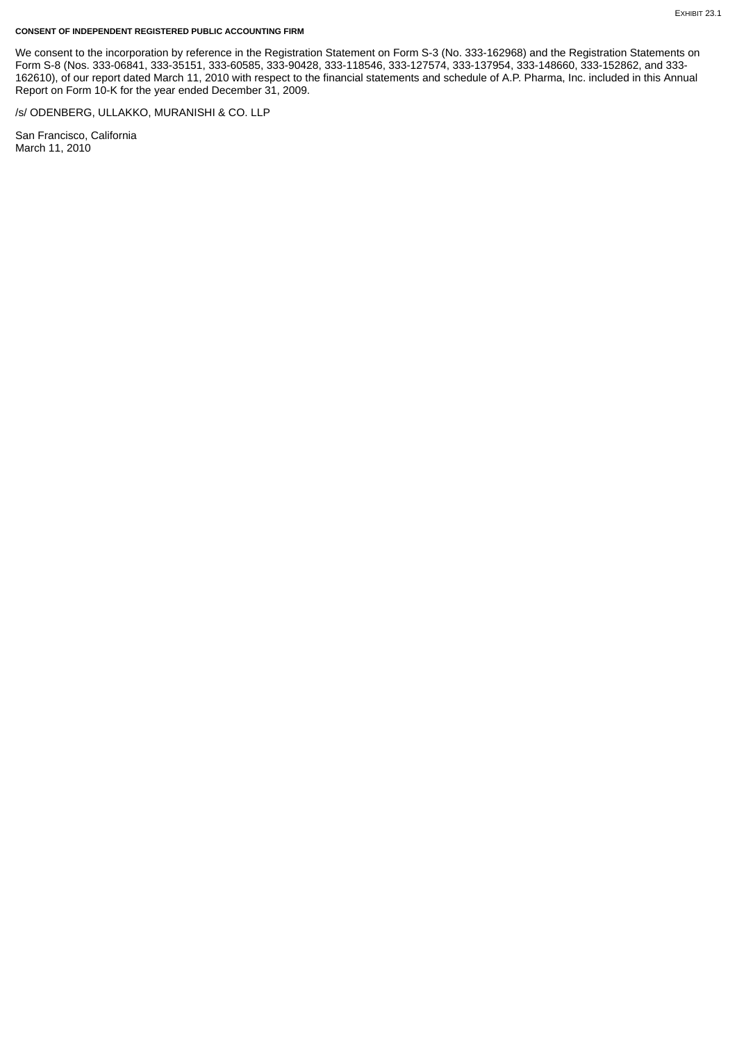EXHIBIT 23.1

**CONSENT OF INDEPENDENT REGISTERED PUBLIC ACCOUNTING FIRM**

We consent to the incorporation by reference in the Registration Statement on Form S-3 (No. 333-162968) and the Registration Statements on Form S-8 (Nos. 333-06841, 333-35151, 333-60585, 333-90428, 333-118546, 333-127574, 333-137954, 333-148660, 333-152862, and 333-162610), of our report dated March 11, 2010 with respect to the financial statements and schedule of A.P. Pharma, Inc. included in this Annual Report on Form 10-K for the year ended December 31, 2009.

/s/ ODENBERG, ULLAKKO, MURANISHI & CO. LLP

San Francisco, California
March 11, 2010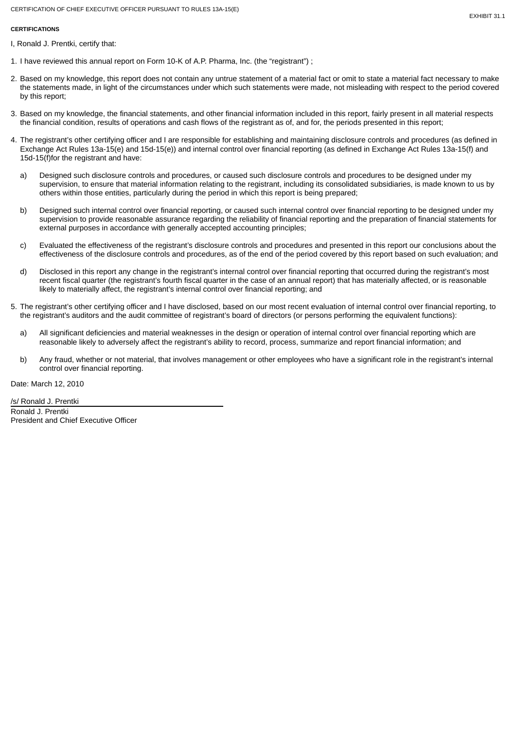CERTIFICATION OF CHIEF EXECUTIVE OFFICER PURSUANT TO RULES 13A-15(E)

EXHIBIT 31.1

**CERTIFICATIONS**

I, Ronald J. Prentki, certify that:

1. I have reviewed this annual report on Form 10-K of A.P. Pharma, Inc. (the “registrant”) ;
2. Based on my knowledge, this report does not contain any untrue statement of a material fact or omit to state a material fact necessary to make the statements made, in light of the circumstances under which such statements were made, not misleading with respect to the period covered by this report;
3. Based on my knowledge, the financial statements, and other financial information included in this report, fairly present in all material respects the financial condition, results of operations and cash flows of the registrant as of, and for, the periods presented in this report;
4. The registrant’s other certifying officer and I are responsible for establishing and maintaining disclosure controls and procedures (as defined in Exchange Act Rules 13a-15(e) and 15d-15(e)) and internal control over financial reporting (as defined in Exchange Act Rules 13a-15(f) and 15d-15(f)for the registrant and have:
   a) Designed such disclosure controls and procedures, or caused such disclosure controls and procedures to be designed under my supervision, to ensure that material information relating to the registrant, including its consolidated subsidiaries, is made known to us by others within those entities, particularly during the period in which this report is being prepared;
   b) Designed such internal control over financial reporting, or caused such internal control over financial reporting to be designed under my supervision to provide reasonable assurance regarding the reliability of financial reporting and the preparation of financial statements for external purposes in accordance with generally accepted accounting principles;
   c) Evaluated the effectiveness of the registrant’s disclosure controls and procedures and presented in this report our conclusions about the effectiveness of the disclosure controls and procedures, as of the end of the period covered by this report based on such evaluation; and
   d) Disclosed in this report any change in the registrant’s internal control over financial reporting that occurred during the registrant’s most recent fiscal quarter (the registrant’s fourth fiscal quarter in the case of an annual report) that has materially affected, or is reasonable likely to materially affect, the registrant’s internal control over financial reporting; and
5. The registrant’s other certifying officer and I have disclosed, based on our most recent evaluation of internal control over financial reporting, to the registrant’s auditors and the audit committee of registrant’s board of directors (or persons performing the equivalent functions):
   a) All significant deficiencies and material weaknesses in the design or operation of internal control over financial reporting which are reasonable likely to adversely affect the registrant’s ability to record, process, summarize and report financial information; and
   b) Any fraud, whether or not material, that involves management or other employees who have a significant role in the registrant’s internal control over financial reporting.

Date: March 12, 2010

/s/ Ronald J. Prentki

Ronald J. Prentki
President and Chief Executive Officer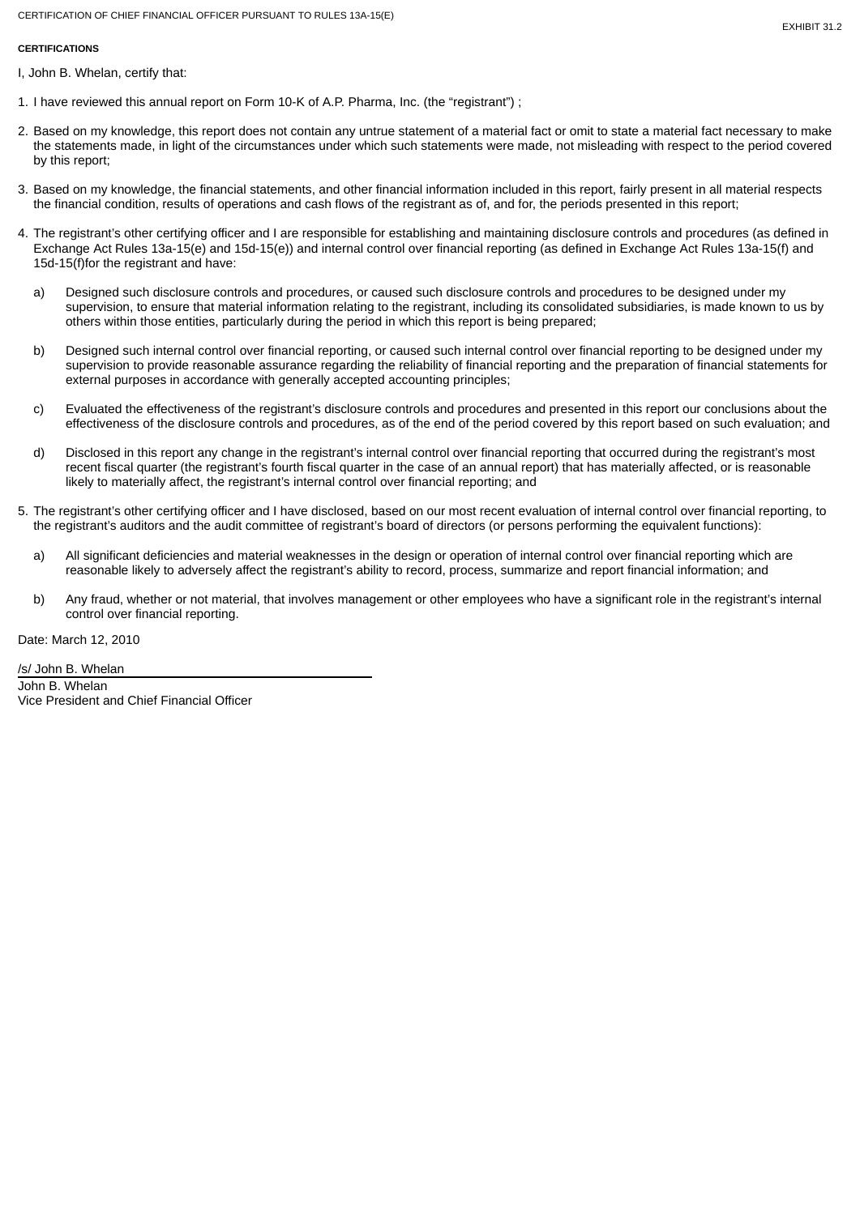CERTIFICATION OF CHIEF FINANCIAL OFFICER PURSUANT TO RULES 13A-15(E)

EXHIBIT 31.2

**CERTIFICATIONS**

I, John B. Whelan, certify that:

1. I have reviewed this annual report on Form 10-K of A.P. Pharma, Inc. (the “registrant”) ;
2. Based on my knowledge, this report does not contain any untrue statement of a material fact or omit to state a material fact necessary to make the statements made, in light of the circumstances under which such statements were made, not misleading with respect to the period covered by this report;
3. Based on my knowledge, the financial statements, and other financial information included in this report, fairly present in all material respects the financial condition, results of operations and cash flows of the registrant as of, and for, the periods presented in this report;
4. The registrant’s other certifying officer and I are responsible for establishing and maintaining disclosure controls and procedures (as defined in Exchange Act Rules 13a-15(e) and 15d-15(e)) and internal control over financial reporting (as defined in Exchange Act Rules 13a-15(f) and 15d-15(f)for the registrant and have:
   a) Designed such disclosure controls and procedures, or caused such disclosure controls and procedures to be designed under my supervision, to ensure that material information relating to the registrant, including its consolidated subsidiaries, is made known to us by others within those entities, particularly during the period in which this report is being prepared;
   b) Designed such internal control over financial reporting, or caused such internal control over financial reporting to be designed under my supervision to provide reasonable assurance regarding the reliability of financial reporting and the preparation of financial statements for external purposes in accordance with generally accepted accounting principles;
   c) Evaluated the effectiveness of the registrant’s disclosure controls and procedures and presented in this report our conclusions about the effectiveness of the disclosure controls and procedures, as of the end of the period covered by this report based on such evaluation; and
   d) Disclosed in this report any change in the registrant’s internal control over financial reporting that occurred during the registrant’s most recent fiscal quarter (the registrant’s fourth fiscal quarter in the case of an annual report) that has materially affected, or is reasonable likely to materially affect, the registrant’s internal control over financial reporting; and
5. The registrant’s other certifying officer and I have disclosed, based on our most recent evaluation of internal control over financial reporting, to the registrant’s auditors and the audit committee of registrant’s board of directors (or persons performing the equivalent functions):
   a) All significant deficiencies and material weaknesses in the design or operation of internal control over financial reporting which are reasonable likely to adversely affect the registrant’s ability to record, process, summarize and report financial information; and
   b) Any fraud, whether or not material, that involves management or other employees who have a significant role in the registrant’s internal control over financial reporting.

Date: March 12, 2010

/s/ John B. Whelan

John B. Whelan
Vice President and Chief Financial Officer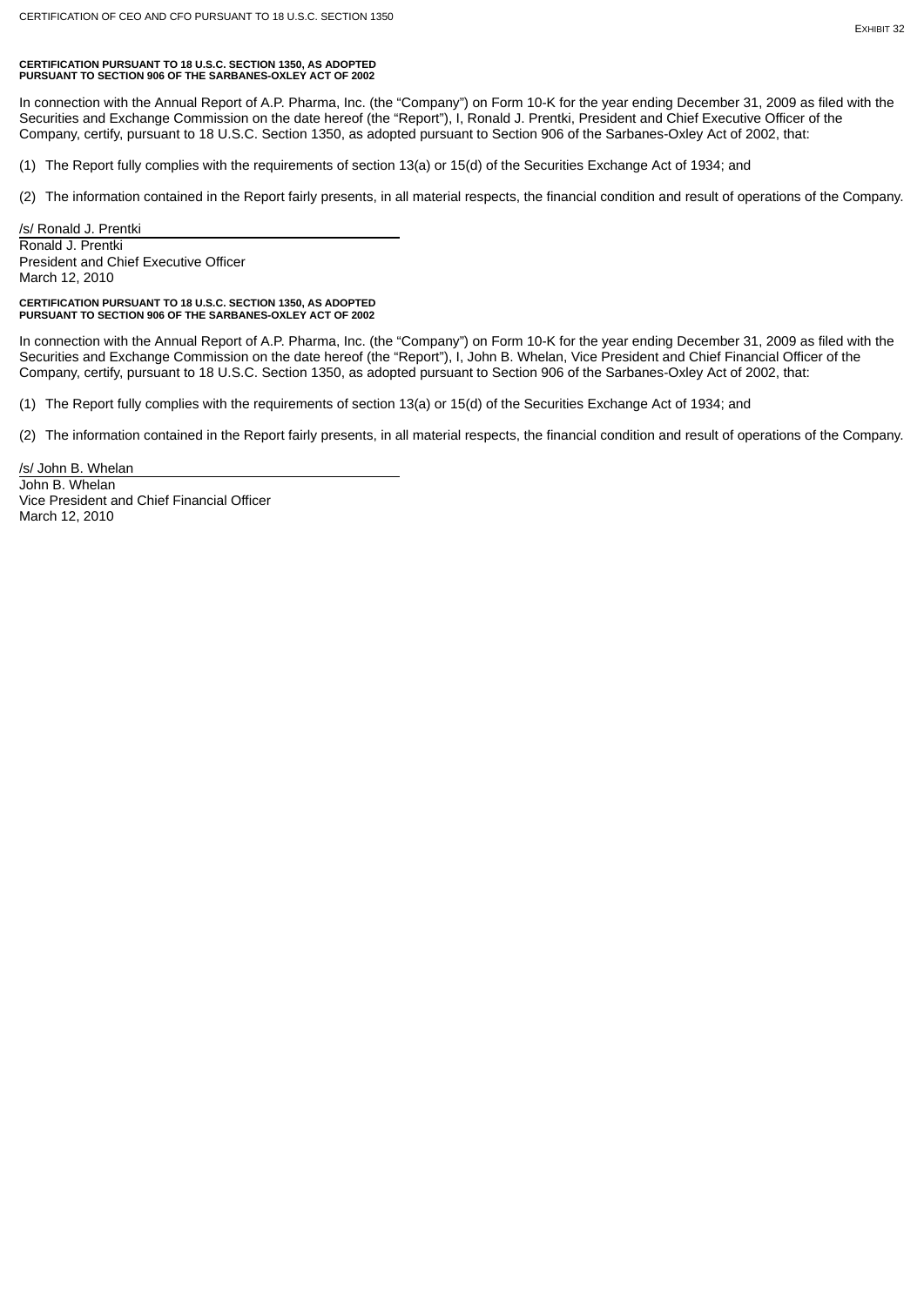EXHIBIT 32

**CERTIFICATION PURSUANT TO 18 U.S.C. SECTION 1350, AS ADOPTED PURSUANT TO SECTION 906 OF THE SARBANES-OXLEY ACT OF 2002**

In connection with the Annual Report of A.P. Pharma, Inc. (the "Company") on Form 10-K for the year ending December 31, 2009 as filed with the Securities and Exchange Commission on the date hereof (the "Report"), I, Ronald J. Prentki, President and Chief Executive Officer of the Company, certify, pursuant to 18 U.S.C. Section 1350, as adopted pursuant to Section 906 of the Sarbanes-Oxley Act of 2002, that:

(1) The Report fully complies with the requirements of section 13(a) or 15(d) of the Securities Exchange Act of 1934; and

(2) The information contained in the Report fairly presents, in all material respects, the financial condition and result of operations of the Company.

/s/ Ronald J. Prentki
Ronald J. Prentki
President and Chief Executive Officer
March 12, 2010

**CERTIFICATION PURSUANT TO 18 U.S.C. SECTION 1350, AS ADOPTED PURSUANT TO SECTION 906 OF THE SARBANES-OXLEY ACT OF 2002**

In connection with the Annual Report of A.P. Pharma, Inc. (the "Company") on Form 10-K for the year ending December 31, 2009 as filed with the Securities and Exchange Commission on the date hereof (the "Report"), I, John B. Whelan, Vice President and Chief Financial Officer of the Company, certify, pursuant to 18 U.S.C. Section 1350, as adopted pursuant to Section 906 of the Sarbanes-Oxley Act of 2002, that:

(1) The Report fully complies with the requirements of section 13(a) or 15(d) of the Securities Exchange Act of 1934; and

(2) The information contained in the Report fairly presents, in all material respects, the financial condition and result of operations of the Company.

/s/ John B. Whelan
John B. Whelan
Vice President and Chief Financial Officer
March 12, 2010